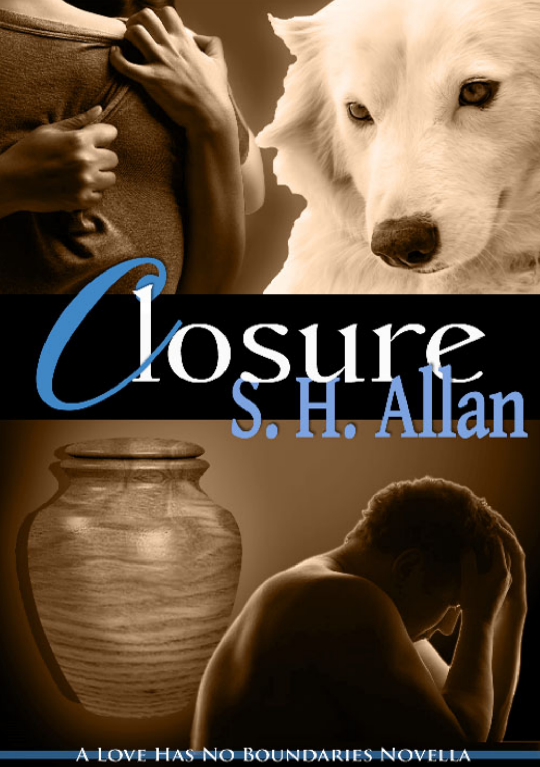# Closure

S. H. Allan

A Love Has No Boundaries Novella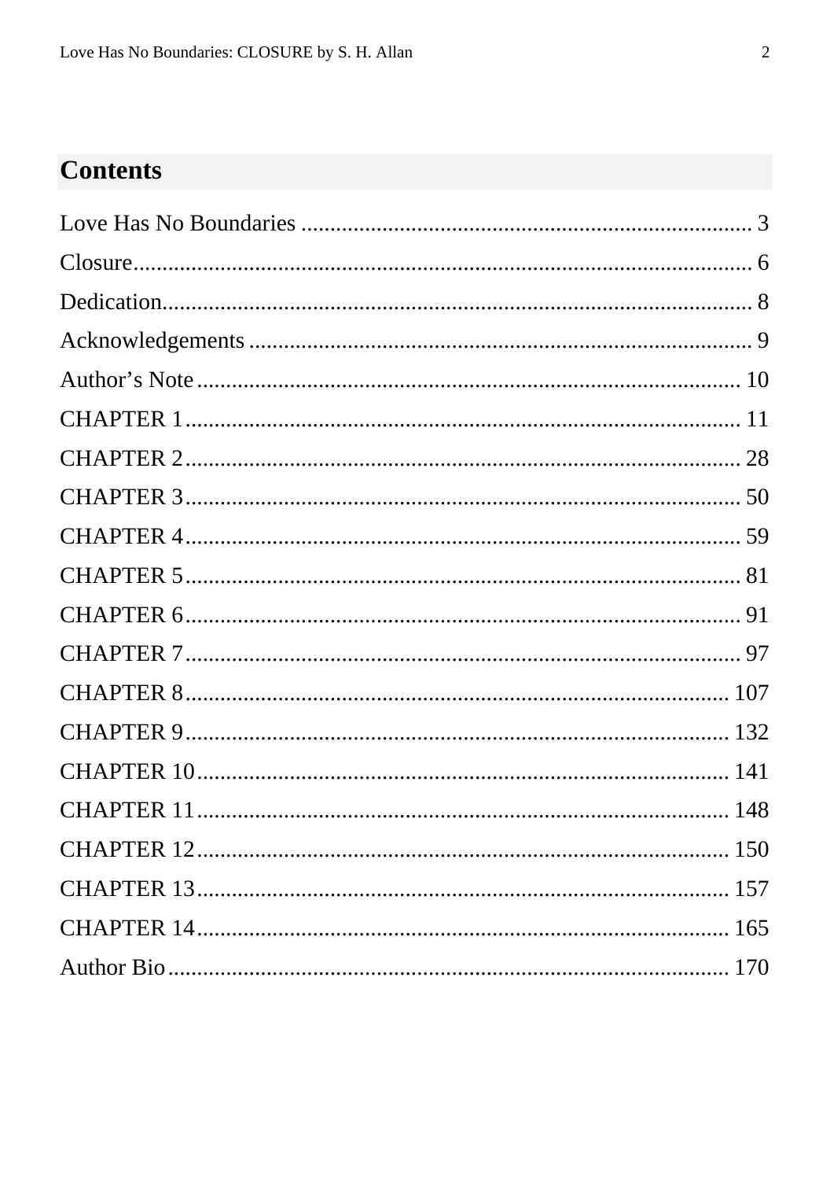## Contents

Love Has No Boundaries ............................................................................. 3

Closure........................................................................................................ 6

Dedication.................................................................................................. 8

Acknowledgements ..................................................................................... 9

Author's Note ............................................................................................ 10

CHAPTER 1 ............................................................................................... 11

CHAPTER 2 ............................................................................................... 28

CHAPTER 3 ............................................................................................... 50

CHAPTER 4 ............................................................................................... 59

CHAPTER 5 ............................................................................................... 81

CHAPTER 6 ............................................................................................... 91

CHAPTER 7 ............................................................................................... 97

CHAPTER 8 ............................................................................................. 107

CHAPTER 9 ............................................................................................. 132

CHAPTER 10 ........................................................................................... 141

CHAPTER 11 ........................................................................................... 148

CHAPTER 12 ........................................................................................... 150

CHAPTER 13 ........................................................................................... 157

CHAPTER 14 ........................................................................................... 165

Author Bio ................................................................................................ 170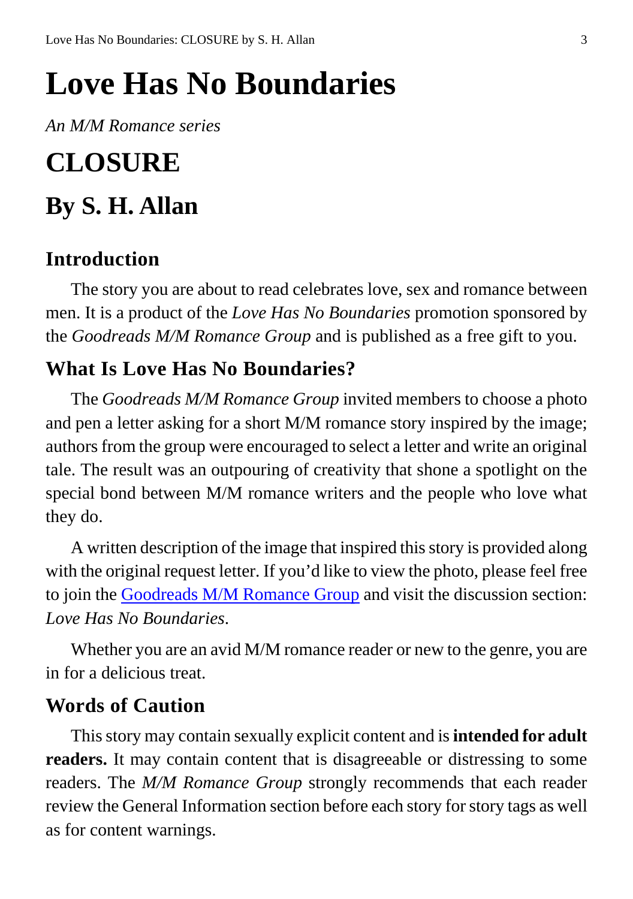# Love Has No Boundaries

*An M/M Romance series*

# CLOSURE

# By S. H. Allan

## Introduction

The story you are about to read celebrates love, sex and romance between men. It is a product of the *Love Has No Boundaries* promotion sponsored by the *Goodreads M/M Romance Group* and is published as a free gift to you.

## What Is Love Has No Boundaries?

The *Goodreads M/M Romance Group* invited members to choose a photo and pen a letter asking for a short M/M romance story inspired by the image; authors from the group were encouraged to select a letter and write an original tale. The result was an outpouring of creativity that shone a spotlight on the special bond between M/M romance writers and the people who love what they do.

A written description of the image that inspired this story is provided along with the original request letter. If you'd like to view the photo, please feel free to join the Goodreads M/M Romance Group and visit the discussion section: *Love Has No Boundaries*.

Whether you are an avid M/M romance reader or new to the genre, you are in for a delicious treat.

## Words of Caution

This story may contain sexually explicit content and is **intended for adult readers.** It may contain content that is disagreeable or distressing to some readers. The *M/M Romance Group* strongly recommends that each reader review the General Information section before each story for story tags as well as for content warnings.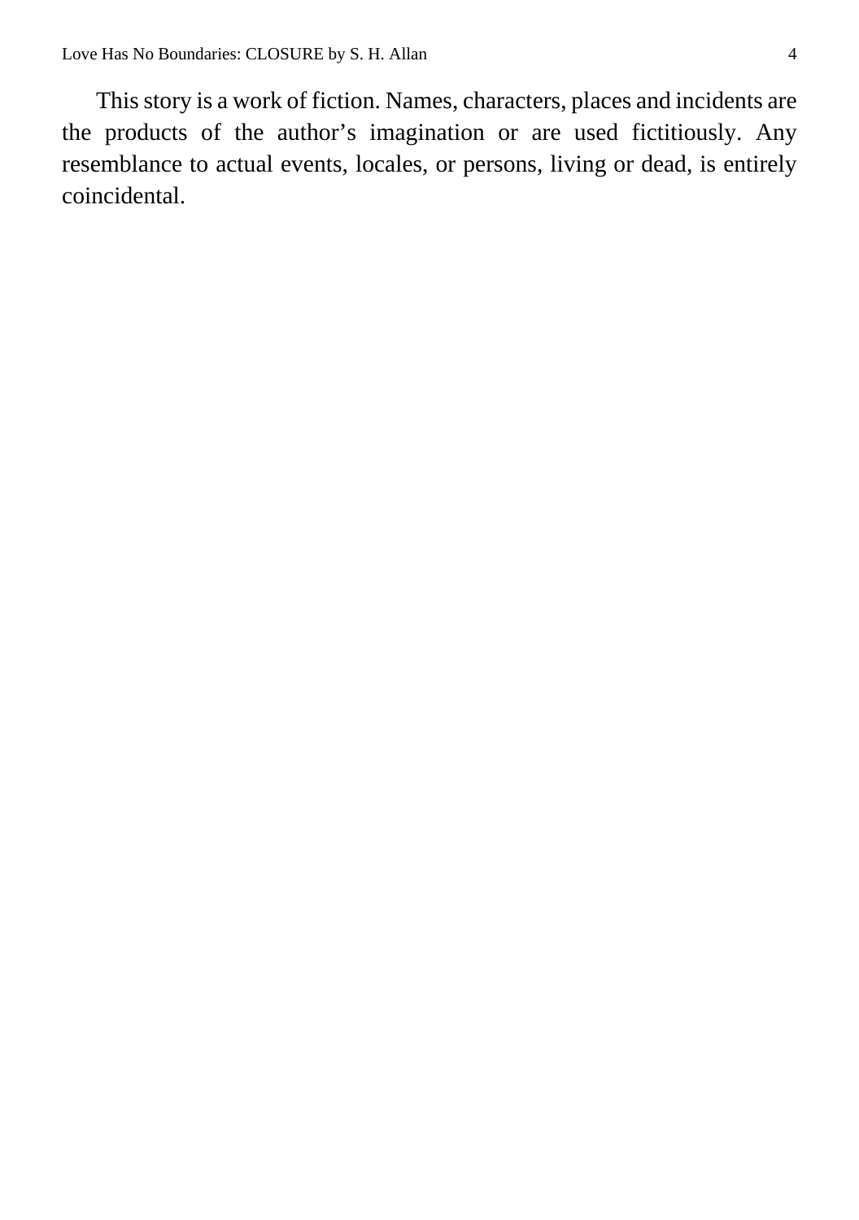This story is a work of fiction. Names, characters, places and incidents are the products of the author’s imagination or are used fictitiously. Any resemblance to actual events, locales, or persons, living or dead, is entirely coincidental.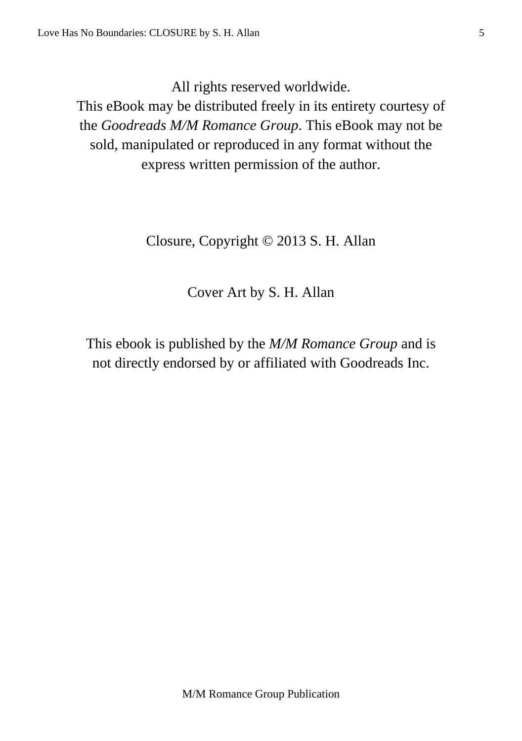All rights reserved worldwide.
This eBook may be distributed freely in its entirety courtesy of the *Goodreads M/M Romance Group*. This eBook may not be sold, manipulated or reproduced in any format without the express written permission of the author.

Closure, Copyright © 2013 S. H. Allan

Cover Art by S. H. Allan

This ebook is published by the *M/M Romance Group* and is not directly endorsed by or affiliated with Goodreads Inc.

M/M Romance Group Publication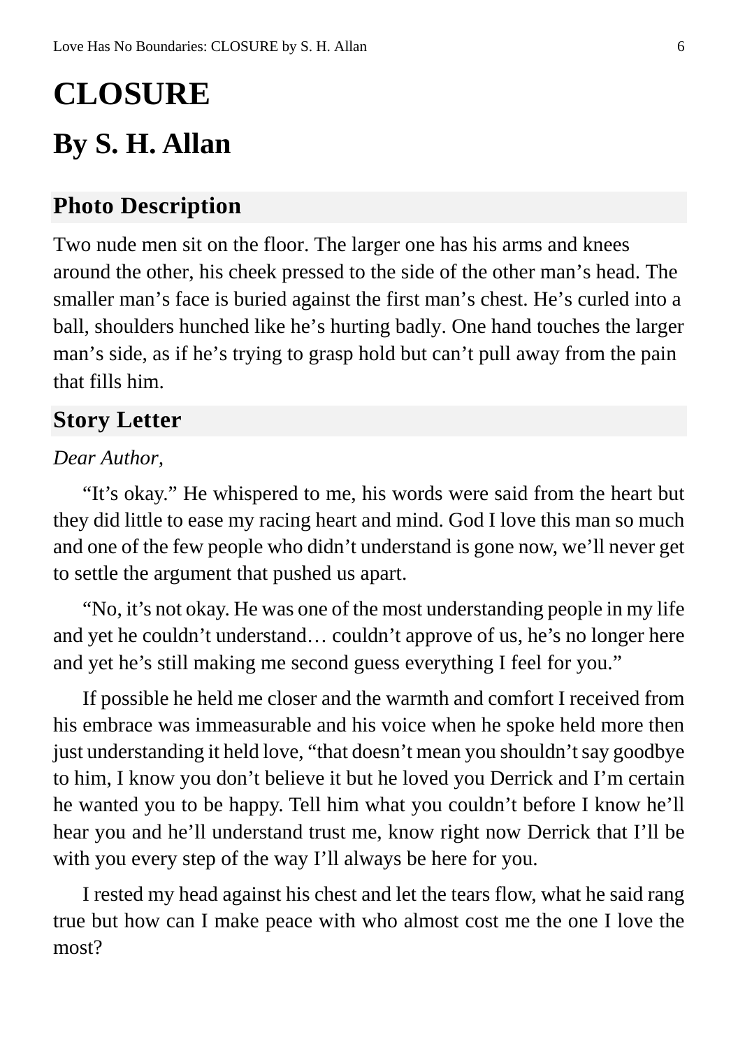# CLOSURE

# By S. H. Allan

## Photo Description

Two nude men sit on the floor. The larger one has his arms and knees around the other, his cheek pressed to the side of the other man's head. The smaller man's face is buried against the first man's chest. He's curled into a ball, shoulders hunched like he's hurting badly. One hand touches the larger man's side, as if he's trying to grasp hold but can't pull away from the pain that fills him.

## Story Letter

*Dear Author,*

"It's okay." He whispered to me, his words were said from the heart but they did little to ease my racing heart and mind. God I love this man so much and one of the few people who didn't understand is gone now, we'll never get to settle the argument that pushed us apart.

"No, it's not okay. He was one of the most understanding people in my life and yet he couldn't understand… couldn't approve of us, he's no longer here and yet he's still making me second guess everything I feel for you."

If possible he held me closer and the warmth and comfort I received from his embrace was immeasurable and his voice when he spoke held more then just understanding it held love, "that doesn't mean you shouldn't say goodbye to him, I know you don't believe it but he loved you Derrick and I'm certain he wanted you to be happy. Tell him what you couldn't before I know he'll hear you and he'll understand trust me, know right now Derrick that I'll be with you every step of the way I'll always be here for you.

I rested my head against his chest and let the tears flow, what he said rang true but how can I make peace with who almost cost me the one I love the most?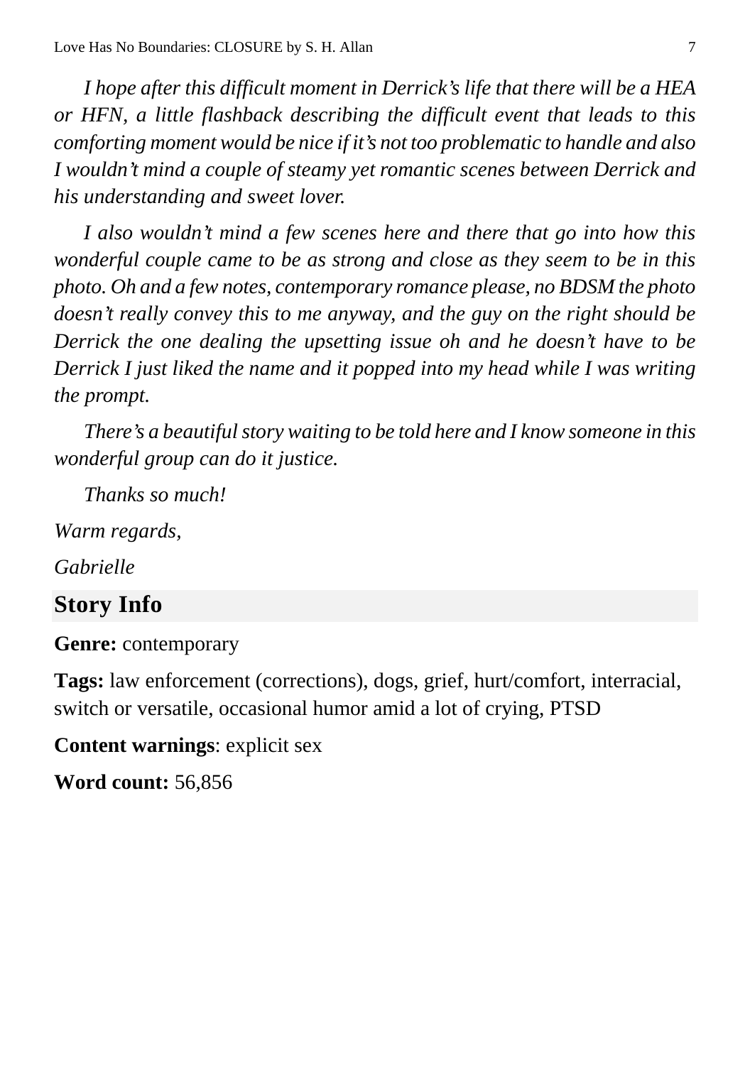*I hope after this difficult moment in Derrick's life that there will be a HEA or HFN, a little flashback describing the difficult event that leads to this comforting moment would be nice if it's not too problematic to handle and also I wouldn't mind a couple of steamy yet romantic scenes between Derrick and his understanding and sweet lover.*

*I also wouldn't mind a few scenes here and there that go into how this wonderful couple came to be as strong and close as they seem to be in this photo. Oh and a few notes, contemporary romance please, no BDSM the photo doesn't really convey this to me anyway, and the guy on the right should be Derrick the one dealing the upsetting issue oh and he doesn't have to be Derrick I just liked the name and it popped into my head while I was writing the prompt.*

*There's a beautiful story waiting to be told here and I know someone in this wonderful group can do it justice.*

*Thanks so much!*

*Warm regards,*

*Gabrielle*

## Story Info

**Genre:** contemporary

**Tags:** law enforcement (corrections), dogs, grief, hurt/comfort, interracial, switch or versatile, occasional humor amid a lot of crying, PTSD

**Content warnings**: explicit sex

**Word count:** 56,856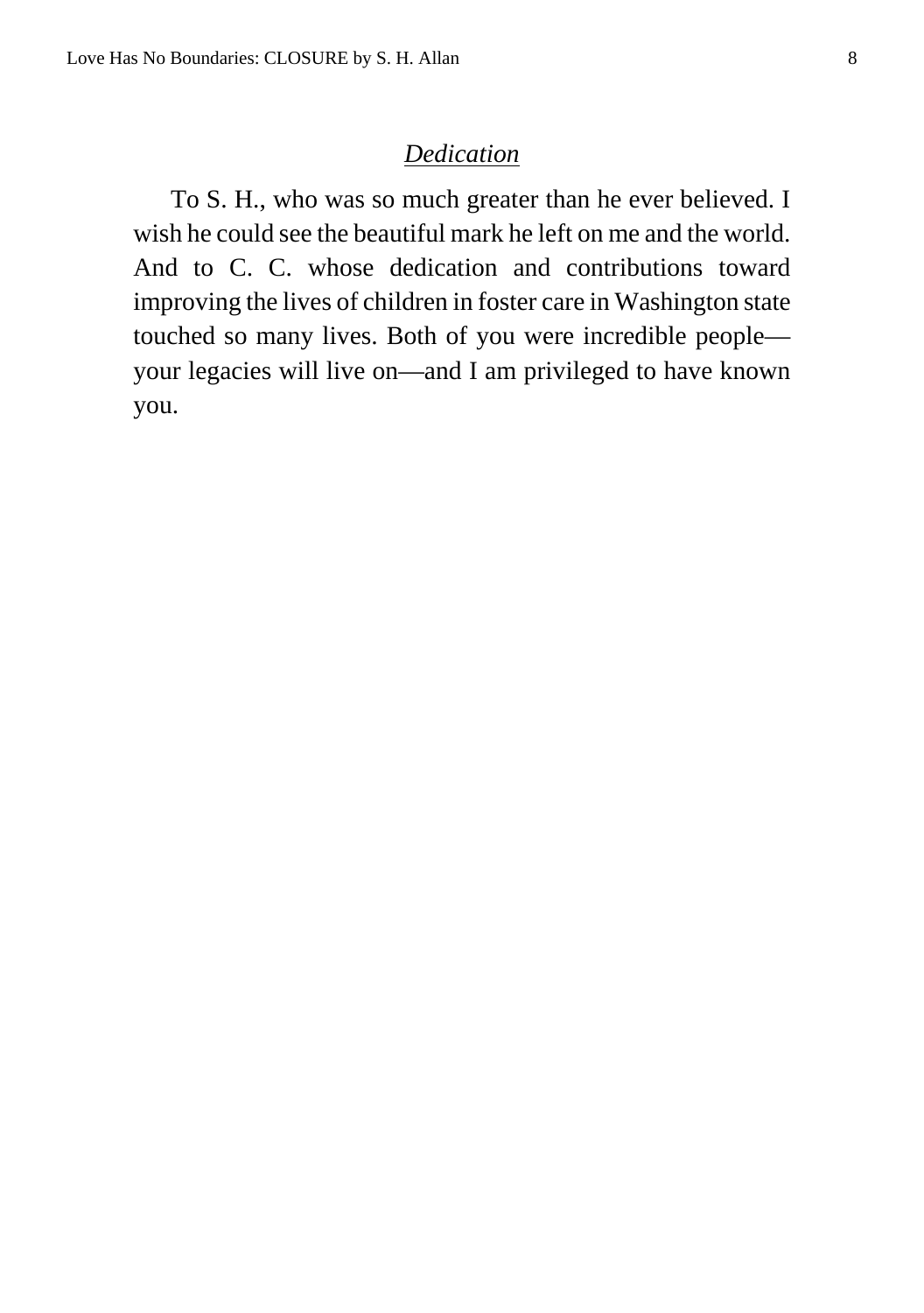## *Dedication*

To S. H., who was so much greater than he ever believed. I wish he could see the beautiful mark he left on me and the world. And to C. C. whose dedication and contributions toward improving the lives of children in foster care in Washington state touched so many lives. Both of you were incredible people—your legacies will live on—and I am privileged to have known you.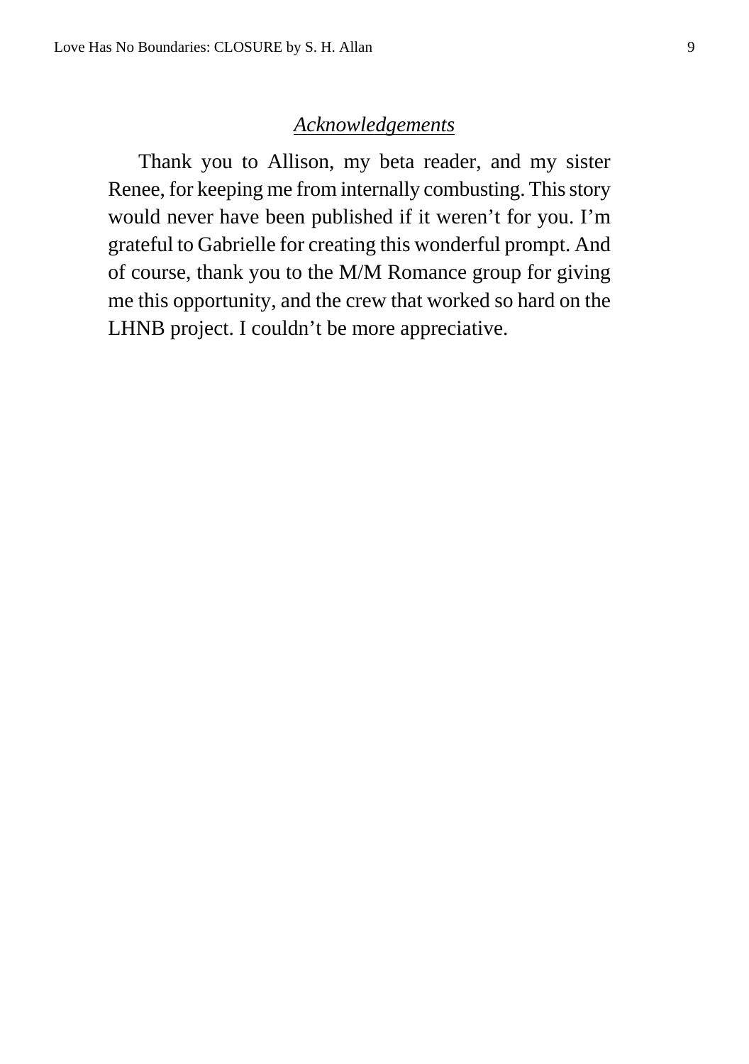## *Acknowledgements*

Thank you to Allison, my beta reader, and my sister Renee, for keeping me from internally combusting. This story would never have been published if it weren't for you. I'm grateful to Gabrielle for creating this wonderful prompt. And of course, thank you to the M/M Romance group for giving me this opportunity, and the crew that worked so hard on the LHNB project. I couldn't be more appreciative.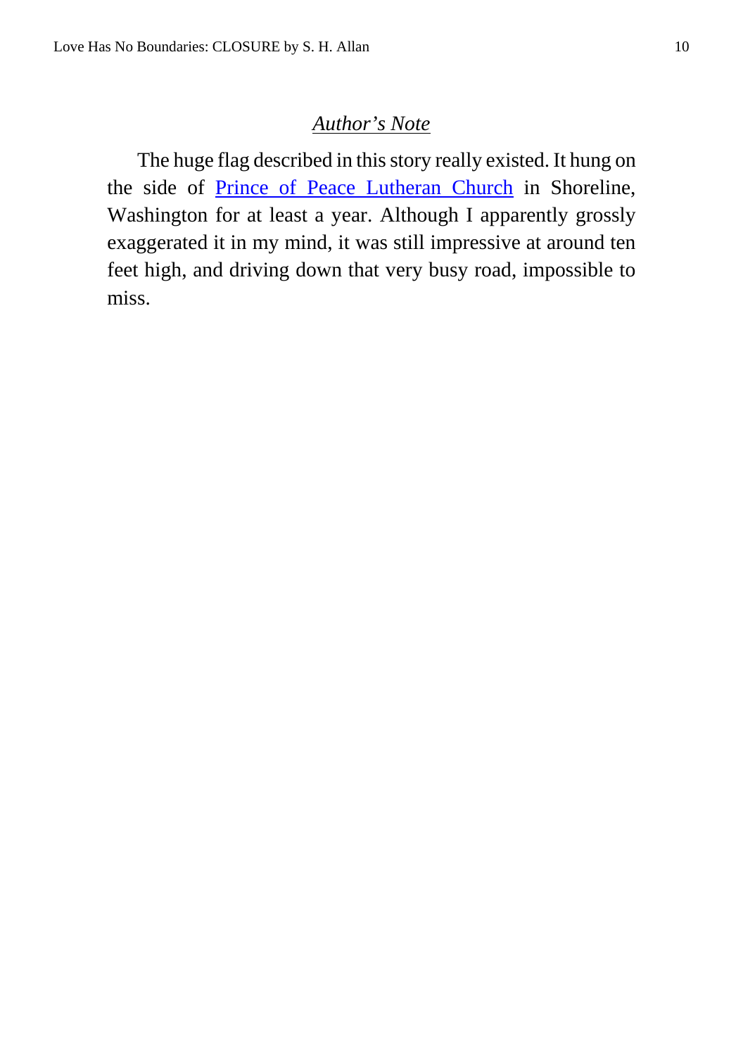## *Author's Note*

The huge flag described in this story really existed. It hung on the side of Prince of Peace Lutheran Church in Shoreline, Washington for at least a year. Although I apparently grossly exaggerated it in my mind, it was still impressive at around ten feet high, and driving down that very busy road, impossible to miss.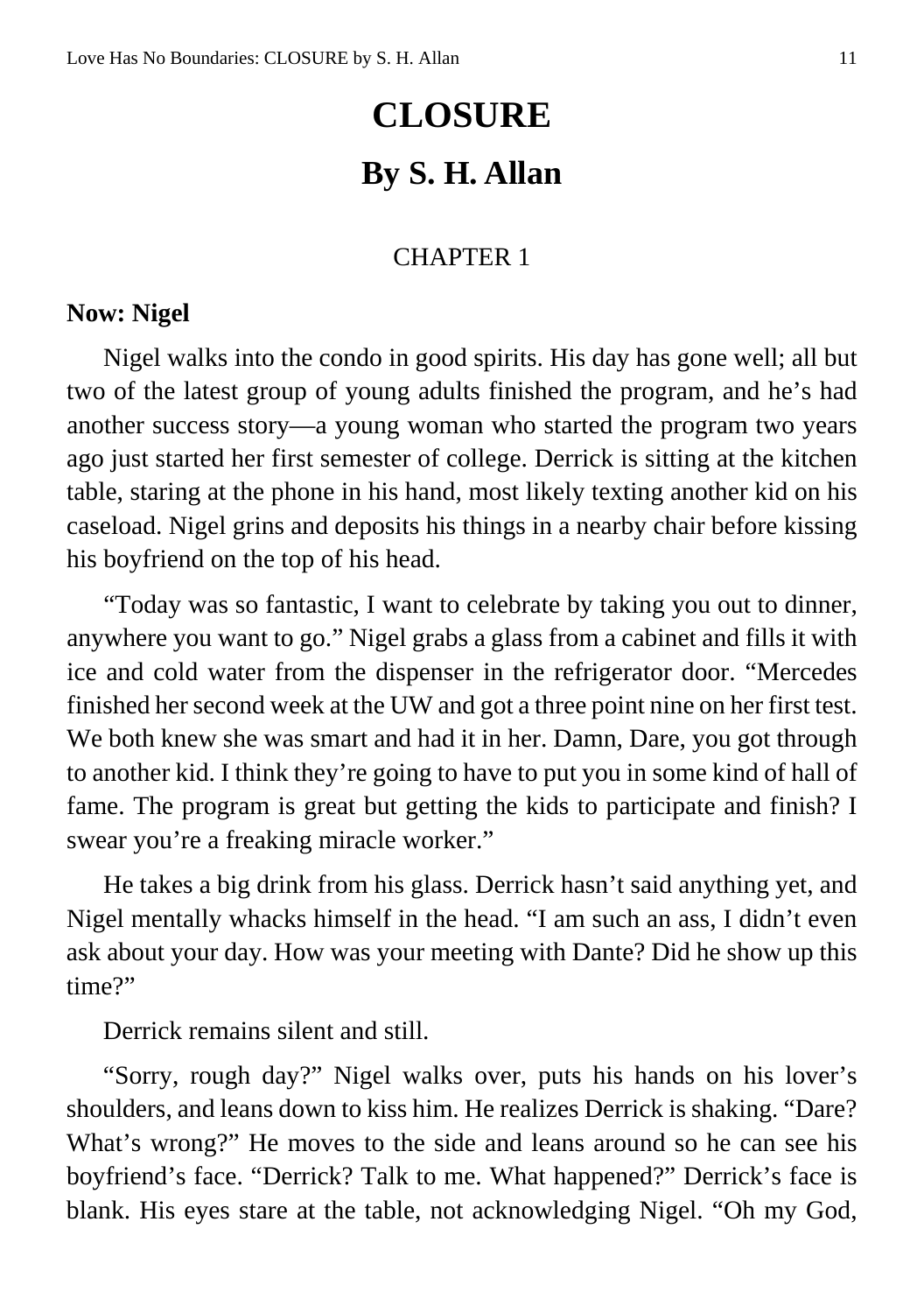# CLOSURE

## By S. H. Allan

CHAPTER 1

**Now: Nigel**

Nigel walks into the condo in good spirits. His day has gone well; all but two of the latest group of young adults finished the program, and he's had another success story—a young woman who started the program two years ago just started her first semester of college. Derrick is sitting at the kitchen table, staring at the phone in his hand, most likely texting another kid on his caseload. Nigel grins and deposits his things in a nearby chair before kissing his boyfriend on the top of his head.

"Today was so fantastic, I want to celebrate by taking you out to dinner, anywhere you want to go." Nigel grabs a glass from a cabinet and fills it with ice and cold water from the dispenser in the refrigerator door. "Mercedes finished her second week at the UW and got a three point nine on her first test. We both knew she was smart and had it in her. Damn, Dare, you got through to another kid. I think they're going to have to put you in some kind of hall of fame. The program is great but getting the kids to participate and finish? I swear you're a freaking miracle worker."

He takes a big drink from his glass. Derrick hasn't said anything yet, and Nigel mentally whacks himself in the head. "I am such an ass, I didn't even ask about your day. How was your meeting with Dante? Did he show up this time?"

Derrick remains silent and still.

"Sorry, rough day?" Nigel walks over, puts his hands on his lover's shoulders, and leans down to kiss him. He realizes Derrick is shaking. "Dare? What's wrong?" He moves to the side and leans around so he can see his boyfriend's face. "Derrick? Talk to me. What happened?" Derrick's face is blank. His eyes stare at the table, not acknowledging Nigel. "Oh my God,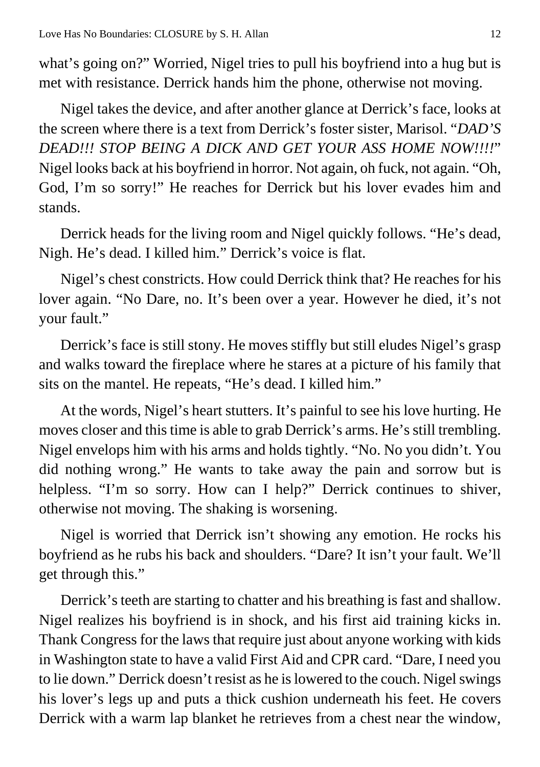what's going on?" Worried, Nigel tries to pull his boyfriend into a hug but is met with resistance. Derrick hands him the phone, otherwise not moving.

Nigel takes the device, and after another glance at Derrick's face, looks at the screen where there is a text from Derrick's foster sister, Marisol. "*DAD'S DEAD!!! STOP BEING A DICK AND GET YOUR ASS HOME NOW!!!!*" Nigel looks back at his boyfriend in horror. Not again, oh fuck, not again. "Oh, God, I'm so sorry!" He reaches for Derrick but his lover evades him and stands.

Derrick heads for the living room and Nigel quickly follows. "He's dead, Nigh. He's dead. I killed him." Derrick's voice is flat.

Nigel's chest constricts. How could Derrick think that? He reaches for his lover again. "No Dare, no. It's been over a year. However he died, it's not your fault."

Derrick's face is still stony. He moves stiffly but still eludes Nigel's grasp and walks toward the fireplace where he stares at a picture of his family that sits on the mantel. He repeats, "He's dead. I killed him."

At the words, Nigel's heart stutters. It's painful to see his love hurting. He moves closer and this time is able to grab Derrick's arms. He's still trembling. Nigel envelops him with his arms and holds tightly. "No. No you didn't. You did nothing wrong." He wants to take away the pain and sorrow but is helpless. "I'm so sorry. How can I help?" Derrick continues to shiver, otherwise not moving. The shaking is worsening.

Nigel is worried that Derrick isn't showing any emotion. He rocks his boyfriend as he rubs his back and shoulders. "Dare? It isn't your fault. We'll get through this."

Derrick's teeth are starting to chatter and his breathing is fast and shallow. Nigel realizes his boyfriend is in shock, and his first aid training kicks in. Thank Congress for the laws that require just about anyone working with kids in Washington state to have a valid First Aid and CPR card. "Dare, I need you to lie down." Derrick doesn't resist as he is lowered to the couch. Nigel swings his lover's legs up and puts a thick cushion underneath his feet. He covers Derrick with a warm lap blanket he retrieves from a chest near the window,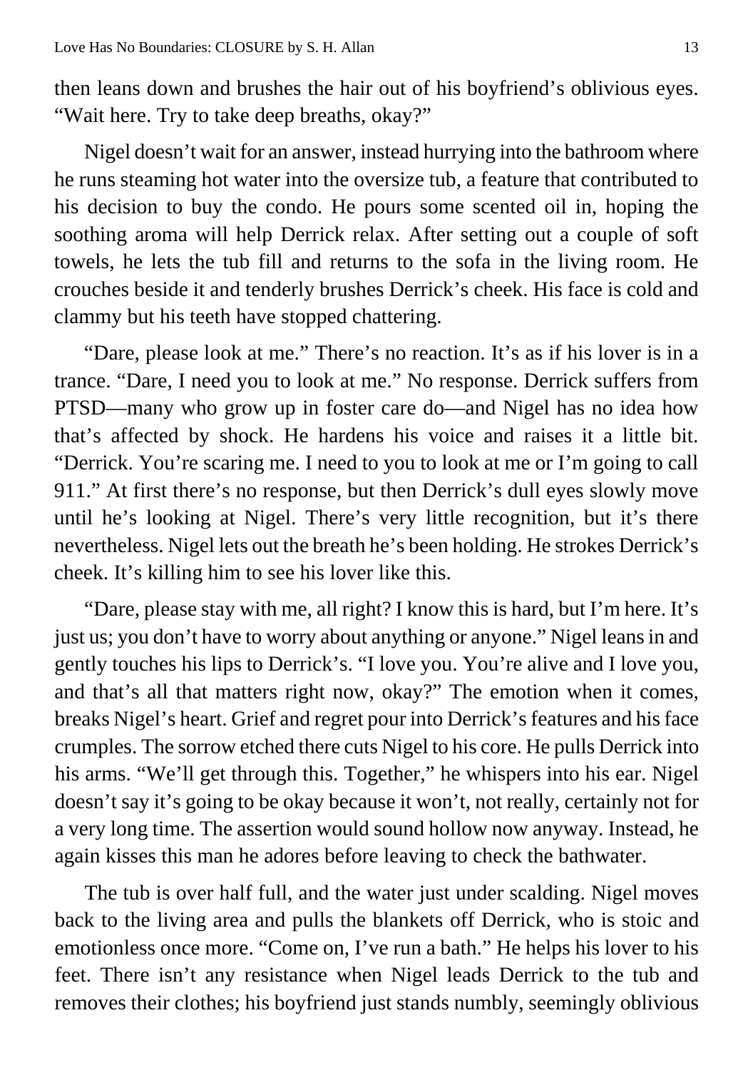then leans down and brushes the hair out of his boyfriend's oblivious eyes. "Wait here. Try to take deep breaths, okay?"

Nigel doesn't wait for an answer, instead hurrying into the bathroom where he runs steaming hot water into the oversize tub, a feature that contributed to his decision to buy the condo. He pours some scented oil in, hoping the soothing aroma will help Derrick relax. After setting out a couple of soft towels, he lets the tub fill and returns to the sofa in the living room. He crouches beside it and tenderly brushes Derrick's cheek. His face is cold and clammy but his teeth have stopped chattering.

"Dare, please look at me." There's no reaction. It's as if his lover is in a trance. "Dare, I need you to look at me." No response. Derrick suffers from PTSD—many who grow up in foster care do—and Nigel has no idea how that's affected by shock. He hardens his voice and raises it a little bit. "Derrick. You're scaring me. I need to you to look at me or I'm going to call 911." At first there's no response, but then Derrick's dull eyes slowly move until he's looking at Nigel. There's very little recognition, but it's there nevertheless. Nigel lets out the breath he's been holding. He strokes Derrick's cheek. It's killing him to see his lover like this.

"Dare, please stay with me, all right? I know this is hard, but I'm here. It's just us; you don't have to worry about anything or anyone." Nigel leans in and gently touches his lips to Derrick's. "I love you. You're alive and I love you, and that's all that matters right now, okay?" The emotion when it comes, breaks Nigel's heart. Grief and regret pour into Derrick's features and his face crumples. The sorrow etched there cuts Nigel to his core. He pulls Derrick into his arms. "We'll get through this. Together," he whispers into his ear. Nigel doesn't say it's going to be okay because it won't, not really, certainly not for a very long time. The assertion would sound hollow now anyway. Instead, he again kisses this man he adores before leaving to check the bathwater.

The tub is over half full, and the water just under scalding. Nigel moves back to the living area and pulls the blankets off Derrick, who is stoic and emotionless once more. "Come on, I've run a bath." He helps his lover to his feet. There isn't any resistance when Nigel leads Derrick to the tub and removes their clothes; his boyfriend just stands numbly, seemingly oblivious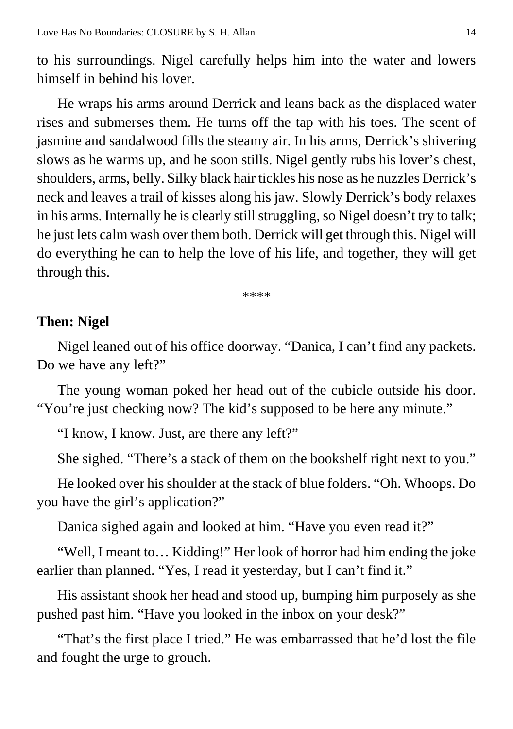to his surroundings. Nigel carefully helps him into the water and lowers himself in behind his lover.

He wraps his arms around Derrick and leans back as the displaced water rises and submerses them. He turns off the tap with his toes. The scent of jasmine and sandalwood fills the steamy air. In his arms, Derrick's shivering slows as he warms up, and he soon stills. Nigel gently rubs his lover's chest, shoulders, arms, belly. Silky black hair tickles his nose as he nuzzles Derrick's neck and leaves a trail of kisses along his jaw. Slowly Derrick's body relaxes in his arms. Internally he is clearly still struggling, so Nigel doesn't try to talk; he just lets calm wash over them both. Derrick will get through this. Nigel will do everything he can to help the love of his life, and together, they will get through this.

****

**Then: Nigel**

Nigel leaned out of his office doorway. "Danica, I can't find any packets. Do we have any left?"

The young woman poked her head out of the cubicle outside his door. "You're just checking now? The kid's supposed to be here any minute."

"I know, I know. Just, are there any left?"

She sighed. "There's a stack of them on the bookshelf right next to you."

He looked over his shoulder at the stack of blue folders. "Oh. Whoops. Do you have the girl's application?"

Danica sighed again and looked at him. "Have you even read it?"

"Well, I meant to… Kidding!" Her look of horror had him ending the joke earlier than planned. "Yes, I read it yesterday, but I can't find it."

His assistant shook her head and stood up, bumping him purposely as she pushed past him. "Have you looked in the inbox on your desk?"

"That's the first place I tried." He was embarrassed that he'd lost the file and fought the urge to grouch.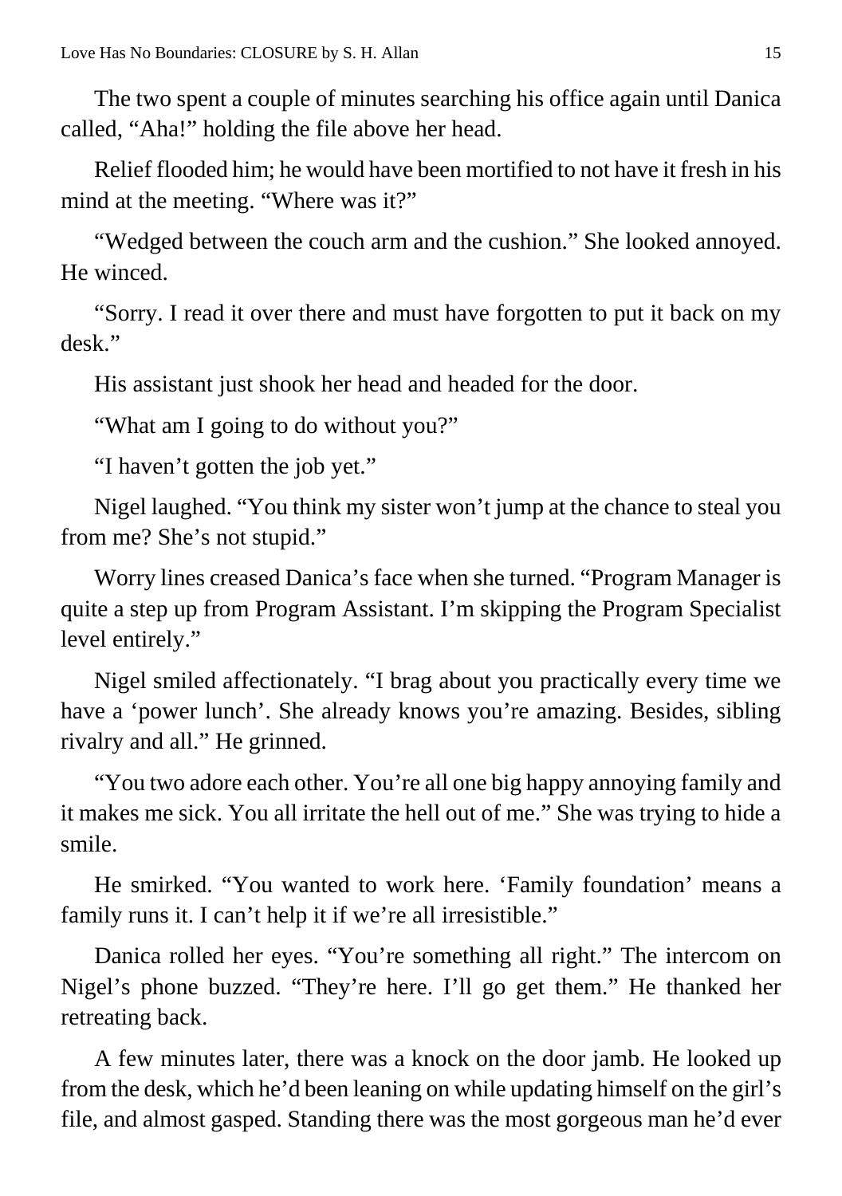The two spent a couple of minutes searching his office again until Danica called, "Aha!" holding the file above her head.

Relief flooded him; he would have been mortified to not have it fresh in his mind at the meeting. "Where was it?"

"Wedged between the couch arm and the cushion." She looked annoyed. He winced.

"Sorry. I read it over there and must have forgotten to put it back on my desk."

His assistant just shook her head and headed for the door.

"What am I going to do without you?"

"I haven't gotten the job yet."

Nigel laughed. "You think my sister won't jump at the chance to steal you from me? She's not stupid."

Worry lines creased Danica's face when she turned. "Program Manager is quite a step up from Program Assistant. I'm skipping the Program Specialist level entirely."

Nigel smiled affectionately. "I brag about you practically every time we have a 'power lunch'. She already knows you're amazing. Besides, sibling rivalry and all." He grinned.

"You two adore each other. You're all one big happy annoying family and it makes me sick. You all irritate the hell out of me." She was trying to hide a smile.

He smirked. "You wanted to work here. 'Family foundation' means a family runs it. I can't help it if we're all irresistible."

Danica rolled her eyes. "You're something all right." The intercom on Nigel's phone buzzed. "They're here. I'll go get them." He thanked her retreating back.

A few minutes later, there was a knock on the door jamb. He looked up from the desk, which he'd been leaning on while updating himself on the girl's file, and almost gasped. Standing there was the most gorgeous man he'd ever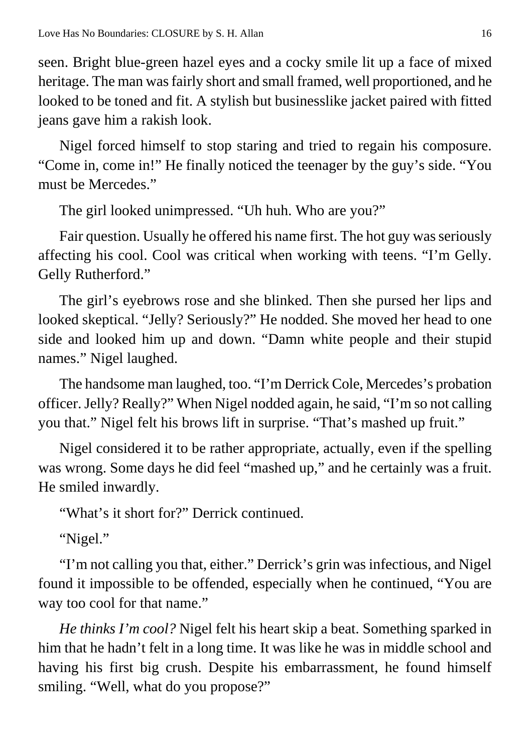seen. Bright blue-green hazel eyes and a cocky smile lit up a face of mixed heritage. The man was fairly short and small framed, well proportioned, and he looked to be toned and fit. A stylish but businesslike jacket paired with fitted jeans gave him a rakish look.

Nigel forced himself to stop staring and tried to regain his composure. "Come in, come in!" He finally noticed the teenager by the guy's side. "You must be Mercedes."

The girl looked unimpressed. "Uh huh. Who are you?"

Fair question. Usually he offered his name first. The hot guy was seriously affecting his cool. Cool was critical when working with teens. "I'm Gelly. Gelly Rutherford."

The girl's eyebrows rose and she blinked. Then she pursed her lips and looked skeptical. "Jelly? Seriously?" He nodded. She moved her head to one side and looked him up and down. "Damn white people and their stupid names." Nigel laughed.

The handsome man laughed, too. "I'm Derrick Cole, Mercedes's probation officer. Jelly? Really?" When Nigel nodded again, he said, "I'm so not calling you that." Nigel felt his brows lift in surprise. "That's mashed up fruit."

Nigel considered it to be rather appropriate, actually, even if the spelling was wrong. Some days he did feel "mashed up," and he certainly was a fruit. He smiled inwardly.

"What's it short for?" Derrick continued.

"Nigel."

"I'm not calling you that, either." Derrick's grin was infectious, and Nigel found it impossible to be offended, especially when he continued, "You are way too cool for that name."

*He thinks I'm cool?* Nigel felt his heart skip a beat. Something sparked in him that he hadn't felt in a long time. It was like he was in middle school and having his first big crush. Despite his embarrassment, he found himself smiling. "Well, what do you propose?"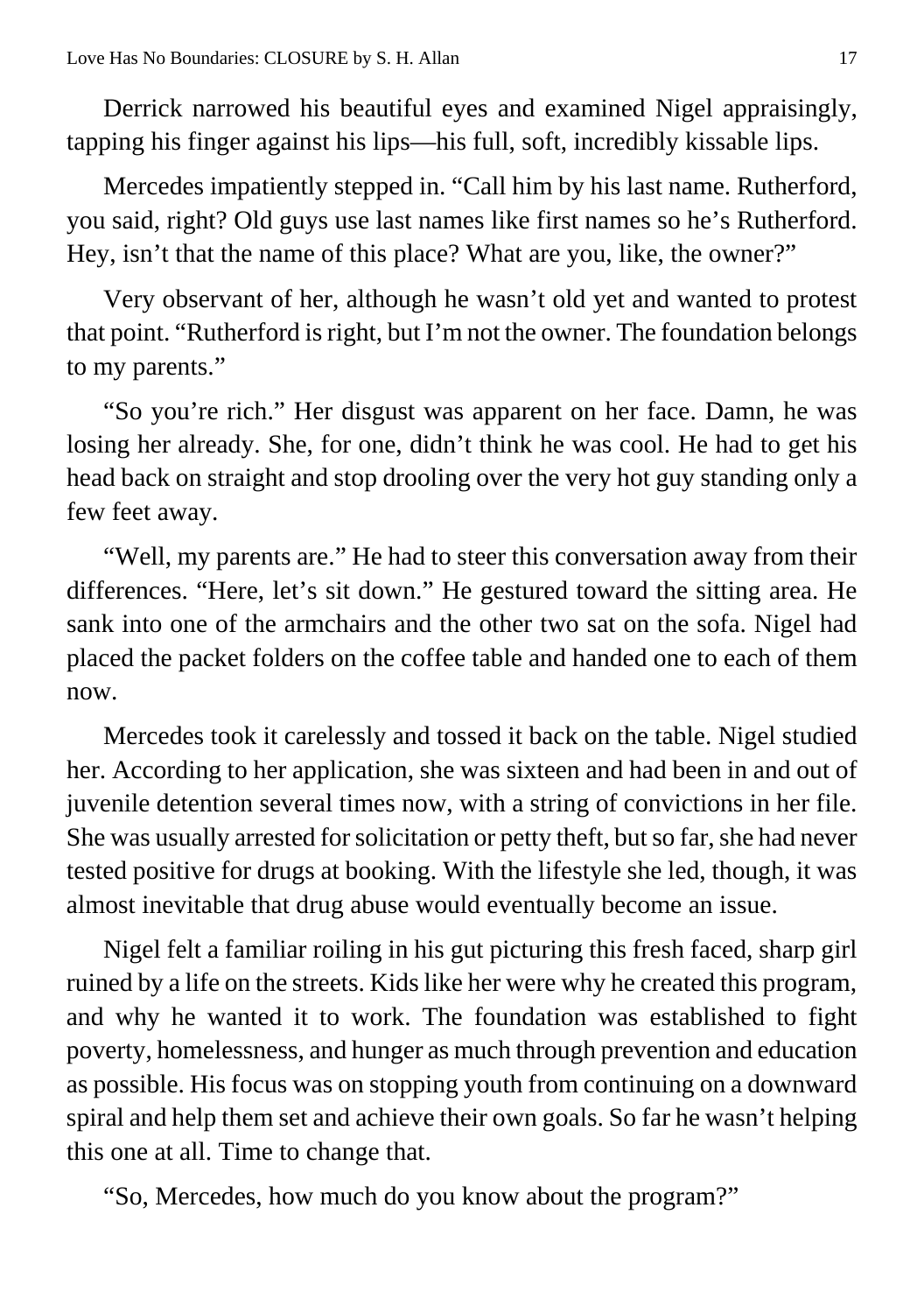Derrick narrowed his beautiful eyes and examined Nigel appraisingly, tapping his finger against his lips—his full, soft, incredibly kissable lips.

Mercedes impatiently stepped in. “Call him by his last name. Rutherford, you said, right? Old guys use last names like first names so he’s Rutherford. Hey, isn’t that the name of this place? What are you, like, the owner?”

Very observant of her, although he wasn’t old yet and wanted to protest that point. “Rutherford is right, but I’m not the owner. The foundation belongs to my parents.”

“So you’re rich.” Her disgust was apparent on her face. Damn, he was losing her already. She, for one, didn’t think he was cool. He had to get his head back on straight and stop drooling over the very hot guy standing only a few feet away.

“Well, my parents are.” He had to steer this conversation away from their differences. “Here, let’s sit down.” He gestured toward the sitting area. He sank into one of the armchairs and the other two sat on the sofa. Nigel had placed the packet folders on the coffee table and handed one to each of them now.

Mercedes took it carelessly and tossed it back on the table. Nigel studied her. According to her application, she was sixteen and had been in and out of juvenile detention several times now, with a string of convictions in her file. She was usually arrested for solicitation or petty theft, but so far, she had never tested positive for drugs at booking. With the lifestyle she led, though, it was almost inevitable that drug abuse would eventually become an issue.

Nigel felt a familiar roiling in his gut picturing this fresh faced, sharp girl ruined by a life on the streets. Kids like her were why he created this program, and why he wanted it to work. The foundation was established to fight poverty, homelessness, and hunger as much through prevention and education as possible. His focus was on stopping youth from continuing on a downward spiral and help them set and achieve their own goals. So far he wasn’t helping this one at all. Time to change that.

“So, Mercedes, how much do you know about the program?”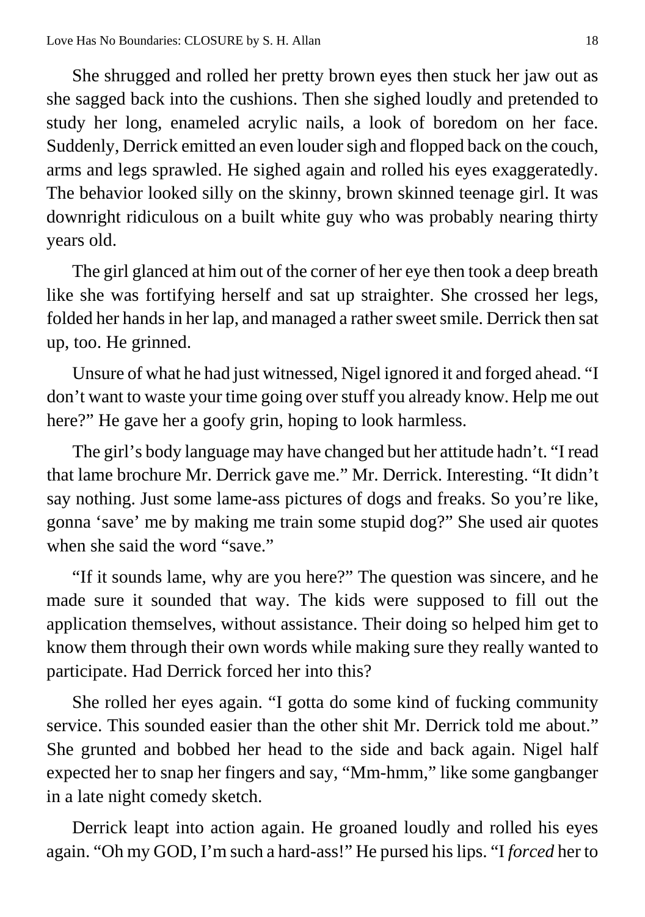She shrugged and rolled her pretty brown eyes then stuck her jaw out as she sagged back into the cushions. Then she sighed loudly and pretended to study her long, enameled acrylic nails, a look of boredom on her face. Suddenly, Derrick emitted an even louder sigh and flopped back on the couch, arms and legs sprawled. He sighed again and rolled his eyes exaggeratedly. The behavior looked silly on the skinny, brown skinned teenage girl. It was downright ridiculous on a built white guy who was probably nearing thirty years old.

The girl glanced at him out of the corner of her eye then took a deep breath like she was fortifying herself and sat up straighter. She crossed her legs, folded her hands in her lap, and managed a rather sweet smile. Derrick then sat up, too. He grinned.

Unsure of what he had just witnessed, Nigel ignored it and forged ahead. "I don't want to waste your time going over stuff you already know. Help me out here?" He gave her a goofy grin, hoping to look harmless.

The girl's body language may have changed but her attitude hadn't. "I read that lame brochure Mr. Derrick gave me." Mr. Derrick. Interesting. "It didn't say nothing. Just some lame-ass pictures of dogs and freaks. So you're like, gonna 'save' me by making me train some stupid dog?" She used air quotes when she said the word "save."

"If it sounds lame, why are you here?" The question was sincere, and he made sure it sounded that way. The kids were supposed to fill out the application themselves, without assistance. Their doing so helped him get to know them through their own words while making sure they really wanted to participate. Had Derrick forced her into this?

She rolled her eyes again. "I gotta do some kind of fucking community service. This sounded easier than the other shit Mr. Derrick told me about." She grunted and bobbed her head to the side and back again. Nigel half expected her to snap her fingers and say, "Mm-hmm," like some gangbanger in a late night comedy sketch.

Derrick leapt into action again. He groaned loudly and rolled his eyes again. "Oh my GOD, I'm such a hard-ass!" He pursed his lips. "I *forced* her to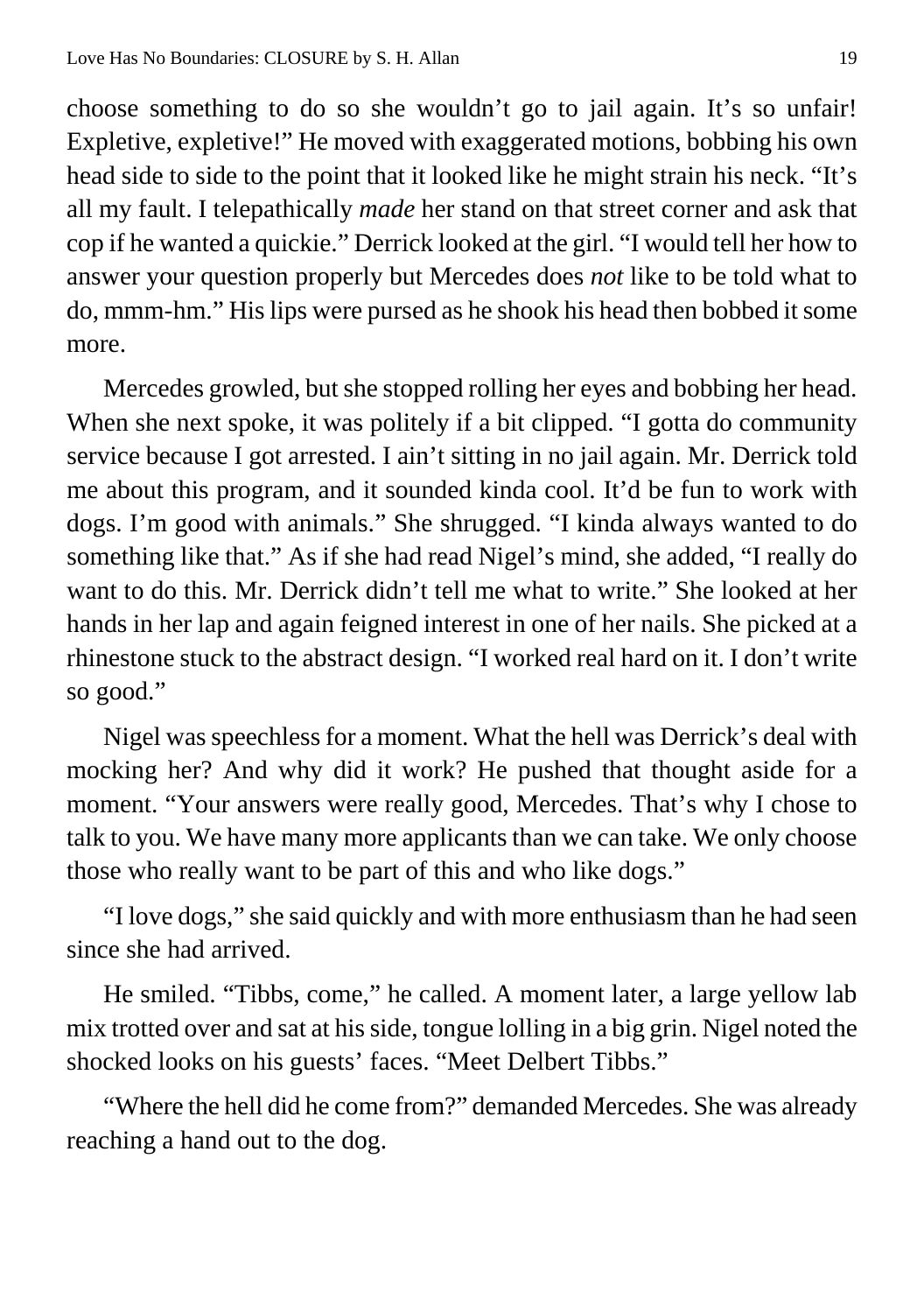choose something to do so she wouldn't go to jail again. It's so unfair! Expletive, expletive!" He moved with exaggerated motions, bobbing his own head side to side to the point that it looked like he might strain his neck. "It's all my fault. I telepathically *made* her stand on that street corner and ask that cop if he wanted a quickie." Derrick looked at the girl. "I would tell her how to answer your question properly but Mercedes does *not* like to be told what to do, mmm-hm." His lips were pursed as he shook his head then bobbed it some more.

Mercedes growled, but she stopped rolling her eyes and bobbing her head. When she next spoke, it was politely if a bit clipped. "I gotta do community service because I got arrested. I ain't sitting in no jail again. Mr. Derrick told me about this program, and it sounded kinda cool. It'd be fun to work with dogs. I'm good with animals." She shrugged. "I kinda always wanted to do something like that." As if she had read Nigel's mind, she added, "I really do want to do this. Mr. Derrick didn't tell me what to write." She looked at her hands in her lap and again feigned interest in one of her nails. She picked at a rhinestone stuck to the abstract design. "I worked real hard on it. I don't write so good."

Nigel was speechless for a moment. What the hell was Derrick's deal with mocking her? And why did it work? He pushed that thought aside for a moment. "Your answers were really good, Mercedes. That's why I chose to talk to you. We have many more applicants than we can take. We only choose those who really want to be part of this and who like dogs."

"I love dogs," she said quickly and with more enthusiasm than he had seen since she had arrived.

He smiled. "Tibbs, come," he called. A moment later, a large yellow lab mix trotted over and sat at his side, tongue lolling in a big grin. Nigel noted the shocked looks on his guests' faces. "Meet Delbert Tibbs."

"Where the hell did he come from?" demanded Mercedes. She was already reaching a hand out to the dog.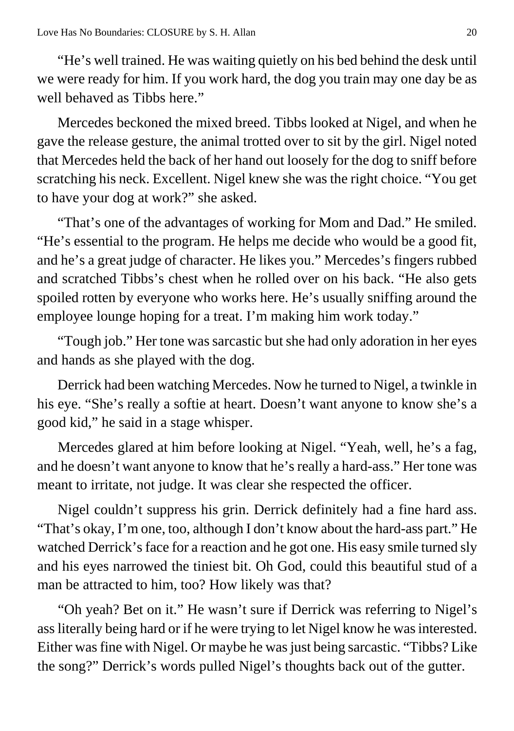"He's well trained. He was waiting quietly on his bed behind the desk until we were ready for him. If you work hard, the dog you train may one day be as well behaved as Tibbs here."

Mercedes beckoned the mixed breed. Tibbs looked at Nigel, and when he gave the release gesture, the animal trotted over to sit by the girl. Nigel noted that Mercedes held the back of her hand out loosely for the dog to sniff before scratching his neck. Excellent. Nigel knew she was the right choice. "You get to have your dog at work?" she asked.

"That's one of the advantages of working for Mom and Dad." He smiled. "He's essential to the program. He helps me decide who would be a good fit, and he's a great judge of character. He likes you." Mercedes's fingers rubbed and scratched Tibbs's chest when he rolled over on his back. "He also gets spoiled rotten by everyone who works here. He's usually sniffing around the employee lounge hoping for a treat. I'm making him work today."

"Tough job." Her tone was sarcastic but she had only adoration in her eyes and hands as she played with the dog.

Derrick had been watching Mercedes. Now he turned to Nigel, a twinkle in his eye. "She's really a softie at heart. Doesn't want anyone to know she's a good kid," he said in a stage whisper.

Mercedes glared at him before looking at Nigel. "Yeah, well, he's a fag, and he doesn't want anyone to know that he's really a hard-ass." Her tone was meant to irritate, not judge. It was clear she respected the officer.

Nigel couldn't suppress his grin. Derrick definitely had a fine hard ass. "That's okay, I'm one, too, although I don't know about the hard-ass part." He watched Derrick's face for a reaction and he got one. His easy smile turned sly and his eyes narrowed the tiniest bit. Oh God, could this beautiful stud of a man be attracted to him, too? How likely was that?

"Oh yeah? Bet on it." He wasn't sure if Derrick was referring to Nigel's ass literally being hard or if he were trying to let Nigel know he was interested. Either was fine with Nigel. Or maybe he was just being sarcastic. "Tibbs? Like the song?" Derrick's words pulled Nigel's thoughts back out of the gutter.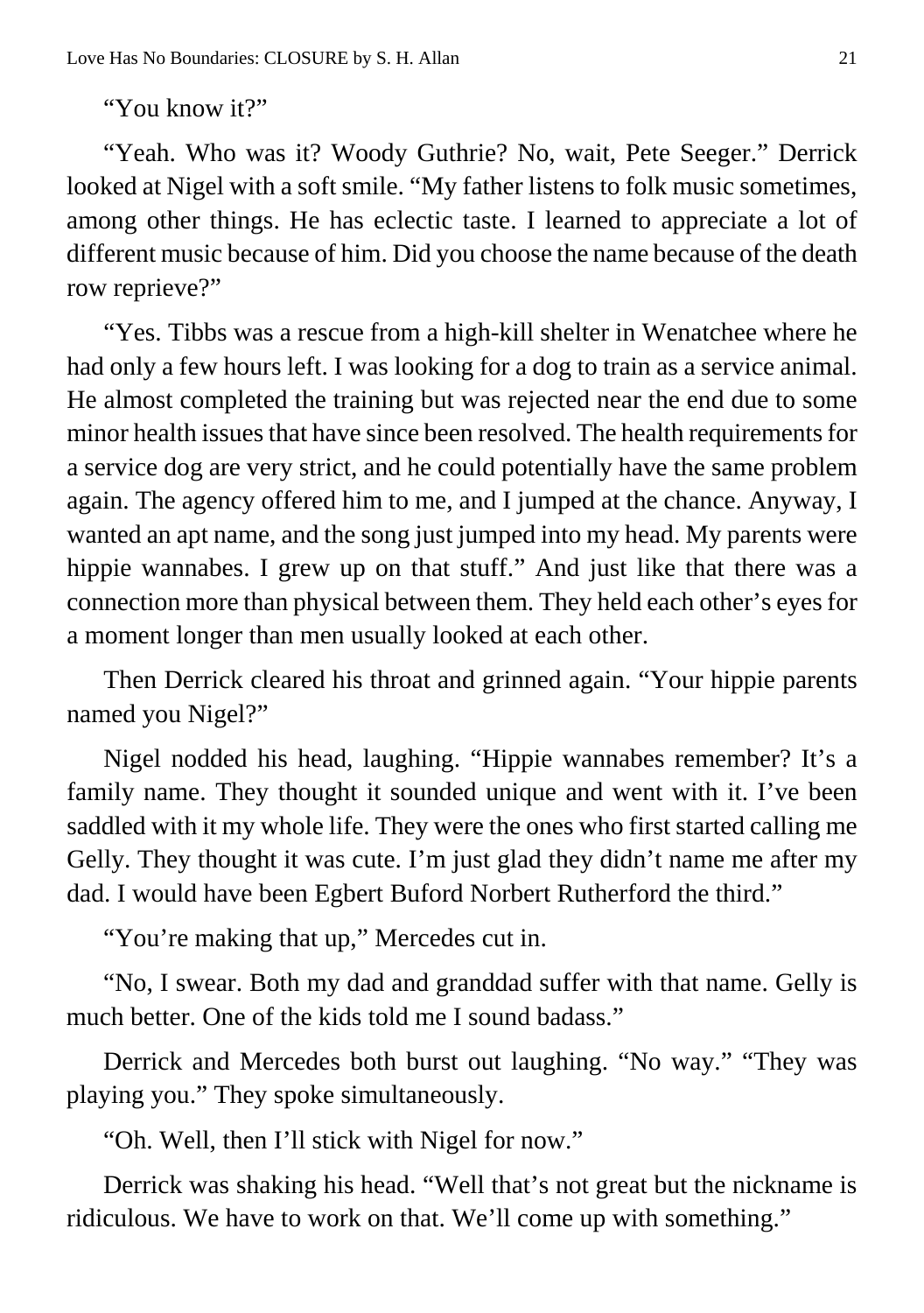"You know it?"

"Yeah. Who was it? Woody Guthrie? No, wait, Pete Seeger." Derrick looked at Nigel with a soft smile. "My father listens to folk music sometimes, among other things. He has eclectic taste. I learned to appreciate a lot of different music because of him. Did you choose the name because of the death row reprieve?"

"Yes. Tibbs was a rescue from a high-kill shelter in Wenatchee where he had only a few hours left. I was looking for a dog to train as a service animal. He almost completed the training but was rejected near the end due to some minor health issues that have since been resolved. The health requirements for a service dog are very strict, and he could potentially have the same problem again. The agency offered him to me, and I jumped at the chance. Anyway, I wanted an apt name, and the song just jumped into my head. My parents were hippie wannabes. I grew up on that stuff." And just like that there was a connection more than physical between them. They held each other's eyes for a moment longer than men usually looked at each other.

Then Derrick cleared his throat and grinned again. "Your hippie parents named you Nigel?"

Nigel nodded his head, laughing. "Hippie wannabes remember? It's a family name. They thought it sounded unique and went with it. I've been saddled with it my whole life. They were the ones who first started calling me Gelly. They thought it was cute. I'm just glad they didn't name me after my dad. I would have been Egbert Buford Norbert Rutherford the third."

"You're making that up," Mercedes cut in.

"No, I swear. Both my dad and granddad suffer with that name. Gelly is much better. One of the kids told me I sound badass."

Derrick and Mercedes both burst out laughing. "No way." "They was playing you." They spoke simultaneously.

"Oh. Well, then I'll stick with Nigel for now."

Derrick was shaking his head. "Well that's not great but the nickname is ridiculous. We have to work on that. We'll come up with something."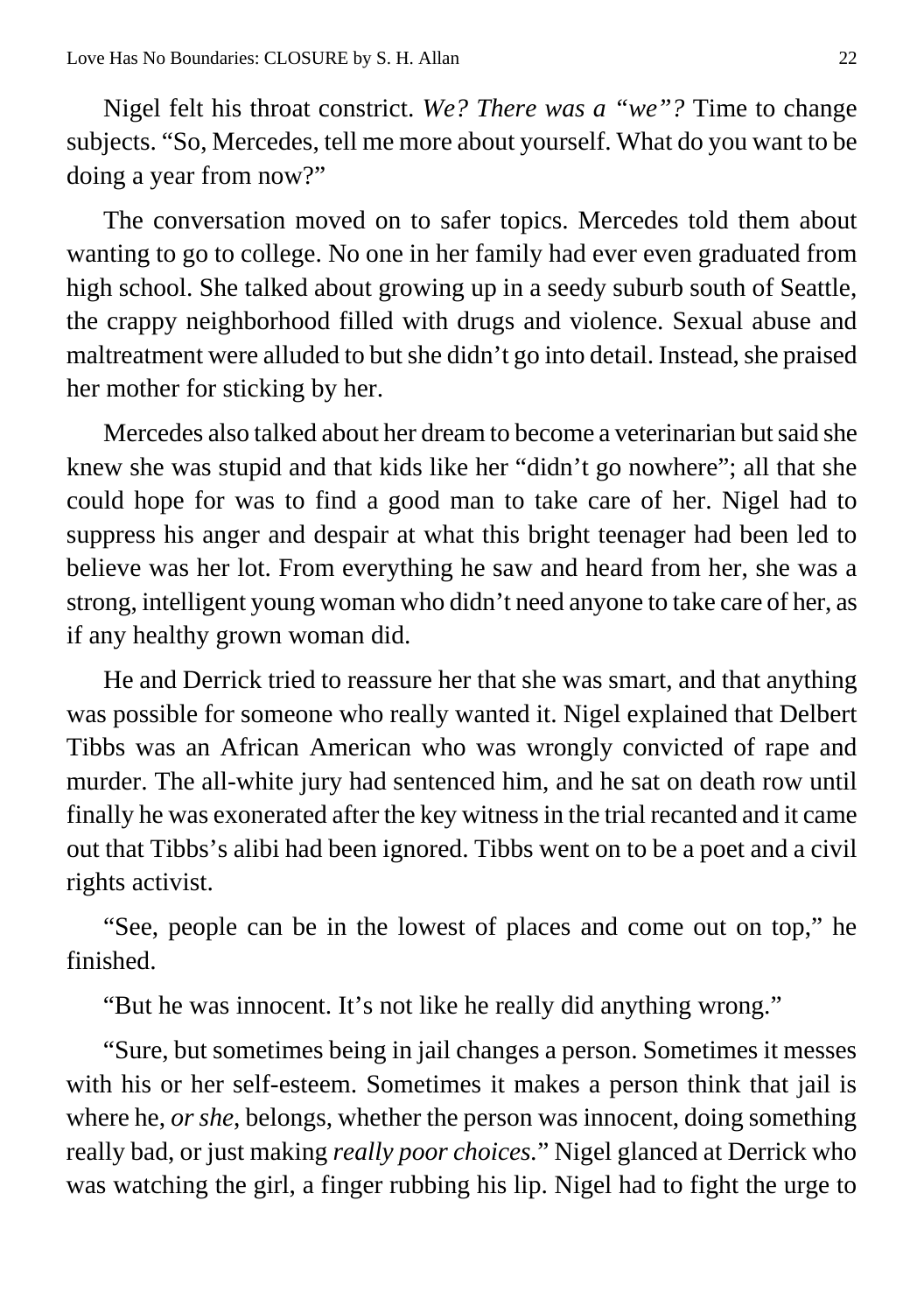Nigel felt his throat constrict. *We? There was a "we"?* Time to change subjects. "So, Mercedes, tell me more about yourself. What do you want to be doing a year from now?"

The conversation moved on to safer topics. Mercedes told them about wanting to go to college. No one in her family had ever even graduated from high school. She talked about growing up in a seedy suburb south of Seattle, the crappy neighborhood filled with drugs and violence. Sexual abuse and maltreatment were alluded to but she didn't go into detail. Instead, she praised her mother for sticking by her.

Mercedes also talked about her dream to become a veterinarian but said she knew she was stupid and that kids like her "didn't go nowhere"; all that she could hope for was to find a good man to take care of her. Nigel had to suppress his anger and despair at what this bright teenager had been led to believe was her lot. From everything he saw and heard from her, she was a strong, intelligent young woman who didn't need anyone to take care of her, as if any healthy grown woman did.

He and Derrick tried to reassure her that she was smart, and that anything was possible for someone who really wanted it. Nigel explained that Delbert Tibbs was an African American who was wrongly convicted of rape and murder. The all-white jury had sentenced him, and he sat on death row until finally he was exonerated after the key witness in the trial recanted and it came out that Tibbs's alibi had been ignored. Tibbs went on to be a poet and a civil rights activist.

"See, people can be in the lowest of places and come out on top," he finished.

"But he was innocent. It's not like he really did anything wrong."

"Sure, but sometimes being in jail changes a person. Sometimes it messes with his or her self-esteem. Sometimes it makes a person think that jail is where he, *or she*, belongs, whether the person was innocent, doing something really bad, or just making *really poor choices.*" Nigel glanced at Derrick who was watching the girl, a finger rubbing his lip. Nigel had to fight the urge to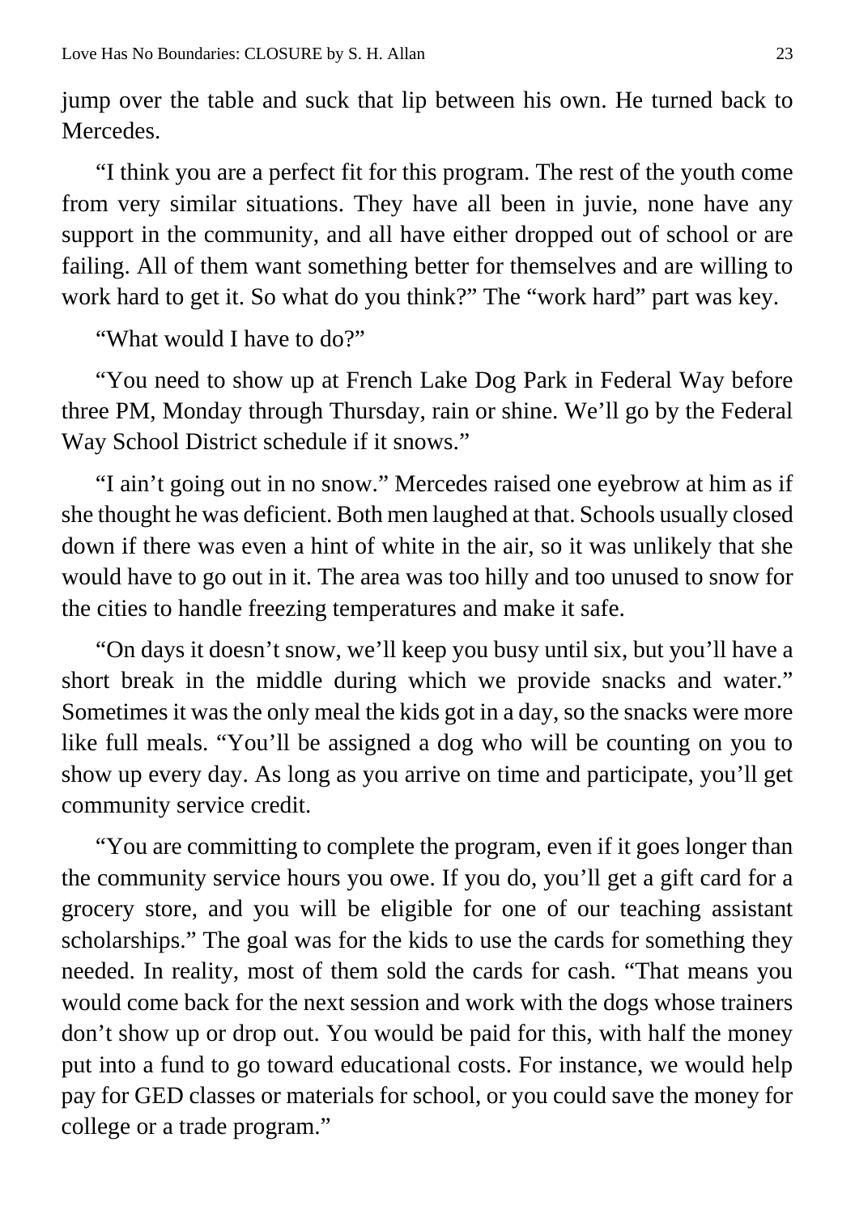jump over the table and suck that lip between his own. He turned back to Mercedes.

"I think you are a perfect fit for this program. The rest of the youth come from very similar situations. They have all been in juvie, none have any support in the community, and all have either dropped out of school or are failing. All of them want something better for themselves and are willing to work hard to get it. So what do you think?" The "work hard" part was key.

"What would I have to do?"

"You need to show up at French Lake Dog Park in Federal Way before three PM, Monday through Thursday, rain or shine. We'll go by the Federal Way School District schedule if it snows."

"I ain't going out in no snow." Mercedes raised one eyebrow at him as if she thought he was deficient. Both men laughed at that. Schools usually closed down if there was even a hint of white in the air, so it was unlikely that she would have to go out in it. The area was too hilly and too unused to snow for the cities to handle freezing temperatures and make it safe.

"On days it doesn't snow, we'll keep you busy until six, but you'll have a short break in the middle during which we provide snacks and water." Sometimes it was the only meal the kids got in a day, so the snacks were more like full meals. "You'll be assigned a dog who will be counting on you to show up every day. As long as you arrive on time and participate, you'll get community service credit.

"You are committing to complete the program, even if it goes longer than the community service hours you owe. If you do, you'll get a gift card for a grocery store, and you will be eligible for one of our teaching assistant scholarships." The goal was for the kids to use the cards for something they needed. In reality, most of them sold the cards for cash. "That means you would come back for the next session and work with the dogs whose trainers don't show up or drop out. You would be paid for this, with half the money put into a fund to go toward educational costs. For instance, we would help pay for GED classes or materials for school, or you could save the money for college or a trade program."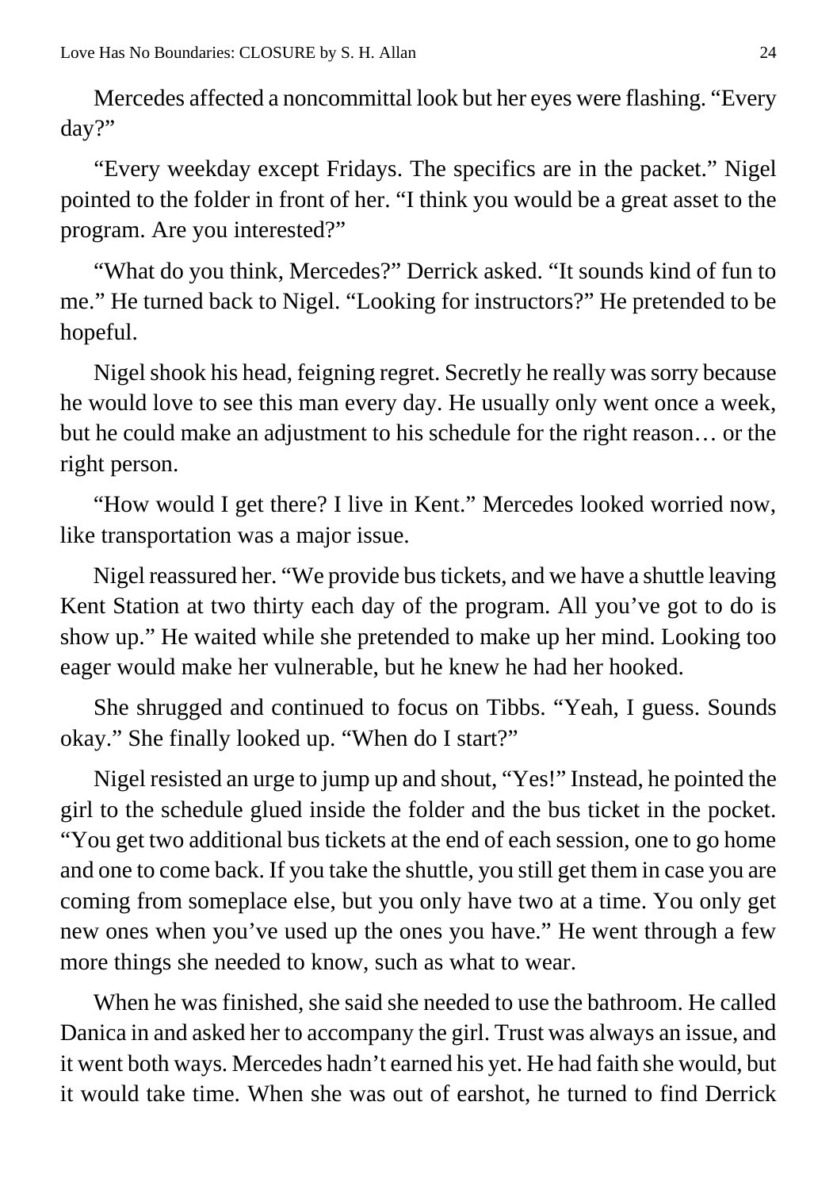Mercedes affected a noncommittal look but her eyes were flashing. “Every day?”

“Every weekday except Fridays. The specifics are in the packet.” Nigel pointed to the folder in front of her. “I think you would be a great asset to the program. Are you interested?”

“What do you think, Mercedes?” Derrick asked. “It sounds kind of fun to me.” He turned back to Nigel. “Looking for instructors?” He pretended to be hopeful.

Nigel shook his head, feigning regret. Secretly he really was sorry because he would love to see this man every day. He usually only went once a week, but he could make an adjustment to his schedule for the right reason… or the right person.

“How would I get there? I live in Kent.” Mercedes looked worried now, like transportation was a major issue.

Nigel reassured her. “We provide bus tickets, and we have a shuttle leaving Kent Station at two thirty each day of the program. All you’ve got to do is show up.” He waited while she pretended to make up her mind. Looking too eager would make her vulnerable, but he knew he had her hooked.

She shrugged and continued to focus on Tibbs. “Yeah, I guess. Sounds okay.” She finally looked up. “When do I start?”

Nigel resisted an urge to jump up and shout, “Yes!” Instead, he pointed the girl to the schedule glued inside the folder and the bus ticket in the pocket. “You get two additional bus tickets at the end of each session, one to go home and one to come back. If you take the shuttle, you still get them in case you are coming from someplace else, but you only have two at a time. You only get new ones when you’ve used up the ones you have.” He went through a few more things she needed to know, such as what to wear.

When he was finished, she said she needed to use the bathroom. He called Danica in and asked her to accompany the girl. Trust was always an issue, and it went both ways. Mercedes hadn’t earned his yet. He had faith she would, but it would take time. When she was out of earshot, he turned to find Derrick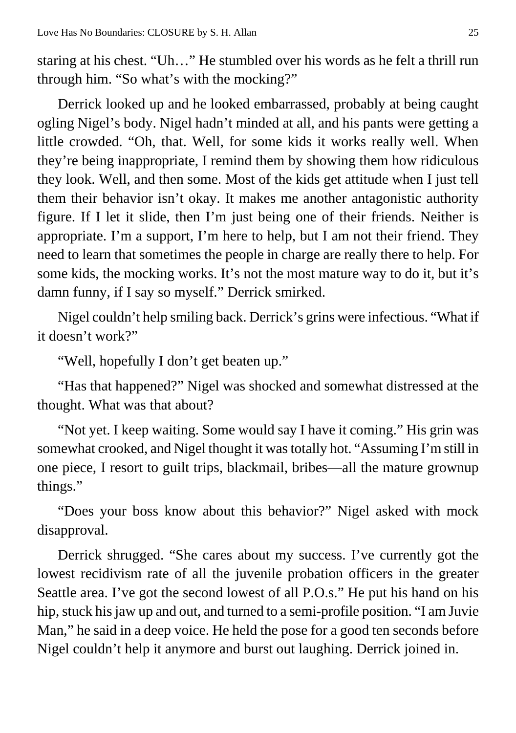staring at his chest. "Uh…" He stumbled over his words as he felt a thrill run through him. "So what's with the mocking?"

Derrick looked up and he looked embarrassed, probably at being caught ogling Nigel's body. Nigel hadn't minded at all, and his pants were getting a little crowded. "Oh, that. Well, for some kids it works really well. When they're being inappropriate, I remind them by showing them how ridiculous they look. Well, and then some. Most of the kids get attitude when I just tell them their behavior isn't okay. It makes me another antagonistic authority figure. If I let it slide, then I'm just being one of their friends. Neither is appropriate. I'm a support, I'm here to help, but I am not their friend. They need to learn that sometimes the people in charge are really there to help. For some kids, the mocking works. It's not the most mature way to do it, but it's damn funny, if I say so myself." Derrick smirked.

Nigel couldn't help smiling back. Derrick's grins were infectious. "What if it doesn't work?"

"Well, hopefully I don't get beaten up."

"Has that happened?" Nigel was shocked and somewhat distressed at the thought. What was that about?

"Not yet. I keep waiting. Some would say I have it coming." His grin was somewhat crooked, and Nigel thought it was totally hot. "Assuming I'm still in one piece, I resort to guilt trips, blackmail, bribes—all the mature grownup things."

"Does your boss know about this behavior?" Nigel asked with mock disapproval.

Derrick shrugged. "She cares about my success. I've currently got the lowest recidivism rate of all the juvenile probation officers in the greater Seattle area. I've got the second lowest of all P.O.s." He put his hand on his hip, stuck his jaw up and out, and turned to a semi-profile position. "I am Juvie Man," he said in a deep voice. He held the pose for a good ten seconds before Nigel couldn't help it anymore and burst out laughing. Derrick joined in.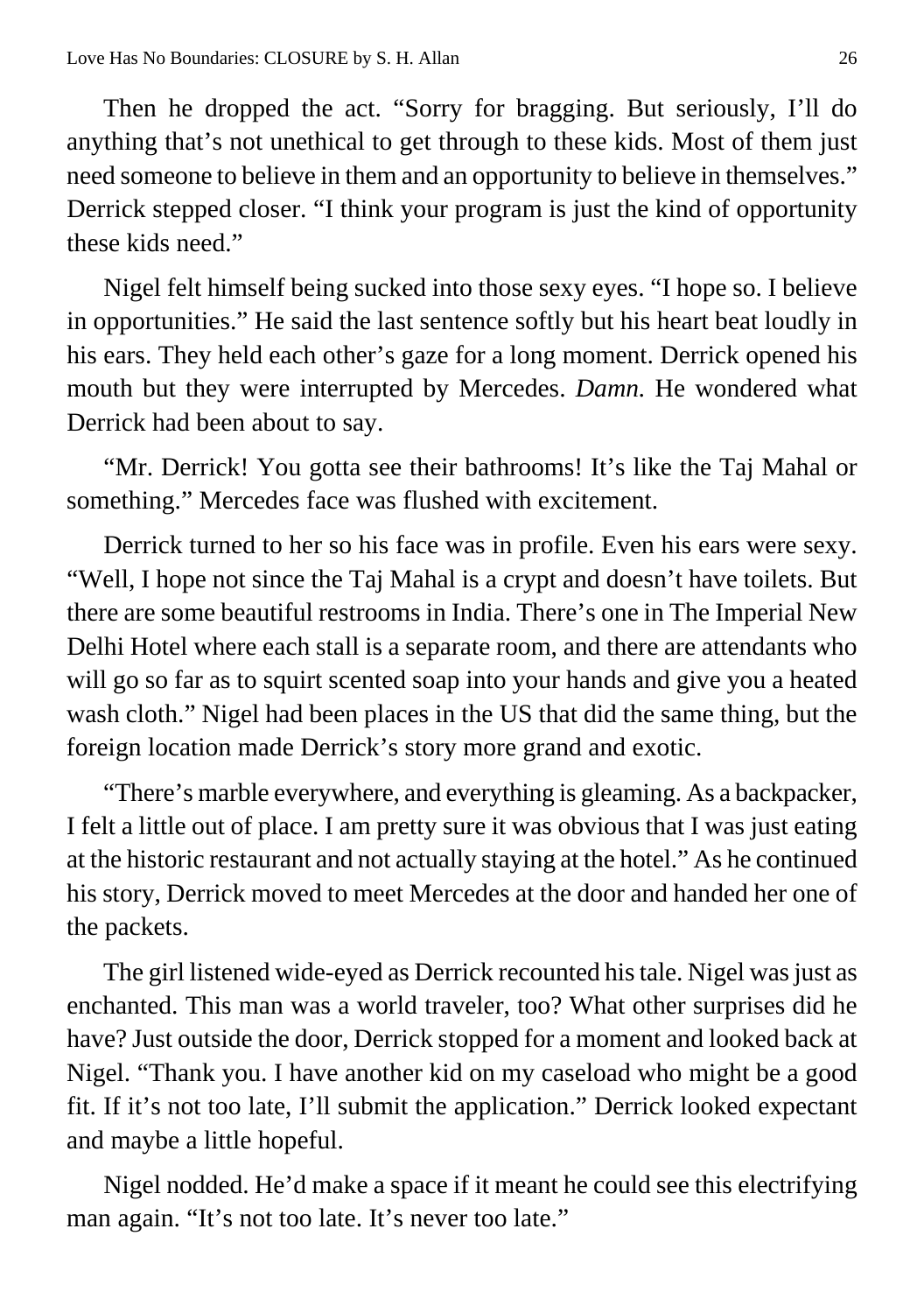Then he dropped the act. “Sorry for bragging. But seriously, I’ll do anything that’s not unethical to get through to these kids. Most of them just need someone to believe in them and an opportunity to believe in themselves.” Derrick stepped closer. “I think your program is just the kind of opportunity these kids need.”

Nigel felt himself being sucked into those sexy eyes. “I hope so. I believe in opportunities.” He said the last sentence softly but his heart beat loudly in his ears. They held each other’s gaze for a long moment. Derrick opened his mouth but they were interrupted by Mercedes. *Damn.* He wondered what Derrick had been about to say.

“Mr. Derrick! You gotta see their bathrooms! It’s like the Taj Mahal or something.” Mercedes face was flushed with excitement.

Derrick turned to her so his face was in profile. Even his ears were sexy. “Well, I hope not since the Taj Mahal is a crypt and doesn’t have toilets. But there are some beautiful restrooms in India. There’s one in The Imperial New Delhi Hotel where each stall is a separate room, and there are attendants who will go so far as to squirt scented soap into your hands and give you a heated wash cloth.” Nigel had been places in the US that did the same thing, but the foreign location made Derrick’s story more grand and exotic.

“There’s marble everywhere, and everything is gleaming. As a backpacker, I felt a little out of place. I am pretty sure it was obvious that I was just eating at the historic restaurant and not actually staying at the hotel.” As he continued his story, Derrick moved to meet Mercedes at the door and handed her one of the packets.

The girl listened wide-eyed as Derrick recounted his tale. Nigel was just as enchanted. This man was a world traveler, too? What other surprises did he have? Just outside the door, Derrick stopped for a moment and looked back at Nigel. “Thank you. I have another kid on my caseload who might be a good fit. If it’s not too late, I’ll submit the application.” Derrick looked expectant and maybe a little hopeful.

Nigel nodded. He’d make a space if it meant he could see this electrifying man again. “It’s not too late. It’s never too late.”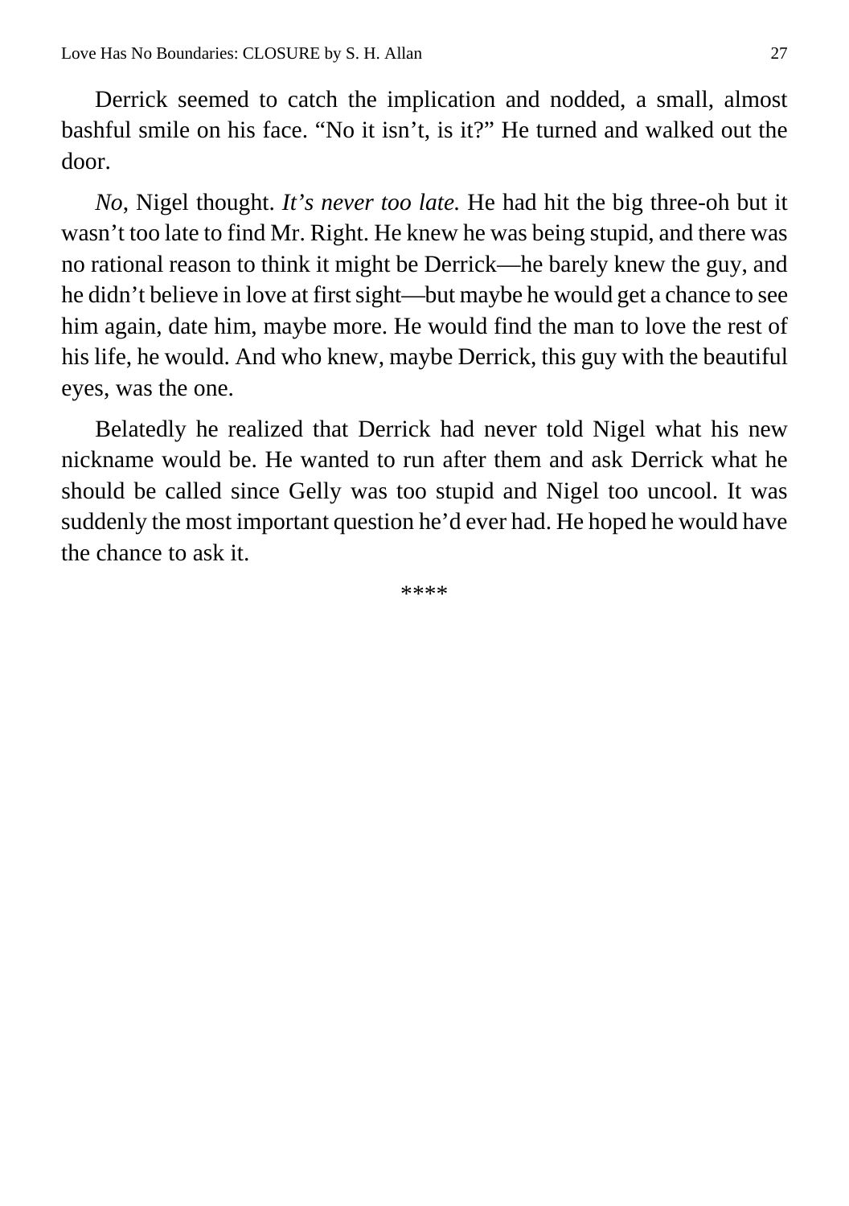Derrick seemed to catch the implication and nodded, a small, almost bashful smile on his face. "No it isn't, is it?" He turned and walked out the door.

*No*, Nigel thought. *It's never too late.* He had hit the big three-oh but it wasn't too late to find Mr. Right. He knew he was being stupid, and there was no rational reason to think it might be Derrick—he barely knew the guy, and he didn't believe in love at first sight—but maybe he would get a chance to see him again, date him, maybe more. He would find the man to love the rest of his life, he would. And who knew, maybe Derrick, this guy with the beautiful eyes, was the one.

Belatedly he realized that Derrick had never told Nigel what his new nickname would be. He wanted to run after them and ask Derrick what he should be called since Gelly was too stupid and Nigel too uncool. It was suddenly the most important question he'd ever had. He hoped he would have the chance to ask it.

****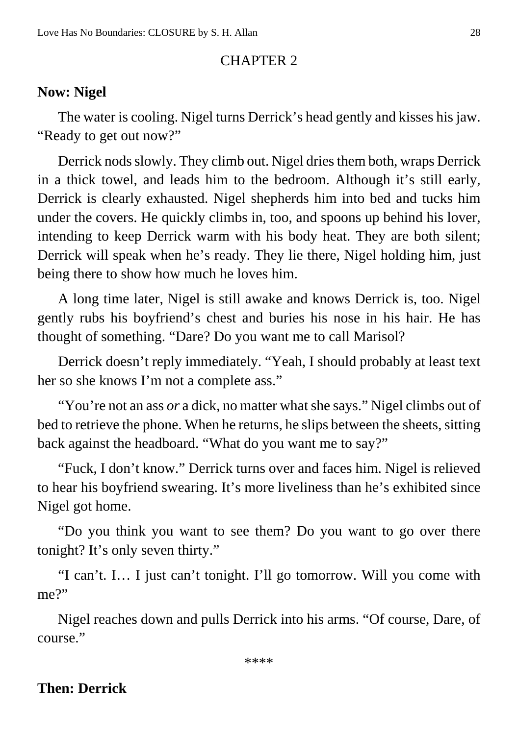## CHAPTER 2

**Now: Nigel**

The water is cooling. Nigel turns Derrick's head gently and kisses his jaw. "Ready to get out now?"

Derrick nods slowly. They climb out. Nigel dries them both, wraps Derrick in a thick towel, and leads him to the bedroom. Although it's still early, Derrick is clearly exhausted. Nigel shepherds him into bed and tucks him under the covers. He quickly climbs in, too, and spoons up behind his lover, intending to keep Derrick warm with his body heat. They are both silent; Derrick will speak when he's ready. They lie there, Nigel holding him, just being there to show how much he loves him.

A long time later, Nigel is still awake and knows Derrick is, too. Nigel gently rubs his boyfriend's chest and buries his nose in his hair. He has thought of something. "Dare? Do you want me to call Marisol?

Derrick doesn't reply immediately. "Yeah, I should probably at least text her so she knows I'm not a complete ass."

"You're not an ass *or* a dick, no matter what she says." Nigel climbs out of bed to retrieve the phone. When he returns, he slips between the sheets, sitting back against the headboard. "What do you want me to say?"

"Fuck, I don't know." Derrick turns over and faces him. Nigel is relieved to hear his boyfriend swearing. It's more liveliness than he's exhibited since Nigel got home.

"Do you think you want to see them? Do you want to go over there tonight? It's only seven thirty."

"I can't. I… I just can't tonight. I'll go tomorrow. Will you come with me?"

Nigel reaches down and pulls Derrick into his arms. "Of course, Dare, of course."

****

**Then: Derrick**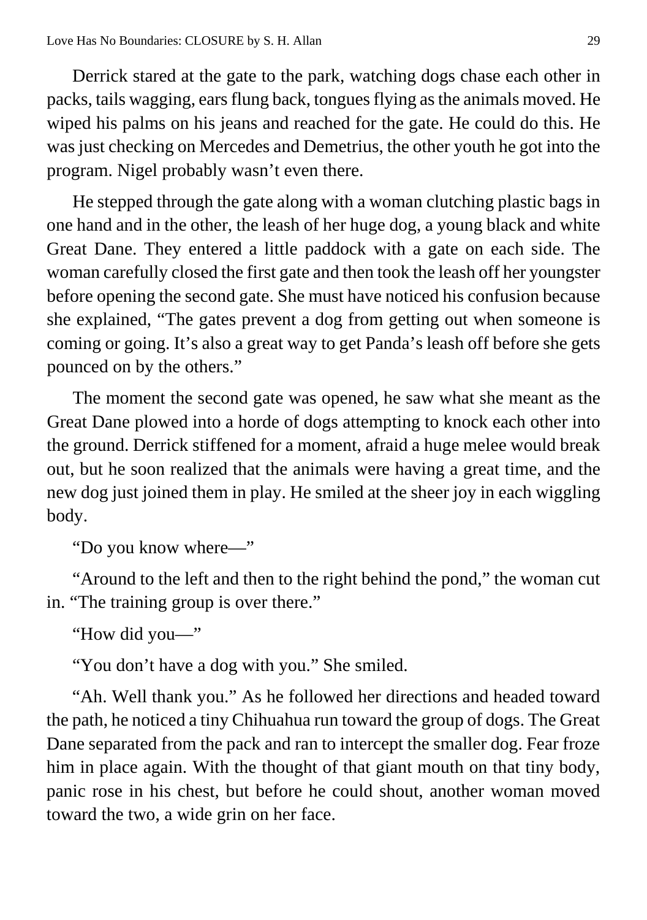Derrick stared at the gate to the park, watching dogs chase each other in packs, tails wagging, ears flung back, tongues flying as the animals moved. He wiped his palms on his jeans and reached for the gate. He could do this. He was just checking on Mercedes and Demetrius, the other youth he got into the program. Nigel probably wasn't even there.

He stepped through the gate along with a woman clutching plastic bags in one hand and in the other, the leash of her huge dog, a young black and white Great Dane. They entered a little paddock with a gate on each side. The woman carefully closed the first gate and then took the leash off her youngster before opening the second gate. She must have noticed his confusion because she explained, "The gates prevent a dog from getting out when someone is coming or going. It's also a great way to get Panda's leash off before she gets pounced on by the others."

The moment the second gate was opened, he saw what she meant as the Great Dane plowed into a horde of dogs attempting to knock each other into the ground. Derrick stiffened for a moment, afraid a huge melee would break out, but he soon realized that the animals were having a great time, and the new dog just joined them in play. He smiled at the sheer joy in each wiggling body.

"Do you know where—"

"Around to the left and then to the right behind the pond," the woman cut in. "The training group is over there."

"How did you—"

"You don't have a dog with you." She smiled.

"Ah. Well thank you." As he followed her directions and headed toward the path, he noticed a tiny Chihuahua run toward the group of dogs. The Great Dane separated from the pack and ran to intercept the smaller dog. Fear froze him in place again. With the thought of that giant mouth on that tiny body, panic rose in his chest, but before he could shout, another woman moved toward the two, a wide grin on her face.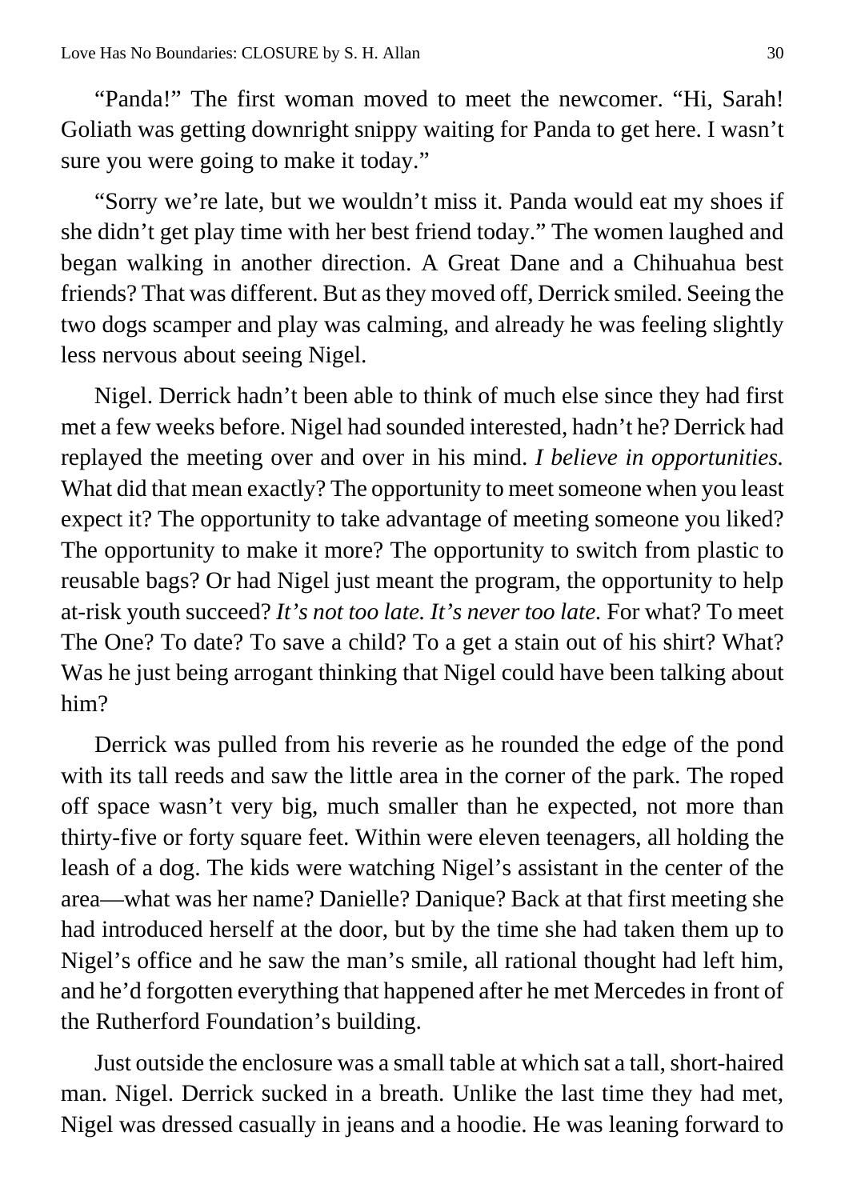"Panda!" The first woman moved to meet the newcomer. "Hi, Sarah! Goliath was getting downright snippy waiting for Panda to get here. I wasn't sure you were going to make it today."

"Sorry we're late, but we wouldn't miss it. Panda would eat my shoes if she didn't get play time with her best friend today." The women laughed and began walking in another direction. A Great Dane and a Chihuahua best friends? That was different. But as they moved off, Derrick smiled. Seeing the two dogs scamper and play was calming, and already he was feeling slightly less nervous about seeing Nigel.

Nigel. Derrick hadn't been able to think of much else since they had first met a few weeks before. Nigel had sounded interested, hadn't he? Derrick had replayed the meeting over and over in his mind. *I believe in opportunities.* What did that mean exactly? The opportunity to meet someone when you least expect it? The opportunity to take advantage of meeting someone you liked? The opportunity to make it more? The opportunity to switch from plastic to reusable bags? Or had Nigel just meant the program, the opportunity to help at-risk youth succeed? *It's not too late. It's never too late.* For what? To meet The One? To date? To save a child? To a get a stain out of his shirt? What? Was he just being arrogant thinking that Nigel could have been talking about him?

Derrick was pulled from his reverie as he rounded the edge of the pond with its tall reeds and saw the little area in the corner of the park. The roped off space wasn't very big, much smaller than he expected, not more than thirty-five or forty square feet. Within were eleven teenagers, all holding the leash of a dog. The kids were watching Nigel's assistant in the center of the area—what was her name? Danielle? Danique? Back at that first meeting she had introduced herself at the door, but by the time she had taken them up to Nigel's office and he saw the man's smile, all rational thought had left him, and he'd forgotten everything that happened after he met Mercedes in front of the Rutherford Foundation's building.

Just outside the enclosure was a small table at which sat a tall, short-haired man. Nigel. Derrick sucked in a breath. Unlike the last time they had met, Nigel was dressed casually in jeans and a hoodie. He was leaning forward to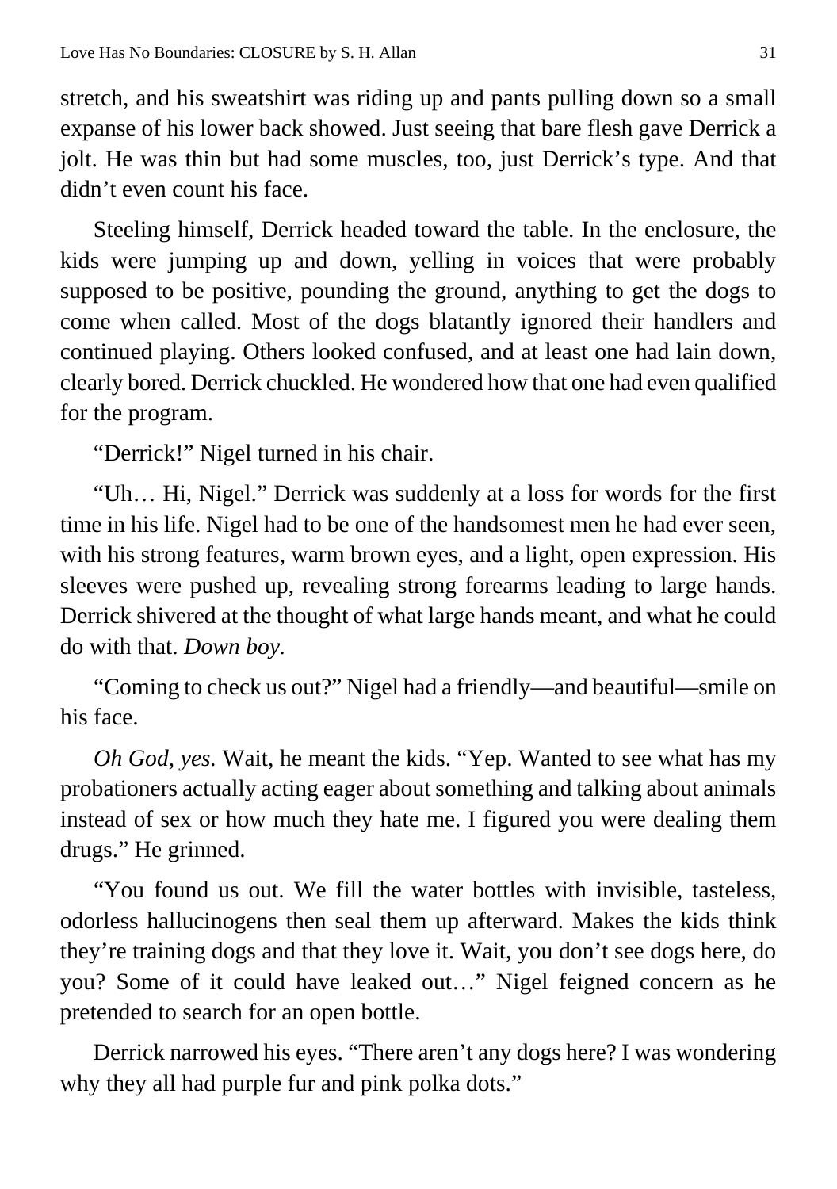stretch, and his sweatshirt was riding up and pants pulling down so a small expanse of his lower back showed. Just seeing that bare flesh gave Derrick a jolt. He was thin but had some muscles, too, just Derrick's type. And that didn't even count his face.

Steeling himself, Derrick headed toward the table. In the enclosure, the kids were jumping up and down, yelling in voices that were probably supposed to be positive, pounding the ground, anything to get the dogs to come when called. Most of the dogs blatantly ignored their handlers and continued playing. Others looked confused, and at least one had lain down, clearly bored. Derrick chuckled. He wondered how that one had even qualified for the program.

"Derrick!" Nigel turned in his chair.

"Uh… Hi, Nigel." Derrick was suddenly at a loss for words for the first time in his life. Nigel had to be one of the handsomest men he had ever seen, with his strong features, warm brown eyes, and a light, open expression. His sleeves were pushed up, revealing strong forearms leading to large hands. Derrick shivered at the thought of what large hands meant, and what he could do with that. *Down boy.*

"Coming to check us out?" Nigel had a friendly—and beautiful—smile on his face.

*Oh God, yes.* Wait, he meant the kids. "Yep. Wanted to see what has my probationers actually acting eager about something and talking about animals instead of sex or how much they hate me. I figured you were dealing them drugs." He grinned.

"You found us out. We fill the water bottles with invisible, tasteless, odorless hallucinogens then seal them up afterward. Makes the kids think they're training dogs and that they love it. Wait, you don't see dogs here, do you? Some of it could have leaked out…" Nigel feigned concern as he pretended to search for an open bottle.

Derrick narrowed his eyes. "There aren't any dogs here? I was wondering why they all had purple fur and pink polka dots."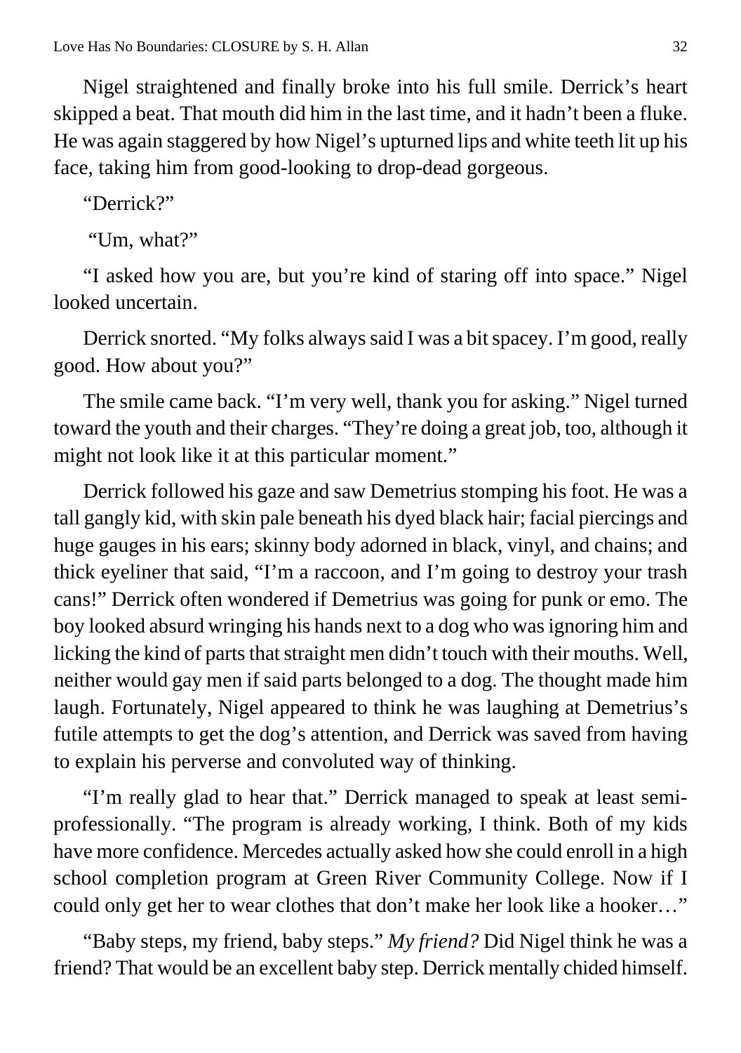Nigel straightened and finally broke into his full smile. Derrick's heart skipped a beat. That mouth did him in the last time, and it hadn't been a fluke. He was again staggered by how Nigel's upturned lips and white teeth lit up his face, taking him from good-looking to drop-dead gorgeous.

"Derrick?"

"Um, what?"

"I asked how you are, but you're kind of staring off into space." Nigel looked uncertain.

Derrick snorted. "My folks always said I was a bit spacey. I'm good, really good. How about you?"

The smile came back. "I'm very well, thank you for asking." Nigel turned toward the youth and their charges. "They're doing a great job, too, although it might not look like it at this particular moment."

Derrick followed his gaze and saw Demetrius stomping his foot. He was a tall gangly kid, with skin pale beneath his dyed black hair; facial piercings and huge gauges in his ears; skinny body adorned in black, vinyl, and chains; and thick eyeliner that said, "I'm a raccoon, and I'm going to destroy your trash cans!" Derrick often wondered if Demetrius was going for punk or emo. The boy looked absurd wringing his hands next to a dog who was ignoring him and licking the kind of parts that straight men didn't touch with their mouths. Well, neither would gay men if said parts belonged to a dog. The thought made him laugh. Fortunately, Nigel appeared to think he was laughing at Demetrius's futile attempts to get the dog's attention, and Derrick was saved from having to explain his perverse and convoluted way of thinking.

"I'm really glad to hear that." Derrick managed to speak at least semi-professionally. "The program is already working, I think. Both of my kids have more confidence. Mercedes actually asked how she could enroll in a high school completion program at Green River Community College. Now if I could only get her to wear clothes that don't make her look like a hooker…"

"Baby steps, my friend, baby steps." *My friend?* Did Nigel think he was a friend? That would be an excellent baby step. Derrick mentally chided himself.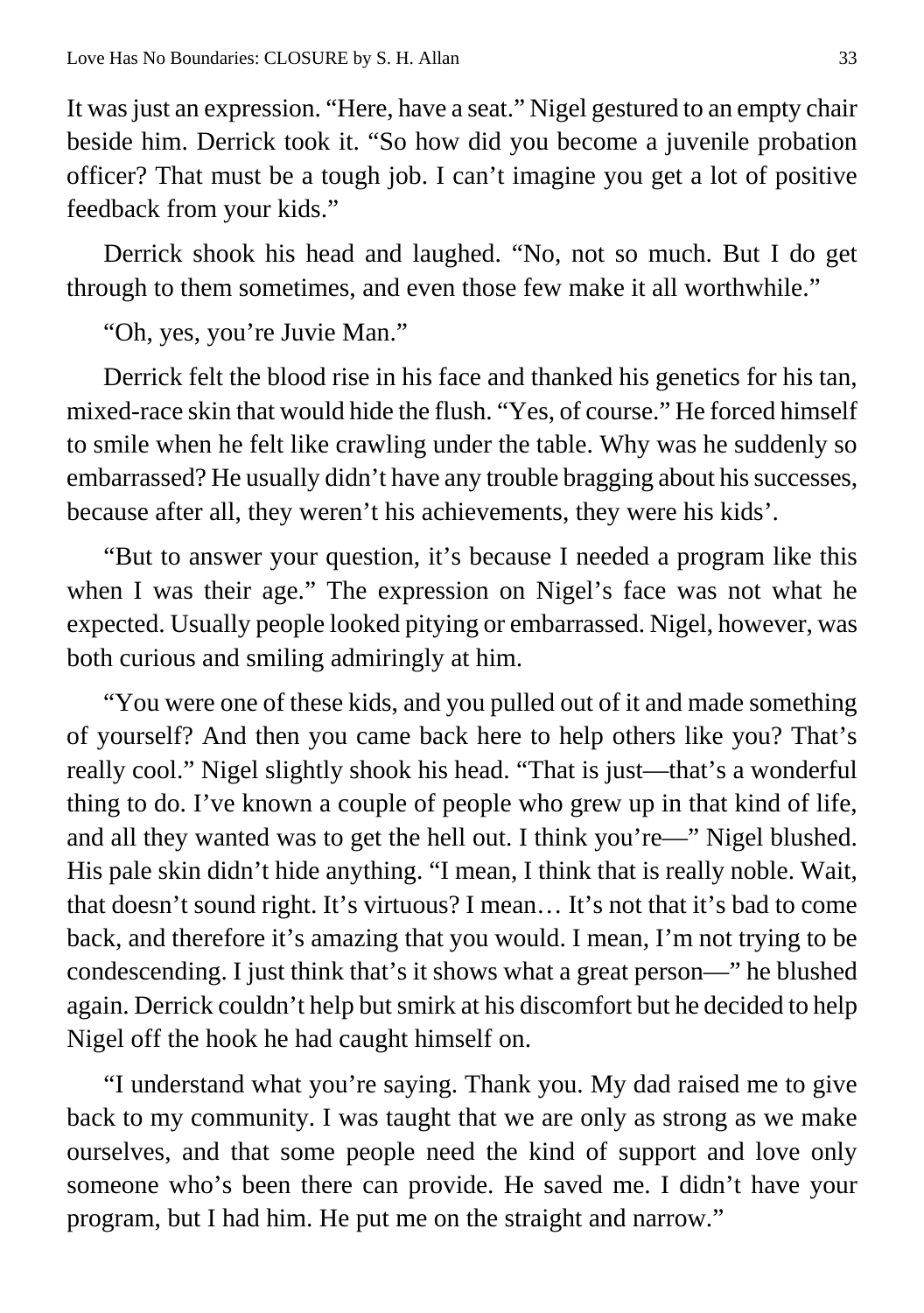It was just an expression. “Here, have a seat.” Nigel gestured to an empty chair beside him. Derrick took it. “So how did you become a juvenile probation officer? That must be a tough job. I can’t imagine you get a lot of positive feedback from your kids.”

Derrick shook his head and laughed. “No, not so much. But I do get through to them sometimes, and even those few make it all worthwhile.”

“Oh, yes, you’re Juvie Man.”

Derrick felt the blood rise in his face and thanked his genetics for his tan, mixed-race skin that would hide the flush. “Yes, of course.” He forced himself to smile when he felt like crawling under the table. Why was he suddenly so embarrassed? He usually didn’t have any trouble bragging about his successes, because after all, they weren’t his achievements, they were his kids’.

“But to answer your question, it’s because I needed a program like this when I was their age.” The expression on Nigel’s face was not what he expected. Usually people looked pitying or embarrassed. Nigel, however, was both curious and smiling admiringly at him.

“You were one of these kids, and you pulled out of it and made something of yourself? And then you came back here to help others like you? That’s really cool.” Nigel slightly shook his head. “That is just—that’s a wonderful thing to do. I’ve known a couple of people who grew up in that kind of life, and all they wanted was to get the hell out. I think you’re—” Nigel blushed. His pale skin didn’t hide anything. “I mean, I think that is really noble. Wait, that doesn’t sound right. It’s virtuous? I mean… It’s not that it’s bad to come back, and therefore it’s amazing that you would. I mean, I’m not trying to be condescending. I just think that’s it shows what a great person—” he blushed again. Derrick couldn’t help but smirk at his discomfort but he decided to help Nigel off the hook he had caught himself on.

“I understand what you’re saying. Thank you. My dad raised me to give back to my community. I was taught that we are only as strong as we make ourselves, and that some people need the kind of support and love only someone who’s been there can provide. He saved me. I didn’t have your program, but I had him. He put me on the straight and narrow.”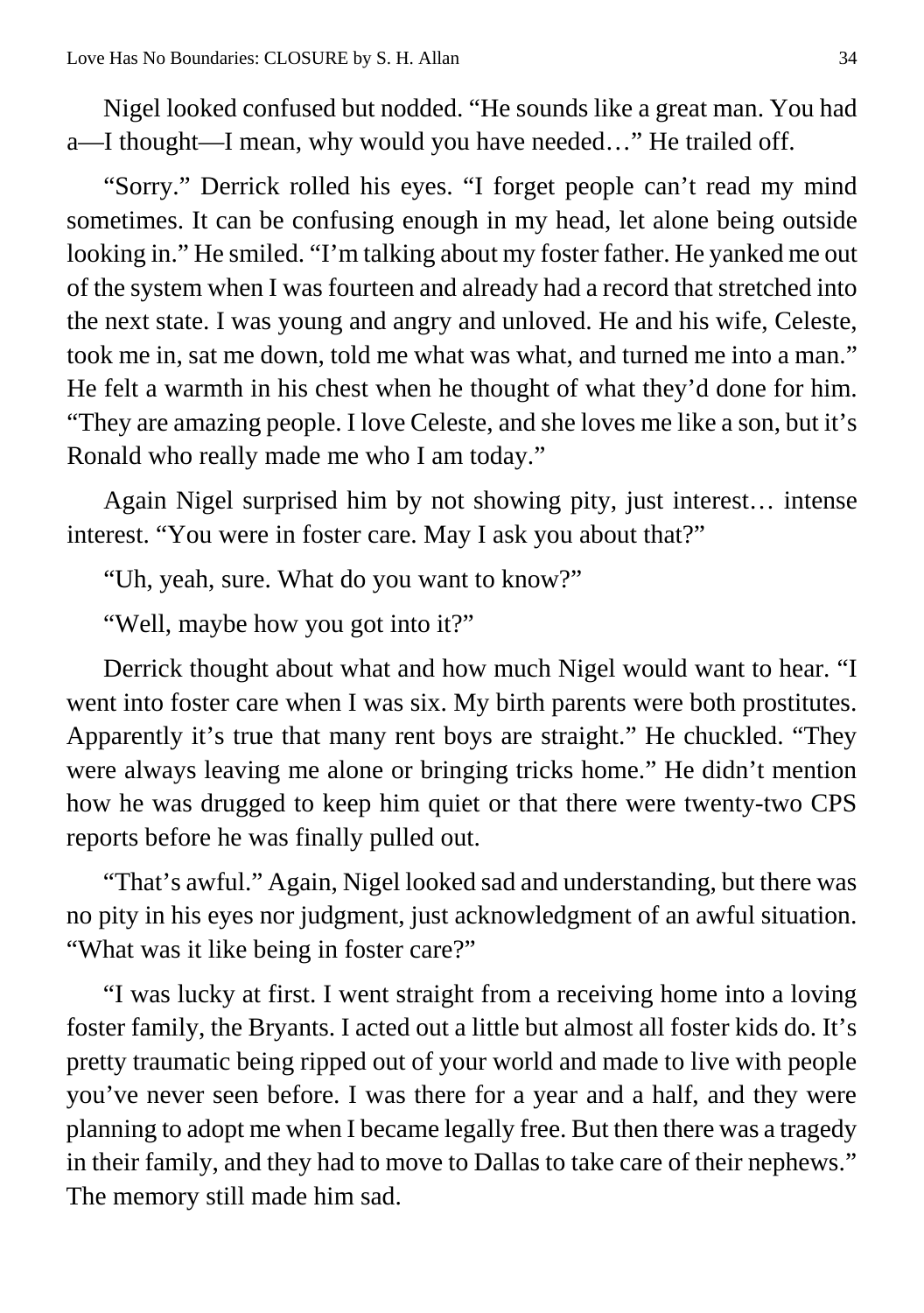Nigel looked confused but nodded. "He sounds like a great man. You had a—I thought—I mean, why would you have needed…" He trailed off.

"Sorry." Derrick rolled his eyes. "I forget people can't read my mind sometimes. It can be confusing enough in my head, let alone being outside looking in." He smiled. "I'm talking about my foster father. He yanked me out of the system when I was fourteen and already had a record that stretched into the next state. I was young and angry and unloved. He and his wife, Celeste, took me in, sat me down, told me what was what, and turned me into a man." He felt a warmth in his chest when he thought of what they'd done for him. "They are amazing people. I love Celeste, and she loves me like a son, but it's Ronald who really made me who I am today."

Again Nigel surprised him by not showing pity, just interest… intense interest. "You were in foster care. May I ask you about that?"

"Uh, yeah, sure. What do you want to know?"

"Well, maybe how you got into it?"

Derrick thought about what and how much Nigel would want to hear. "I went into foster care when I was six. My birth parents were both prostitutes. Apparently it's true that many rent boys are straight." He chuckled. "They were always leaving me alone or bringing tricks home." He didn't mention how he was drugged to keep him quiet or that there were twenty-two CPS reports before he was finally pulled out.

"That's awful." Again, Nigel looked sad and understanding, but there was no pity in his eyes nor judgment, just acknowledgment of an awful situation. "What was it like being in foster care?"

"I was lucky at first. I went straight from a receiving home into a loving foster family, the Bryants. I acted out a little but almost all foster kids do. It's pretty traumatic being ripped out of your world and made to live with people you've never seen before. I was there for a year and a half, and they were planning to adopt me when I became legally free. But then there was a tragedy in their family, and they had to move to Dallas to take care of their nephews." The memory still made him sad.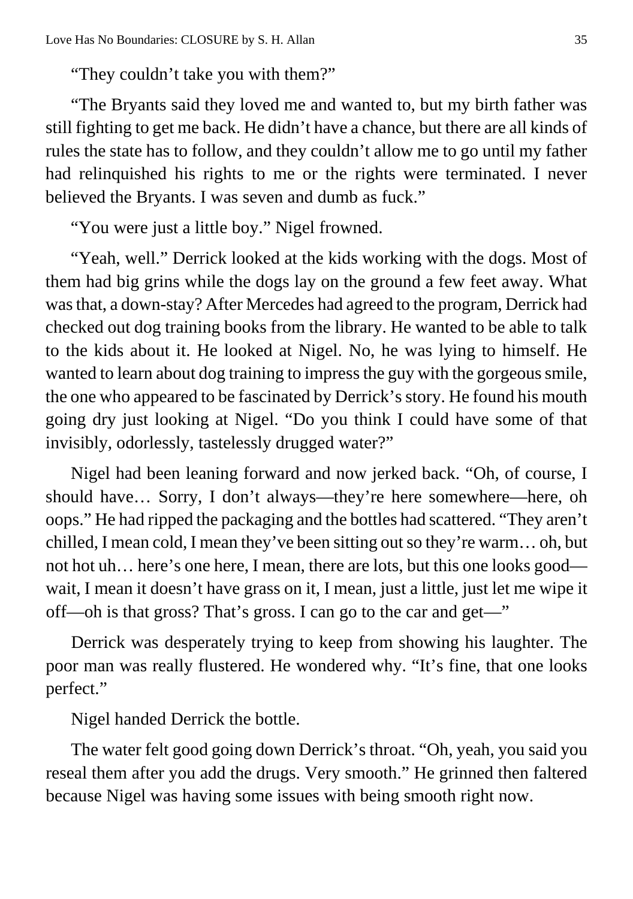"They couldn't take you with them?"

"The Bryants said they loved me and wanted to, but my birth father was still fighting to get me back. He didn't have a chance, but there are all kinds of rules the state has to follow, and they couldn't allow me to go until my father had relinquished his rights to me or the rights were terminated. I never believed the Bryants. I was seven and dumb as fuck."

"You were just a little boy." Nigel frowned.

"Yeah, well." Derrick looked at the kids working with the dogs. Most of them had big grins while the dogs lay on the ground a few feet away. What was that, a down-stay? After Mercedes had agreed to the program, Derrick had checked out dog training books from the library. He wanted to be able to talk to the kids about it. He looked at Nigel. No, he was lying to himself. He wanted to learn about dog training to impress the guy with the gorgeous smile, the one who appeared to be fascinated by Derrick's story. He found his mouth going dry just looking at Nigel. "Do you think I could have some of that invisibly, odorlessly, tastelessly drugged water?"

Nigel had been leaning forward and now jerked back. "Oh, of course, I should have… Sorry, I don't always—they're here somewhere—here, oh oops." He had ripped the packaging and the bottles had scattered. "They aren't chilled, I mean cold, I mean they've been sitting out so they're warm… oh, but not hot uh… here's one here, I mean, there are lots, but this one looks good—wait, I mean it doesn't have grass on it, I mean, just a little, just let me wipe it off—oh is that gross? That's gross. I can go to the car and get—"

Derrick was desperately trying to keep from showing his laughter. The poor man was really flustered. He wondered why. "It's fine, that one looks perfect."

Nigel handed Derrick the bottle.

The water felt good going down Derrick's throat. "Oh, yeah, you said you reseal them after you add the drugs. Very smooth." He grinned then faltered because Nigel was having some issues with being smooth right now.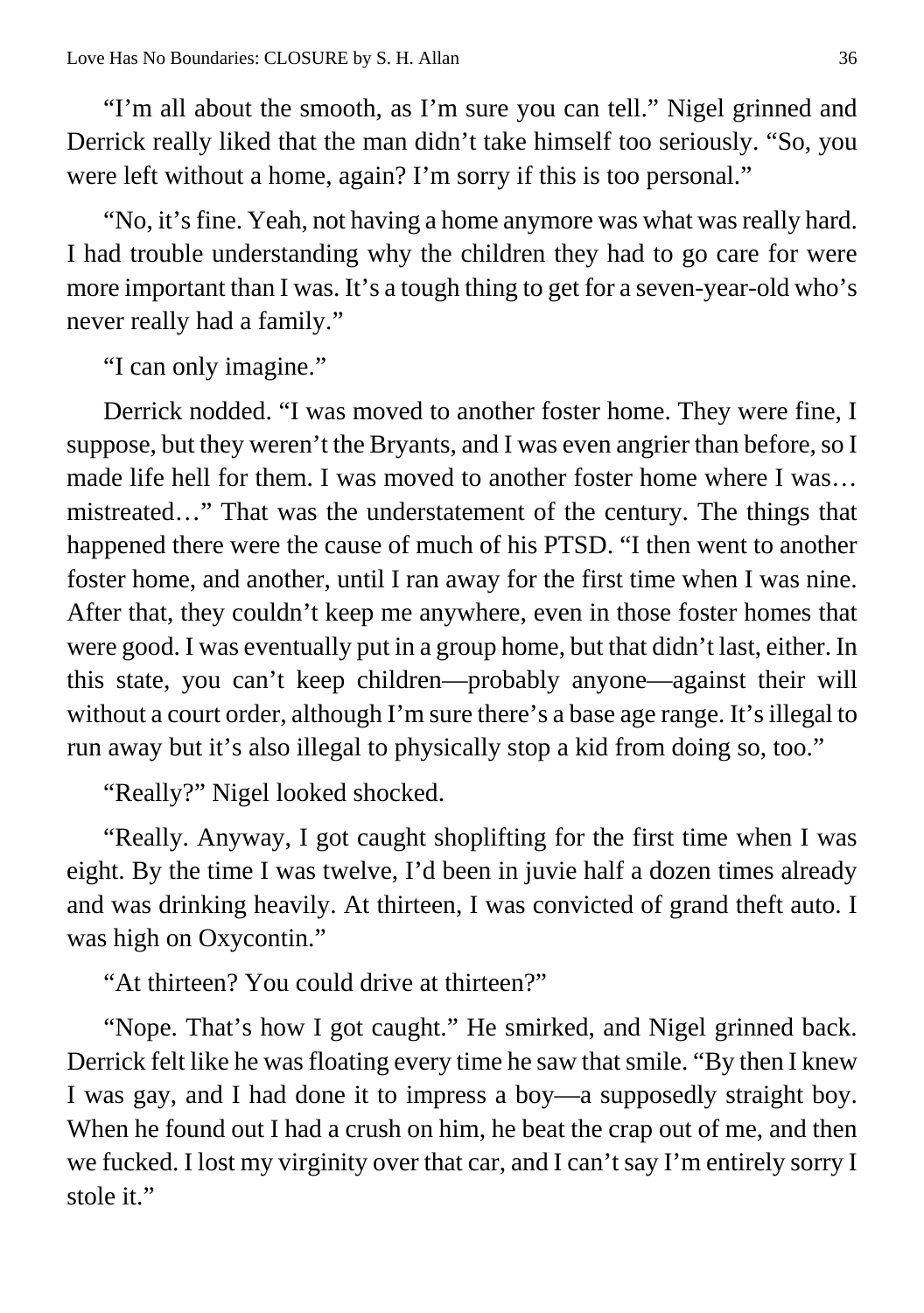"I'm all about the smooth, as I'm sure you can tell." Nigel grinned and Derrick really liked that the man didn't take himself too seriously. "So, you were left without a home, again? I'm sorry if this is too personal."

"No, it's fine. Yeah, not having a home anymore was what was really hard. I had trouble understanding why the children they had to go care for were more important than I was. It's a tough thing to get for a seven-year-old who's never really had a family."

"I can only imagine."

Derrick nodded. "I was moved to another foster home. They were fine, I suppose, but they weren't the Bryants, and I was even angrier than before, so I made life hell for them. I was moved to another foster home where I was… mistreated…" That was the understatement of the century. The things that happened there were the cause of much of his PTSD. "I then went to another foster home, and another, until I ran away for the first time when I was nine. After that, they couldn't keep me anywhere, even in those foster homes that were good. I was eventually put in a group home, but that didn't last, either. In this state, you can't keep children—probably anyone—against their will without a court order, although I'm sure there's a base age range. It's illegal to run away but it's also illegal to physically stop a kid from doing so, too."

"Really?" Nigel looked shocked.

"Really. Anyway, I got caught shoplifting for the first time when I was eight. By the time I was twelve, I'd been in juvie half a dozen times already and was drinking heavily. At thirteen, I was convicted of grand theft auto. I was high on Oxycontin."

"At thirteen? You could drive at thirteen?"

"Nope. That's how I got caught." He smirked, and Nigel grinned back. Derrick felt like he was floating every time he saw that smile. "By then I knew I was gay, and I had done it to impress a boy—a supposedly straight boy. When he found out I had a crush on him, he beat the crap out of me, and then we fucked. I lost my virginity over that car, and I can't say I'm entirely sorry I stole it."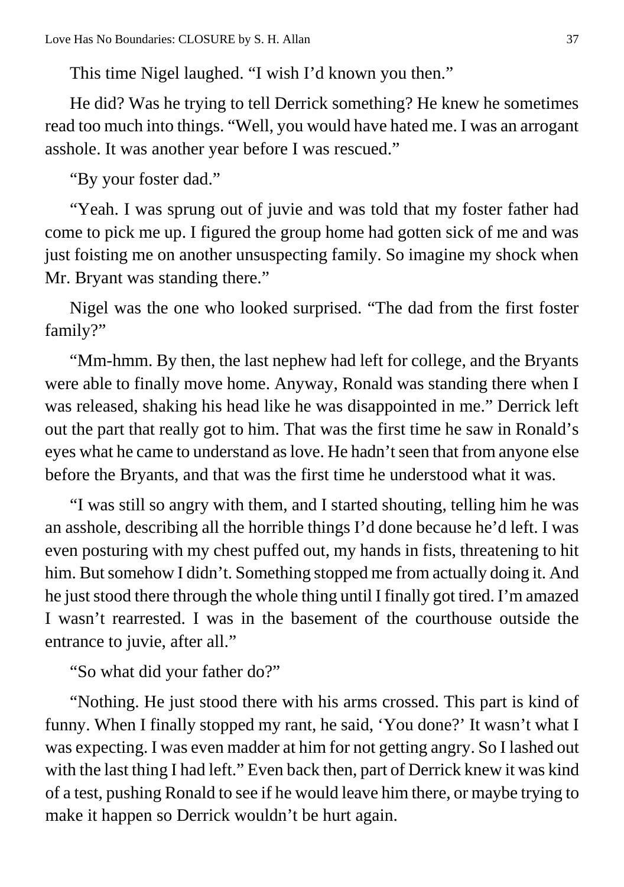This time Nigel laughed. “I wish I’d known you then.”

He did? Was he trying to tell Derrick something? He knew he sometimes read too much into things. “Well, you would have hated me. I was an arrogant asshole. It was another year before I was rescued.”

“By your foster dad.”

“Yeah. I was sprung out of juvie and was told that my foster father had come to pick me up. I figured the group home had gotten sick of me and was just foisting me on another unsuspecting family. So imagine my shock when Mr. Bryant was standing there.”

Nigel was the one who looked surprised. “The dad from the first foster family?”

“Mm-hmm. By then, the last nephew had left for college, and the Bryants were able to finally move home. Anyway, Ronald was standing there when I was released, shaking his head like he was disappointed in me.” Derrick left out the part that really got to him. That was the first time he saw in Ronald’s eyes what he came to understand as love. He hadn’t seen that from anyone else before the Bryants, and that was the first time he understood what it was.

“I was still so angry with them, and I started shouting, telling him he was an asshole, describing all the horrible things I’d done because he’d left. I was even posturing with my chest puffed out, my hands in fists, threatening to hit him. But somehow I didn’t. Something stopped me from actually doing it. And he just stood there through the whole thing until I finally got tired. I’m amazed I wasn’t rearrested. I was in the basement of the courthouse outside the entrance to juvie, after all.”

“So what did your father do?”

“Nothing. He just stood there with his arms crossed. This part is kind of funny. When I finally stopped my rant, he said, ‘You done?’ It wasn’t what I was expecting. I was even madder at him for not getting angry. So I lashed out with the last thing I had left.” Even back then, part of Derrick knew it was kind of a test, pushing Ronald to see if he would leave him there, or maybe trying to make it happen so Derrick wouldn’t be hurt again.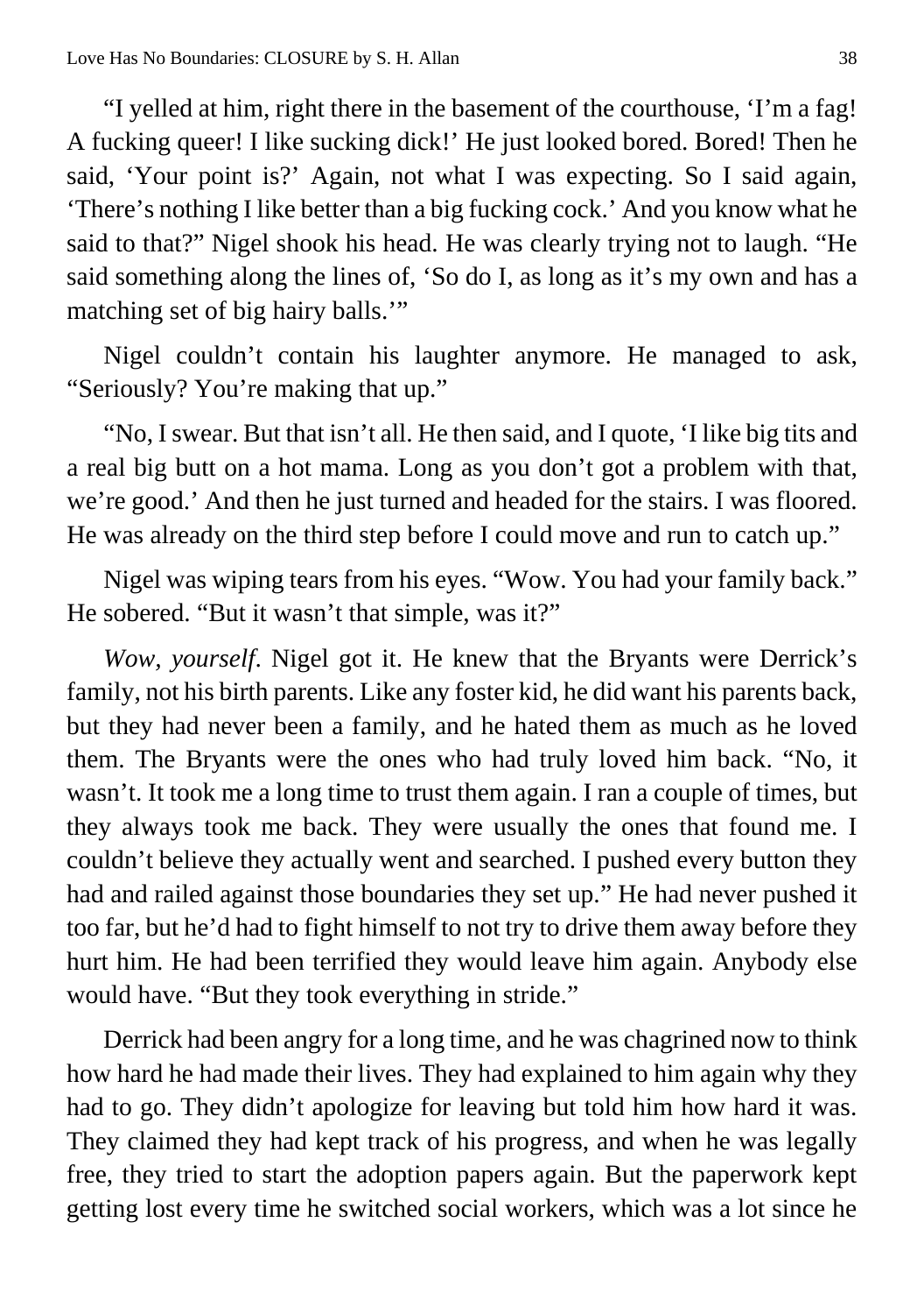"I yelled at him, right there in the basement of the courthouse, 'I'm a fag! A fucking queer! I like sucking dick!' He just looked bored. Bored! Then he said, 'Your point is?' Again, not what I was expecting. So I said again, 'There's nothing I like better than a big fucking cock.' And you know what he said to that?" Nigel shook his head. He was clearly trying not to laugh. "He said something along the lines of, 'So do I, as long as it's my own and has a matching set of big hairy balls.'"

Nigel couldn't contain his laughter anymore. He managed to ask, "Seriously? You're making that up."

"No, I swear. But that isn't all. He then said, and I quote, 'I like big tits and a real big butt on a hot mama. Long as you don't got a problem with that, we're good.' And then he just turned and headed for the stairs. I was floored. He was already on the third step before I could move and run to catch up."

Nigel was wiping tears from his eyes. "Wow. You had your family back." He sobered. "But it wasn't that simple, was it?"

*Wow, yourself*. Nigel got it. He knew that the Bryants were Derrick's family, not his birth parents. Like any foster kid, he did want his parents back, but they had never been a family, and he hated them as much as he loved them. The Bryants were the ones who had truly loved him back. "No, it wasn't. It took me a long time to trust them again. I ran a couple of times, but they always took me back. They were usually the ones that found me. I couldn't believe they actually went and searched. I pushed every button they had and railed against those boundaries they set up." He had never pushed it too far, but he'd had to fight himself to not try to drive them away before they hurt him. He had been terrified they would leave him again. Anybody else would have. "But they took everything in stride."

Derrick had been angry for a long time, and he was chagrined now to think how hard he had made their lives. They had explained to him again why they had to go. They didn't apologize for leaving but told him how hard it was. They claimed they had kept track of his progress, and when he was legally free, they tried to start the adoption papers again. But the paperwork kept getting lost every time he switched social workers, which was a lot since he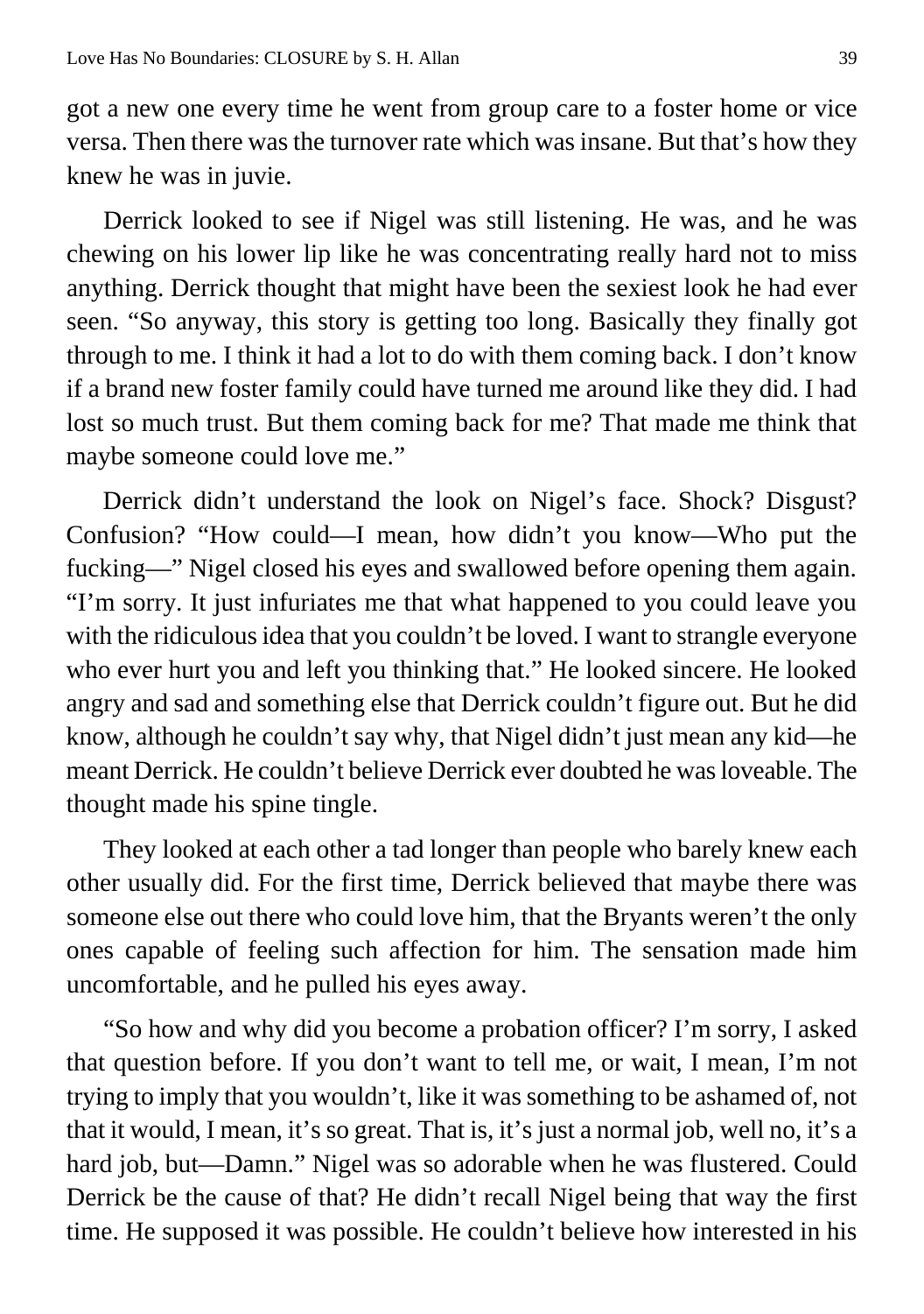got a new one every time he went from group care to a foster home or vice versa. Then there was the turnover rate which was insane. But that's how they knew he was in juvie.

Derrick looked to see if Nigel was still listening. He was, and he was chewing on his lower lip like he was concentrating really hard not to miss anything. Derrick thought that might have been the sexiest look he had ever seen. "So anyway, this story is getting too long. Basically they finally got through to me. I think it had a lot to do with them coming back. I don't know if a brand new foster family could have turned me around like they did. I had lost so much trust. But them coming back for me? That made me think that maybe someone could love me."

Derrick didn't understand the look on Nigel's face. Shock? Disgust? Confusion? "How could—I mean, how didn't you know—Who put the fucking—" Nigel closed his eyes and swallowed before opening them again. "I'm sorry. It just infuriates me that what happened to you could leave you with the ridiculous idea that you couldn't be loved. I want to strangle everyone who ever hurt you and left you thinking that." He looked sincere. He looked angry and sad and something else that Derrick couldn't figure out. But he did know, although he couldn't say why, that Nigel didn't just mean any kid—he meant Derrick. He couldn't believe Derrick ever doubted he was loveable. The thought made his spine tingle.

They looked at each other a tad longer than people who barely knew each other usually did. For the first time, Derrick believed that maybe there was someone else out there who could love him, that the Bryants weren't the only ones capable of feeling such affection for him. The sensation made him uncomfortable, and he pulled his eyes away.

"So how and why did you become a probation officer? I'm sorry, I asked that question before. If you don't want to tell me, or wait, I mean, I'm not trying to imply that you wouldn't, like it was something to be ashamed of, not that it would, I mean, it's so great. That is, it's just a normal job, well no, it's a hard job, but—Damn." Nigel was so adorable when he was flustered. Could Derrick be the cause of that? He didn't recall Nigel being that way the first time. He supposed it was possible. He couldn't believe how interested in his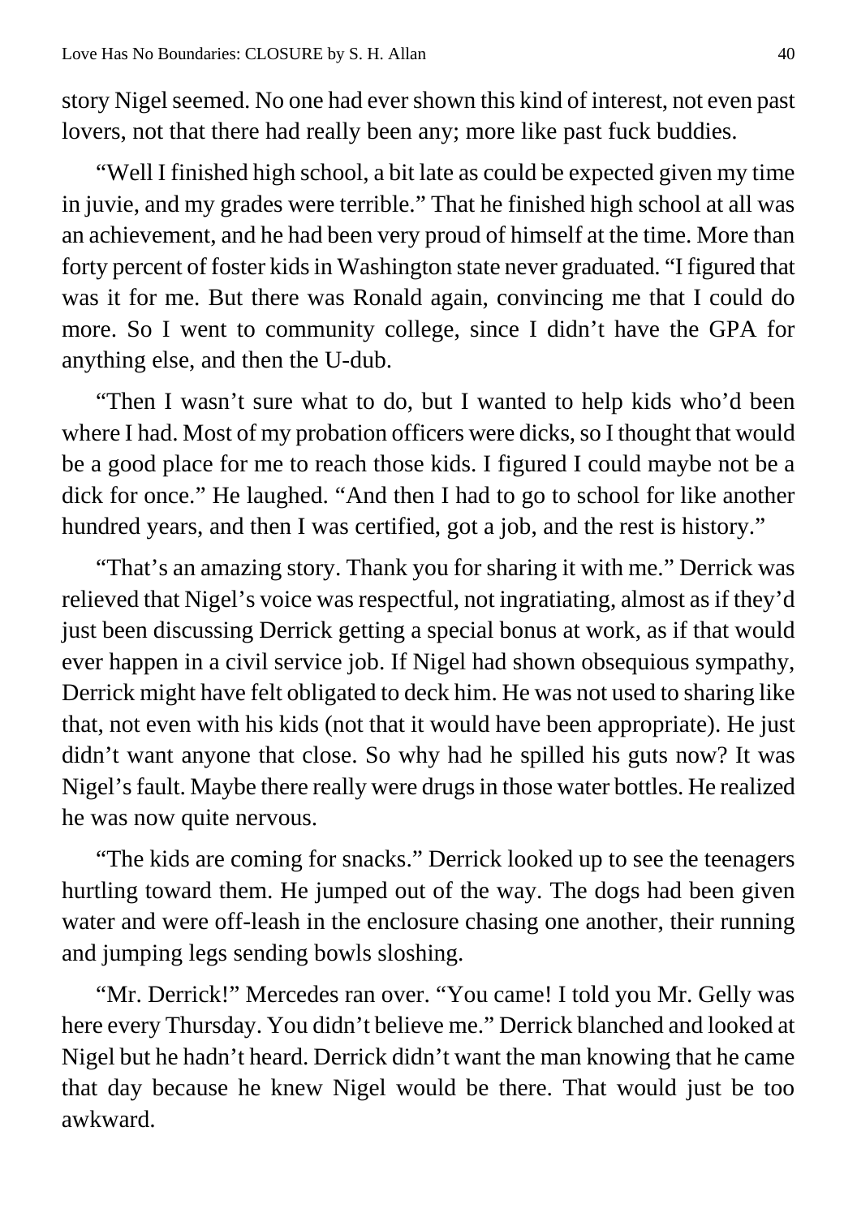story Nigel seemed. No one had ever shown this kind of interest, not even past lovers, not that there had really been any; more like past fuck buddies.

"Well I finished high school, a bit late as could be expected given my time in juvie, and my grades were terrible." That he finished high school at all was an achievement, and he had been very proud of himself at the time. More than forty percent of foster kids in Washington state never graduated. "I figured that was it for me. But there was Ronald again, convincing me that I could do more. So I went to community college, since I didn't have the GPA for anything else, and then the U-dub.

"Then I wasn't sure what to do, but I wanted to help kids who'd been where I had. Most of my probation officers were dicks, so I thought that would be a good place for me to reach those kids. I figured I could maybe not be a dick for once." He laughed. "And then I had to go to school for like another hundred years, and then I was certified, got a job, and the rest is history."

"That's an amazing story. Thank you for sharing it with me." Derrick was relieved that Nigel's voice was respectful, not ingratiating, almost as if they'd just been discussing Derrick getting a special bonus at work, as if that would ever happen in a civil service job. If Nigel had shown obsequious sympathy, Derrick might have felt obligated to deck him. He was not used to sharing like that, not even with his kids (not that it would have been appropriate). He just didn't want anyone that close. So why had he spilled his guts now? It was Nigel's fault. Maybe there really were drugs in those water bottles. He realized he was now quite nervous.

"The kids are coming for snacks." Derrick looked up to see the teenagers hurtling toward them. He jumped out of the way. The dogs had been given water and were off-leash in the enclosure chasing one another, their running and jumping legs sending bowls sloshing.

"Mr. Derrick!" Mercedes ran over. "You came! I told you Mr. Gelly was here every Thursday. You didn't believe me." Derrick blanched and looked at Nigel but he hadn't heard. Derrick didn't want the man knowing that he came that day because he knew Nigel would be there. That would just be too awkward.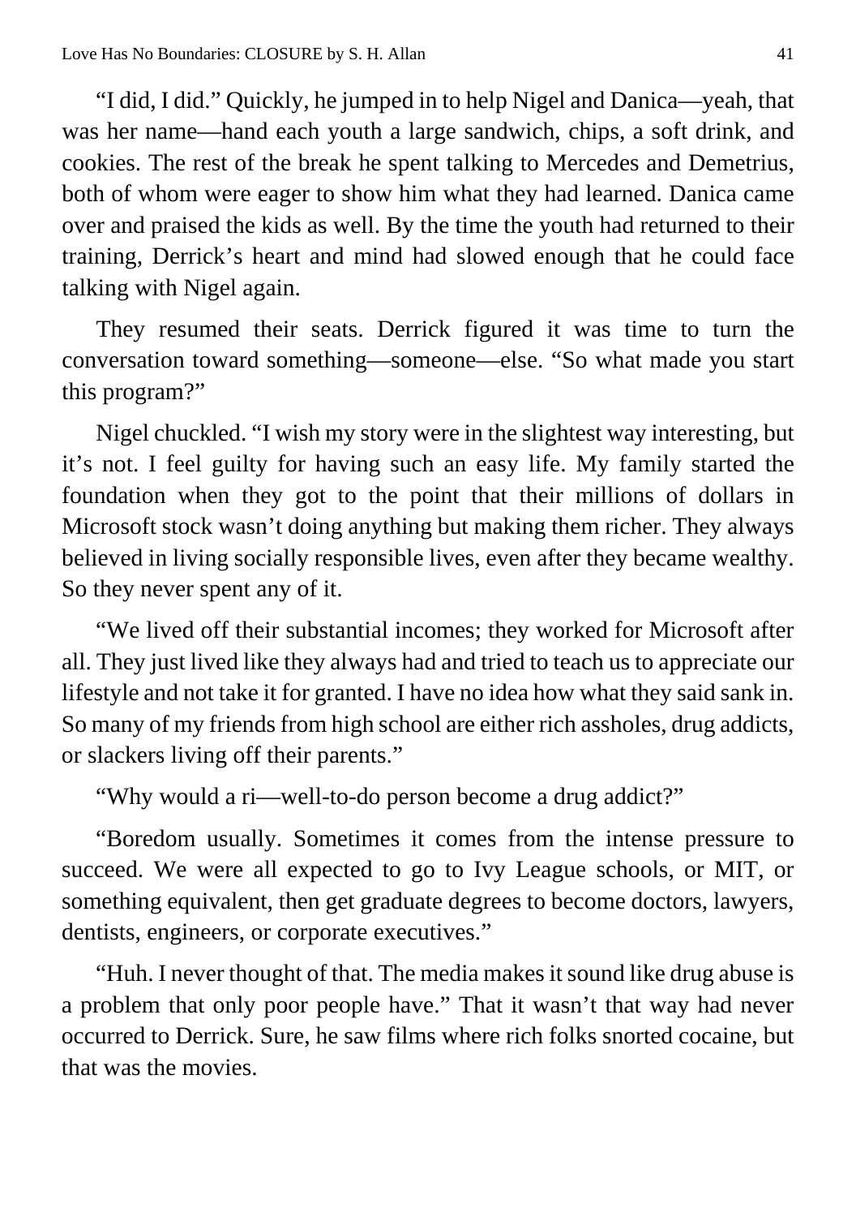"I did, I did." Quickly, he jumped in to help Nigel and Danica—yeah, that was her name—hand each youth a large sandwich, chips, a soft drink, and cookies. The rest of the break he spent talking to Mercedes and Demetrius, both of whom were eager to show him what they had learned. Danica came over and praised the kids as well. By the time the youth had returned to their training, Derrick's heart and mind had slowed enough that he could face talking with Nigel again.

They resumed their seats. Derrick figured it was time to turn the conversation toward something—someone—else. "So what made you start this program?"

Nigel chuckled. "I wish my story were in the slightest way interesting, but it's not. I feel guilty for having such an easy life. My family started the foundation when they got to the point that their millions of dollars in Microsoft stock wasn't doing anything but making them richer. They always believed in living socially responsible lives, even after they became wealthy. So they never spent any of it.

"We lived off their substantial incomes; they worked for Microsoft after all. They just lived like they always had and tried to teach us to appreciate our lifestyle and not take it for granted. I have no idea how what they said sank in. So many of my friends from high school are either rich assholes, drug addicts, or slackers living off their parents."

"Why would a ri—well-to-do person become a drug addict?"

"Boredom usually. Sometimes it comes from the intense pressure to succeed. We were all expected to go to Ivy League schools, or MIT, or something equivalent, then get graduate degrees to become doctors, lawyers, dentists, engineers, or corporate executives."

"Huh. I never thought of that. The media makes it sound like drug abuse is a problem that only poor people have." That it wasn't that way had never occurred to Derrick. Sure, he saw films where rich folks snorted cocaine, but that was the movies.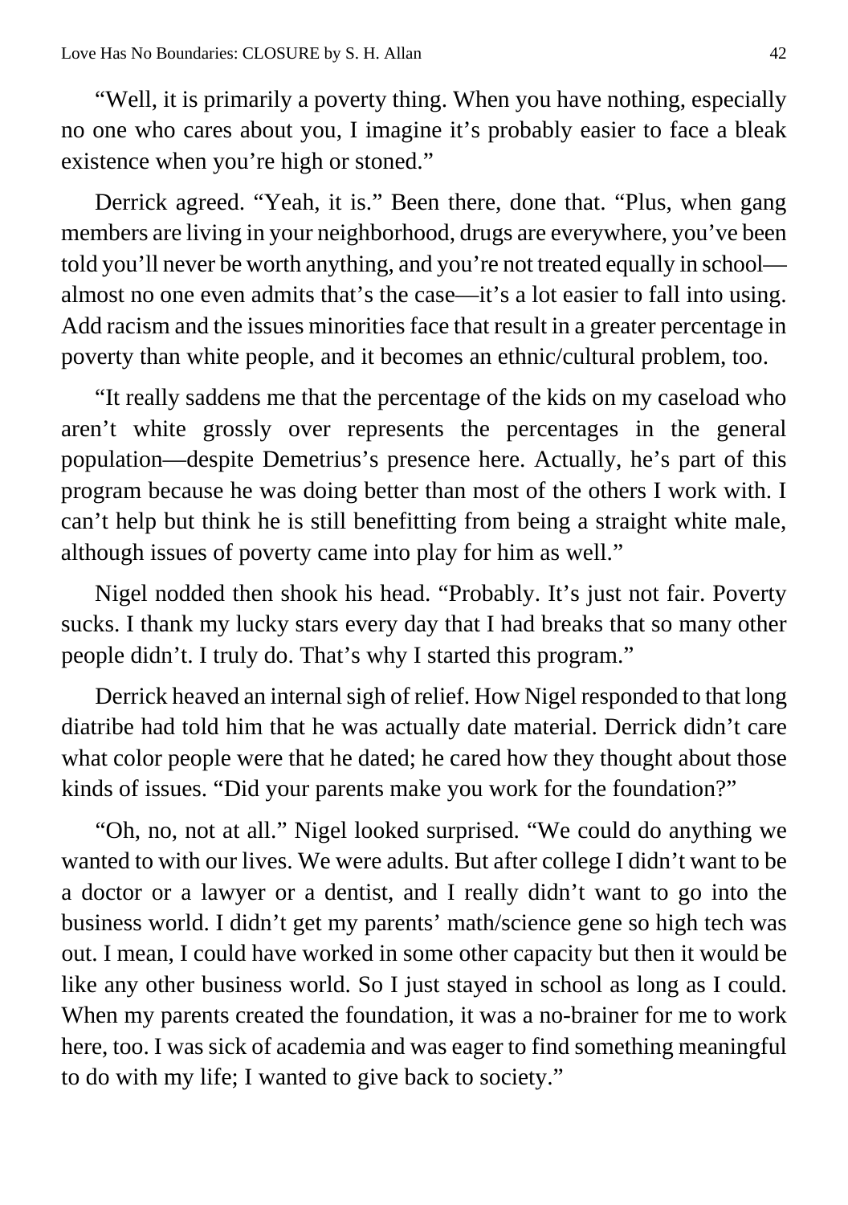"Well, it is primarily a poverty thing. When you have nothing, especially no one who cares about you, I imagine it's probably easier to face a bleak existence when you're high or stoned."

Derrick agreed. "Yeah, it is." Been there, done that. "Plus, when gang members are living in your neighborhood, drugs are everywhere, you've been told you'll never be worth anything, and you're not treated equally in school—almost no one even admits that's the case—it's a lot easier to fall into using. Add racism and the issues minorities face that result in a greater percentage in poverty than white people, and it becomes an ethnic/cultural problem, too.

"It really saddens me that the percentage of the kids on my caseload who aren't white grossly over represents the percentages in the general population—despite Demetrius's presence here. Actually, he's part of this program because he was doing better than most of the others I work with. I can't help but think he is still benefitting from being a straight white male, although issues of poverty came into play for him as well."

Nigel nodded then shook his head. "Probably. It's just not fair. Poverty sucks. I thank my lucky stars every day that I had breaks that so many other people didn't. I truly do. That's why I started this program."

Derrick heaved an internal sigh of relief. How Nigel responded to that long diatribe had told him that he was actually date material. Derrick didn't care what color people were that he dated; he cared how they thought about those kinds of issues. "Did your parents make you work for the foundation?"

"Oh, no, not at all." Nigel looked surprised. "We could do anything we wanted to with our lives. We were adults. But after college I didn't want to be a doctor or a lawyer or a dentist, and I really didn't want to go into the business world. I didn't get my parents' math/science gene so high tech was out. I mean, I could have worked in some other capacity but then it would be like any other business world. So I just stayed in school as long as I could. When my parents created the foundation, it was a no-brainer for me to work here, too. I was sick of academia and was eager to find something meaningful to do with my life; I wanted to give back to society."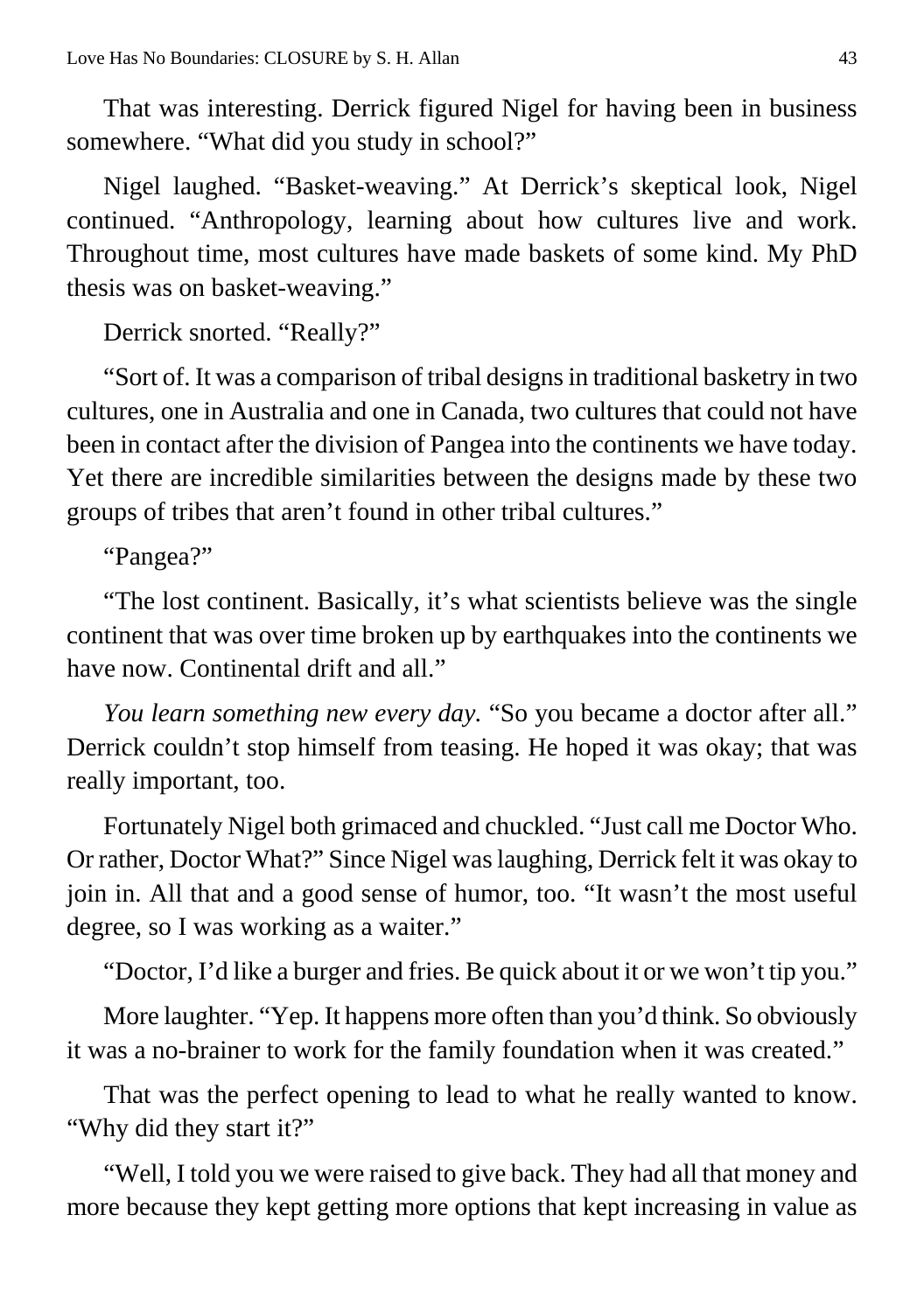That was interesting. Derrick figured Nigel for having been in business somewhere. "What did you study in school?"

Nigel laughed. "Basket-weaving." At Derrick's skeptical look, Nigel continued. "Anthropology, learning about how cultures live and work. Throughout time, most cultures have made baskets of some kind. My PhD thesis was on basket-weaving."

Derrick snorted. "Really?"

"Sort of. It was a comparison of tribal designs in traditional basketry in two cultures, one in Australia and one in Canada, two cultures that could not have been in contact after the division of Pangea into the continents we have today. Yet there are incredible similarities between the designs made by these two groups of tribes that aren't found in other tribal cultures."

"Pangea?"

"The lost continent. Basically, it's what scientists believe was the single continent that was over time broken up by earthquakes into the continents we have now. Continental drift and all."

*You learn something new every day.* "So you became a doctor after all." Derrick couldn't stop himself from teasing. He hoped it was okay; that was really important, too.

Fortunately Nigel both grimaced and chuckled. "Just call me Doctor Who. Or rather, Doctor What?" Since Nigel was laughing, Derrick felt it was okay to join in. All that and a good sense of humor, too. "It wasn't the most useful degree, so I was working as a waiter."

"Doctor, I'd like a burger and fries. Be quick about it or we won't tip you."

More laughter. "Yep. It happens more often than you'd think. So obviously it was a no-brainer to work for the family foundation when it was created."

That was the perfect opening to lead to what he really wanted to know. "Why did they start it?"

"Well, I told you we were raised to give back. They had all that money and more because they kept getting more options that kept increasing in value as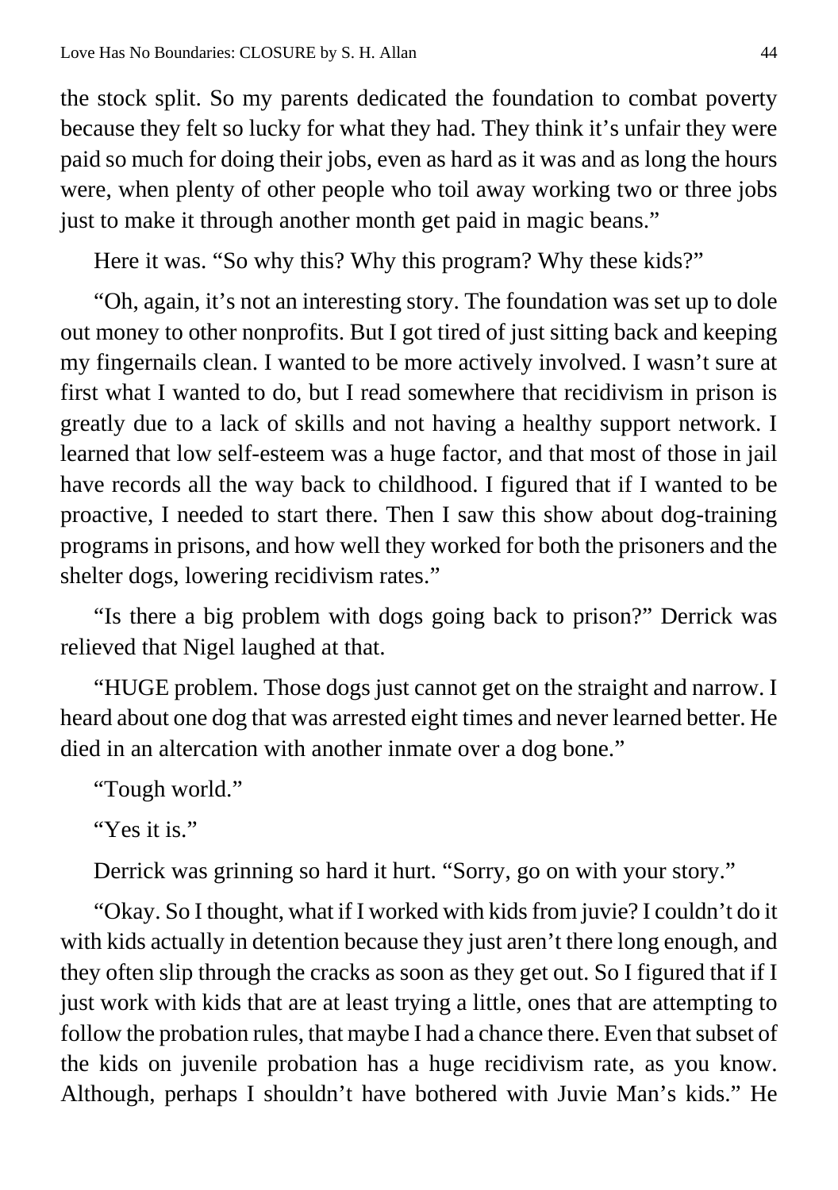the stock split. So my parents dedicated the foundation to combat poverty because they felt so lucky for what they had. They think it's unfair they were paid so much for doing their jobs, even as hard as it was and as long the hours were, when plenty of other people who toil away working two or three jobs just to make it through another month get paid in magic beans."

Here it was. "So why this? Why this program? Why these kids?"

"Oh, again, it's not an interesting story. The foundation was set up to dole out money to other nonprofits. But I got tired of just sitting back and keeping my fingernails clean. I wanted to be more actively involved. I wasn't sure at first what I wanted to do, but I read somewhere that recidivism in prison is greatly due to a lack of skills and not having a healthy support network. I learned that low self-esteem was a huge factor, and that most of those in jail have records all the way back to childhood. I figured that if I wanted to be proactive, I needed to start there. Then I saw this show about dog-training programs in prisons, and how well they worked for both the prisoners and the shelter dogs, lowering recidivism rates."

"Is there a big problem with dogs going back to prison?" Derrick was relieved that Nigel laughed at that.

"HUGE problem. Those dogs just cannot get on the straight and narrow. I heard about one dog that was arrested eight times and never learned better. He died in an altercation with another inmate over a dog bone."

"Tough world."

"Yes it is."

Derrick was grinning so hard it hurt. "Sorry, go on with your story."

"Okay. So I thought, what if I worked with kids from juvie? I couldn't do it with kids actually in detention because they just aren't there long enough, and they often slip through the cracks as soon as they get out. So I figured that if I just work with kids that are at least trying a little, ones that are attempting to follow the probation rules, that maybe I had a chance there. Even that subset of the kids on juvenile probation has a huge recidivism rate, as you know. Although, perhaps I shouldn't have bothered with Juvie Man's kids." He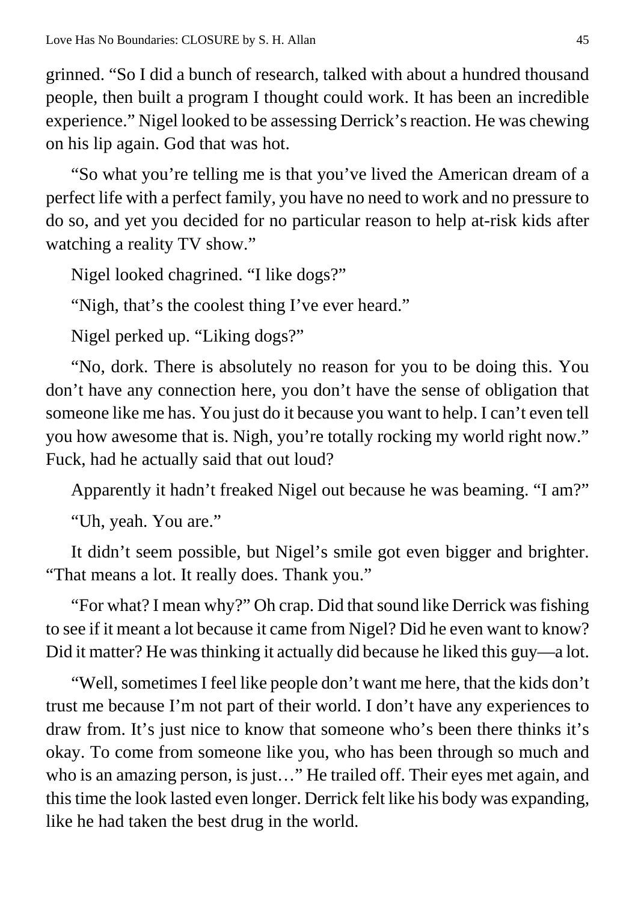grinned. "So I did a bunch of research, talked with about a hundred thousand people, then built a program I thought could work. It has been an incredible experience." Nigel looked to be assessing Derrick's reaction. He was chewing on his lip again. God that was hot.

"So what you're telling me is that you've lived the American dream of a perfect life with a perfect family, you have no need to work and no pressure to do so, and yet you decided for no particular reason to help at-risk kids after watching a reality TV show."

Nigel looked chagrined. "I like dogs?"

"Nigh, that's the coolest thing I've ever heard."

Nigel perked up. "Liking dogs?"

"No, dork. There is absolutely no reason for you to be doing this. You don't have any connection here, you don't have the sense of obligation that someone like me has. You just do it because you want to help. I can't even tell you how awesome that is. Nigh, you're totally rocking my world right now." Fuck, had he actually said that out loud?

Apparently it hadn't freaked Nigel out because he was beaming. "I am?"

"Uh, yeah. You are."

It didn't seem possible, but Nigel's smile got even bigger and brighter. "That means a lot. It really does. Thank you."

"For what? I mean why?" Oh crap. Did that sound like Derrick was fishing to see if it meant a lot because it came from Nigel? Did he even want to know? Did it matter? He was thinking it actually did because he liked this guy—a lot.

"Well, sometimes I feel like people don't want me here, that the kids don't trust me because I'm not part of their world. I don't have any experiences to draw from. It's just nice to know that someone who's been there thinks it's okay. To come from someone like you, who has been through so much and who is an amazing person, is just…" He trailed off. Their eyes met again, and this time the look lasted even longer. Derrick felt like his body was expanding, like he had taken the best drug in the world.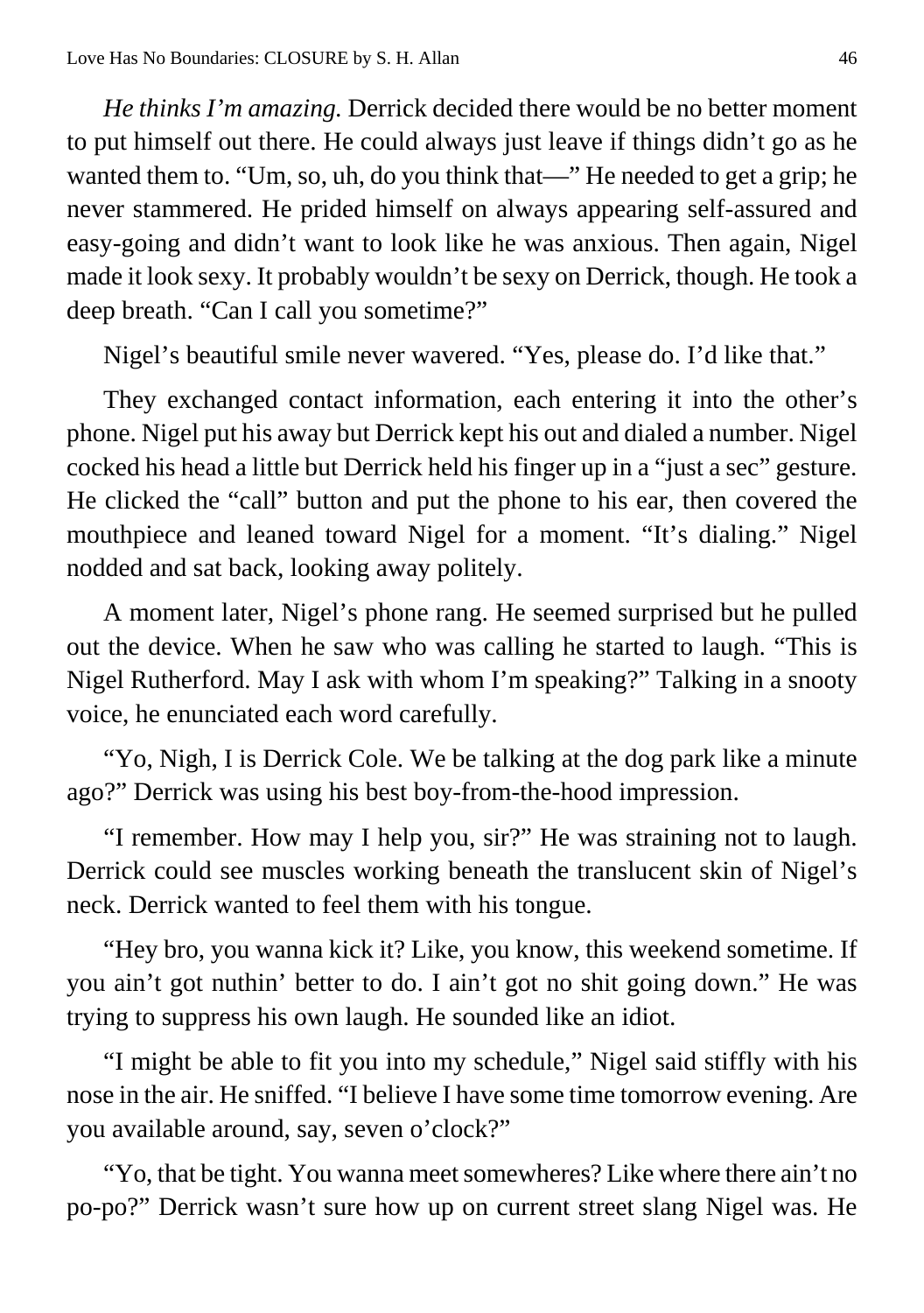*He thinks I'm amazing.* Derrick decided there would be no better moment to put himself out there. He could always just leave if things didn't go as he wanted them to. "Um, so, uh, do you think that—" He needed to get a grip; he never stammered. He prided himself on always appearing self-assured and easy-going and didn't want to look like he was anxious. Then again, Nigel made it look sexy. It probably wouldn't be sexy on Derrick, though. He took a deep breath. "Can I call you sometime?"

Nigel's beautiful smile never wavered. "Yes, please do. I'd like that."

They exchanged contact information, each entering it into the other's phone. Nigel put his away but Derrick kept his out and dialed a number. Nigel cocked his head a little but Derrick held his finger up in a "just a sec" gesture. He clicked the "call" button and put the phone to his ear, then covered the mouthpiece and leaned toward Nigel for a moment. "It's dialing." Nigel nodded and sat back, looking away politely.

A moment later, Nigel's phone rang. He seemed surprised but he pulled out the device. When he saw who was calling he started to laugh. "This is Nigel Rutherford. May I ask with whom I'm speaking?" Talking in a snooty voice, he enunciated each word carefully.

"Yo, Nigh, I is Derrick Cole. We be talking at the dog park like a minute ago?" Derrick was using his best boy-from-the-hood impression.

"I remember. How may I help you, sir?" He was straining not to laugh. Derrick could see muscles working beneath the translucent skin of Nigel's neck. Derrick wanted to feel them with his tongue.

"Hey bro, you wanna kick it? Like, you know, this weekend sometime. If you ain't got nuthin' better to do. I ain't got no shit going down." He was trying to suppress his own laugh. He sounded like an idiot.

"I might be able to fit you into my schedule," Nigel said stiffly with his nose in the air. He sniffed. "I believe I have some time tomorrow evening. Are you available around, say, seven o'clock?"

"Yo, that be tight. You wanna meet somewheres? Like where there ain't no po-po?" Derrick wasn't sure how up on current street slang Nigel was. He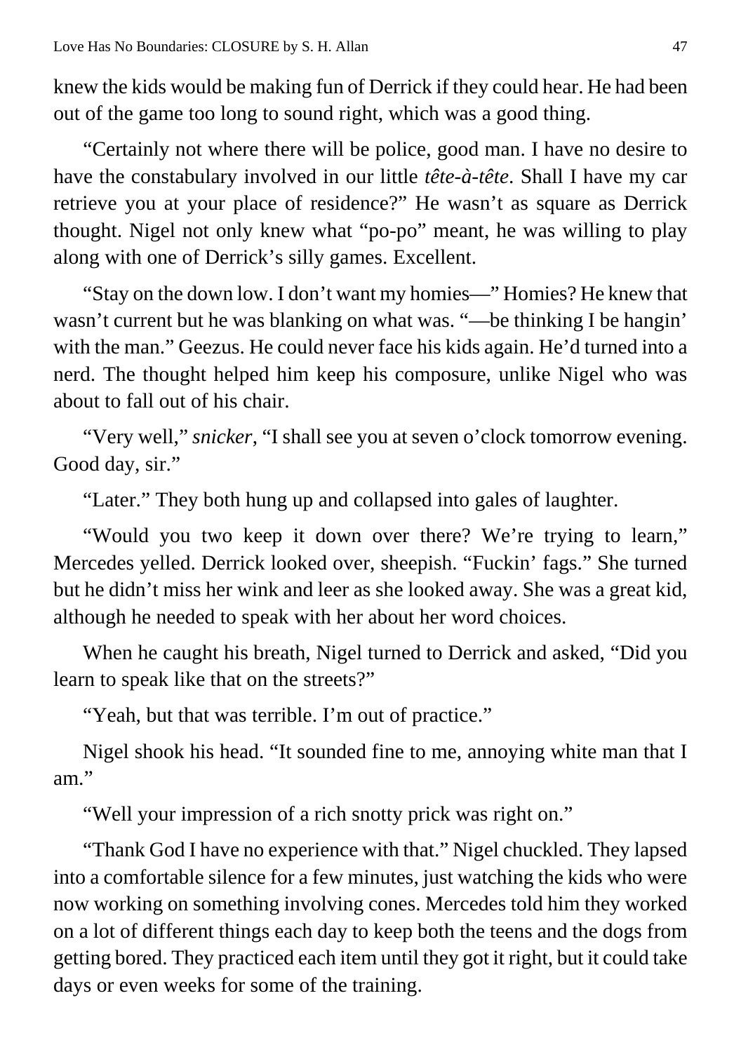knew the kids would be making fun of Derrick if they could hear. He had been out of the game too long to sound right, which was a good thing.

"Certainly not where there will be police, good man. I have no desire to have the constabulary involved in our little *tête-à-tête*. Shall I have my car retrieve you at your place of residence?" He wasn't as square as Derrick thought. Nigel not only knew what "po-po" meant, he was willing to play along with one of Derrick's silly games. Excellent.

"Stay on the down low. I don't want my homies—" Homies? He knew that wasn't current but he was blanking on what was. "—be thinking I be hangin' with the man." Geezus. He could never face his kids again. He'd turned into a nerd. The thought helped him keep his composure, unlike Nigel who was about to fall out of his chair.

"Very well," *snicker*, "I shall see you at seven o'clock tomorrow evening. Good day, sir."

"Later." They both hung up and collapsed into gales of laughter.

"Would you two keep it down over there? We're trying to learn," Mercedes yelled. Derrick looked over, sheepish. "Fuckin' fags." She turned but he didn't miss her wink and leer as she looked away. She was a great kid, although he needed to speak with her about her word choices.

When he caught his breath, Nigel turned to Derrick and asked, "Did you learn to speak like that on the streets?"

"Yeah, but that was terrible. I'm out of practice."

Nigel shook his head. "It sounded fine to me, annoying white man that I am."

"Well your impression of a rich snotty prick was right on."

"Thank God I have no experience with that." Nigel chuckled. They lapsed into a comfortable silence for a few minutes, just watching the kids who were now working on something involving cones. Mercedes told him they worked on a lot of different things each day to keep both the teens and the dogs from getting bored. They practiced each item until they got it right, but it could take days or even weeks for some of the training.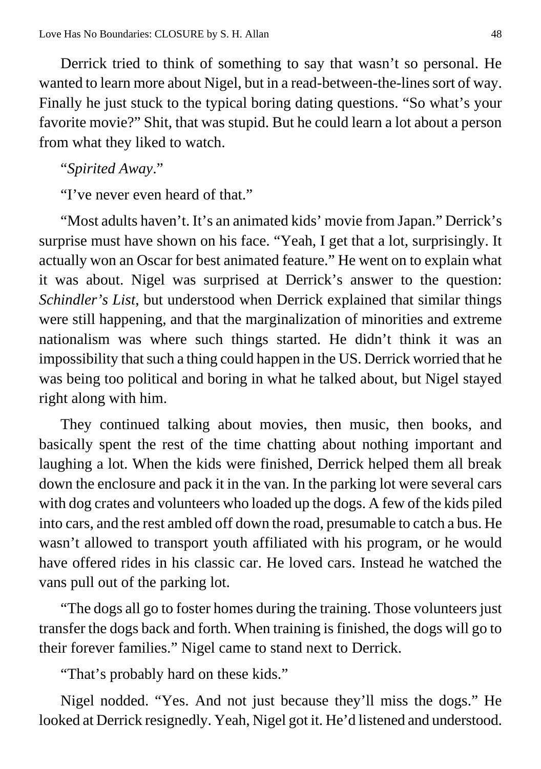Derrick tried to think of something to say that wasn't so personal. He wanted to learn more about Nigel, but in a read-between-the-lines sort of way. Finally he just stuck to the typical boring dating questions. "So what's your favorite movie?" Shit, that was stupid. But he could learn a lot about a person from what they liked to watch.

"*Spirited Away*."

"I've never even heard of that."

"Most adults haven't. It's an animated kids' movie from Japan." Derrick's surprise must have shown on his face. "Yeah, I get that a lot, surprisingly. It actually won an Oscar for best animated feature." He went on to explain what it was about. Nigel was surprised at Derrick's answer to the question: *Schindler's List*, but understood when Derrick explained that similar things were still happening, and that the marginalization of minorities and extreme nationalism was where such things started. He didn't think it was an impossibility that such a thing could happen in the US. Derrick worried that he was being too political and boring in what he talked about, but Nigel stayed right along with him.

They continued talking about movies, then music, then books, and basically spent the rest of the time chatting about nothing important and laughing a lot. When the kids were finished, Derrick helped them all break down the enclosure and pack it in the van. In the parking lot were several cars with dog crates and volunteers who loaded up the dogs. A few of the kids piled into cars, and the rest ambled off down the road, presumable to catch a bus. He wasn't allowed to transport youth affiliated with his program, or he would have offered rides in his classic car. He loved cars. Instead he watched the vans pull out of the parking lot.

"The dogs all go to foster homes during the training. Those volunteers just transfer the dogs back and forth. When training is finished, the dogs will go to their forever families." Nigel came to stand next to Derrick.

"That's probably hard on these kids."

Nigel nodded. "Yes. And not just because they'll miss the dogs." He looked at Derrick resignedly. Yeah, Nigel got it. He'd listened and understood.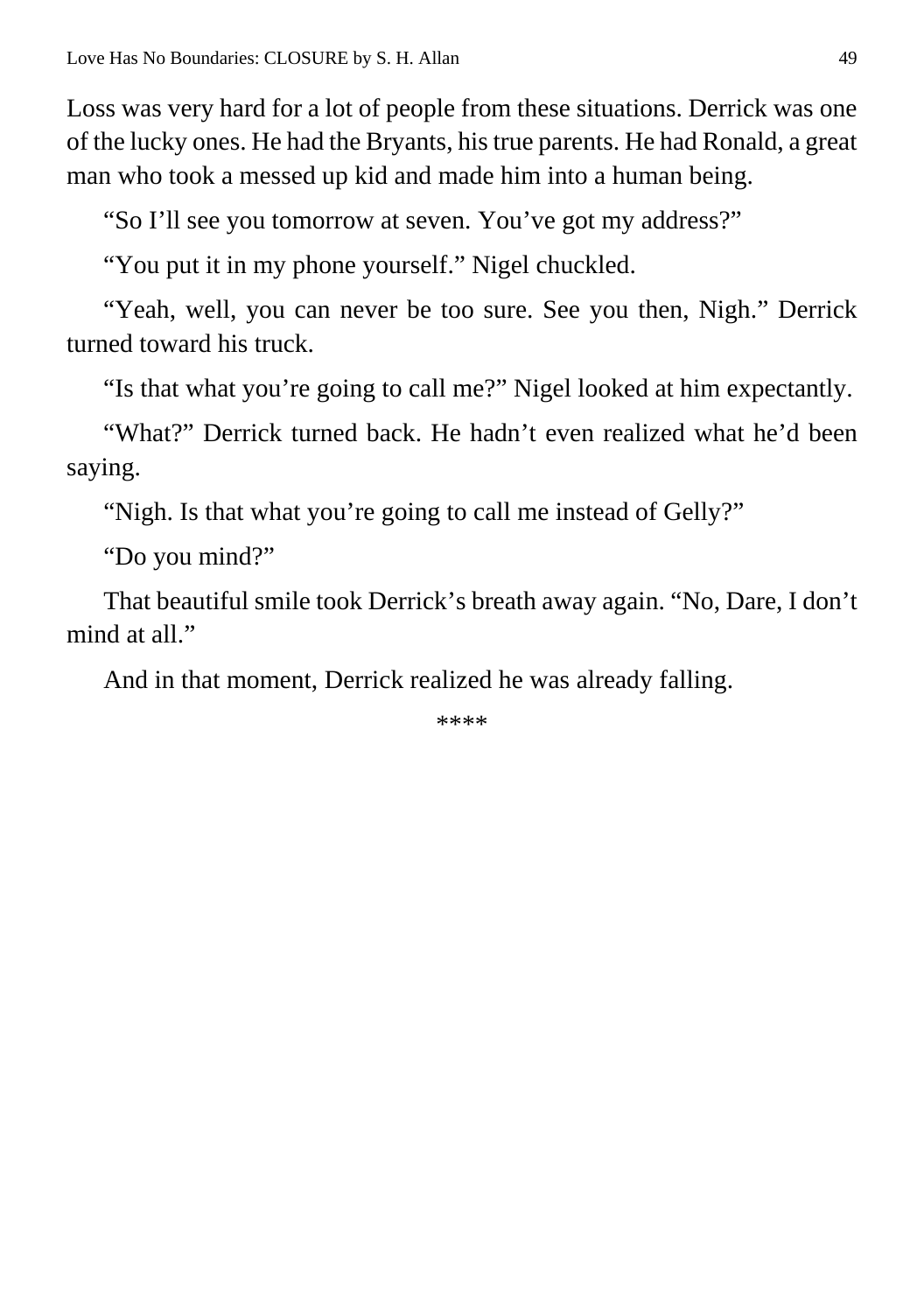Loss was very hard for a lot of people from these situations. Derrick was one of the lucky ones. He had the Bryants, his true parents. He had Ronald, a great man who took a messed up kid and made him into a human being.

“So I’ll see you tomorrow at seven. You’ve got my address?”

“You put it in my phone yourself.” Nigel chuckled.

“Yeah, well, you can never be too sure. See you then, Nigh.” Derrick turned toward his truck.

“Is that what you’re going to call me?” Nigel looked at him expectantly.

“What?” Derrick turned back. He hadn’t even realized what he’d been saying.

“Nigh. Is that what you’re going to call me instead of Gelly?”

“Do you mind?”

That beautiful smile took Derrick’s breath away again. “No, Dare, I don’t mind at all.”

And in that moment, Derrick realized he was already falling.

****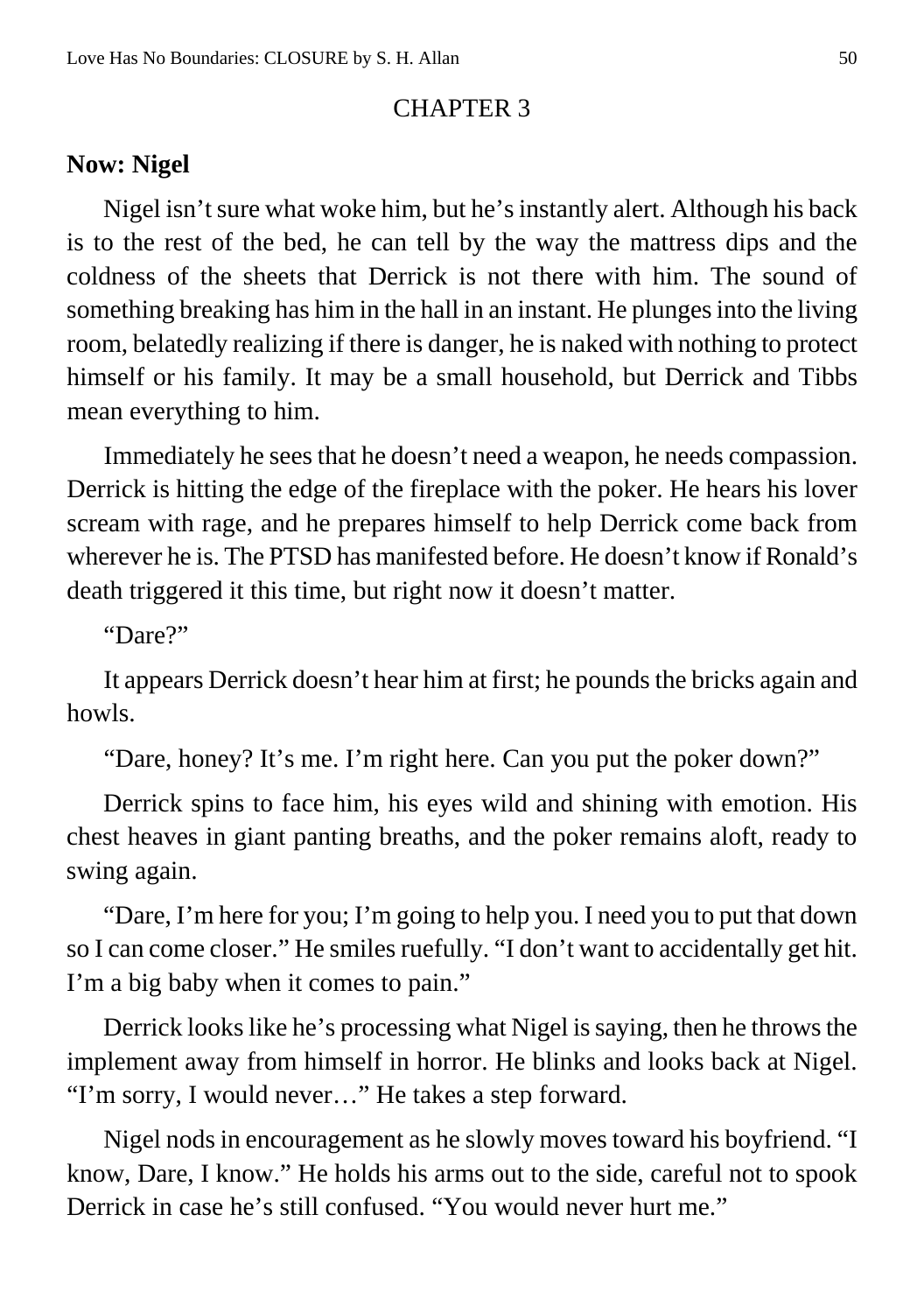# CHAPTER 3

**Now: Nigel**

Nigel isn't sure what woke him, but he's instantly alert. Although his back is to the rest of the bed, he can tell by the way the mattress dips and the coldness of the sheets that Derrick is not there with him. The sound of something breaking has him in the hall in an instant. He plunges into the living room, belatedly realizing if there is danger, he is naked with nothing to protect himself or his family. It may be a small household, but Derrick and Tibbs mean everything to him.

Immediately he sees that he doesn't need a weapon, he needs compassion. Derrick is hitting the edge of the fireplace with the poker. He hears his lover scream with rage, and he prepares himself to help Derrick come back from wherever he is. The PTSD has manifested before. He doesn't know if Ronald's death triggered it this time, but right now it doesn't matter.

"Dare?"

It appears Derrick doesn't hear him at first; he pounds the bricks again and howls.

"Dare, honey? It's me. I'm right here. Can you put the poker down?"

Derrick spins to face him, his eyes wild and shining with emotion. His chest heaves in giant panting breaths, and the poker remains aloft, ready to swing again.

"Dare, I'm here for you; I'm going to help you. I need you to put that down so I can come closer." He smiles ruefully. "I don't want to accidentally get hit. I'm a big baby when it comes to pain."

Derrick looks like he's processing what Nigel is saying, then he throws the implement away from himself in horror. He blinks and looks back at Nigel. "I'm sorry, I would never…" He takes a step forward.

Nigel nods in encouragement as he slowly moves toward his boyfriend. "I know, Dare, I know." He holds his arms out to the side, careful not to spook Derrick in case he's still confused. "You would never hurt me."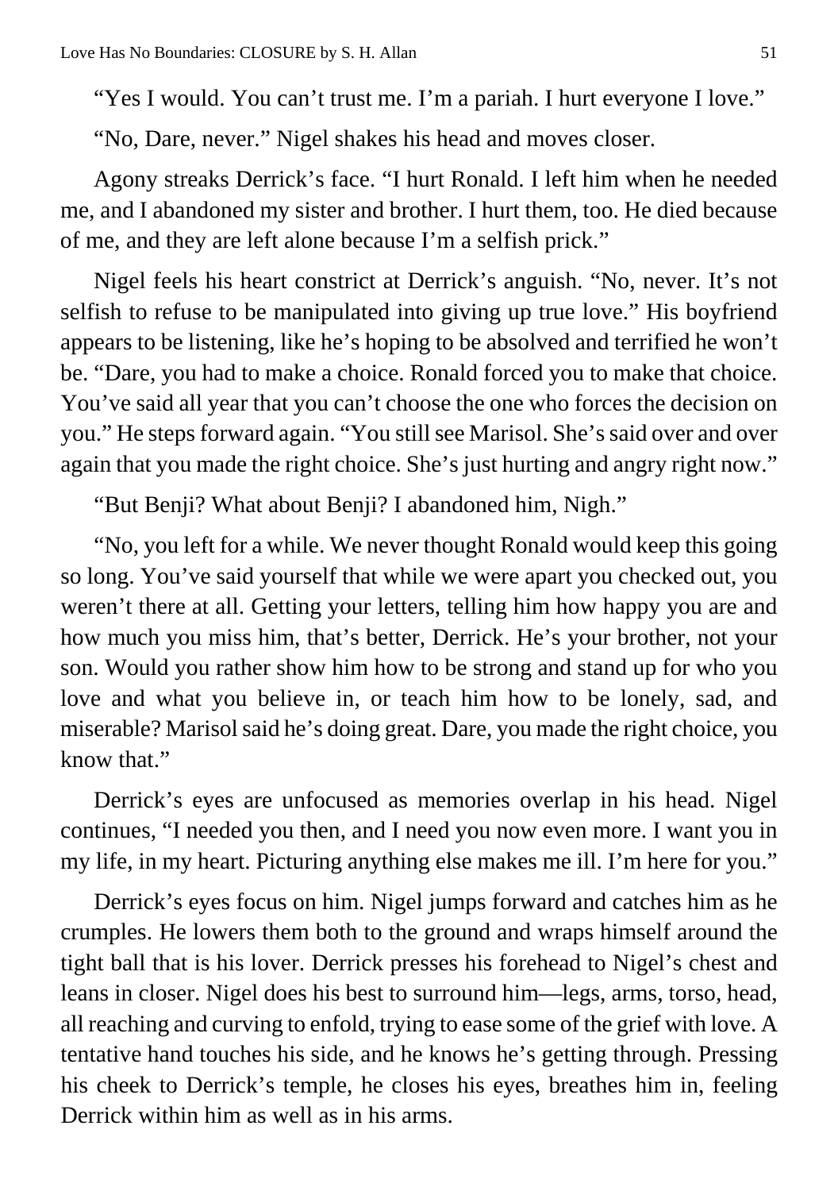"Yes I would. You can't trust me. I'm a pariah. I hurt everyone I love."

"No, Dare, never." Nigel shakes his head and moves closer.

Agony streaks Derrick's face. "I hurt Ronald. I left him when he needed me, and I abandoned my sister and brother. I hurt them, too. He died because of me, and they are left alone because I'm a selfish prick."

Nigel feels his heart constrict at Derrick's anguish. "No, never. It's not selfish to refuse to be manipulated into giving up true love." His boyfriend appears to be listening, like he's hoping to be absolved and terrified he won't be. "Dare, you had to make a choice. Ronald forced you to make that choice. You've said all year that you can't choose the one who forces the decision on you." He steps forward again. "You still see Marisol. She's said over and over again that you made the right choice. She's just hurting and angry right now."

"But Benji? What about Benji? I abandoned him, Nigh."

"No, you left for a while. We never thought Ronald would keep this going so long. You've said yourself that while we were apart you checked out, you weren't there at all. Getting your letters, telling him how happy you are and how much you miss him, that's better, Derrick. He's your brother, not your son. Would you rather show him how to be strong and stand up for who you love and what you believe in, or teach him how to be lonely, sad, and miserable? Marisol said he's doing great. Dare, you made the right choice, you know that."

Derrick's eyes are unfocused as memories overlap in his head. Nigel continues, "I needed you then, and I need you now even more. I want you in my life, in my heart. Picturing anything else makes me ill. I'm here for you."

Derrick's eyes focus on him. Nigel jumps forward and catches him as he crumples. He lowers them both to the ground and wraps himself around the tight ball that is his lover. Derrick presses his forehead to Nigel's chest and leans in closer. Nigel does his best to surround him—legs, arms, torso, head, all reaching and curving to enfold, trying to ease some of the grief with love. A tentative hand touches his side, and he knows he's getting through. Pressing his cheek to Derrick's temple, he closes his eyes, breathes him in, feeling Derrick within him as well as in his arms.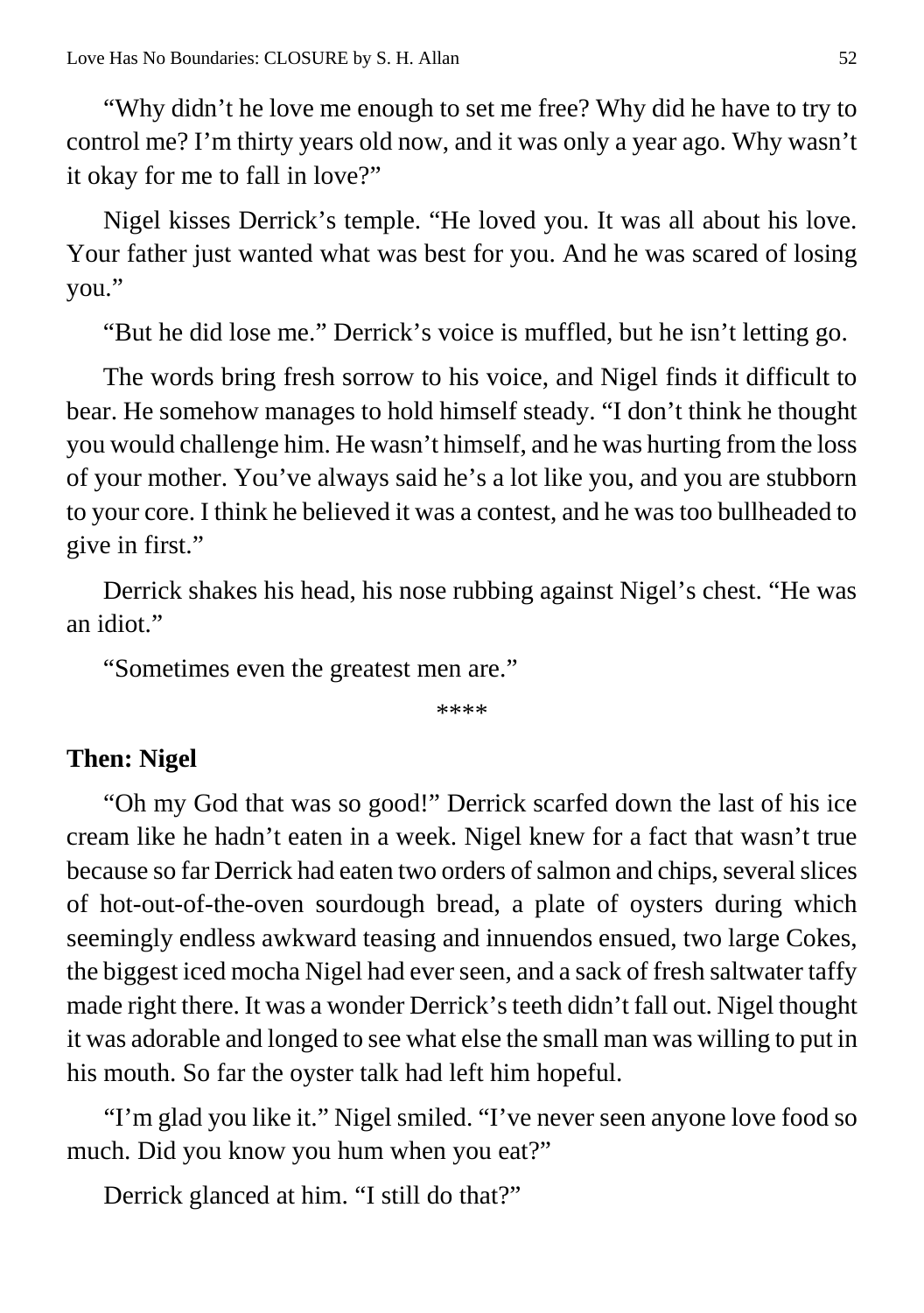"Why didn't he love me enough to set me free? Why did he have to try to control me? I'm thirty years old now, and it was only a year ago. Why wasn't it okay for me to fall in love?"

Nigel kisses Derrick's temple. "He loved you. It was all about his love. Your father just wanted what was best for you. And he was scared of losing you."

"But he did lose me." Derrick's voice is muffled, but he isn't letting go.

The words bring fresh sorrow to his voice, and Nigel finds it difficult to bear. He somehow manages to hold himself steady. "I don't think he thought you would challenge him. He wasn't himself, and he was hurting from the loss of your mother. You've always said he's a lot like you, and you are stubborn to your core. I think he believed it was a contest, and he was too bullheaded to give in first."

Derrick shakes his head, his nose rubbing against Nigel's chest. "He was an idiot."

"Sometimes even the greatest men are."

\*\*\*\*

**Then: Nigel**

"Oh my God that was so good!" Derrick scarfed down the last of his ice cream like he hadn't eaten in a week. Nigel knew for a fact that wasn't true because so far Derrick had eaten two orders of salmon and chips, several slices of hot-out-of-the-oven sourdough bread, a plate of oysters during which seemingly endless awkward teasing and innuendos ensued, two large Cokes, the biggest iced mocha Nigel had ever seen, and a sack of fresh saltwater taffy made right there. It was a wonder Derrick's teeth didn't fall out. Nigel thought it was adorable and longed to see what else the small man was willing to put in his mouth. So far the oyster talk had left him hopeful.

"I'm glad you like it." Nigel smiled. "I've never seen anyone love food so much. Did you know you hum when you eat?"

Derrick glanced at him. "I still do that?"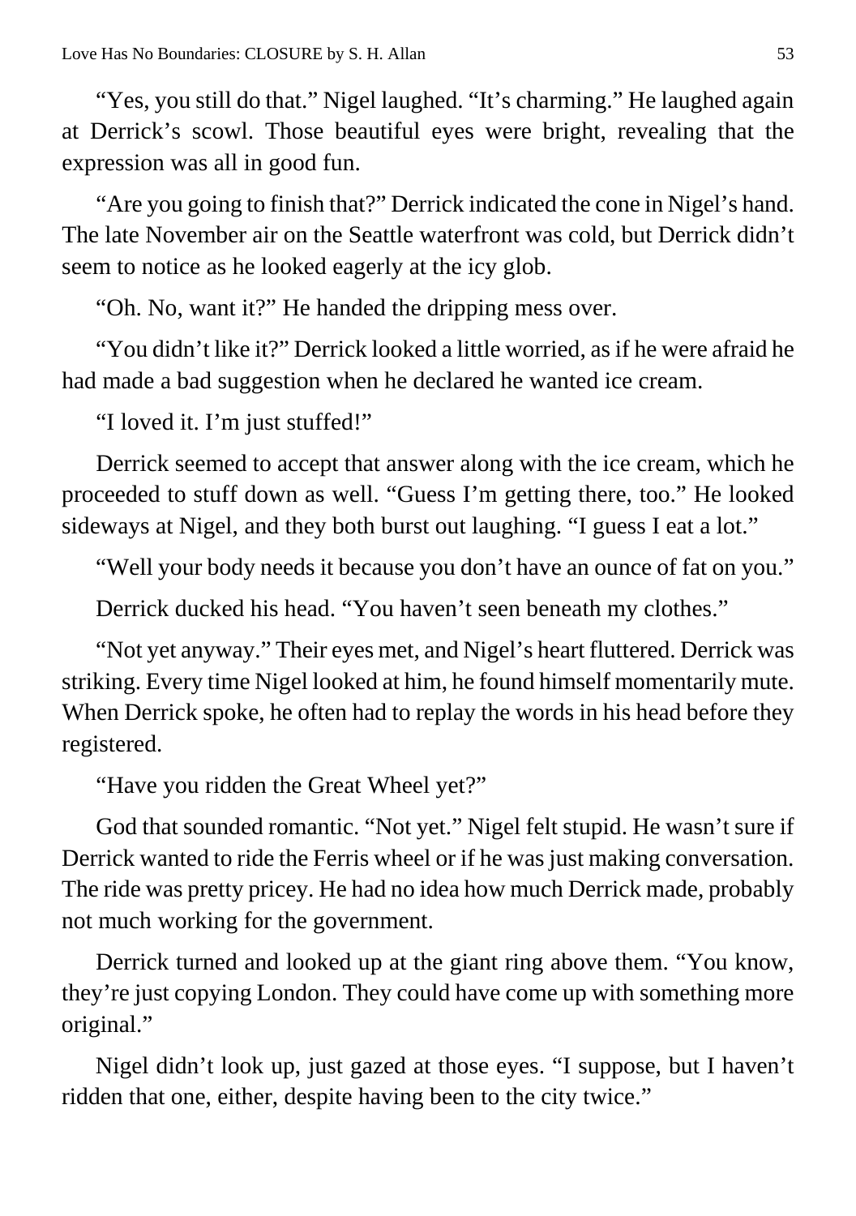"Yes, you still do that." Nigel laughed. "It's charming." He laughed again at Derrick's scowl. Those beautiful eyes were bright, revealing that the expression was all in good fun.

"Are you going to finish that?" Derrick indicated the cone in Nigel's hand. The late November air on the Seattle waterfront was cold, but Derrick didn't seem to notice as he looked eagerly at the icy glob.

"Oh. No, want it?" He handed the dripping mess over.

"You didn't like it?" Derrick looked a little worried, as if he were afraid he had made a bad suggestion when he declared he wanted ice cream.

"I loved it. I'm just stuffed!"

Derrick seemed to accept that answer along with the ice cream, which he proceeded to stuff down as well. "Guess I'm getting there, too." He looked sideways at Nigel, and they both burst out laughing. "I guess I eat a lot."

"Well your body needs it because you don't have an ounce of fat on you."

Derrick ducked his head. "You haven't seen beneath my clothes."

"Not yet anyway." Their eyes met, and Nigel's heart fluttered. Derrick was striking. Every time Nigel looked at him, he found himself momentarily mute. When Derrick spoke, he often had to replay the words in his head before they registered.

"Have you ridden the Great Wheel yet?"

God that sounded romantic. "Not yet." Nigel felt stupid. He wasn't sure if Derrick wanted to ride the Ferris wheel or if he was just making conversation. The ride was pretty pricey. He had no idea how much Derrick made, probably not much working for the government.

Derrick turned and looked up at the giant ring above them. "You know, they're just copying London. They could have come up with something more original."

Nigel didn't look up, just gazed at those eyes. "I suppose, but I haven't ridden that one, either, despite having been to the city twice."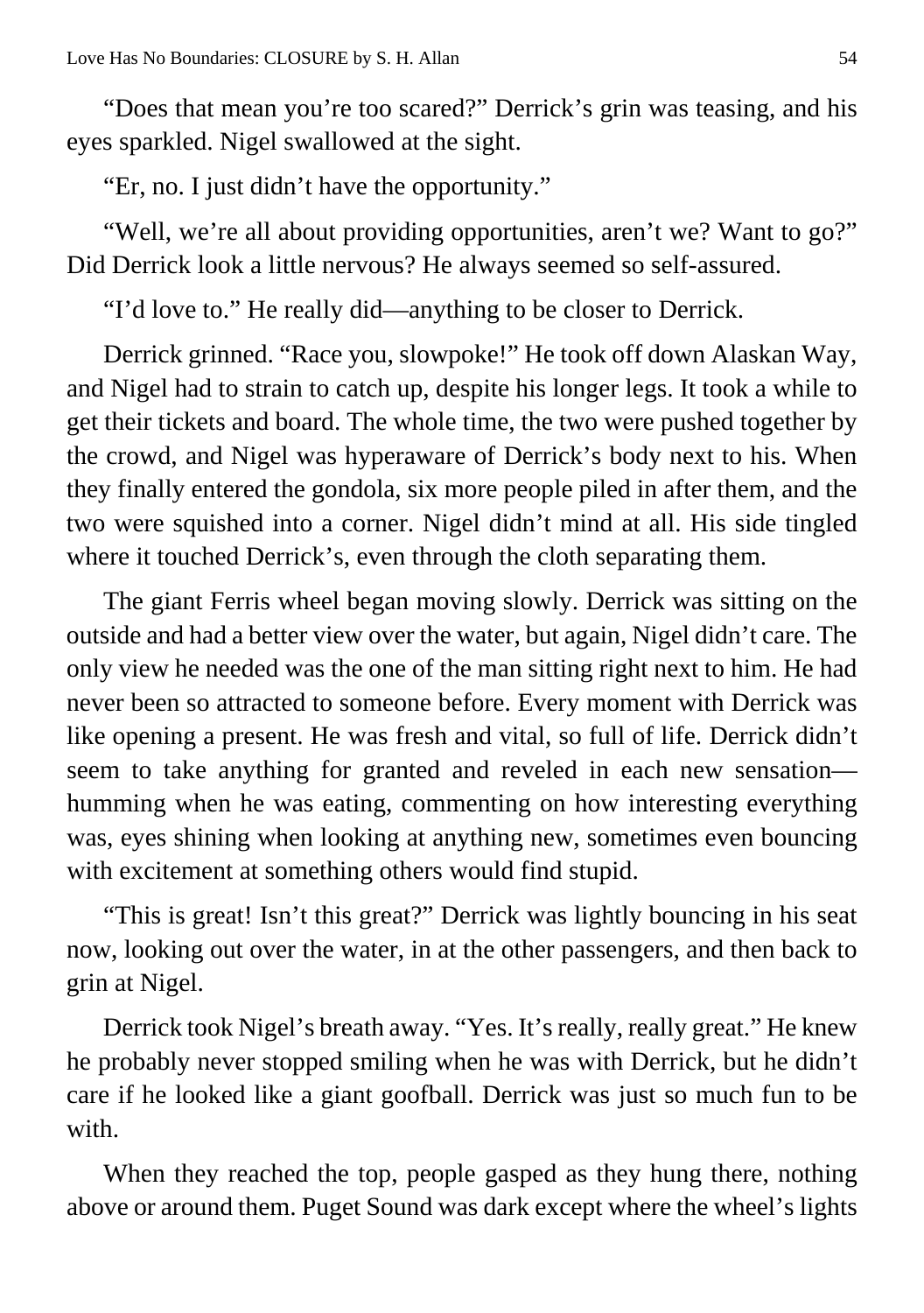"Does that mean you're too scared?" Derrick's grin was teasing, and his eyes sparkled. Nigel swallowed at the sight.

"Er, no. I just didn't have the opportunity."

"Well, we're all about providing opportunities, aren't we? Want to go?" Did Derrick look a little nervous? He always seemed so self-assured.

"I'd love to." He really did—anything to be closer to Derrick.

Derrick grinned. "Race you, slowpoke!" He took off down Alaskan Way, and Nigel had to strain to catch up, despite his longer legs. It took a while to get their tickets and board. The whole time, the two were pushed together by the crowd, and Nigel was hyperaware of Derrick's body next to his. When they finally entered the gondola, six more people piled in after them, and the two were squished into a corner. Nigel didn't mind at all. His side tingled where it touched Derrick's, even through the cloth separating them.

The giant Ferris wheel began moving slowly. Derrick was sitting on the outside and had a better view over the water, but again, Nigel didn't care. The only view he needed was the one of the man sitting right next to him. He had never been so attracted to someone before. Every moment with Derrick was like opening a present. He was fresh and vital, so full of life. Derrick didn't seem to take anything for granted and reveled in each new sensation—humming when he was eating, commenting on how interesting everything was, eyes shining when looking at anything new, sometimes even bouncing with excitement at something others would find stupid.

"This is great! Isn't this great?" Derrick was lightly bouncing in his seat now, looking out over the water, in at the other passengers, and then back to grin at Nigel.

Derrick took Nigel's breath away. "Yes. It's really, really great." He knew he probably never stopped smiling when he was with Derrick, but he didn't care if he looked like a giant goofball. Derrick was just so much fun to be with.

When they reached the top, people gasped as they hung there, nothing above or around them. Puget Sound was dark except where the wheel's lights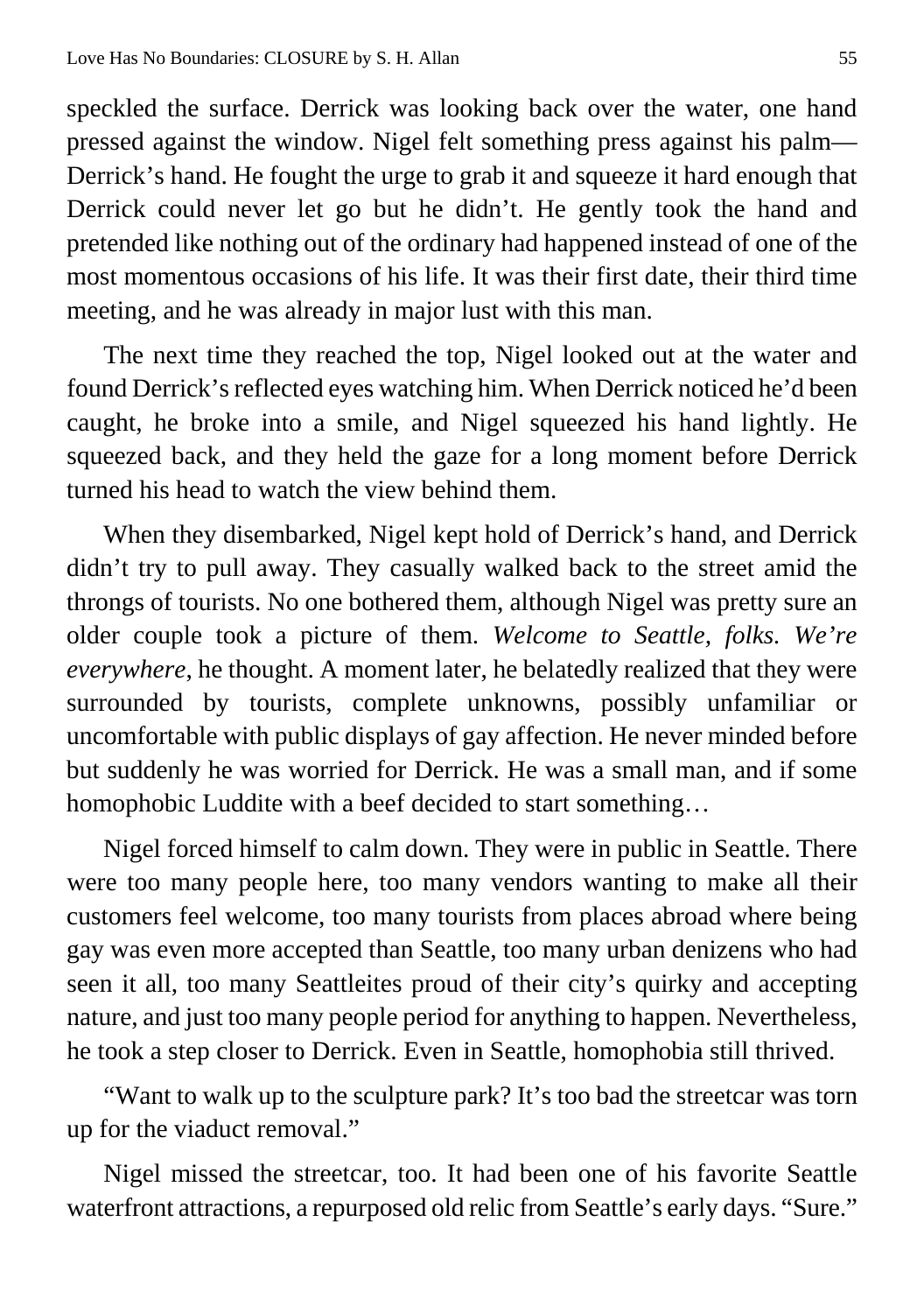speckled the surface. Derrick was looking back over the water, one hand pressed against the window. Nigel felt something press against his palm—Derrick's hand. He fought the urge to grab it and squeeze it hard enough that Derrick could never let go but he didn't. He gently took the hand and pretended like nothing out of the ordinary had happened instead of one of the most momentous occasions of his life. It was their first date, their third time meeting, and he was already in major lust with this man.

The next time they reached the top, Nigel looked out at the water and found Derrick's reflected eyes watching him. When Derrick noticed he'd been caught, he broke into a smile, and Nigel squeezed his hand lightly. He squeezed back, and they held the gaze for a long moment before Derrick turned his head to watch the view behind them.

When they disembarked, Nigel kept hold of Derrick's hand, and Derrick didn't try to pull away. They casually walked back to the street amid the throngs of tourists. No one bothered them, although Nigel was pretty sure an older couple took a picture of them. *Welcome to Seattle, folks. We're everywhere*, he thought. A moment later, he belatedly realized that they were surrounded by tourists, complete unknowns, possibly unfamiliar or uncomfortable with public displays of gay affection. He never minded before but suddenly he was worried for Derrick. He was a small man, and if some homophobic Luddite with a beef decided to start something…

Nigel forced himself to calm down. They were in public in Seattle. There were too many people here, too many vendors wanting to make all their customers feel welcome, too many tourists from places abroad where being gay was even more accepted than Seattle, too many urban denizens who had seen it all, too many Seattleites proud of their city's quirky and accepting nature, and just too many people period for anything to happen. Nevertheless, he took a step closer to Derrick. Even in Seattle, homophobia still thrived.

"Want to walk up to the sculpture park? It's too bad the streetcar was torn up for the viaduct removal."

Nigel missed the streetcar, too. It had been one of his favorite Seattle waterfront attractions, a repurposed old relic from Seattle's early days. "Sure."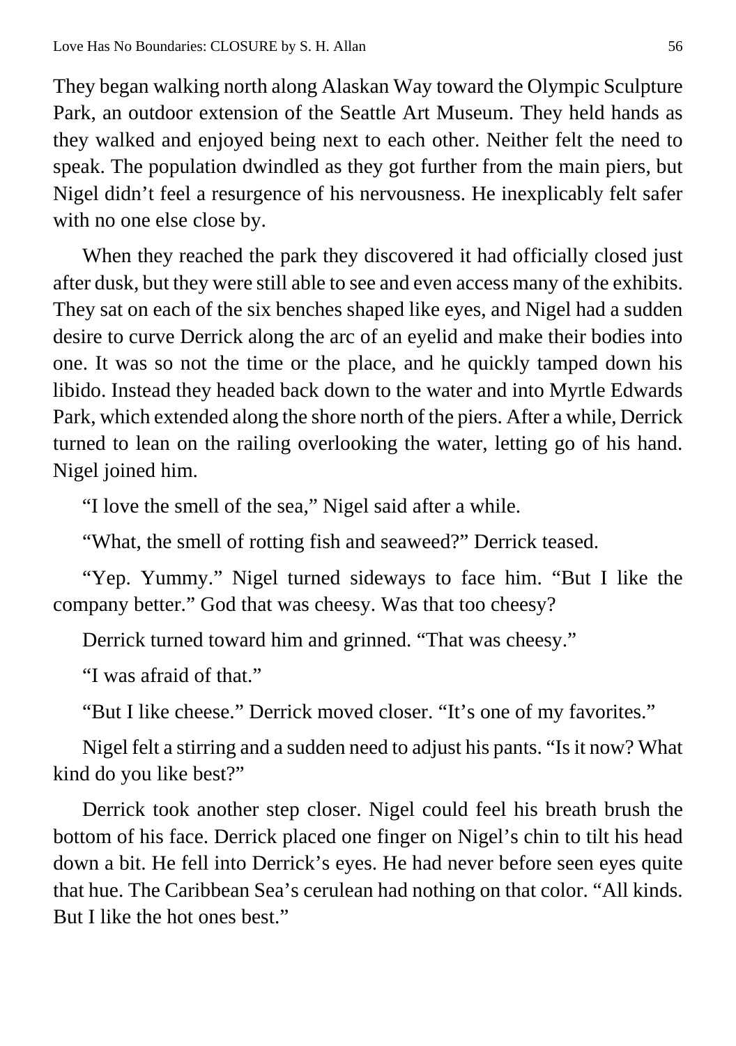They began walking north along Alaskan Way toward the Olympic Sculpture Park, an outdoor extension of the Seattle Art Museum. They held hands as they walked and enjoyed being next to each other. Neither felt the need to speak. The population dwindled as they got further from the main piers, but Nigel didn't feel a resurgence of his nervousness. He inexplicably felt safer with no one else close by.

When they reached the park they discovered it had officially closed just after dusk, but they were still able to see and even access many of the exhibits. They sat on each of the six benches shaped like eyes, and Nigel had a sudden desire to curve Derrick along the arc of an eyelid and make their bodies into one. It was so not the time or the place, and he quickly tamped down his libido. Instead they headed back down to the water and into Myrtle Edwards Park, which extended along the shore north of the piers. After a while, Derrick turned to lean on the railing overlooking the water, letting go of his hand. Nigel joined him.

"I love the smell of the sea," Nigel said after a while.

"What, the smell of rotting fish and seaweed?" Derrick teased.

"Yep. Yummy." Nigel turned sideways to face him. "But I like the company better." God that was cheesy. Was that too cheesy?

Derrick turned toward him and grinned. "That was cheesy."

"I was afraid of that."

"But I like cheese." Derrick moved closer. "It's one of my favorites."

Nigel felt a stirring and a sudden need to adjust his pants. "Is it now? What kind do you like best?"

Derrick took another step closer. Nigel could feel his breath brush the bottom of his face. Derrick placed one finger on Nigel's chin to tilt his head down a bit. He fell into Derrick's eyes. He had never before seen eyes quite that hue. The Caribbean Sea's cerulean had nothing on that color. "All kinds. But I like the hot ones best."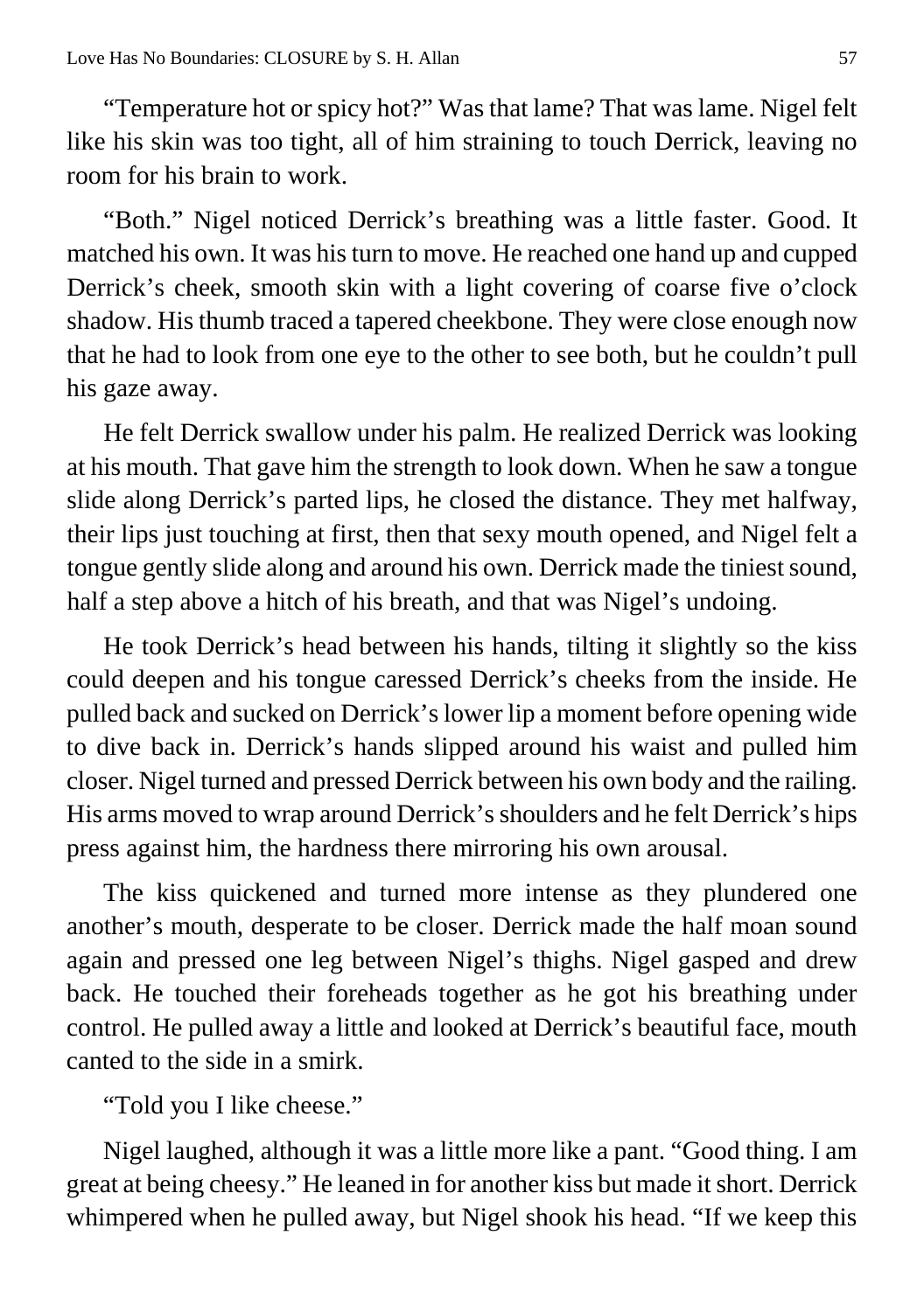"Temperature hot or spicy hot?" Was that lame? That was lame. Nigel felt like his skin was too tight, all of him straining to touch Derrick, leaving no room for his brain to work.

"Both." Nigel noticed Derrick's breathing was a little faster. Good. It matched his own. It was his turn to move. He reached one hand up and cupped Derrick's cheek, smooth skin with a light covering of coarse five o'clock shadow. His thumb traced a tapered cheekbone. They were close enough now that he had to look from one eye to the other to see both, but he couldn't pull his gaze away.

He felt Derrick swallow under his palm. He realized Derrick was looking at his mouth. That gave him the strength to look down. When he saw a tongue slide along Derrick's parted lips, he closed the distance. They met halfway, their lips just touching at first, then that sexy mouth opened, and Nigel felt a tongue gently slide along and around his own. Derrick made the tiniest sound, half a step above a hitch of his breath, and that was Nigel's undoing.

He took Derrick's head between his hands, tilting it slightly so the kiss could deepen and his tongue caressed Derrick's cheeks from the inside. He pulled back and sucked on Derrick's lower lip a moment before opening wide to dive back in. Derrick's hands slipped around his waist and pulled him closer. Nigel turned and pressed Derrick between his own body and the railing. His arms moved to wrap around Derrick's shoulders and he felt Derrick's hips press against him, the hardness there mirroring his own arousal.

The kiss quickened and turned more intense as they plundered one another's mouth, desperate to be closer. Derrick made the half moan sound again and pressed one leg between Nigel's thighs. Nigel gasped and drew back. He touched their foreheads together as he got his breathing under control. He pulled away a little and looked at Derrick's beautiful face, mouth canted to the side in a smirk.

"Told you I like cheese."

Nigel laughed, although it was a little more like a pant. "Good thing. I am great at being cheesy." He leaned in for another kiss but made it short. Derrick whimpered when he pulled away, but Nigel shook his head. "If we keep this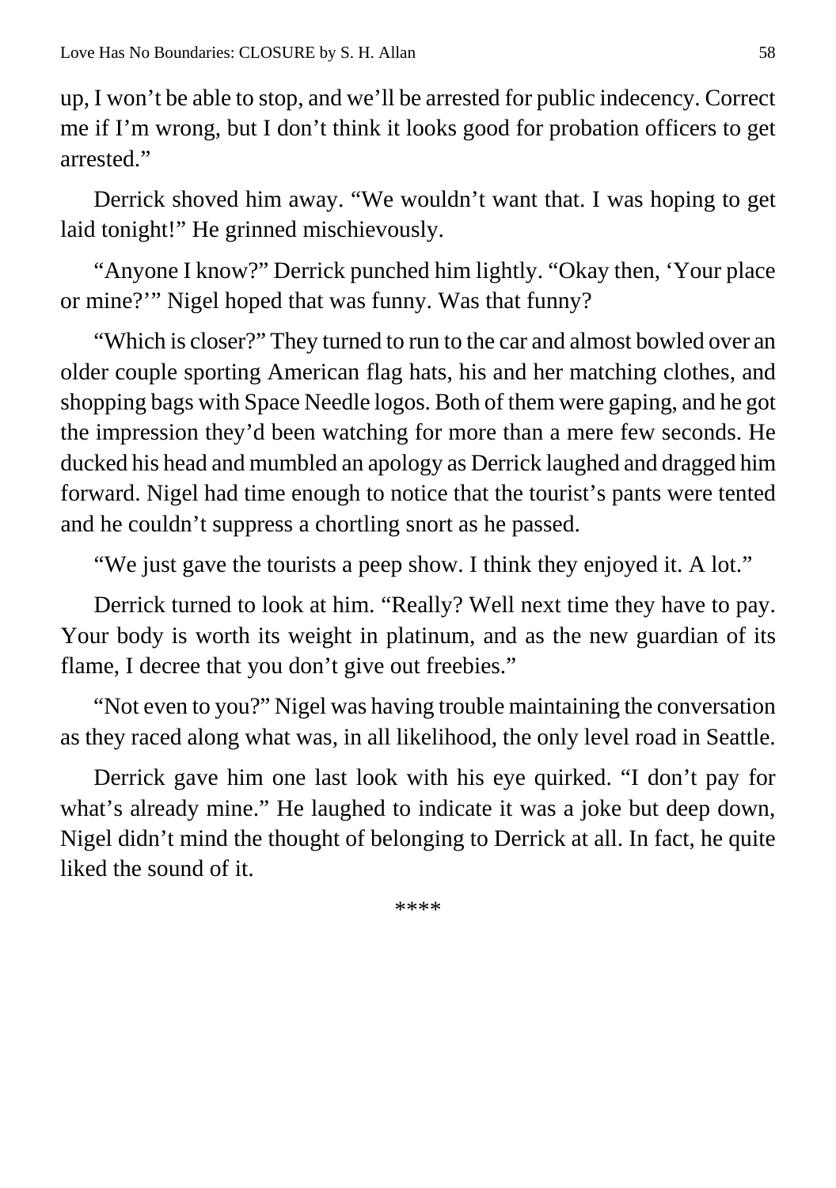up, I won’t be able to stop, and we’ll be arrested for public indecency. Correct me if I’m wrong, but I don’t think it looks good for probation officers to get arrested.”

Derrick shoved him away. “We wouldn’t want that. I was hoping to get laid tonight!” He grinned mischievously.

“Anyone I know?” Derrick punched him lightly. “Okay then, ‘Your place or mine?’” Nigel hoped that was funny. Was that funny?

“Which is closer?” They turned to run to the car and almost bowled over an older couple sporting American flag hats, his and her matching clothes, and shopping bags with Space Needle logos. Both of them were gaping, and he got the impression they’d been watching for more than a mere few seconds. He ducked his head and mumbled an apology as Derrick laughed and dragged him forward. Nigel had time enough to notice that the tourist’s pants were tented and he couldn’t suppress a chortling snort as he passed.

“We just gave the tourists a peep show. I think they enjoyed it. A lot.”

Derrick turned to look at him. “Really? Well next time they have to pay. Your body is worth its weight in platinum, and as the new guardian of its flame, I decree that you don’t give out freebies.”

“Not even to you?” Nigel was having trouble maintaining the conversation as they raced along what was, in all likelihood, the only level road in Seattle.

Derrick gave him one last look with his eye quirked. “I don’t pay for what’s already mine.” He laughed to indicate it was a joke but deep down, Nigel didn’t mind the thought of belonging to Derrick at all. In fact, he quite liked the sound of it.

****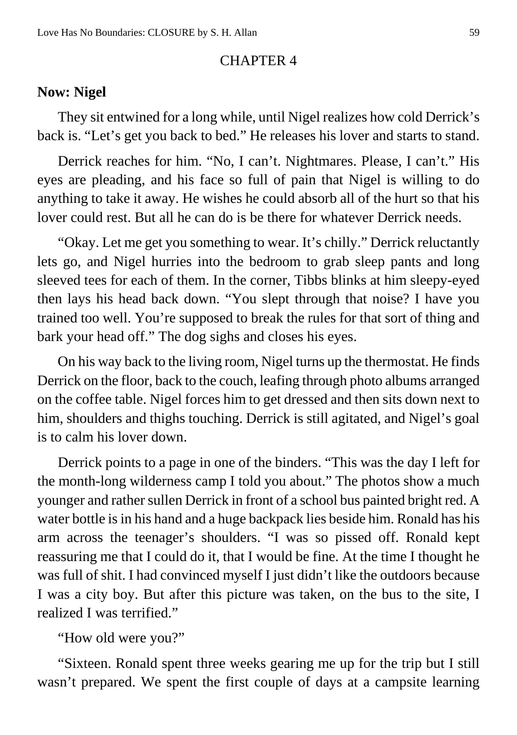# CHAPTER 4

**Now: Nigel**

They sit entwined for a long while, until Nigel realizes how cold Derrick's back is. "Let's get you back to bed." He releases his lover and starts to stand.

Derrick reaches for him. "No, I can't. Nightmares. Please, I can't." His eyes are pleading, and his face so full of pain that Nigel is willing to do anything to take it away. He wishes he could absorb all of the hurt so that his lover could rest. But all he can do is be there for whatever Derrick needs.

"Okay. Let me get you something to wear. It's chilly." Derrick reluctantly lets go, and Nigel hurries into the bedroom to grab sleep pants and long sleeved tees for each of them. In the corner, Tibbs blinks at him sleepy-eyed then lays his head back down. "You slept through that noise? I have you trained too well. You're supposed to break the rules for that sort of thing and bark your head off." The dog sighs and closes his eyes.

On his way back to the living room, Nigel turns up the thermostat. He finds Derrick on the floor, back to the couch, leafing through photo albums arranged on the coffee table. Nigel forces him to get dressed and then sits down next to him, shoulders and thighs touching. Derrick is still agitated, and Nigel's goal is to calm his lover down.

Derrick points to a page in one of the binders. "This was the day I left for the month-long wilderness camp I told you about." The photos show a much younger and rather sullen Derrick in front of a school bus painted bright red. A water bottle is in his hand and a huge backpack lies beside him. Ronald has his arm across the teenager's shoulders. "I was so pissed off. Ronald kept reassuring me that I could do it, that I would be fine. At the time I thought he was full of shit. I had convinced myself I just didn't like the outdoors because I was a city boy. But after this picture was taken, on the bus to the site, I realized I was terrified."

"How old were you?"

"Sixteen. Ronald spent three weeks gearing me up for the trip but I still wasn't prepared. We spent the first couple of days at a campsite learning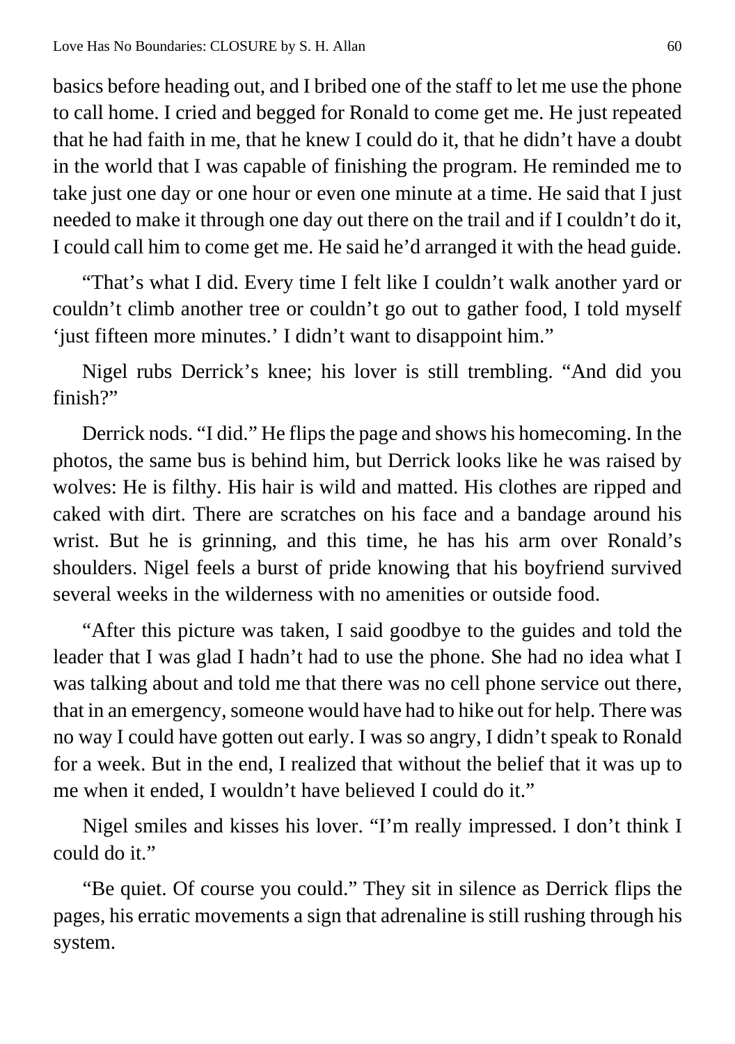basics before heading out, and I bribed one of the staff to let me use the phone to call home. I cried and begged for Ronald to come get me. He just repeated that he had faith in me, that he knew I could do it, that he didn't have a doubt in the world that I was capable of finishing the program. He reminded me to take just one day or one hour or even one minute at a time. He said that I just needed to make it through one day out there on the trail and if I couldn't do it, I could call him to come get me. He said he'd arranged it with the head guide.

"That's what I did. Every time I felt like I couldn't walk another yard or couldn't climb another tree or couldn't go out to gather food, I told myself 'just fifteen more minutes.' I didn't want to disappoint him."

Nigel rubs Derrick's knee; his lover is still trembling. "And did you finish?"

Derrick nods. "I did." He flips the page and shows his homecoming. In the photos, the same bus is behind him, but Derrick looks like he was raised by wolves: He is filthy. His hair is wild and matted. His clothes are ripped and caked with dirt. There are scratches on his face and a bandage around his wrist. But he is grinning, and this time, he has his arm over Ronald's shoulders. Nigel feels a burst of pride knowing that his boyfriend survived several weeks in the wilderness with no amenities or outside food.

"After this picture was taken, I said goodbye to the guides and told the leader that I was glad I hadn't had to use the phone. She had no idea what I was talking about and told me that there was no cell phone service out there, that in an emergency, someone would have had to hike out for help. There was no way I could have gotten out early. I was so angry, I didn't speak to Ronald for a week. But in the end, I realized that without the belief that it was up to me when it ended, I wouldn't have believed I could do it."

Nigel smiles and kisses his lover. "I'm really impressed. I don't think I could do it."

"Be quiet. Of course you could." They sit in silence as Derrick flips the pages, his erratic movements a sign that adrenaline is still rushing through his system.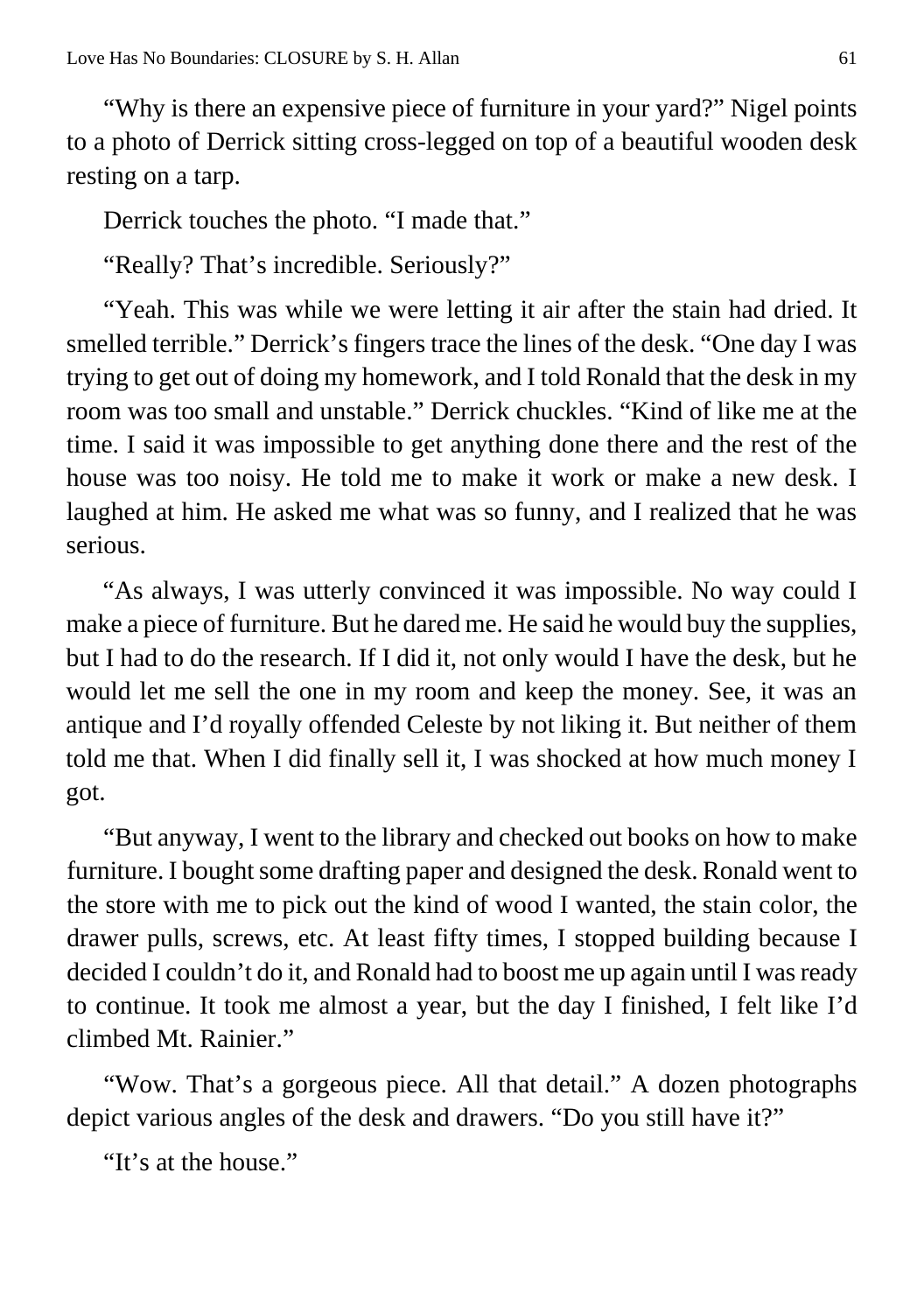"Why is there an expensive piece of furniture in your yard?" Nigel points to a photo of Derrick sitting cross-legged on top of a beautiful wooden desk resting on a tarp.

Derrick touches the photo. "I made that."

"Really? That's incredible. Seriously?"

"Yeah. This was while we were letting it air after the stain had dried. It smelled terrible." Derrick's fingers trace the lines of the desk. "One day I was trying to get out of doing my homework, and I told Ronald that the desk in my room was too small and unstable." Derrick chuckles. "Kind of like me at the time. I said it was impossible to get anything done there and the rest of the house was too noisy. He told me to make it work or make a new desk. I laughed at him. He asked me what was so funny, and I realized that he was serious.

"As always, I was utterly convinced it was impossible. No way could I make a piece of furniture. But he dared me. He said he would buy the supplies, but I had to do the research. If I did it, not only would I have the desk, but he would let me sell the one in my room and keep the money. See, it was an antique and I'd royally offended Celeste by not liking it. But neither of them told me that. When I did finally sell it, I was shocked at how much money I got.

"But anyway, I went to the library and checked out books on how to make furniture. I bought some drafting paper and designed the desk. Ronald went to the store with me to pick out the kind of wood I wanted, the stain color, the drawer pulls, screws, etc. At least fifty times, I stopped building because I decided I couldn't do it, and Ronald had to boost me up again until I was ready to continue. It took me almost a year, but the day I finished, I felt like I'd climbed Mt. Rainier."

"Wow. That's a gorgeous piece. All that detail." A dozen photographs depict various angles of the desk and drawers. "Do you still have it?"

"It's at the house."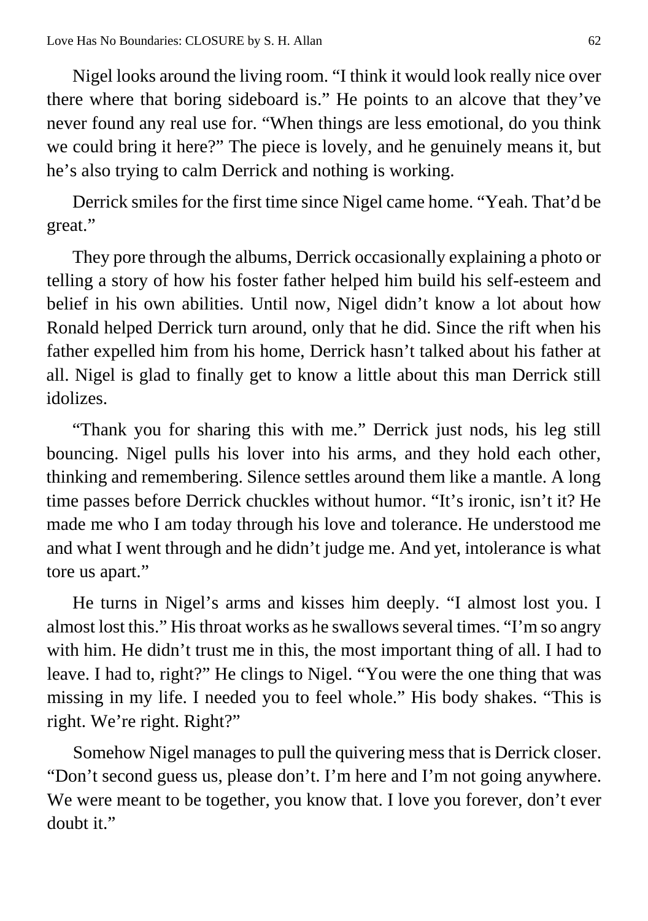Nigel looks around the living room. “I think it would look really nice over there where that boring sideboard is.” He points to an alcove that they’ve never found any real use for. “When things are less emotional, do you think we could bring it here?” The piece is lovely, and he genuinely means it, but he’s also trying to calm Derrick and nothing is working.

Derrick smiles for the first time since Nigel came home. “Yeah. That’d be great.”

They pore through the albums, Derrick occasionally explaining a photo or telling a story of how his foster father helped him build his self-esteem and belief in his own abilities. Until now, Nigel didn’t know a lot about how Ronald helped Derrick turn around, only that he did. Since the rift when his father expelled him from his home, Derrick hasn’t talked about his father at all. Nigel is glad to finally get to know a little about this man Derrick still idolizes.

“Thank you for sharing this with me.” Derrick just nods, his leg still bouncing. Nigel pulls his lover into his arms, and they hold each other, thinking and remembering. Silence settles around them like a mantle. A long time passes before Derrick chuckles without humor. “It’s ironic, isn’t it? He made me who I am today through his love and tolerance. He understood me and what I went through and he didn’t judge me. And yet, intolerance is what tore us apart.”

He turns in Nigel’s arms and kisses him deeply. “I almost lost you. I almost lost this.” His throat works as he swallows several times. “I’m so angry with him. He didn’t trust me in this, the most important thing of all. I had to leave. I had to, right?” He clings to Nigel. “You were the one thing that was missing in my life. I needed you to feel whole.” His body shakes. “This is right. We’re right. Right?”

Somehow Nigel manages to pull the quivering mess that is Derrick closer. “Don’t second guess us, please don’t. I’m here and I’m not going anywhere. We were meant to be together, you know that. I love you forever, don’t ever doubt it.”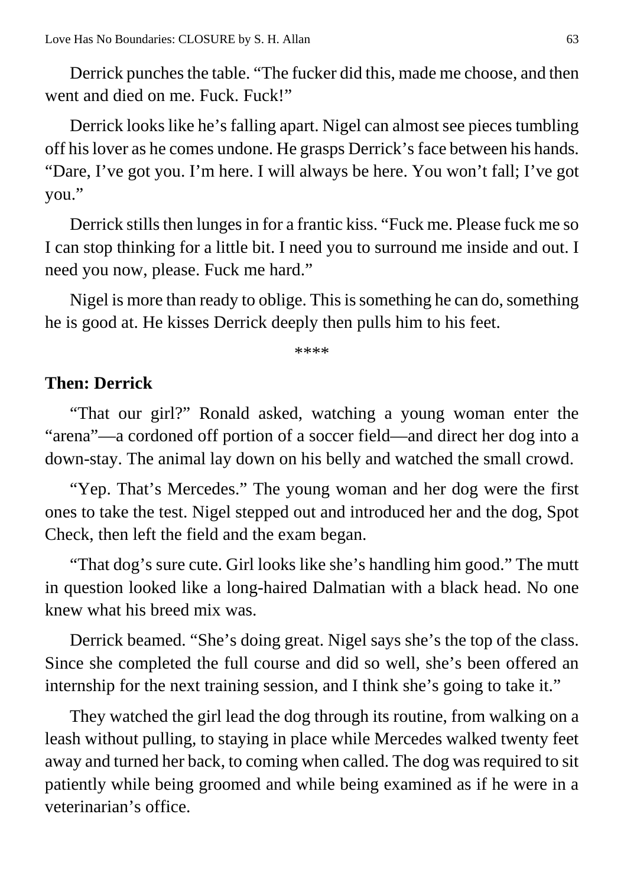Derrick punches the table. “The fucker did this, made me choose, and then went and died on me. Fuck. Fuck!”

Derrick looks like he’s falling apart. Nigel can almost see pieces tumbling off his lover as he comes undone. He grasps Derrick’s face between his hands. “Dare, I’ve got you. I’m here. I will always be here. You won’t fall; I’ve got you.”

Derrick stills then lunges in for a frantic kiss. “Fuck me. Please fuck me so I can stop thinking for a little bit. I need you to surround me inside and out. I need you now, please. Fuck me hard.”

Nigel is more than ready to oblige. This is something he can do, something he is good at. He kisses Derrick deeply then pulls him to his feet.

****

**Then: Derrick**

“That our girl?” Ronald asked, watching a young woman enter the “arena”—a cordoned off portion of a soccer field—and direct her dog into a down-stay. The animal lay down on his belly and watched the small crowd.

“Yep. That’s Mercedes.” The young woman and her dog were the first ones to take the test. Nigel stepped out and introduced her and the dog, Spot Check, then left the field and the exam began.

“That dog’s sure cute. Girl looks like she’s handling him good.” The mutt in question looked like a long-haired Dalmatian with a black head. No one knew what his breed mix was.

Derrick beamed. “She’s doing great. Nigel says she’s the top of the class. Since she completed the full course and did so well, she’s been offered an internship for the next training session, and I think she’s going to take it.”

They watched the girl lead the dog through its routine, from walking on a leash without pulling, to staying in place while Mercedes walked twenty feet away and turned her back, to coming when called. The dog was required to sit patiently while being groomed and while being examined as if he were in a veterinarian’s office.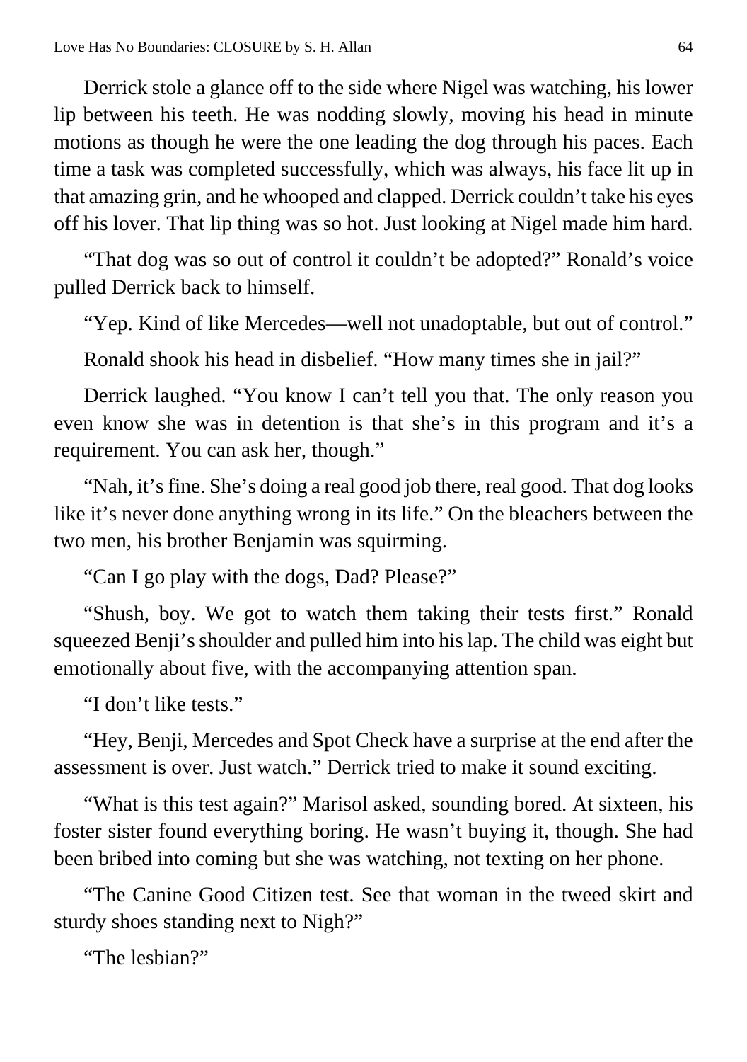Derrick stole a glance off to the side where Nigel was watching, his lower lip between his teeth. He was nodding slowly, moving his head in minute motions as though he were the one leading the dog through his paces. Each time a task was completed successfully, which was always, his face lit up in that amazing grin, and he whooped and clapped. Derrick couldn't take his eyes off his lover. That lip thing was so hot. Just looking at Nigel made him hard.

"That dog was so out of control it couldn't be adopted?" Ronald's voice pulled Derrick back to himself.

"Yep. Kind of like Mercedes—well not unadoptable, but out of control."

Ronald shook his head in disbelief. "How many times she in jail?"

Derrick laughed. "You know I can't tell you that. The only reason you even know she was in detention is that she's in this program and it's a requirement. You can ask her, though."

"Nah, it's fine. She's doing a real good job there, real good. That dog looks like it's never done anything wrong in its life." On the bleachers between the two men, his brother Benjamin was squirming.

"Can I go play with the dogs, Dad? Please?"

"Shush, boy. We got to watch them taking their tests first." Ronald squeezed Benji's shoulder and pulled him into his lap. The child was eight but emotionally about five, with the accompanying attention span.

"I don't like tests."

"Hey, Benji, Mercedes and Spot Check have a surprise at the end after the assessment is over. Just watch." Derrick tried to make it sound exciting.

"What is this test again?" Marisol asked, sounding bored. At sixteen, his foster sister found everything boring. He wasn't buying it, though. She had been bribed into coming but she was watching, not texting on her phone.

"The Canine Good Citizen test. See that woman in the tweed skirt and sturdy shoes standing next to Nigh?"

"The lesbian?"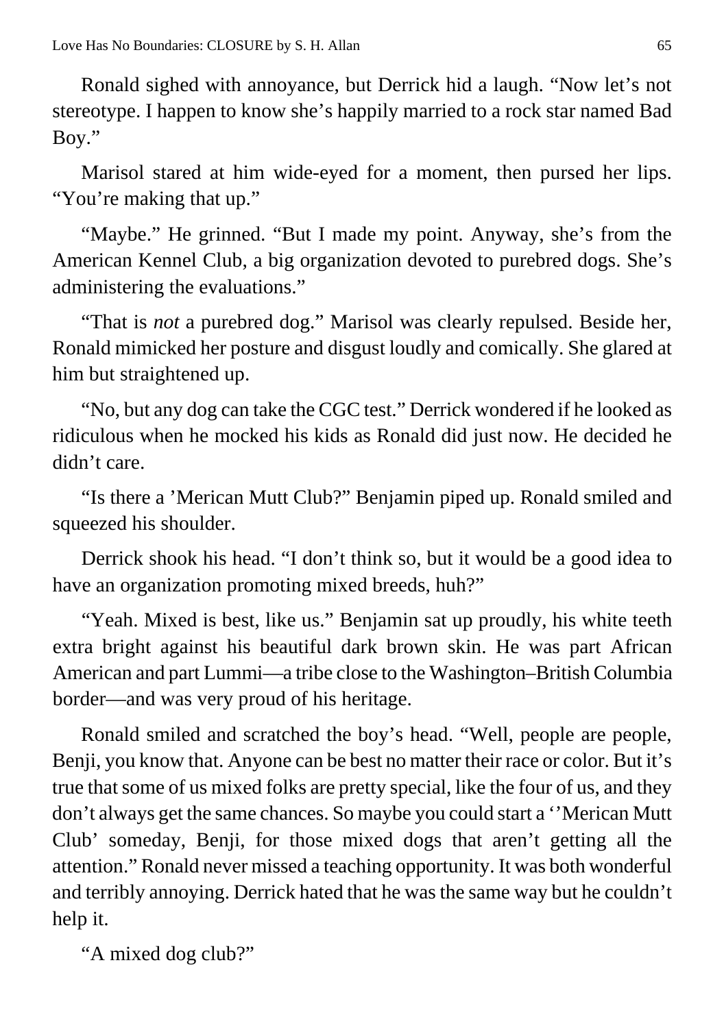Ronald sighed with annoyance, but Derrick hid a laugh. “Now let’s not stereotype. I happen to know she’s happily married to a rock star named Bad Boy.”

Marisol stared at him wide-eyed for a moment, then pursed her lips. “You’re making that up.”

“Maybe.” He grinned. “But I made my point. Anyway, she’s from the American Kennel Club, a big organization devoted to purebred dogs. She’s administering the evaluations.”

“That is *not* a purebred dog.” Marisol was clearly repulsed. Beside her, Ronald mimicked her posture and disgust loudly and comically. She glared at him but straightened up.

“No, but any dog can take the CGC test.” Derrick wondered if he looked as ridiculous when he mocked his kids as Ronald did just now. He decided he didn’t care.

“Is there a ’Merican Mutt Club?” Benjamin piped up. Ronald smiled and squeezed his shoulder.

Derrick shook his head. “I don’t think so, but it would be a good idea to have an organization promoting mixed breeds, huh?”

“Yeah. Mixed is best, like us.” Benjamin sat up proudly, his white teeth extra bright against his beautiful dark brown skin. He was part African American and part Lummi—a tribe close to the Washington–British Columbia border—and was very proud of his heritage.

Ronald smiled and scratched the boy’s head. “Well, people are people, Benji, you know that. Anyone can be best no matter their race or color. But it’s true that some of us mixed folks are pretty special, like the four of us, and they don’t always get the same chances. So maybe you could start a ‘’Merican Mutt Club’ someday, Benji, for those mixed dogs that aren’t getting all the attention.” Ronald never missed a teaching opportunity. It was both wonderful and terribly annoying. Derrick hated that he was the same way but he couldn’t help it.

“A mixed dog club?”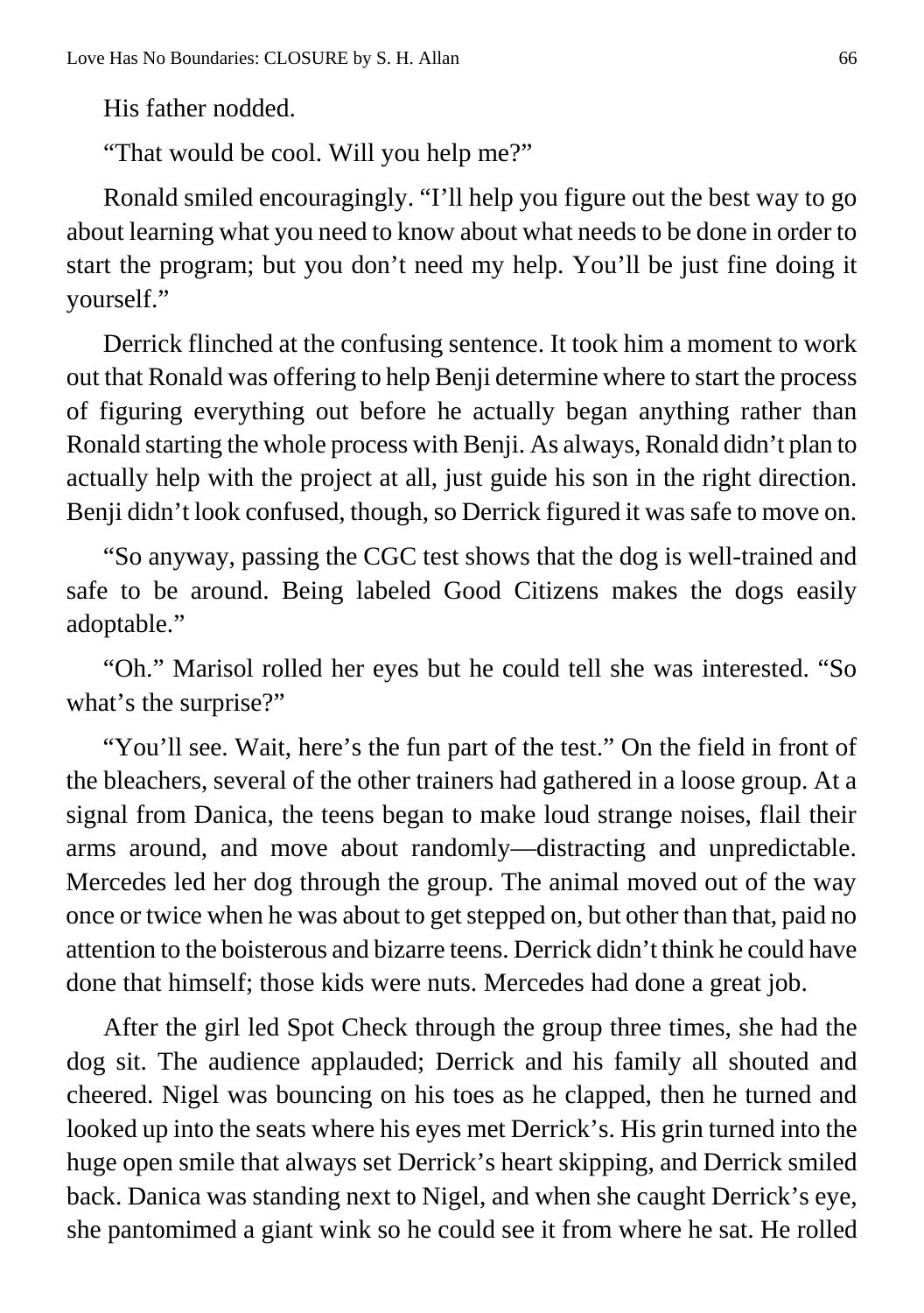His father nodded.

"That would be cool. Will you help me?"

Ronald smiled encouragingly. "I'll help you figure out the best way to go about learning what you need to know about what needs to be done in order to start the program; but you don't need my help. You'll be just fine doing it yourself."

Derrick flinched at the confusing sentence. It took him a moment to work out that Ronald was offering to help Benji determine where to start the process of figuring everything out before he actually began anything rather than Ronald starting the whole process with Benji. As always, Ronald didn't plan to actually help with the project at all, just guide his son in the right direction. Benji didn't look confused, though, so Derrick figured it was safe to move on.

"So anyway, passing the CGC test shows that the dog is well-trained and safe to be around. Being labeled Good Citizens makes the dogs easily adoptable."

"Oh." Marisol rolled her eyes but he could tell she was interested. "So what's the surprise?"

"You'll see. Wait, here's the fun part of the test." On the field in front of the bleachers, several of the other trainers had gathered in a loose group. At a signal from Danica, the teens began to make loud strange noises, flail their arms around, and move about randomly—distracting and unpredictable. Mercedes led her dog through the group. The animal moved out of the way once or twice when he was about to get stepped on, but other than that, paid no attention to the boisterous and bizarre teens. Derrick didn't think he could have done that himself; those kids were nuts. Mercedes had done a great job.

After the girl led Spot Check through the group three times, she had the dog sit. The audience applauded; Derrick and his family all shouted and cheered. Nigel was bouncing on his toes as he clapped, then he turned and looked up into the seats where his eyes met Derrick's. His grin turned into the huge open smile that always set Derrick's heart skipping, and Derrick smiled back. Danica was standing next to Nigel, and when she caught Derrick's eye, she pantomimed a giant wink so he could see it from where he sat. He rolled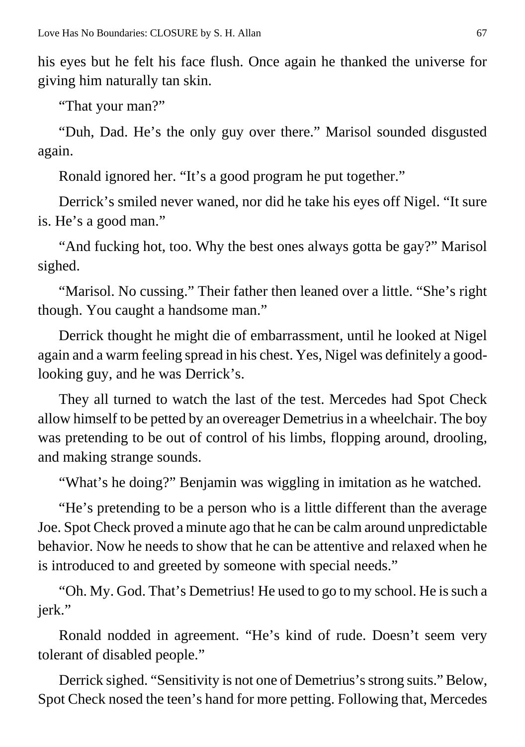his eyes but he felt his face flush. Once again he thanked the universe for giving him naturally tan skin.

"That your man?"

"Duh, Dad. He's the only guy over there." Marisol sounded disgusted again.

Ronald ignored her. "It's a good program he put together."

Derrick's smiled never waned, nor did he take his eyes off Nigel. "It sure is. He's a good man."

"And fucking hot, too. Why the best ones always gotta be gay?" Marisol sighed.

"Marisol. No cussing." Their father then leaned over a little. "She's right though. You caught a handsome man."

Derrick thought he might die of embarrassment, until he looked at Nigel again and a warm feeling spread in his chest. Yes, Nigel was definitely a good-looking guy, and he was Derrick's.

They all turned to watch the last of the test. Mercedes had Spot Check allow himself to be petted by an overeager Demetrius in a wheelchair. The boy was pretending to be out of control of his limbs, flopping around, drooling, and making strange sounds.

"What's he doing?" Benjamin was wiggling in imitation as he watched.

"He's pretending to be a person who is a little different than the average Joe. Spot Check proved a minute ago that he can be calm around unpredictable behavior. Now he needs to show that he can be attentive and relaxed when he is introduced to and greeted by someone with special needs."

"Oh. My. God. That's Demetrius! He used to go to my school. He is such a jerk."

Ronald nodded in agreement. "He's kind of rude. Doesn't seem very tolerant of disabled people."

Derrick sighed. "Sensitivity is not one of Demetrius's strong suits." Below, Spot Check nosed the teen's hand for more petting. Following that, Mercedes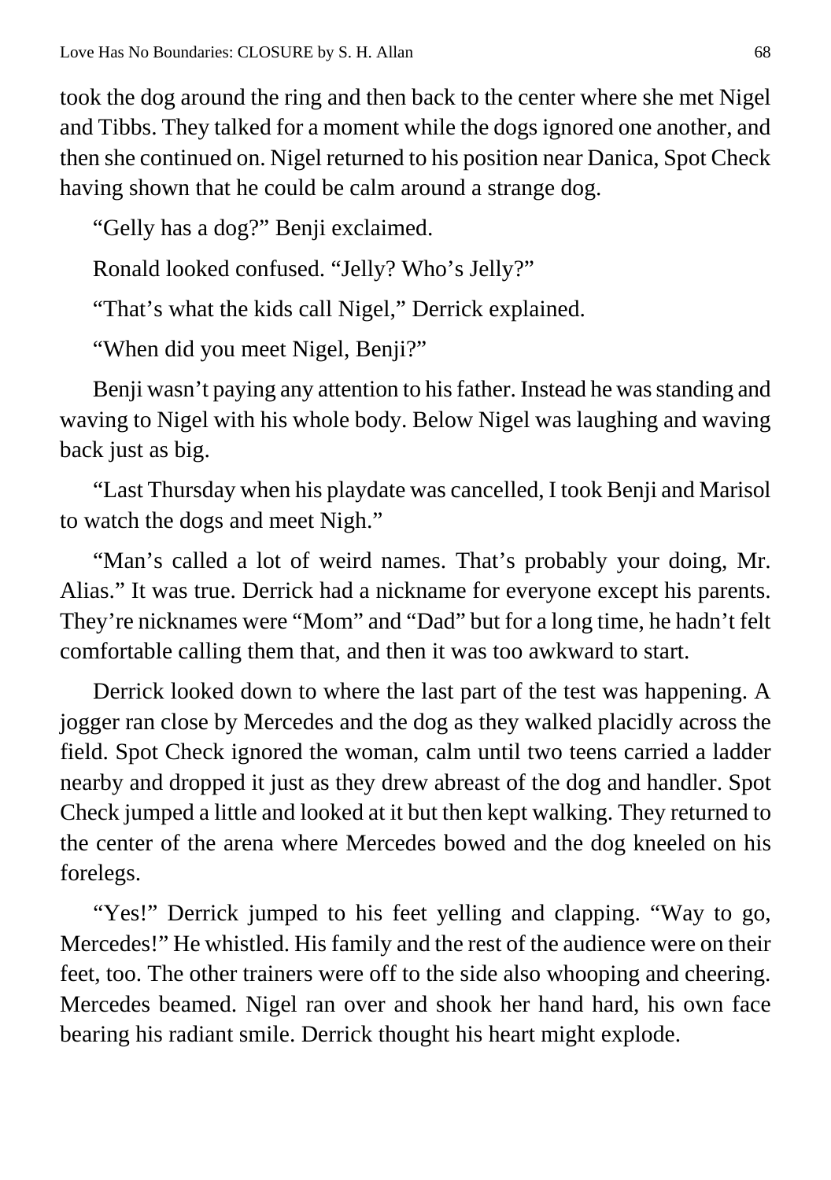took the dog around the ring and then back to the center where she met Nigel and Tibbs. They talked for a moment while the dogs ignored one another, and then she continued on. Nigel returned to his position near Danica, Spot Check having shown that he could be calm around a strange dog.

"Gelly has a dog?" Benji exclaimed.

Ronald looked confused. "Jelly? Who's Jelly?"

"That's what the kids call Nigel," Derrick explained.

"When did you meet Nigel, Benji?"

Benji wasn't paying any attention to his father. Instead he was standing and waving to Nigel with his whole body. Below Nigel was laughing and waving back just as big.

"Last Thursday when his playdate was cancelled, I took Benji and Marisol to watch the dogs and meet Nigh."

"Man's called a lot of weird names. That's probably your doing, Mr. Alias." It was true. Derrick had a nickname for everyone except his parents. They're nicknames were "Mom" and "Dad" but for a long time, he hadn't felt comfortable calling them that, and then it was too awkward to start.

Derrick looked down to where the last part of the test was happening. A jogger ran close by Mercedes and the dog as they walked placidly across the field. Spot Check ignored the woman, calm until two teens carried a ladder nearby and dropped it just as they drew abreast of the dog and handler. Spot Check jumped a little and looked at it but then kept walking. They returned to the center of the arena where Mercedes bowed and the dog kneeled on his forelegs.

"Yes!" Derrick jumped to his feet yelling and clapping. "Way to go, Mercedes!" He whistled. His family and the rest of the audience were on their feet, too. The other trainers were off to the side also whooping and cheering. Mercedes beamed. Nigel ran over and shook her hand hard, his own face bearing his radiant smile. Derrick thought his heart might explode.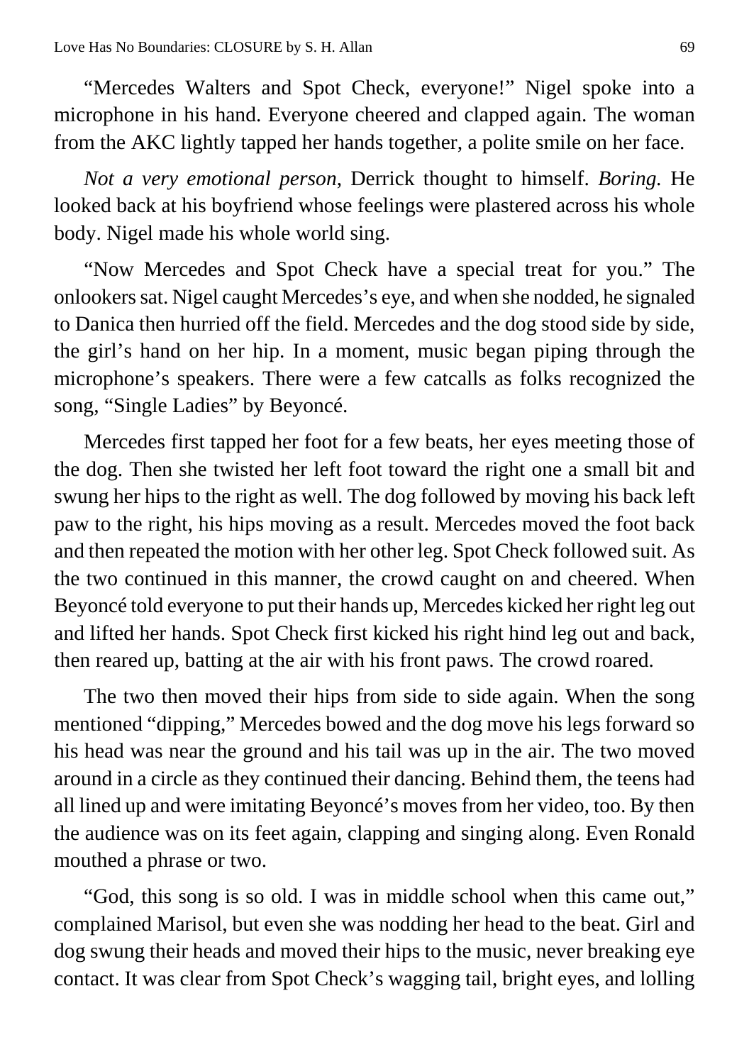"Mercedes Walters and Spot Check, everyone!" Nigel spoke into a microphone in his hand. Everyone cheered and clapped again. The woman from the AKC lightly tapped her hands together, a polite smile on her face.

*Not a very emotional person*, Derrick thought to himself. *Boring.* He looked back at his boyfriend whose feelings were plastered across his whole body. Nigel made his whole world sing.

"Now Mercedes and Spot Check have a special treat for you." The onlookers sat. Nigel caught Mercedes's eye, and when she nodded, he signaled to Danica then hurried off the field. Mercedes and the dog stood side by side, the girl's hand on her hip. In a moment, music began piping through the microphone's speakers. There were a few catcalls as folks recognized the song, "Single Ladies" by Beyoncé.

Mercedes first tapped her foot for a few beats, her eyes meeting those of the dog. Then she twisted her left foot toward the right one a small bit and swung her hips to the right as well. The dog followed by moving his back left paw to the right, his hips moving as a result. Mercedes moved the foot back and then repeated the motion with her other leg. Spot Check followed suit. As the two continued in this manner, the crowd caught on and cheered. When Beyoncé told everyone to put their hands up, Mercedes kicked her right leg out and lifted her hands. Spot Check first kicked his right hind leg out and back, then reared up, batting at the air with his front paws. The crowd roared.

The two then moved their hips from side to side again. When the song mentioned "dipping," Mercedes bowed and the dog move his legs forward so his head was near the ground and his tail was up in the air. The two moved around in a circle as they continued their dancing. Behind them, the teens had all lined up and were imitating Beyoncé's moves from her video, too. By then the audience was on its feet again, clapping and singing along. Even Ronald mouthed a phrase or two.

"God, this song is so old. I was in middle school when this came out," complained Marisol, but even she was nodding her head to the beat. Girl and dog swung their heads and moved their hips to the music, never breaking eye contact. It was clear from Spot Check's wagging tail, bright eyes, and lolling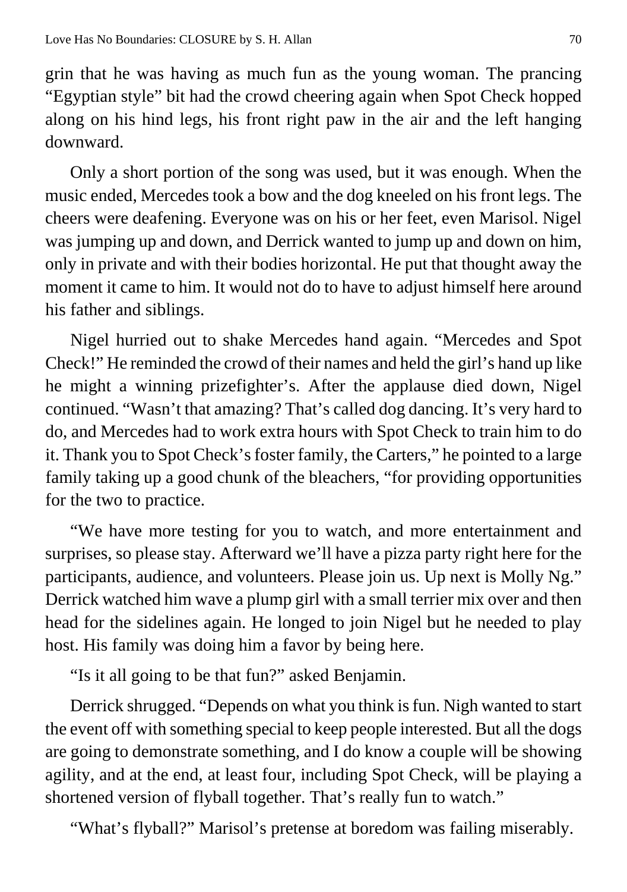grin that he was having as much fun as the young woman. The prancing "Egyptian style" bit had the crowd cheering again when Spot Check hopped along on his hind legs, his front right paw in the air and the left hanging downward.

Only a short portion of the song was used, but it was enough. When the music ended, Mercedes took a bow and the dog kneeled on his front legs. The cheers were deafening. Everyone was on his or her feet, even Marisol. Nigel was jumping up and down, and Derrick wanted to jump up and down on him, only in private and with their bodies horizontal. He put that thought away the moment it came to him. It would not do to have to adjust himself here around his father and siblings.

Nigel hurried out to shake Mercedes hand again. "Mercedes and Spot Check!" He reminded the crowd of their names and held the girl's hand up like he might a winning prizefighter's. After the applause died down, Nigel continued. "Wasn't that amazing? That's called dog dancing. It's very hard to do, and Mercedes had to work extra hours with Spot Check to train him to do it. Thank you to Spot Check's foster family, the Carters," he pointed to a large family taking up a good chunk of the bleachers, "for providing opportunities for the two to practice.

"We have more testing for you to watch, and more entertainment and surprises, so please stay. Afterward we'll have a pizza party right here for the participants, audience, and volunteers. Please join us. Up next is Molly Ng." Derrick watched him wave a plump girl with a small terrier mix over and then head for the sidelines again. He longed to join Nigel but he needed to play host. His family was doing him a favor by being here.

"Is it all going to be that fun?" asked Benjamin.

Derrick shrugged. "Depends on what you think is fun. Nigh wanted to start the event off with something special to keep people interested. But all the dogs are going to demonstrate something, and I do know a couple will be showing agility, and at the end, at least four, including Spot Check, will be playing a shortened version of flyball together. That's really fun to watch."

"What's flyball?" Marisol's pretense at boredom was failing miserably.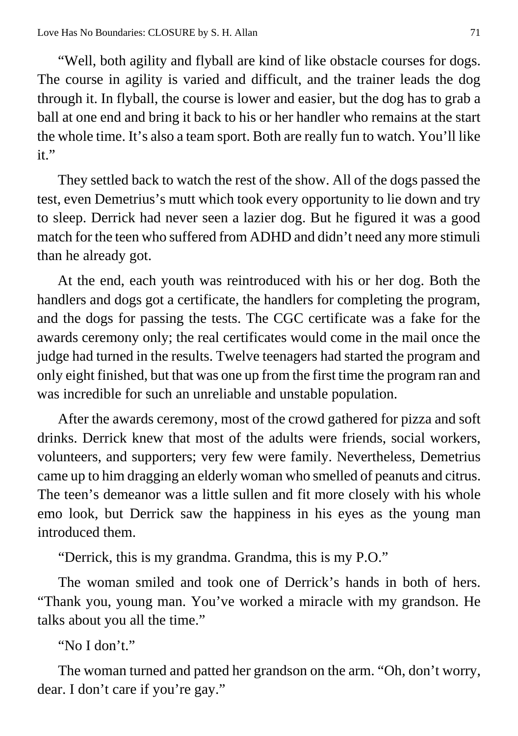"Well, both agility and flyball are kind of like obstacle courses for dogs. The course in agility is varied and difficult, and the trainer leads the dog through it. In flyball, the course is lower and easier, but the dog has to grab a ball at one end and bring it back to his or her handler who remains at the start the whole time. It's also a team sport. Both are really fun to watch. You'll like it."

They settled back to watch the rest of the show. All of the dogs passed the test, even Demetrius's mutt which took every opportunity to lie down and try to sleep. Derrick had never seen a lazier dog. But he figured it was a good match for the teen who suffered from ADHD and didn't need any more stimuli than he already got.

At the end, each youth was reintroduced with his or her dog. Both the handlers and dogs got a certificate, the handlers for completing the program, and the dogs for passing the tests. The CGC certificate was a fake for the awards ceremony only; the real certificates would come in the mail once the judge had turned in the results. Twelve teenagers had started the program and only eight finished, but that was one up from the first time the program ran and was incredible for such an unreliable and unstable population.

After the awards ceremony, most of the crowd gathered for pizza and soft drinks. Derrick knew that most of the adults were friends, social workers, volunteers, and supporters; very few were family. Nevertheless, Demetrius came up to him dragging an elderly woman who smelled of peanuts and citrus. The teen's demeanor was a little sullen and fit more closely with his whole emo look, but Derrick saw the happiness in his eyes as the young man introduced them.

"Derrick, this is my grandma. Grandma, this is my P.O."

The woman smiled and took one of Derrick's hands in both of hers. "Thank you, young man. You've worked a miracle with my grandson. He talks about you all the time."

"No I don't."

The woman turned and patted her grandson on the arm. "Oh, don't worry, dear. I don't care if you're gay."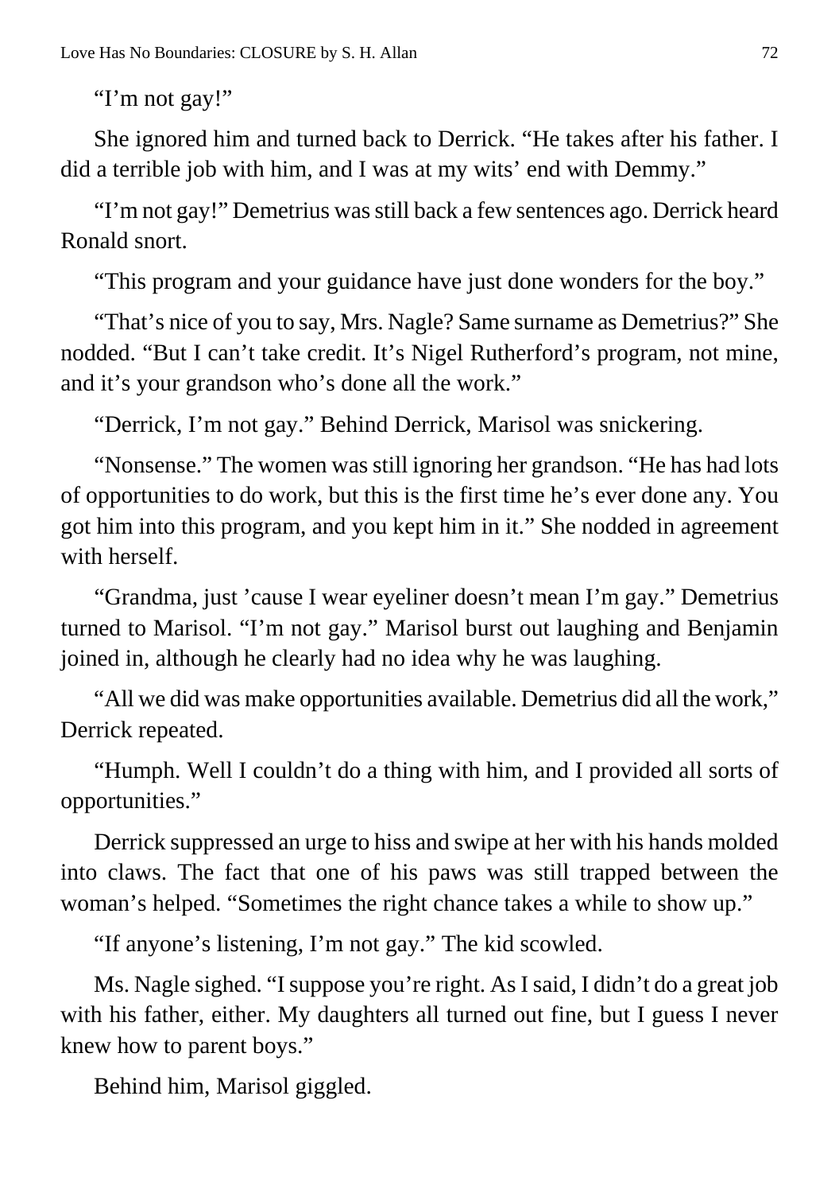"I'm not gay!"

She ignored him and turned back to Derrick. "He takes after his father. I did a terrible job with him, and I was at my wits' end with Demmy."

"I'm not gay!" Demetrius was still back a few sentences ago. Derrick heard Ronald snort.

"This program and your guidance have just done wonders for the boy."

"That's nice of you to say, Mrs. Nagle? Same surname as Demetrius?" She nodded. "But I can't take credit. It's Nigel Rutherford's program, not mine, and it's your grandson who's done all the work."

"Derrick, I'm not gay." Behind Derrick, Marisol was snickering.

"Nonsense." The women was still ignoring her grandson. "He has had lots of opportunities to do work, but this is the first time he's ever done any. You got him into this program, and you kept him in it." She nodded in agreement with herself.

"Grandma, just 'cause I wear eyeliner doesn't mean I'm gay." Demetrius turned to Marisol. "I'm not gay." Marisol burst out laughing and Benjamin joined in, although he clearly had no idea why he was laughing.

"All we did was make opportunities available. Demetrius did all the work," Derrick repeated.

"Humph. Well I couldn't do a thing with him, and I provided all sorts of opportunities."

Derrick suppressed an urge to hiss and swipe at her with his hands molded into claws. The fact that one of his paws was still trapped between the woman's helped. "Sometimes the right chance takes a while to show up."

"If anyone's listening, I'm not gay." The kid scowled.

Ms. Nagle sighed. "I suppose you're right. As I said, I didn't do a great job with his father, either. My daughters all turned out fine, but I guess I never knew how to parent boys."

Behind him, Marisol giggled.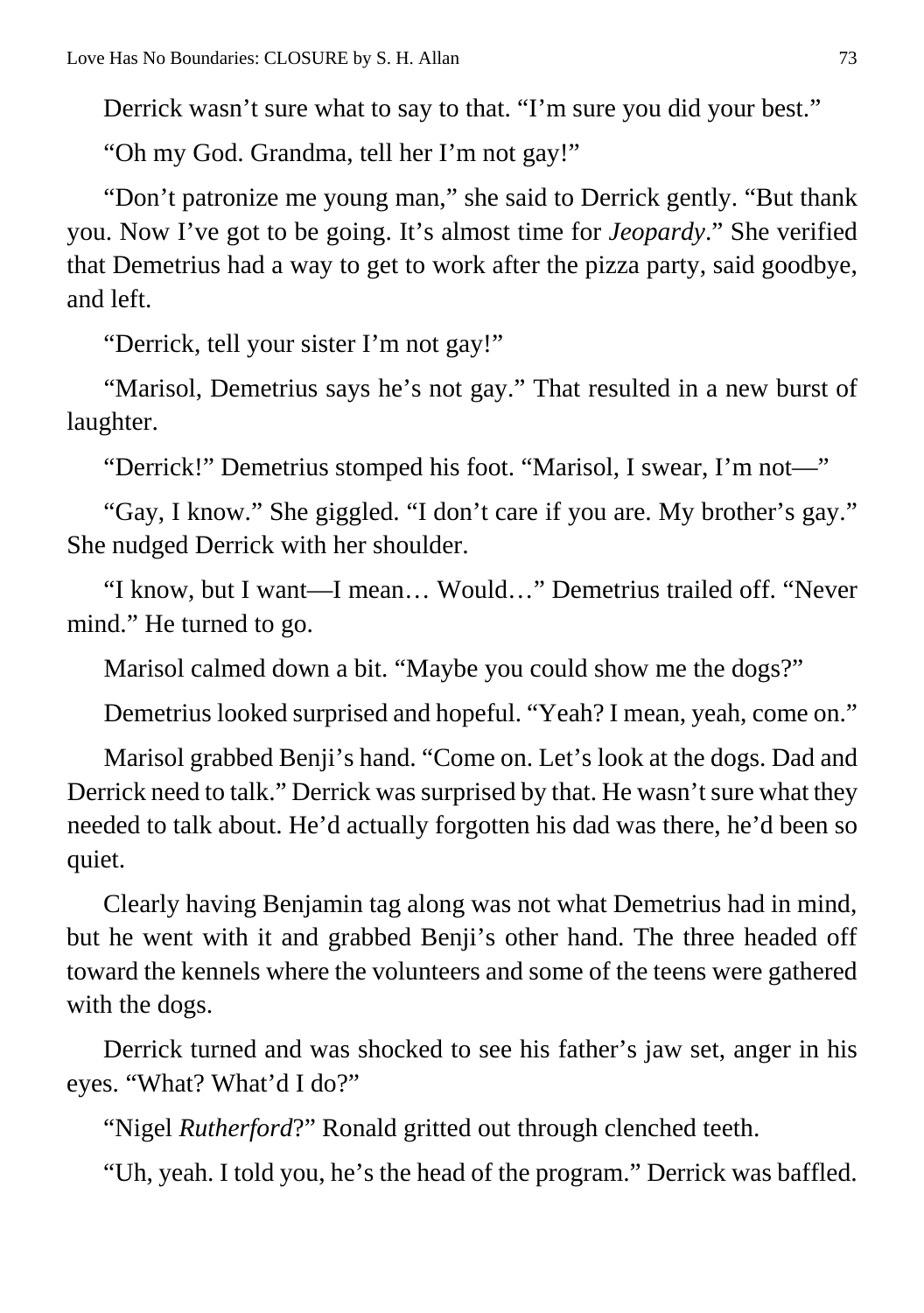Derrick wasn't sure what to say to that. "I'm sure you did your best."

"Oh my God. Grandma, tell her I'm not gay!"

"Don't patronize me young man," she said to Derrick gently. "But thank you. Now I've got to be going. It's almost time for *Jeopardy*." She verified that Demetrius had a way to get to work after the pizza party, said goodbye, and left.

"Derrick, tell your sister I'm not gay!"

"Marisol, Demetrius says he's not gay." That resulted in a new burst of laughter.

"Derrick!" Demetrius stomped his foot. "Marisol, I swear, I'm not—"

"Gay, I know." She giggled. "I don't care if you are. My brother's gay." She nudged Derrick with her shoulder.

"I know, but I want—I mean… Would…" Demetrius trailed off. "Never mind." He turned to go.

Marisol calmed down a bit. "Maybe you could show me the dogs?"

Demetrius looked surprised and hopeful. "Yeah? I mean, yeah, come on."

Marisol grabbed Benji's hand. "Come on. Let's look at the dogs. Dad and Derrick need to talk." Derrick was surprised by that. He wasn't sure what they needed to talk about. He'd actually forgotten his dad was there, he'd been so quiet.

Clearly having Benjamin tag along was not what Demetrius had in mind, but he went with it and grabbed Benji's other hand. The three headed off toward the kennels where the volunteers and some of the teens were gathered with the dogs.

Derrick turned and was shocked to see his father's jaw set, anger in his eyes. "What? What'd I do?"

"Nigel *Rutherford*?" Ronald gritted out through clenched teeth.

"Uh, yeah. I told you, he's the head of the program." Derrick was baffled.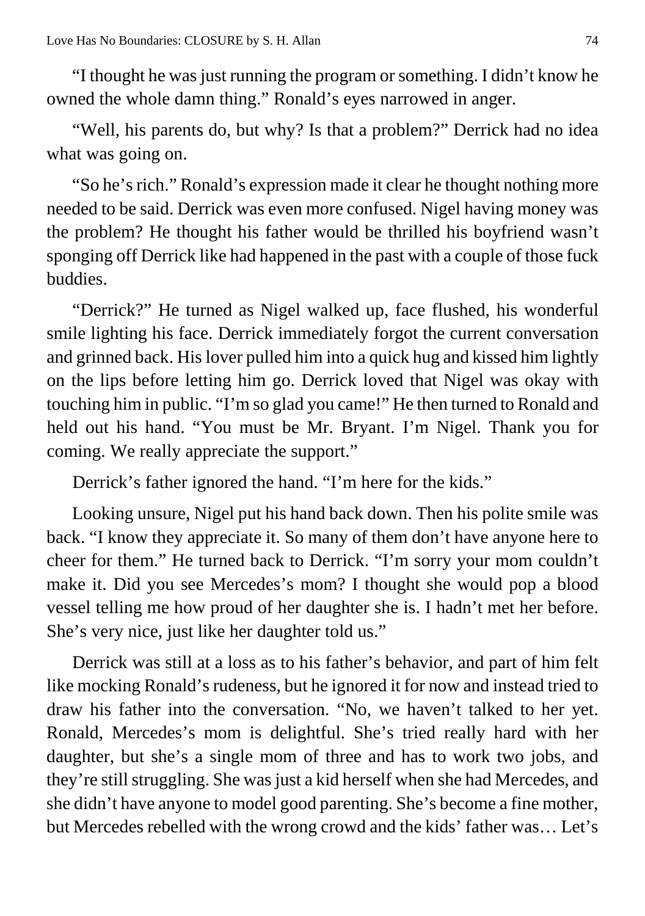"I thought he was just running the program or something. I didn't know he owned the whole damn thing." Ronald's eyes narrowed in anger.

"Well, his parents do, but why? Is that a problem?" Derrick had no idea what was going on.

"So he's rich." Ronald's expression made it clear he thought nothing more needed to be said. Derrick was even more confused. Nigel having money was the problem? He thought his father would be thrilled his boyfriend wasn't sponging off Derrick like had happened in the past with a couple of those fuck buddies.

"Derrick?" He turned as Nigel walked up, face flushed, his wonderful smile lighting his face. Derrick immediately forgot the current conversation and grinned back. His lover pulled him into a quick hug and kissed him lightly on the lips before letting him go. Derrick loved that Nigel was okay with touching him in public. "I'm so glad you came!" He then turned to Ronald and held out his hand. "You must be Mr. Bryant. I'm Nigel. Thank you for coming. We really appreciate the support."

Derrick's father ignored the hand. "I'm here for the kids."

Looking unsure, Nigel put his hand back down. Then his polite smile was back. "I know they appreciate it. So many of them don't have anyone here to cheer for them." He turned back to Derrick. "I'm sorry your mom couldn't make it. Did you see Mercedes's mom? I thought she would pop a blood vessel telling me how proud of her daughter she is. I hadn't met her before. She's very nice, just like her daughter told us."

Derrick was still at a loss as to his father's behavior, and part of him felt like mocking Ronald's rudeness, but he ignored it for now and instead tried to draw his father into the conversation. "No, we haven't talked to her yet. Ronald, Mercedes's mom is delightful. She's tried really hard with her daughter, but she's a single mom of three and has to work two jobs, and they're still struggling. She was just a kid herself when she had Mercedes, and she didn't have anyone to model good parenting. She's become a fine mother, but Mercedes rebelled with the wrong crowd and the kids' father was… Let's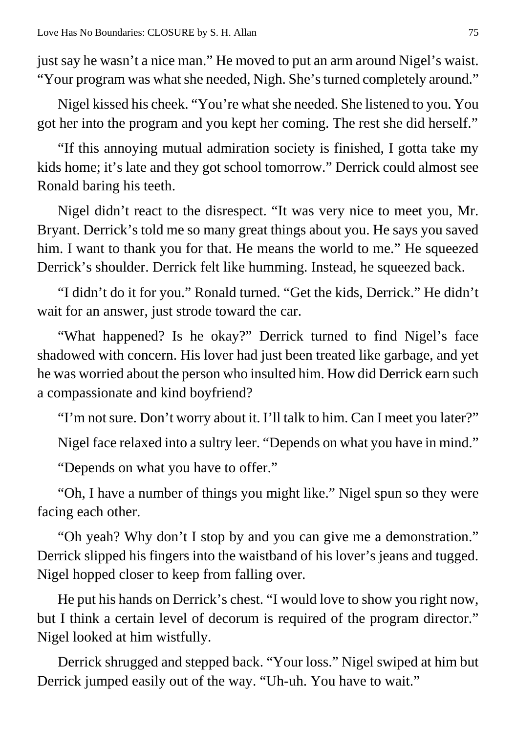just say he wasn't a nice man." He moved to put an arm around Nigel's waist. "Your program was what she needed, Nigh. She's turned completely around."

Nigel kissed his cheek. "You're what she needed. She listened to you. You got her into the program and you kept her coming. The rest she did herself."

"If this annoying mutual admiration society is finished, I gotta take my kids home; it's late and they got school tomorrow." Derrick could almost see Ronald baring his teeth.

Nigel didn't react to the disrespect. "It was very nice to meet you, Mr. Bryant. Derrick's told me so many great things about you. He says you saved him. I want to thank you for that. He means the world to me." He squeezed Derrick's shoulder. Derrick felt like humming. Instead, he squeezed back.

"I didn't do it for you." Ronald turned. "Get the kids, Derrick." He didn't wait for an answer, just strode toward the car.

"What happened? Is he okay?" Derrick turned to find Nigel's face shadowed with concern. His lover had just been treated like garbage, and yet he was worried about the person who insulted him. How did Derrick earn such a compassionate and kind boyfriend?

"I'm not sure. Don't worry about it. I'll talk to him. Can I meet you later?"

Nigel face relaxed into a sultry leer. "Depends on what you have in mind."

"Depends on what you have to offer."

"Oh, I have a number of things you might like." Nigel spun so they were facing each other.

"Oh yeah? Why don't I stop by and you can give me a demonstration." Derrick slipped his fingers into the waistband of his lover's jeans and tugged. Nigel hopped closer to keep from falling over.

He put his hands on Derrick's chest. "I would love to show you right now, but I think a certain level of decorum is required of the program director." Nigel looked at him wistfully.

Derrick shrugged and stepped back. "Your loss." Nigel swiped at him but Derrick jumped easily out of the way. "Uh-uh. You have to wait."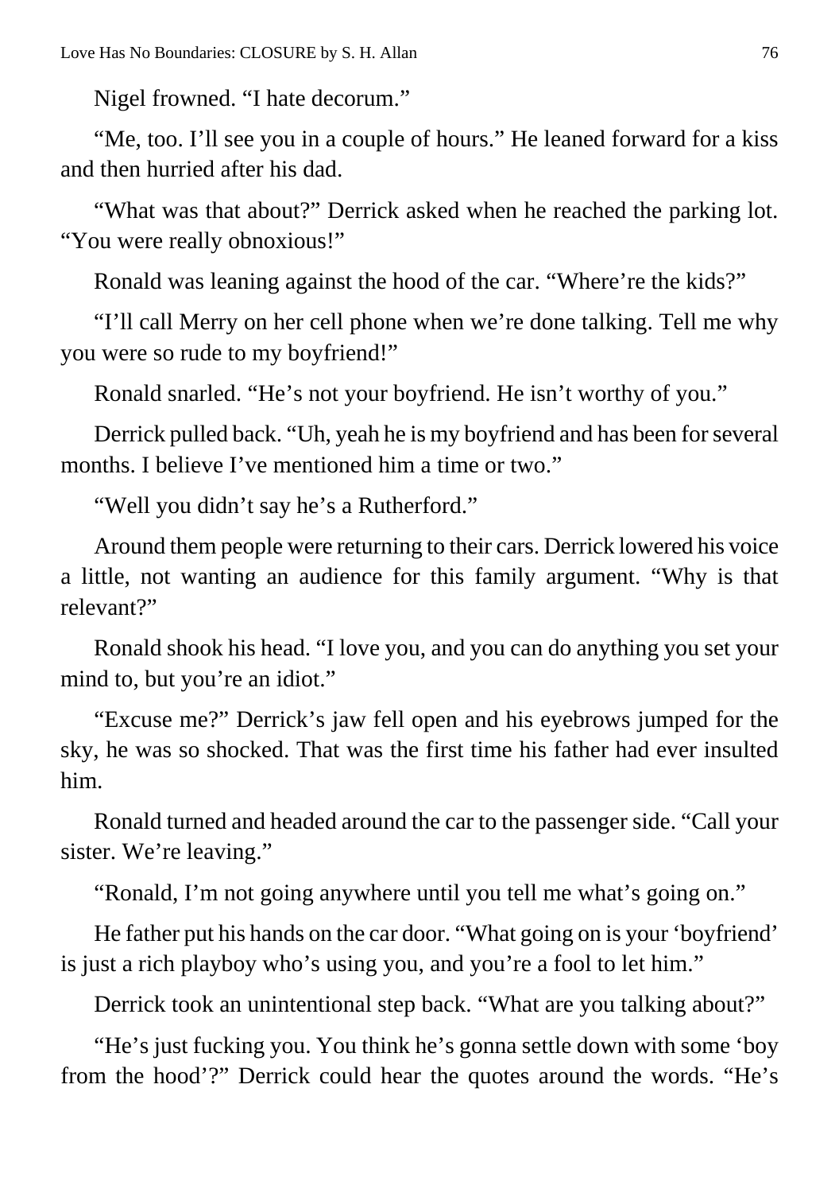Nigel frowned. “I hate decorum.”

“Me, too. I’ll see you in a couple of hours.” He leaned forward for a kiss and then hurried after his dad.

“What was that about?” Derrick asked when he reached the parking lot. “You were really obnoxious!”

Ronald was leaning against the hood of the car. “Where’re the kids?”

“I’ll call Merry on her cell phone when we’re done talking. Tell me why you were so rude to my boyfriend!”

Ronald snarled. “He’s not your boyfriend. He isn’t worthy of you.”

Derrick pulled back. “Uh, yeah he is my boyfriend and has been for several months. I believe I’ve mentioned him a time or two.”

“Well you didn’t say he’s a Rutherford.”

Around them people were returning to their cars. Derrick lowered his voice a little, not wanting an audience for this family argument. “Why is that relevant?”

Ronald shook his head. “I love you, and you can do anything you set your mind to, but you’re an idiot.”

“Excuse me?” Derrick’s jaw fell open and his eyebrows jumped for the sky, he was so shocked. That was the first time his father had ever insulted him.

Ronald turned and headed around the car to the passenger side. “Call your sister. We’re leaving.”

“Ronald, I’m not going anywhere until you tell me what’s going on.”

He father put his hands on the car door. “What going on is your ‘boyfriend’ is just a rich playboy who’s using you, and you’re a fool to let him.”

Derrick took an unintentional step back. “What are you talking about?”

“He’s just fucking you. You think he’s gonna settle down with some ‘boy from the hood’?” Derrick could hear the quotes around the words. “He’s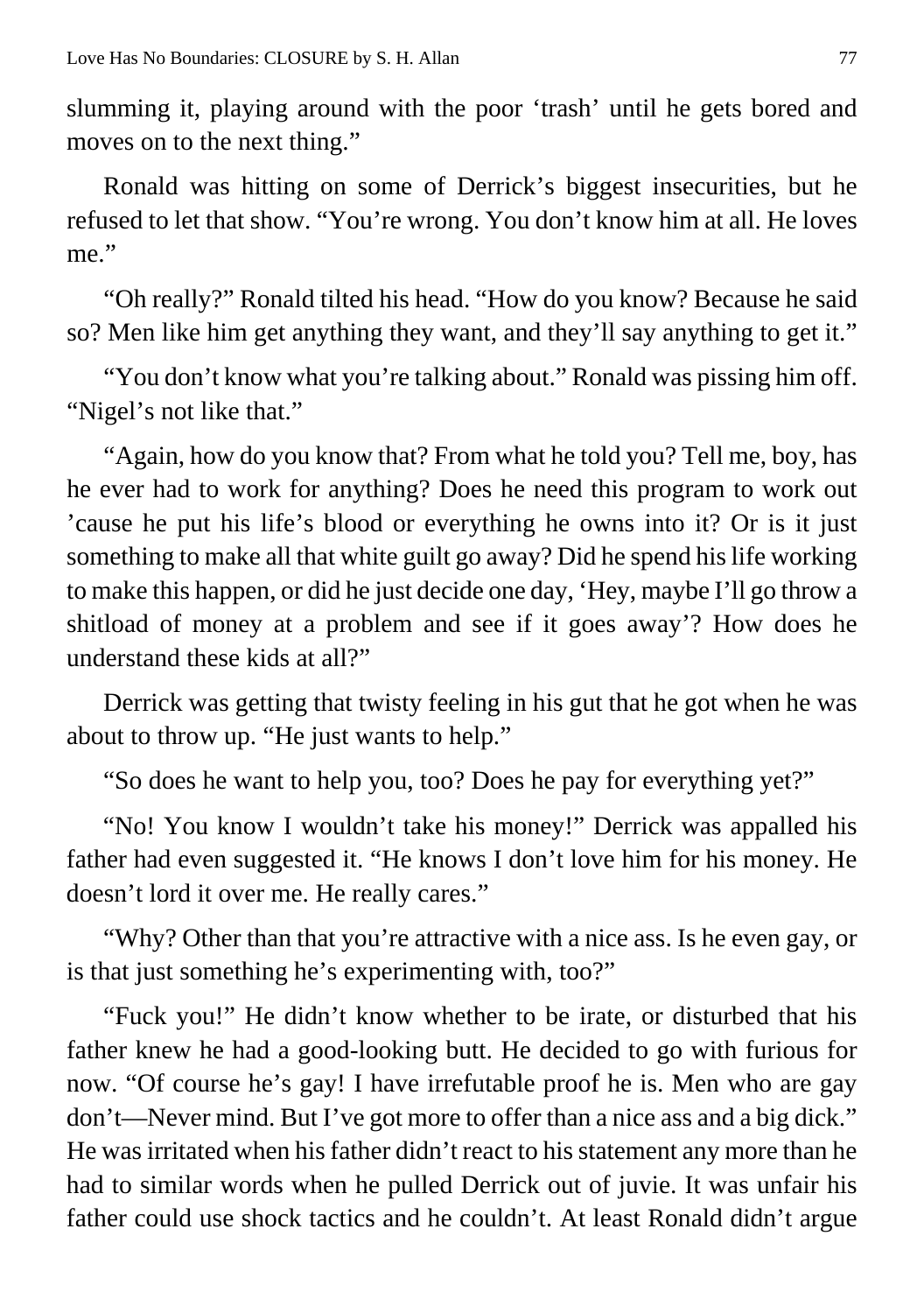slumming it, playing around with the poor 'trash' until he gets bored and moves on to the next thing."

Ronald was hitting on some of Derrick's biggest insecurities, but he refused to let that show. "You're wrong. You don't know him at all. He loves me."

"Oh really?" Ronald tilted his head. "How do you know? Because he said so? Men like him get anything they want, and they'll say anything to get it."

"You don't know what you're talking about." Ronald was pissing him off. "Nigel's not like that."

"Again, how do you know that? From what he told you? Tell me, boy, has he ever had to work for anything? Does he need this program to work out 'cause he put his life's blood or everything he owns into it? Or is it just something to make all that white guilt go away? Did he spend his life working to make this happen, or did he just decide one day, 'Hey, maybe I'll go throw a shitload of money at a problem and see if it goes away'? How does he understand these kids at all?"

Derrick was getting that twisty feeling in his gut that he got when he was about to throw up. "He just wants to help."

"So does he want to help you, too? Does he pay for everything yet?"

"No! You know I wouldn't take his money!" Derrick was appalled his father had even suggested it. "He knows I don't love him for his money. He doesn't lord it over me. He really cares."

"Why? Other than that you're attractive with a nice ass. Is he even gay, or is that just something he's experimenting with, too?"

"Fuck you!" He didn't know whether to be irate, or disturbed that his father knew he had a good-looking butt. He decided to go with furious for now. "Of course he's gay! I have irrefutable proof he is. Men who are gay don't—Never mind. But I've got more to offer than a nice ass and a big dick." He was irritated when his father didn't react to his statement any more than he had to similar words when he pulled Derrick out of juvie. It was unfair his father could use shock tactics and he couldn't. At least Ronald didn't argue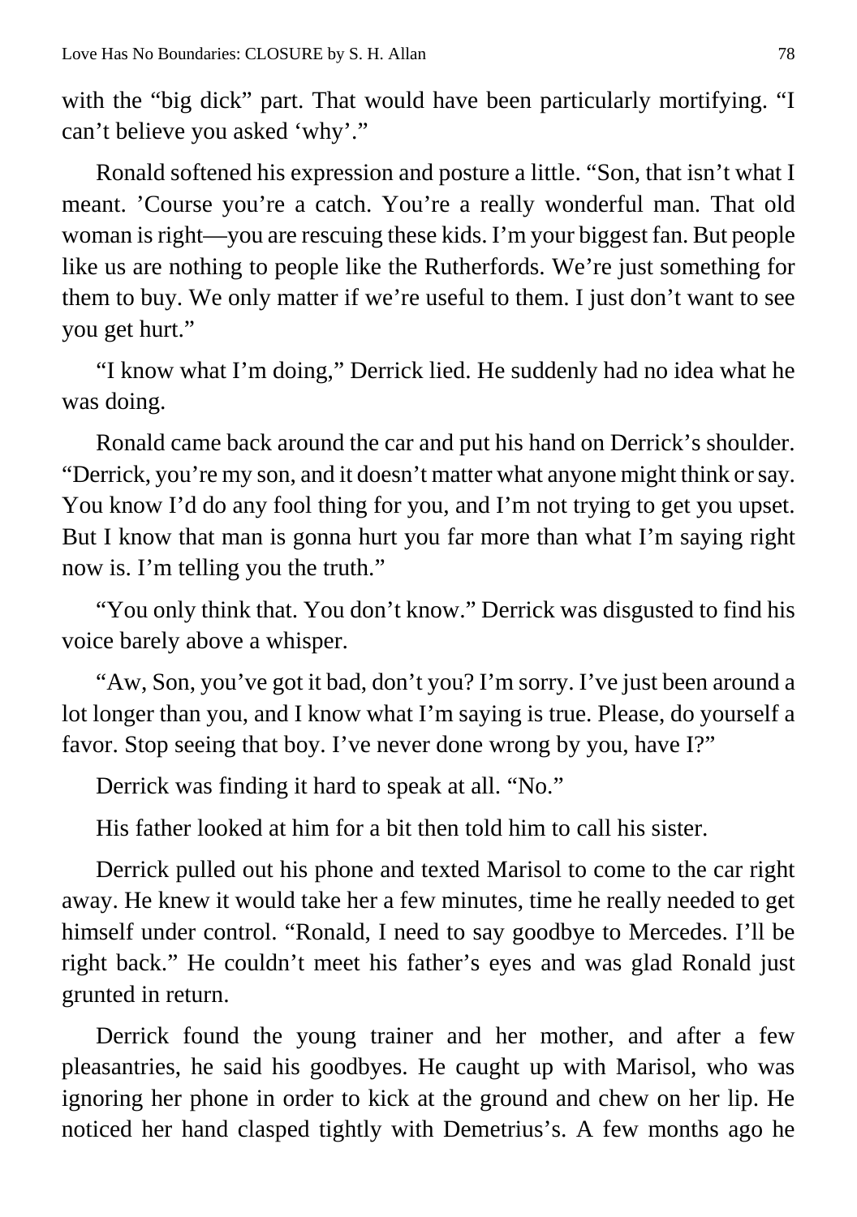with the "big dick" part. That would have been particularly mortifying. "I can't believe you asked 'why'."

Ronald softened his expression and posture a little. "Son, that isn't what I meant. 'Course you're a catch. You're a really wonderful man. That old woman is right—you are rescuing these kids. I'm your biggest fan. But people like us are nothing to people like the Rutherfords. We're just something for them to buy. We only matter if we're useful to them. I just don't want to see you get hurt."

"I know what I'm doing," Derrick lied. He suddenly had no idea what he was doing.

Ronald came back around the car and put his hand on Derrick's shoulder. "Derrick, you're my son, and it doesn't matter what anyone might think or say. You know I'd do any fool thing for you, and I'm not trying to get you upset. But I know that man is gonna hurt you far more than what I'm saying right now is. I'm telling you the truth."

"You only think that. You don't know." Derrick was disgusted to find his voice barely above a whisper.

"Aw, Son, you've got it bad, don't you? I'm sorry. I've just been around a lot longer than you, and I know what I'm saying is true. Please, do yourself a favor. Stop seeing that boy. I've never done wrong by you, have I?"

Derrick was finding it hard to speak at all. "No."

His father looked at him for a bit then told him to call his sister.

Derrick pulled out his phone and texted Marisol to come to the car right away. He knew it would take her a few minutes, time he really needed to get himself under control. "Ronald, I need to say goodbye to Mercedes. I'll be right back." He couldn't meet his father's eyes and was glad Ronald just grunted in return.

Derrick found the young trainer and her mother, and after a few pleasantries, he said his goodbyes. He caught up with Marisol, who was ignoring her phone in order to kick at the ground and chew on her lip. He noticed her hand clasped tightly with Demetrius's. A few months ago he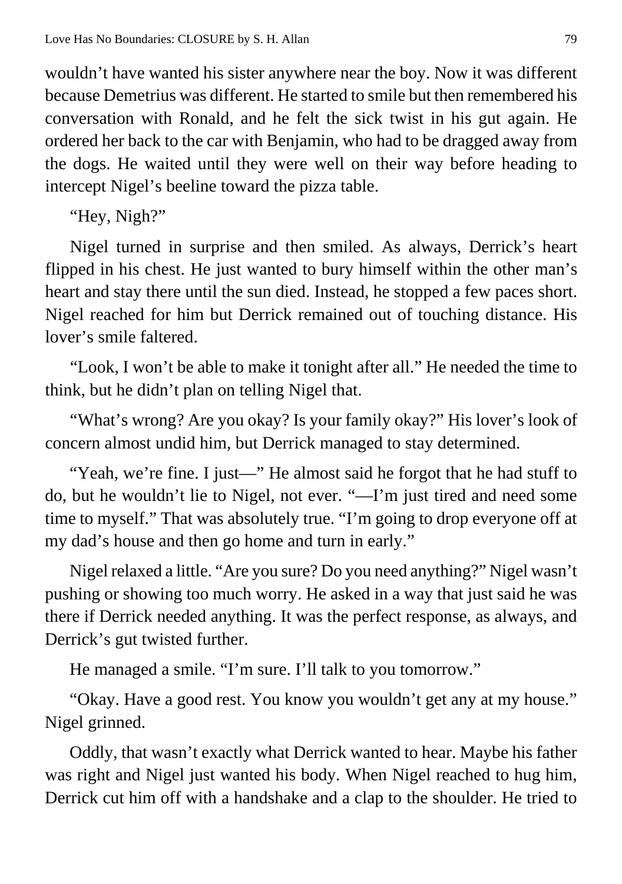wouldn't have wanted his sister anywhere near the boy. Now it was different because Demetrius was different. He started to smile but then remembered his conversation with Ronald, and he felt the sick twist in his gut again. He ordered her back to the car with Benjamin, who had to be dragged away from the dogs. He waited until they were well on their way before heading to intercept Nigel's beeline toward the pizza table.

"Hey, Nigh?"

Nigel turned in surprise and then smiled. As always, Derrick's heart flipped in his chest. He just wanted to bury himself within the other man's heart and stay there until the sun died. Instead, he stopped a few paces short. Nigel reached for him but Derrick remained out of touching distance. His lover's smile faltered.

"Look, I won't be able to make it tonight after all." He needed the time to think, but he didn't plan on telling Nigel that.

"What's wrong? Are you okay? Is your family okay?" His lover's look of concern almost undid him, but Derrick managed to stay determined.

"Yeah, we're fine. I just—" He almost said he forgot that he had stuff to do, but he wouldn't lie to Nigel, not ever. "—I'm just tired and need some time to myself." That was absolutely true. "I'm going to drop everyone off at my dad's house and then go home and turn in early."

Nigel relaxed a little. "Are you sure? Do you need anything?" Nigel wasn't pushing or showing too much worry. He asked in a way that just said he was there if Derrick needed anything. It was the perfect response, as always, and Derrick's gut twisted further.

He managed a smile. "I'm sure. I'll talk to you tomorrow."

"Okay. Have a good rest. You know you wouldn't get any at my house." Nigel grinned.

Oddly, that wasn't exactly what Derrick wanted to hear. Maybe his father was right and Nigel just wanted his body. When Nigel reached to hug him, Derrick cut him off with a handshake and a clap to the shoulder. He tried to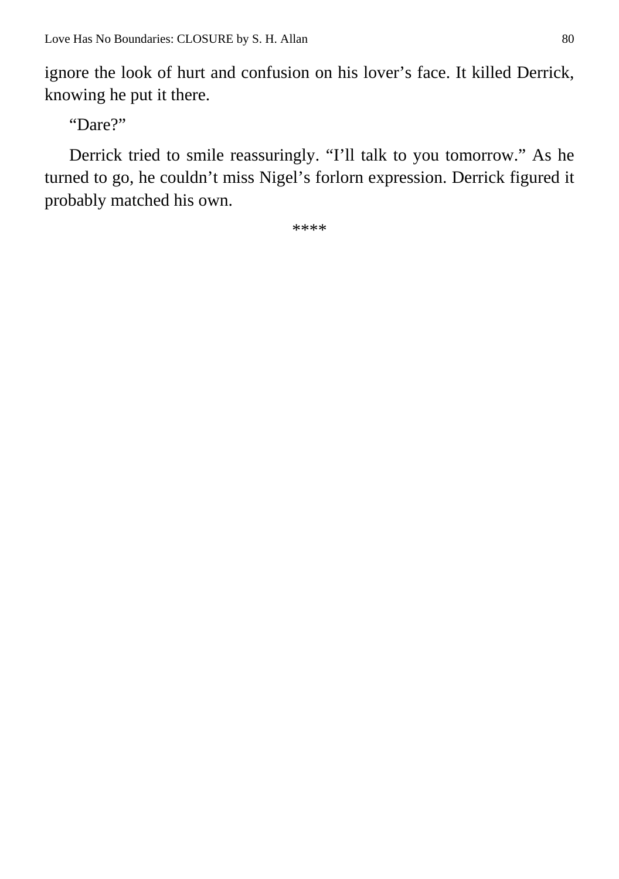ignore the look of hurt and confusion on his lover's face. It killed Derrick, knowing he put it there.

"Dare?"

Derrick tried to smile reassuringly. "I'll talk to you tomorrow." As he turned to go, he couldn't miss Nigel's forlorn expression. Derrick figured it probably matched his own.

****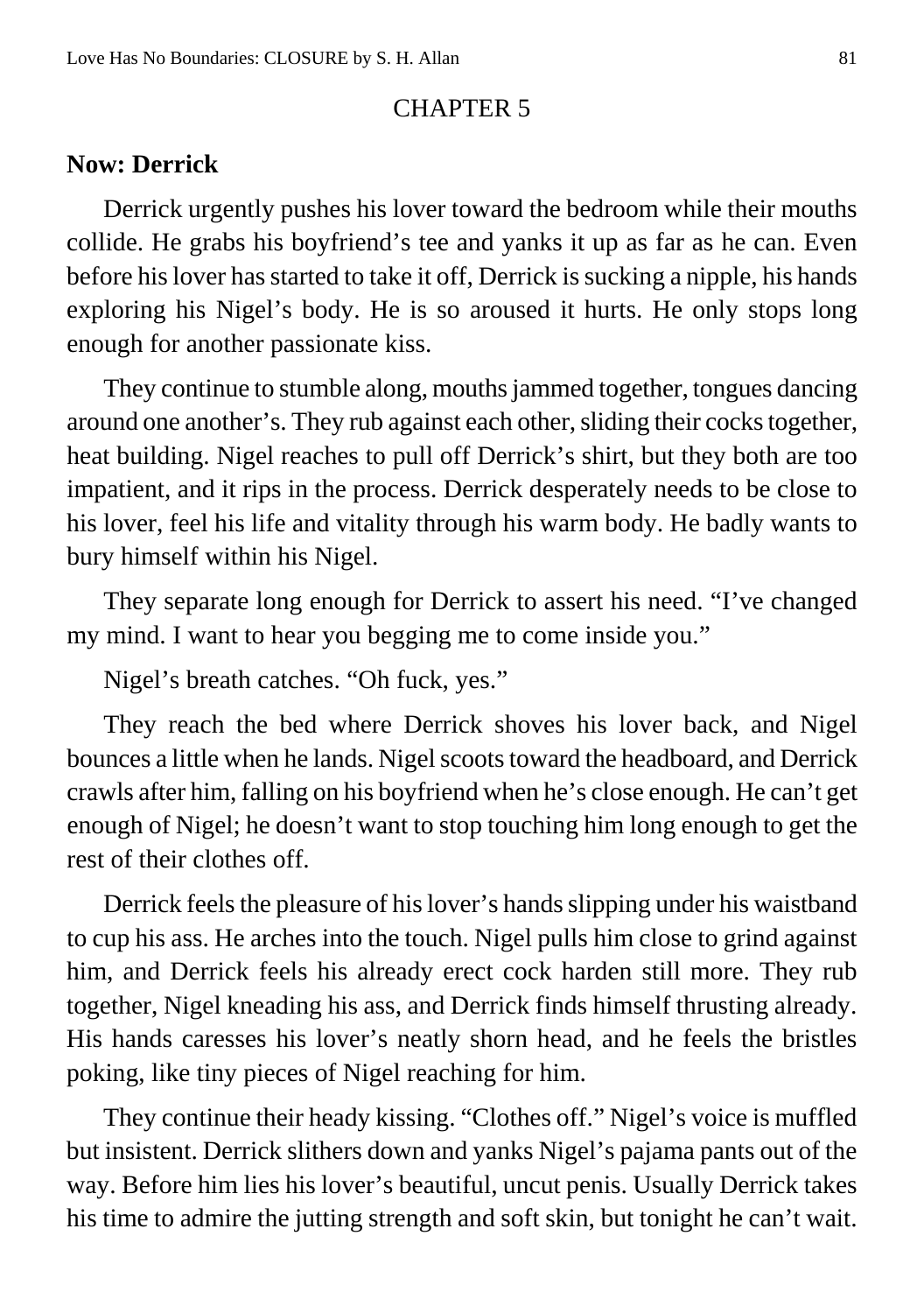# CHAPTER 5

**Now: Derrick**

Derrick urgently pushes his lover toward the bedroom while their mouths collide. He grabs his boyfriend's tee and yanks it up as far as he can. Even before his lover has started to take it off, Derrick is sucking a nipple, his hands exploring his Nigel's body. He is so aroused it hurts. He only stops long enough for another passionate kiss.

They continue to stumble along, mouths jammed together, tongues dancing around one another's. They rub against each other, sliding their cocks together, heat building. Nigel reaches to pull off Derrick's shirt, but they both are too impatient, and it rips in the process. Derrick desperately needs to be close to his lover, feel his life and vitality through his warm body. He badly wants to bury himself within his Nigel.

They separate long enough for Derrick to assert his need. "I've changed my mind. I want to hear you begging me to come inside you."

Nigel's breath catches. "Oh fuck, yes."

They reach the bed where Derrick shoves his lover back, and Nigel bounces a little when he lands. Nigel scoots toward the headboard, and Derrick crawls after him, falling on his boyfriend when he's close enough. He can't get enough of Nigel; he doesn't want to stop touching him long enough to get the rest of their clothes off.

Derrick feels the pleasure of his lover's hands slipping under his waistband to cup his ass. He arches into the touch. Nigel pulls him close to grind against him, and Derrick feels his already erect cock harden still more. They rub together, Nigel kneading his ass, and Derrick finds himself thrusting already. His hands caresses his lover's neatly shorn head, and he feels the bristles poking, like tiny pieces of Nigel reaching for him.

They continue their heady kissing. "Clothes off." Nigel's voice is muffled but insistent. Derrick slithers down and yanks Nigel's pajama pants out of the way. Before him lies his lover's beautiful, uncut penis. Usually Derrick takes his time to admire the jutting strength and soft skin, but tonight he can't wait.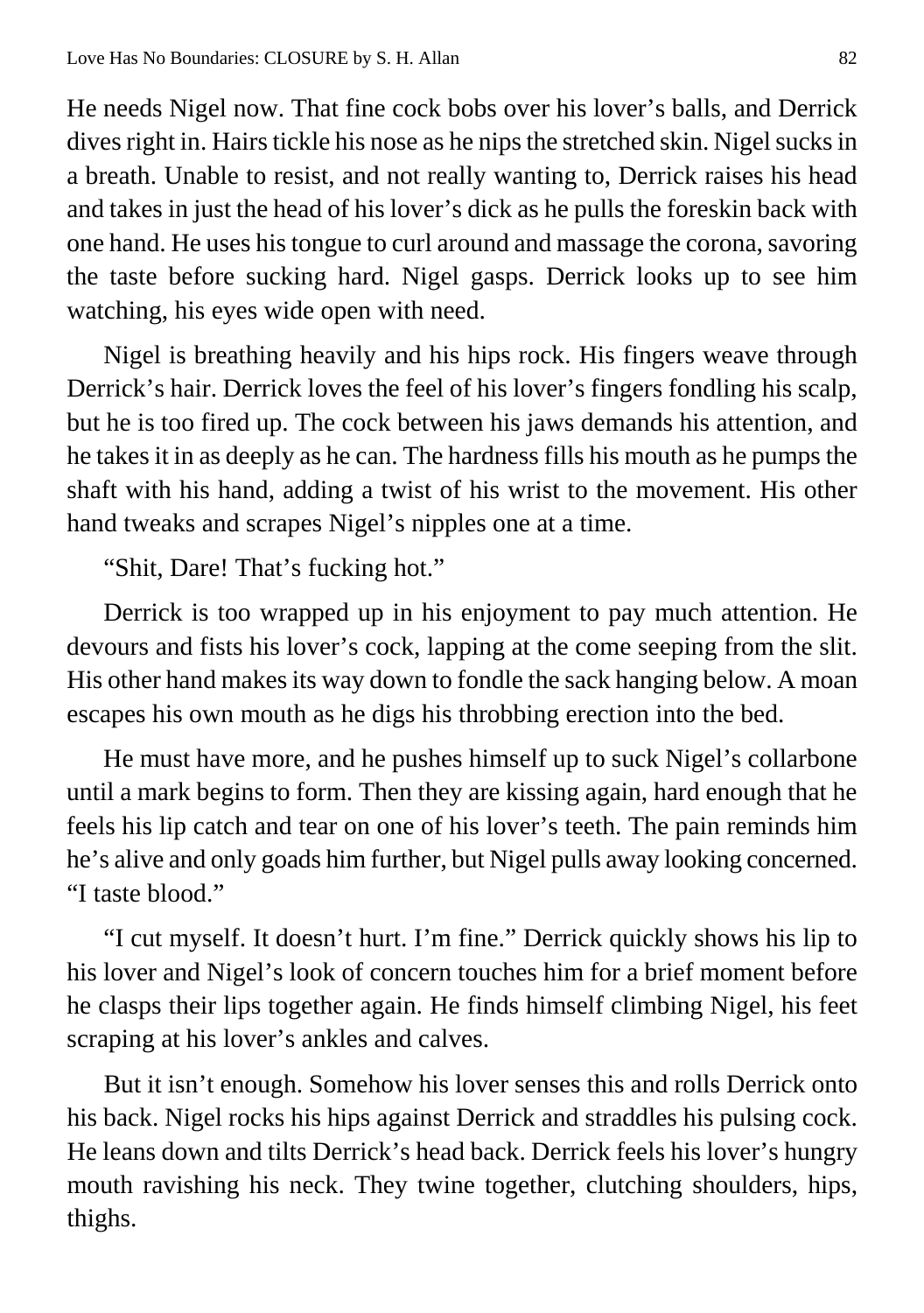He needs Nigel now. That fine cock bobs over his lover's balls, and Derrick dives right in. Hairs tickle his nose as he nips the stretched skin. Nigel sucks in a breath. Unable to resist, and not really wanting to, Derrick raises his head and takes in just the head of his lover's dick as he pulls the foreskin back with one hand. He uses his tongue to curl around and massage the corona, savoring the taste before sucking hard. Nigel gasps. Derrick looks up to see him watching, his eyes wide open with need.

Nigel is breathing heavily and his hips rock. His fingers weave through Derrick's hair. Derrick loves the feel of his lover's fingers fondling his scalp, but he is too fired up. The cock between his jaws demands his attention, and he takes it in as deeply as he can. The hardness fills his mouth as he pumps the shaft with his hand, adding a twist of his wrist to the movement. His other hand tweaks and scrapes Nigel's nipples one at a time.

"Shit, Dare! That's fucking hot."

Derrick is too wrapped up in his enjoyment to pay much attention. He devours and fists his lover's cock, lapping at the come seeping from the slit. His other hand makes its way down to fondle the sack hanging below. A moan escapes his own mouth as he digs his throbbing erection into the bed.

He must have more, and he pushes himself up to suck Nigel's collarbone until a mark begins to form. Then they are kissing again, hard enough that he feels his lip catch and tear on one of his lover's teeth. The pain reminds him he's alive and only goads him further, but Nigel pulls away looking concerned. "I taste blood."

"I cut myself. It doesn't hurt. I'm fine." Derrick quickly shows his lip to his lover and Nigel's look of concern touches him for a brief moment before he clasps their lips together again. He finds himself climbing Nigel, his feet scraping at his lover's ankles and calves.

But it isn't enough. Somehow his lover senses this and rolls Derrick onto his back. Nigel rocks his hips against Derrick and straddles his pulsing cock. He leans down and tilts Derrick's head back. Derrick feels his lover's hungry mouth ravishing his neck. They twine together, clutching shoulders, hips, thighs.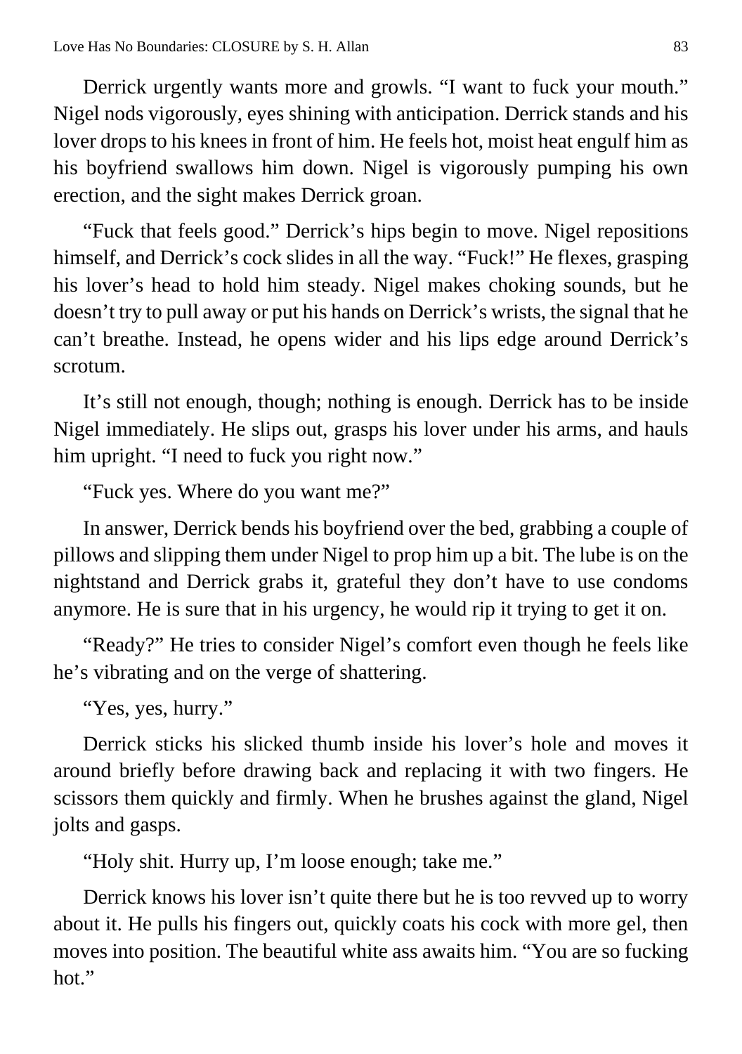Derrick urgently wants more and growls. "I want to fuck your mouth." Nigel nods vigorously, eyes shining with anticipation. Derrick stands and his lover drops to his knees in front of him. He feels hot, moist heat engulf him as his boyfriend swallows him down. Nigel is vigorously pumping his own erection, and the sight makes Derrick groan.

"Fuck that feels good." Derrick's hips begin to move. Nigel repositions himself, and Derrick's cock slides in all the way. "Fuck!" He flexes, grasping his lover's head to hold him steady. Nigel makes choking sounds, but he doesn't try to pull away or put his hands on Derrick's wrists, the signal that he can't breathe. Instead, he opens wider and his lips edge around Derrick's scrotum.

It's still not enough, though; nothing is enough. Derrick has to be inside Nigel immediately. He slips out, grasps his lover under his arms, and hauls him upright. "I need to fuck you right now."

"Fuck yes. Where do you want me?"

In answer, Derrick bends his boyfriend over the bed, grabbing a couple of pillows and slipping them under Nigel to prop him up a bit. The lube is on the nightstand and Derrick grabs it, grateful they don't have to use condoms anymore. He is sure that in his urgency, he would rip it trying to get it on.

"Ready?" He tries to consider Nigel's comfort even though he feels like he's vibrating and on the verge of shattering.

"Yes, yes, hurry."

Derrick sticks his slicked thumb inside his lover's hole and moves it around briefly before drawing back and replacing it with two fingers. He scissors them quickly and firmly. When he brushes against the gland, Nigel jolts and gasps.

"Holy shit. Hurry up, I'm loose enough; take me."

Derrick knows his lover isn't quite there but he is too revved up to worry about it. He pulls his fingers out, quickly coats his cock with more gel, then moves into position. The beautiful white ass awaits him. "You are so fucking hot."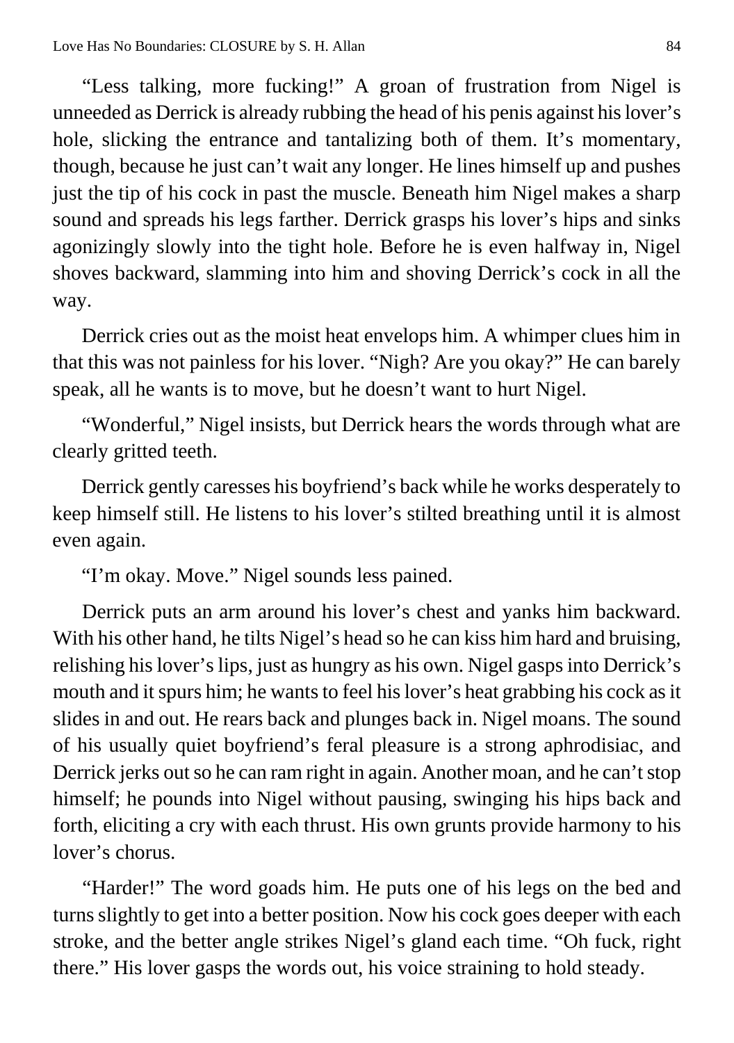"Less talking, more fucking!" A groan of frustration from Nigel is unneeded as Derrick is already rubbing the head of his penis against his lover's hole, slicking the entrance and tantalizing both of them. It's momentary, though, because he just can't wait any longer. He lines himself up and pushes just the tip of his cock in past the muscle. Beneath him Nigel makes a sharp sound and spreads his legs farther. Derrick grasps his lover's hips and sinks agonizingly slowly into the tight hole. Before he is even halfway in, Nigel shoves backward, slamming into him and shoving Derrick's cock in all the way.

Derrick cries out as the moist heat envelops him. A whimper clues him in that this was not painless for his lover. "Nigh? Are you okay?" He can barely speak, all he wants is to move, but he doesn't want to hurt Nigel.

"Wonderful," Nigel insists, but Derrick hears the words through what are clearly gritted teeth.

Derrick gently caresses his boyfriend's back while he works desperately to keep himself still. He listens to his lover's stilted breathing until it is almost even again.

"I'm okay. Move." Nigel sounds less pained.

Derrick puts an arm around his lover's chest and yanks him backward. With his other hand, he tilts Nigel's head so he can kiss him hard and bruising, relishing his lover's lips, just as hungry as his own. Nigel gasps into Derrick's mouth and it spurs him; he wants to feel his lover's heat grabbing his cock as it slides in and out. He rears back and plunges back in. Nigel moans. The sound of his usually quiet boyfriend's feral pleasure is a strong aphrodisiac, and Derrick jerks out so he can ram right in again. Another moan, and he can't stop himself; he pounds into Nigel without pausing, swinging his hips back and forth, eliciting a cry with each thrust. His own grunts provide harmony to his lover's chorus.

"Harder!" The word goads him. He puts one of his legs on the bed and turns slightly to get into a better position. Now his cock goes deeper with each stroke, and the better angle strikes Nigel's gland each time. "Oh fuck, right there." His lover gasps the words out, his voice straining to hold steady.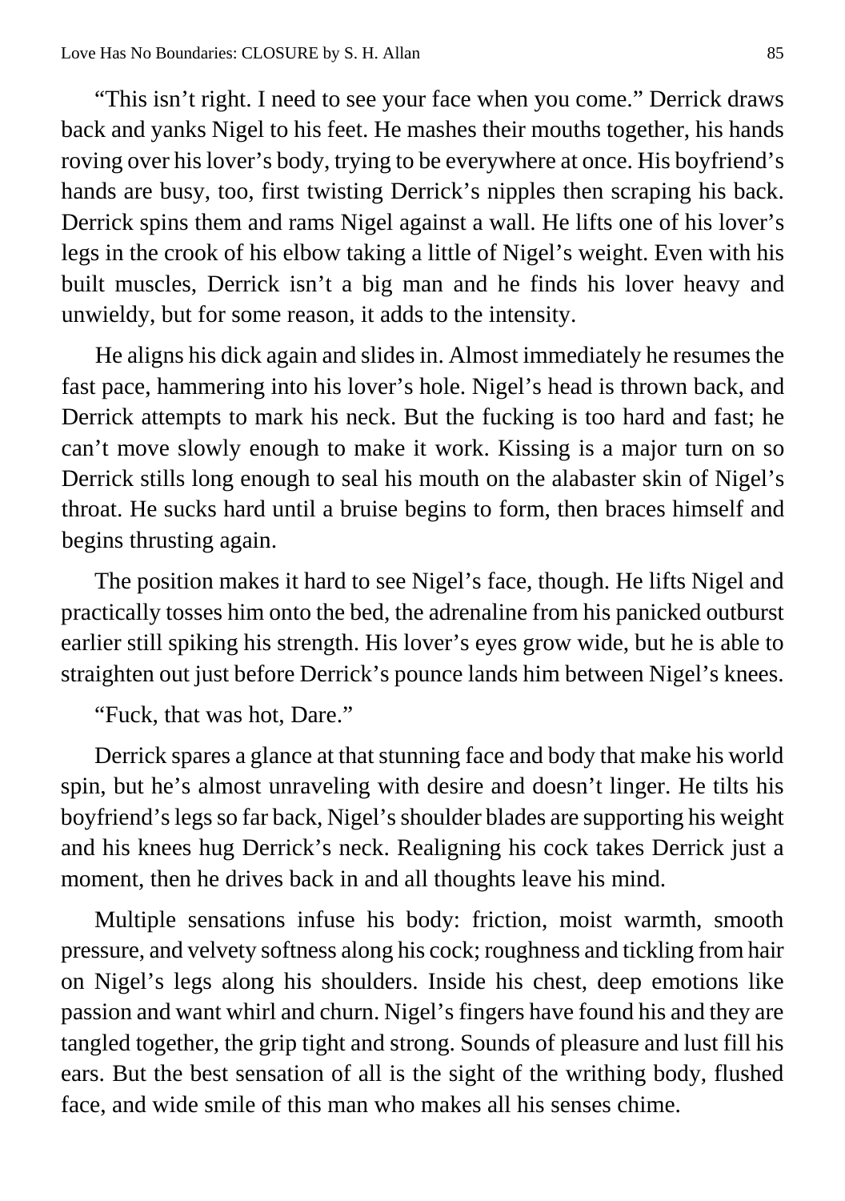"This isn't right. I need to see your face when you come." Derrick draws back and yanks Nigel to his feet. He mashes their mouths together, his hands roving over his lover's body, trying to be everywhere at once. His boyfriend's hands are busy, too, first twisting Derrick's nipples then scraping his back. Derrick spins them and rams Nigel against a wall. He lifts one of his lover's legs in the crook of his elbow taking a little of Nigel's weight. Even with his built muscles, Derrick isn't a big man and he finds his lover heavy and unwieldy, but for some reason, it adds to the intensity.

He aligns his dick again and slides in. Almost immediately he resumes the fast pace, hammering into his lover's hole. Nigel's head is thrown back, and Derrick attempts to mark his neck. But the fucking is too hard and fast; he can't move slowly enough to make it work. Kissing is a major turn on so Derrick stills long enough to seal his mouth on the alabaster skin of Nigel's throat. He sucks hard until a bruise begins to form, then braces himself and begins thrusting again.

The position makes it hard to see Nigel's face, though. He lifts Nigel and practically tosses him onto the bed, the adrenaline from his panicked outburst earlier still spiking his strength. His lover's eyes grow wide, but he is able to straighten out just before Derrick's pounce lands him between Nigel's knees.

"Fuck, that was hot, Dare."

Derrick spares a glance at that stunning face and body that make his world spin, but he's almost unraveling with desire and doesn't linger. He tilts his boyfriend's legs so far back, Nigel's shoulder blades are supporting his weight and his knees hug Derrick's neck. Realigning his cock takes Derrick just a moment, then he drives back in and all thoughts leave his mind.

Multiple sensations infuse his body: friction, moist warmth, smooth pressure, and velvety softness along his cock; roughness and tickling from hair on Nigel's legs along his shoulders. Inside his chest, deep emotions like passion and want whirl and churn. Nigel's fingers have found his and they are tangled together, the grip tight and strong. Sounds of pleasure and lust fill his ears. But the best sensation of all is the sight of the writhing body, flushed face, and wide smile of this man who makes all his senses chime.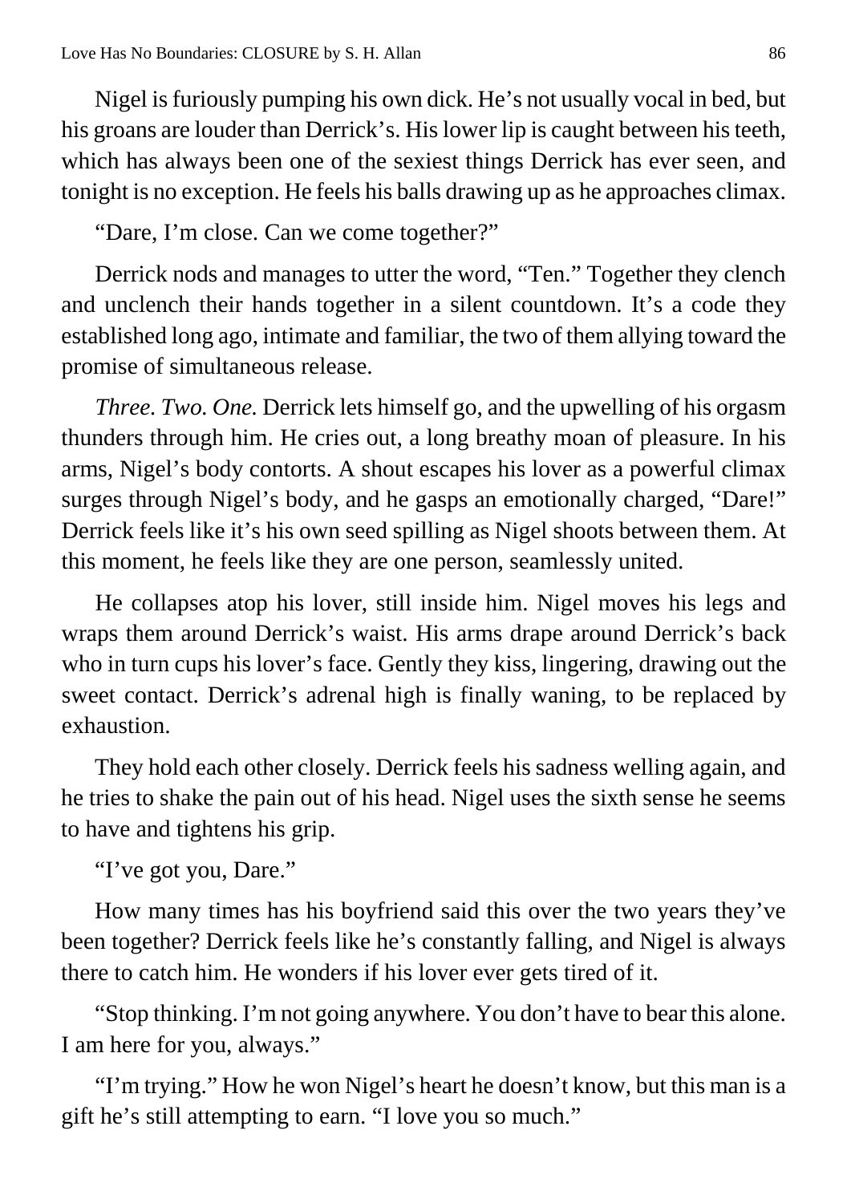Nigel is furiously pumping his own dick. He's not usually vocal in bed, but his groans are louder than Derrick's. His lower lip is caught between his teeth, which has always been one of the sexiest things Derrick has ever seen, and tonight is no exception. He feels his balls drawing up as he approaches climax.

"Dare, I'm close. Can we come together?"

Derrick nods and manages to utter the word, "Ten." Together they clench and unclench their hands together in a silent countdown. It's a code they established long ago, intimate and familiar, the two of them allying toward the promise of simultaneous release.

*Three. Two. One.* Derrick lets himself go, and the upwelling of his orgasm thunders through him. He cries out, a long breathy moan of pleasure. In his arms, Nigel's body contorts. A shout escapes his lover as a powerful climax surges through Nigel's body, and he gasps an emotionally charged, "Dare!" Derrick feels like it's his own seed spilling as Nigel shoots between them. At this moment, he feels like they are one person, seamlessly united.

He collapses atop his lover, still inside him. Nigel moves his legs and wraps them around Derrick's waist. His arms drape around Derrick's back who in turn cups his lover's face. Gently they kiss, lingering, drawing out the sweet contact. Derrick's adrenal high is finally waning, to be replaced by exhaustion.

They hold each other closely. Derrick feels his sadness welling again, and he tries to shake the pain out of his head. Nigel uses the sixth sense he seems to have and tightens his grip.

"I've got you, Dare."

How many times has his boyfriend said this over the two years they've been together? Derrick feels like he's constantly falling, and Nigel is always there to catch him. He wonders if his lover ever gets tired of it.

"Stop thinking. I'm not going anywhere. You don't have to bear this alone. I am here for you, always."

"I'm trying." How he won Nigel's heart he doesn't know, but this man is a gift he's still attempting to earn. "I love you so much."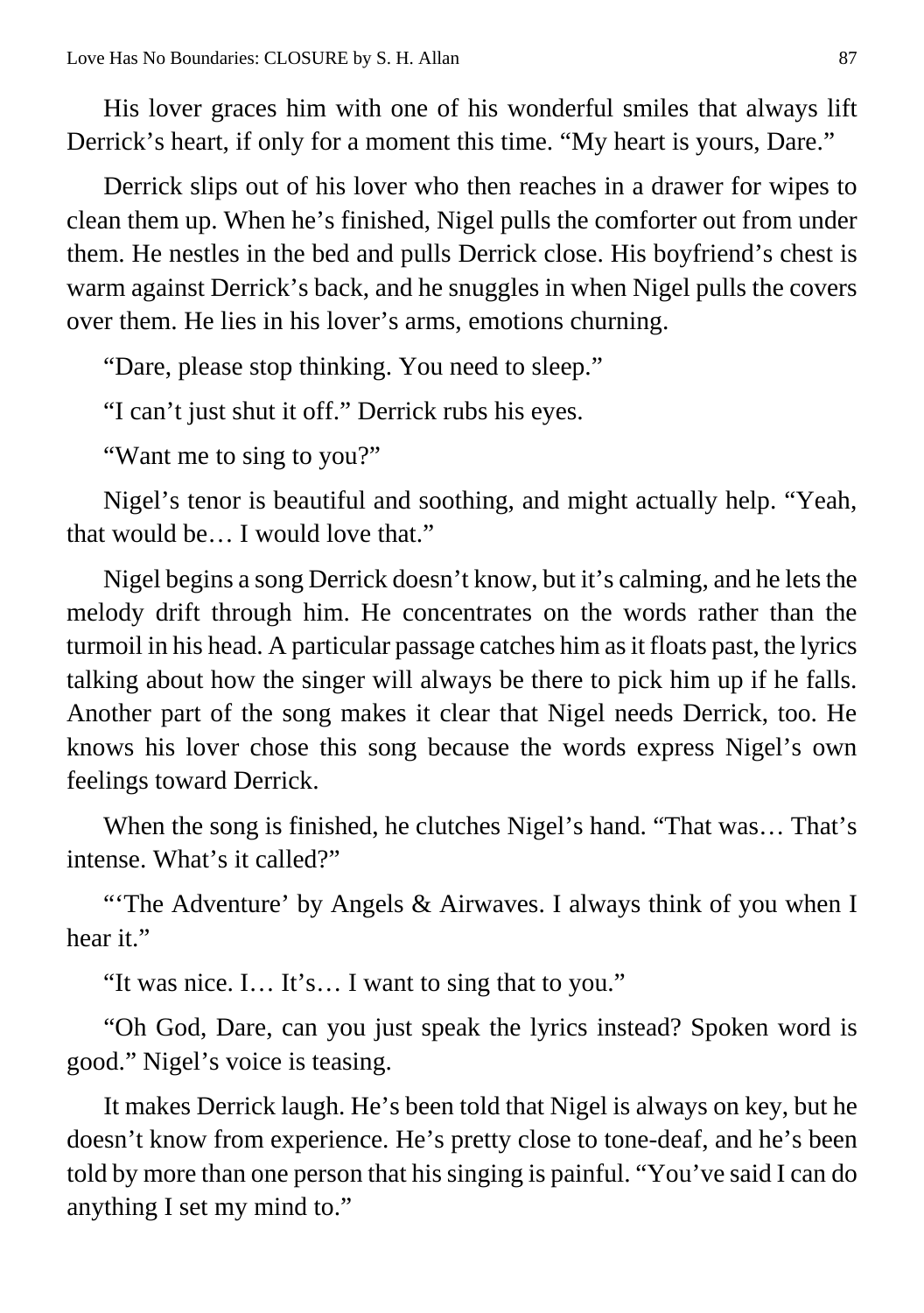His lover graces him with one of his wonderful smiles that always lift Derrick's heart, if only for a moment this time. "My heart is yours, Dare."

Derrick slips out of his lover who then reaches in a drawer for wipes to clean them up. When he's finished, Nigel pulls the comforter out from under them. He nestles in the bed and pulls Derrick close. His boyfriend's chest is warm against Derrick's back, and he snuggles in when Nigel pulls the covers over them. He lies in his lover's arms, emotions churning.

"Dare, please stop thinking. You need to sleep."

"I can't just shut it off." Derrick rubs his eyes.

"Want me to sing to you?"

Nigel's tenor is beautiful and soothing, and might actually help. "Yeah, that would be… I would love that."

Nigel begins a song Derrick doesn't know, but it's calming, and he lets the melody drift through him. He concentrates on the words rather than the turmoil in his head. A particular passage catches him as it floats past, the lyrics talking about how the singer will always be there to pick him up if he falls. Another part of the song makes it clear that Nigel needs Derrick, too. He knows his lover chose this song because the words express Nigel's own feelings toward Derrick.

When the song is finished, he clutches Nigel's hand. "That was… That's intense. What's it called?"

"'The Adventure' by Angels & Airwaves. I always think of you when I hear it."

"It was nice. I… It's… I want to sing that to you."

"Oh God, Dare, can you just speak the lyrics instead? Spoken word is good." Nigel's voice is teasing.

It makes Derrick laugh. He's been told that Nigel is always on key, but he doesn't know from experience. He's pretty close to tone-deaf, and he's been told by more than one person that his singing is painful. "You've said I can do anything I set my mind to."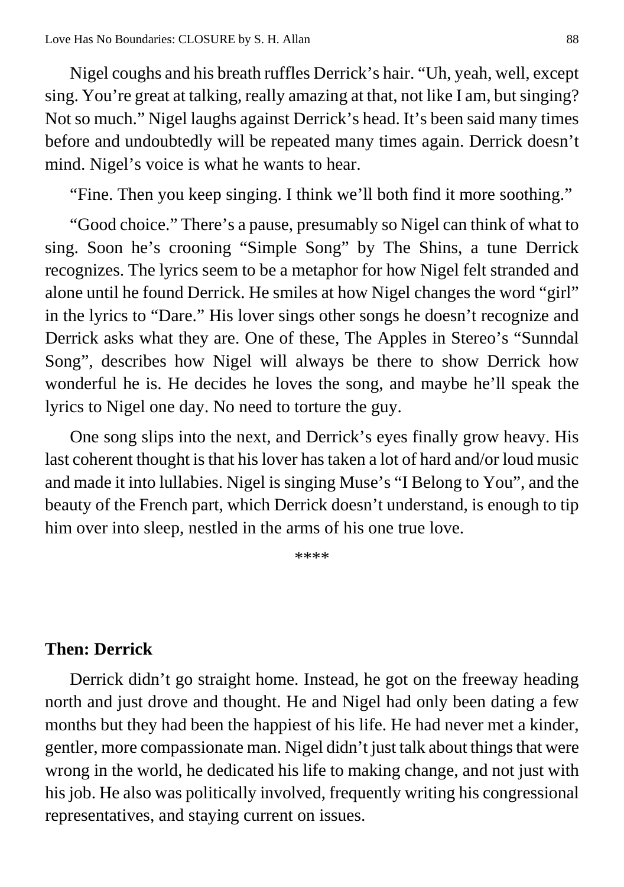Nigel coughs and his breath ruffles Derrick's hair. "Uh, yeah, well, except sing. You're great at talking, really amazing at that, not like I am, but singing? Not so much." Nigel laughs against Derrick's head. It's been said many times before and undoubtedly will be repeated many times again. Derrick doesn't mind. Nigel's voice is what he wants to hear.

"Fine. Then you keep singing. I think we'll both find it more soothing."

"Good choice." There's a pause, presumably so Nigel can think of what to sing. Soon he's crooning "Simple Song" by The Shins, a tune Derrick recognizes. The lyrics seem to be a metaphor for how Nigel felt stranded and alone until he found Derrick. He smiles at how Nigel changes the word "girl" in the lyrics to "Dare." His lover sings other songs he doesn't recognize and Derrick asks what they are. One of these, The Apples in Stereo's "Sunndal Song", describes how Nigel will always be there to show Derrick how wonderful he is. He decides he loves the song, and maybe he'll speak the lyrics to Nigel one day. No need to torture the guy.

One song slips into the next, and Derrick's eyes finally grow heavy. His last coherent thought is that his lover has taken a lot of hard and/or loud music and made it into lullabies. Nigel is singing Muse's "I Belong to You", and the beauty of the French part, which Derrick doesn't understand, is enough to tip him over into sleep, nestled in the arms of his one true love.

****

**Then: Derrick**

Derrick didn't go straight home. Instead, he got on the freeway heading north and just drove and thought. He and Nigel had only been dating a few months but they had been the happiest of his life. He had never met a kinder, gentler, more compassionate man. Nigel didn't just talk about things that were wrong in the world, he dedicated his life to making change, and not just with his job. He also was politically involved, frequently writing his congressional representatives, and staying current on issues.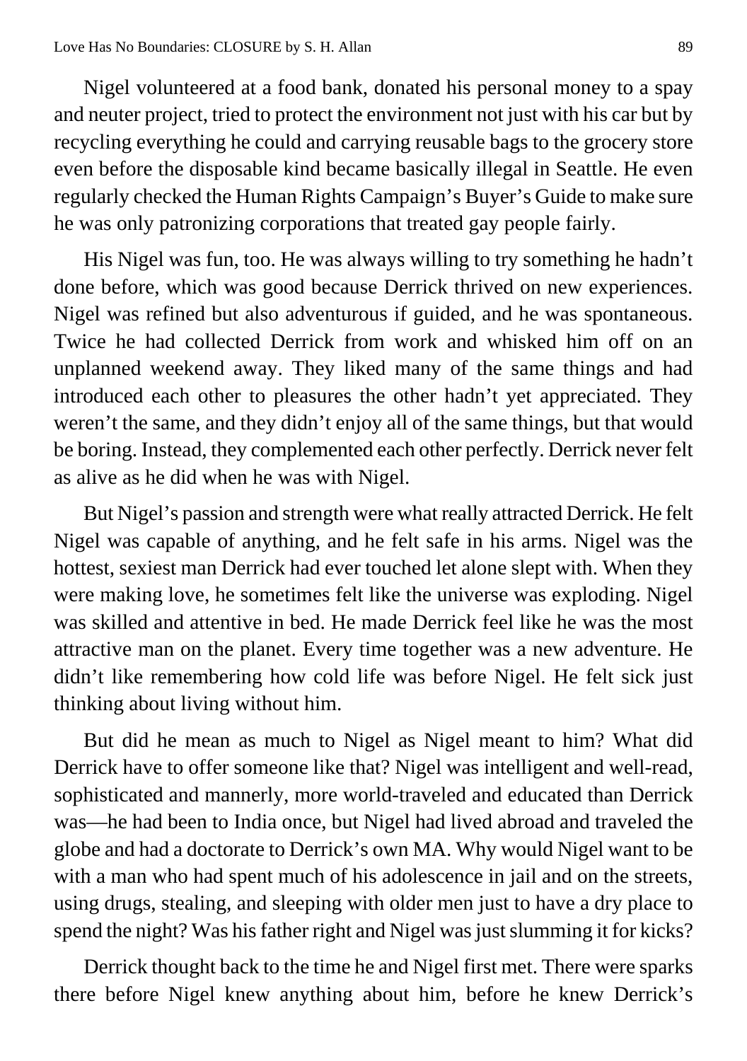Nigel volunteered at a food bank, donated his personal money to a spay and neuter project, tried to protect the environment not just with his car but by recycling everything he could and carrying reusable bags to the grocery store even before the disposable kind became basically illegal in Seattle. He even regularly checked the Human Rights Campaign's Buyer's Guide to make sure he was only patronizing corporations that treated gay people fairly.

His Nigel was fun, too. He was always willing to try something he hadn't done before, which was good because Derrick thrived on new experiences. Nigel was refined but also adventurous if guided, and he was spontaneous. Twice he had collected Derrick from work and whisked him off on an unplanned weekend away. They liked many of the same things and had introduced each other to pleasures the other hadn't yet appreciated. They weren't the same, and they didn't enjoy all of the same things, but that would be boring. Instead, they complemented each other perfectly. Derrick never felt as alive as he did when he was with Nigel.

But Nigel's passion and strength were what really attracted Derrick. He felt Nigel was capable of anything, and he felt safe in his arms. Nigel was the hottest, sexiest man Derrick had ever touched let alone slept with. When they were making love, he sometimes felt like the universe was exploding. Nigel was skilled and attentive in bed. He made Derrick feel like he was the most attractive man on the planet. Every time together was a new adventure. He didn't like remembering how cold life was before Nigel. He felt sick just thinking about living without him.

But did he mean as much to Nigel as Nigel meant to him? What did Derrick have to offer someone like that? Nigel was intelligent and well-read, sophisticated and mannerly, more world-traveled and educated than Derrick was—he had been to India once, but Nigel had lived abroad and traveled the globe and had a doctorate to Derrick's own MA. Why would Nigel want to be with a man who had spent much of his adolescence in jail and on the streets, using drugs, stealing, and sleeping with older men just to have a dry place to spend the night? Was his father right and Nigel was just slumming it for kicks?

Derrick thought back to the time he and Nigel first met. There were sparks there before Nigel knew anything about him, before he knew Derrick's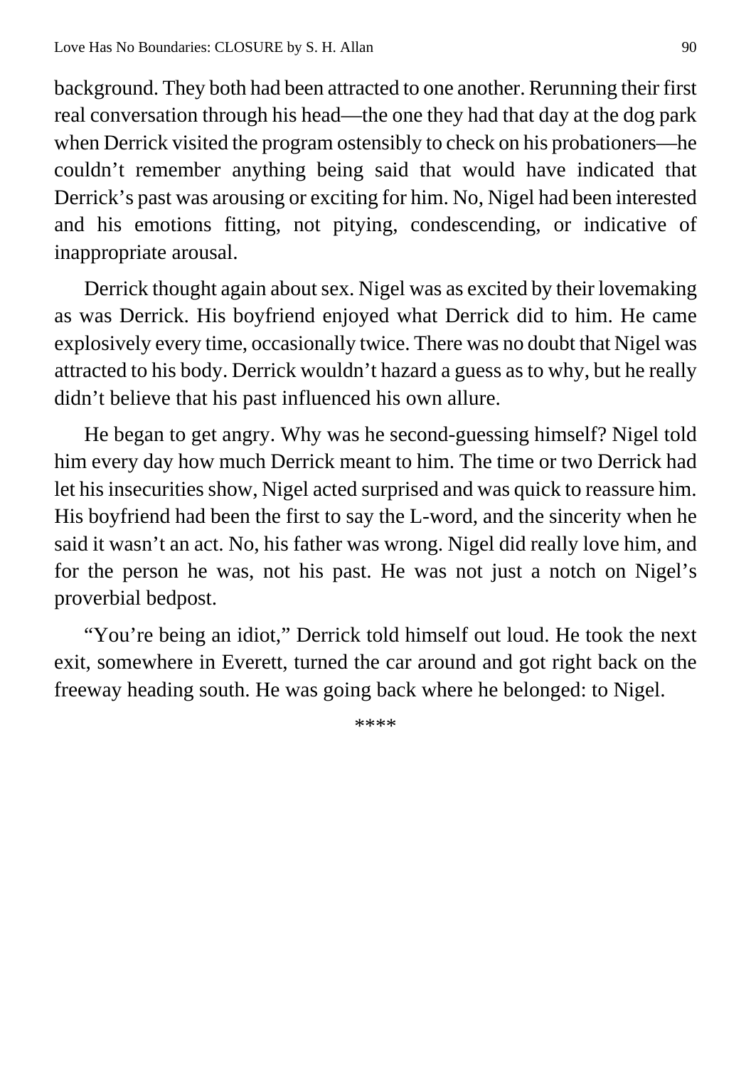background. They both had been attracted to one another. Rerunning their first real conversation through his head—the one they had that day at the dog park when Derrick visited the program ostensibly to check on his probationers—he couldn't remember anything being said that would have indicated that Derrick's past was arousing or exciting for him. No, Nigel had been interested and his emotions fitting, not pitying, condescending, or indicative of inappropriate arousal.

Derrick thought again about sex. Nigel was as excited by their lovemaking as was Derrick. His boyfriend enjoyed what Derrick did to him. He came explosively every time, occasionally twice. There was no doubt that Nigel was attracted to his body. Derrick wouldn't hazard a guess as to why, but he really didn't believe that his past influenced his own allure.

He began to get angry. Why was he second-guessing himself? Nigel told him every day how much Derrick meant to him. The time or two Derrick had let his insecurities show, Nigel acted surprised and was quick to reassure him. His boyfriend had been the first to say the L-word, and the sincerity when he said it wasn't an act. No, his father was wrong. Nigel did really love him, and for the person he was, not his past. He was not just a notch on Nigel's proverbial bedpost.

"You're being an idiot," Derrick told himself out loud. He took the next exit, somewhere in Everett, turned the car around and got right back on the freeway heading south. He was going back where he belonged: to Nigel.

****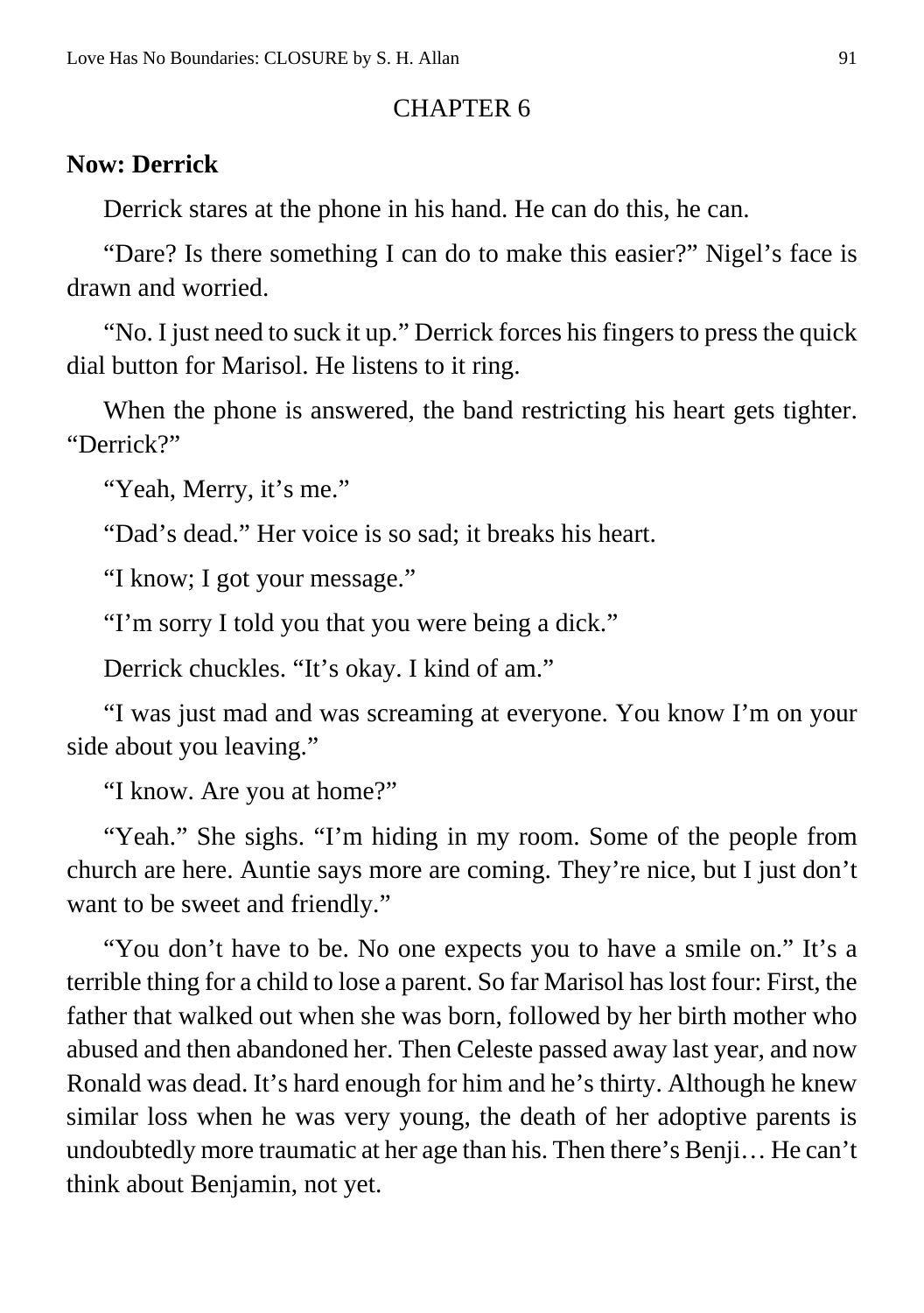# CHAPTER 6

**Now: Derrick**

Derrick stares at the phone in his hand. He can do this, he can.

"Dare? Is there something I can do to make this easier?" Nigel's face is drawn and worried.

"No. I just need to suck it up." Derrick forces his fingers to press the quick dial button for Marisol. He listens to it ring.

When the phone is answered, the band restricting his heart gets tighter. "Derrick?"

"Yeah, Merry, it's me."

"Dad's dead." Her voice is so sad; it breaks his heart.

"I know; I got your message."

"I'm sorry I told you that you were being a dick."

Derrick chuckles. "It's okay. I kind of am."

"I was just mad and was screaming at everyone. You know I'm on your side about you leaving."

"I know. Are you at home?"

"Yeah." She sighs. "I'm hiding in my room. Some of the people from church are here. Auntie says more are coming. They're nice, but I just don't want to be sweet and friendly."

"You don't have to be. No one expects you to have a smile on." It's a terrible thing for a child to lose a parent. So far Marisol has lost four: First, the father that walked out when she was born, followed by her birth mother who abused and then abandoned her. Then Celeste passed away last year, and now Ronald was dead. It's hard enough for him and he's thirty. Although he knew similar loss when he was very young, the death of her adoptive parents is undoubtedly more traumatic at her age than his. Then there's Benji… He can't think about Benjamin, not yet.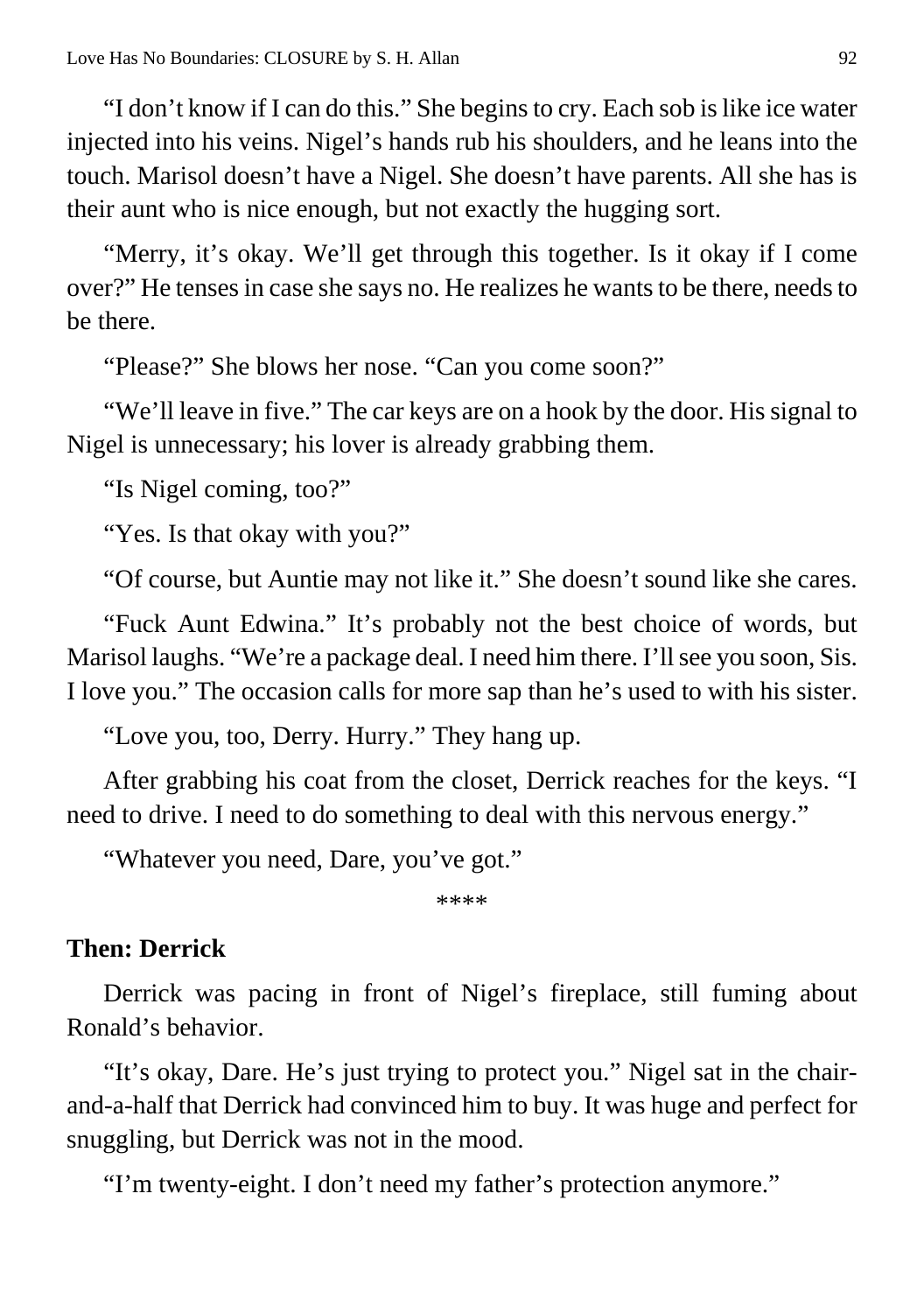"I don't know if I can do this." She begins to cry. Each sob is like ice water injected into his veins. Nigel's hands rub his shoulders, and he leans into the touch. Marisol doesn't have a Nigel. She doesn't have parents. All she has is their aunt who is nice enough, but not exactly the hugging sort.

"Merry, it's okay. We'll get through this together. Is it okay if I come over?" He tenses in case she says no. He realizes he wants to be there, needs to be there.

"Please?" She blows her nose. "Can you come soon?"

"We'll leave in five." The car keys are on a hook by the door. His signal to Nigel is unnecessary; his lover is already grabbing them.

"Is Nigel coming, too?"

"Yes. Is that okay with you?"

"Of course, but Auntie may not like it." She doesn't sound like she cares.

"Fuck Aunt Edwina." It's probably not the best choice of words, but Marisol laughs. "We're a package deal. I need him there. I'll see you soon, Sis. I love you." The occasion calls for more sap than he's used to with his sister.

"Love you, too, Derry. Hurry." They hang up.

After grabbing his coat from the closet, Derrick reaches for the keys. "I need to drive. I need to do something to deal with this nervous energy."

"Whatever you need, Dare, you've got."

****

**Then: Derrick**

Derrick was pacing in front of Nigel's fireplace, still fuming about Ronald's behavior.

"It's okay, Dare. He's just trying to protect you." Nigel sat in the chair-and-a-half that Derrick had convinced him to buy. It was huge and perfect for snuggling, but Derrick was not in the mood.

"I'm twenty-eight. I don't need my father's protection anymore."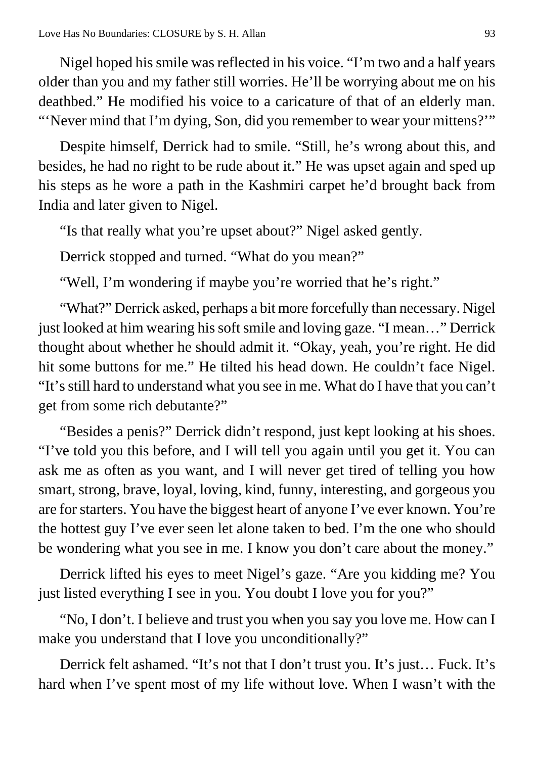Nigel hoped his smile was reflected in his voice. "I'm two and a half years older than you and my father still worries. He'll be worrying about me on his deathbed." He modified his voice to a caricature of that of an elderly man. "'Never mind that I'm dying, Son, did you remember to wear your mittens?'"

Despite himself, Derrick had to smile. "Still, he's wrong about this, and besides, he had no right to be rude about it." He was upset again and sped up his steps as he wore a path in the Kashmiri carpet he'd brought back from India and later given to Nigel.

"Is that really what you're upset about?" Nigel asked gently.

Derrick stopped and turned. "What do you mean?"

"Well, I'm wondering if maybe you're worried that he's right."

"What?" Derrick asked, perhaps a bit more forcefully than necessary. Nigel just looked at him wearing his soft smile and loving gaze. "I mean…" Derrick thought about whether he should admit it. "Okay, yeah, you're right. He did hit some buttons for me." He tilted his head down. He couldn't face Nigel. "It's still hard to understand what you see in me. What do I have that you can't get from some rich debutante?"

"Besides a penis?" Derrick didn't respond, just kept looking at his shoes. "I've told you this before, and I will tell you again until you get it. You can ask me as often as you want, and I will never get tired of telling you how smart, strong, brave, loyal, loving, kind, funny, interesting, and gorgeous you are for starters. You have the biggest heart of anyone I've ever known. You're the hottest guy I've ever seen let alone taken to bed. I'm the one who should be wondering what you see in me. I know you don't care about the money."

Derrick lifted his eyes to meet Nigel's gaze. "Are you kidding me? You just listed everything I see in you. You doubt I love you for you?"

"No, I don't. I believe and trust you when you say you love me. How can I make you understand that I love you unconditionally?"

Derrick felt ashamed. "It's not that I don't trust you. It's just… Fuck. It's hard when I've spent most of my life without love. When I wasn't with the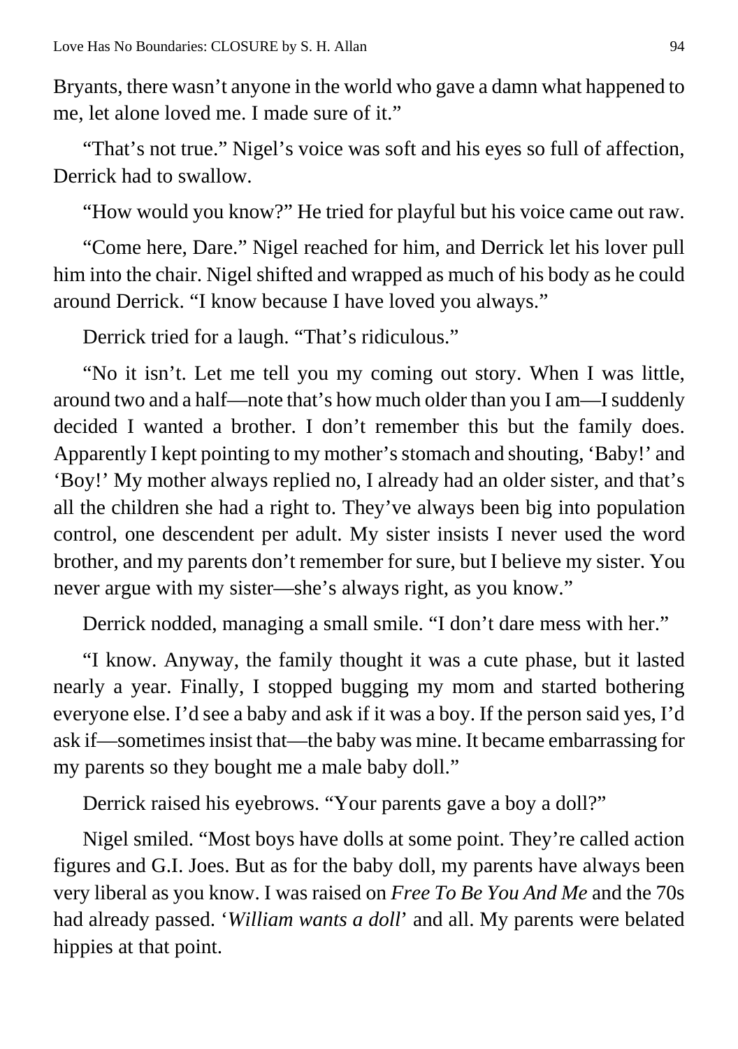Bryants, there wasn't anyone in the world who gave a damn what happened to me, let alone loved me. I made sure of it."

"That's not true." Nigel's voice was soft and his eyes so full of affection, Derrick had to swallow.

"How would you know?" He tried for playful but his voice came out raw.

"Come here, Dare." Nigel reached for him, and Derrick let his lover pull him into the chair. Nigel shifted and wrapped as much of his body as he could around Derrick. "I know because I have loved you always."

Derrick tried for a laugh. "That's ridiculous."

"No it isn't. Let me tell you my coming out story. When I was little, around two and a half—note that's how much older than you I am—I suddenly decided I wanted a brother. I don't remember this but the family does. Apparently I kept pointing to my mother's stomach and shouting, 'Baby!' and 'Boy!' My mother always replied no, I already had an older sister, and that's all the children she had a right to. They've always been big into population control, one descendent per adult. My sister insists I never used the word brother, and my parents don't remember for sure, but I believe my sister. You never argue with my sister—she's always right, as you know."

Derrick nodded, managing a small smile. "I don't dare mess with her."

"I know. Anyway, the family thought it was a cute phase, but it lasted nearly a year. Finally, I stopped bugging my mom and started bothering everyone else. I'd see a baby and ask if it was a boy. If the person said yes, I'd ask if—sometimes insist that—the baby was mine. It became embarrassing for my parents so they bought me a male baby doll."

Derrick raised his eyebrows. "Your parents gave a boy a doll?"

Nigel smiled. "Most boys have dolls at some point. They're called action figures and G.I. Joes. But as for the baby doll, my parents have always been very liberal as you know. I was raised on *Free To Be You And Me* and the 70s had already passed. '*William wants a doll*' and all. My parents were belated hippies at that point.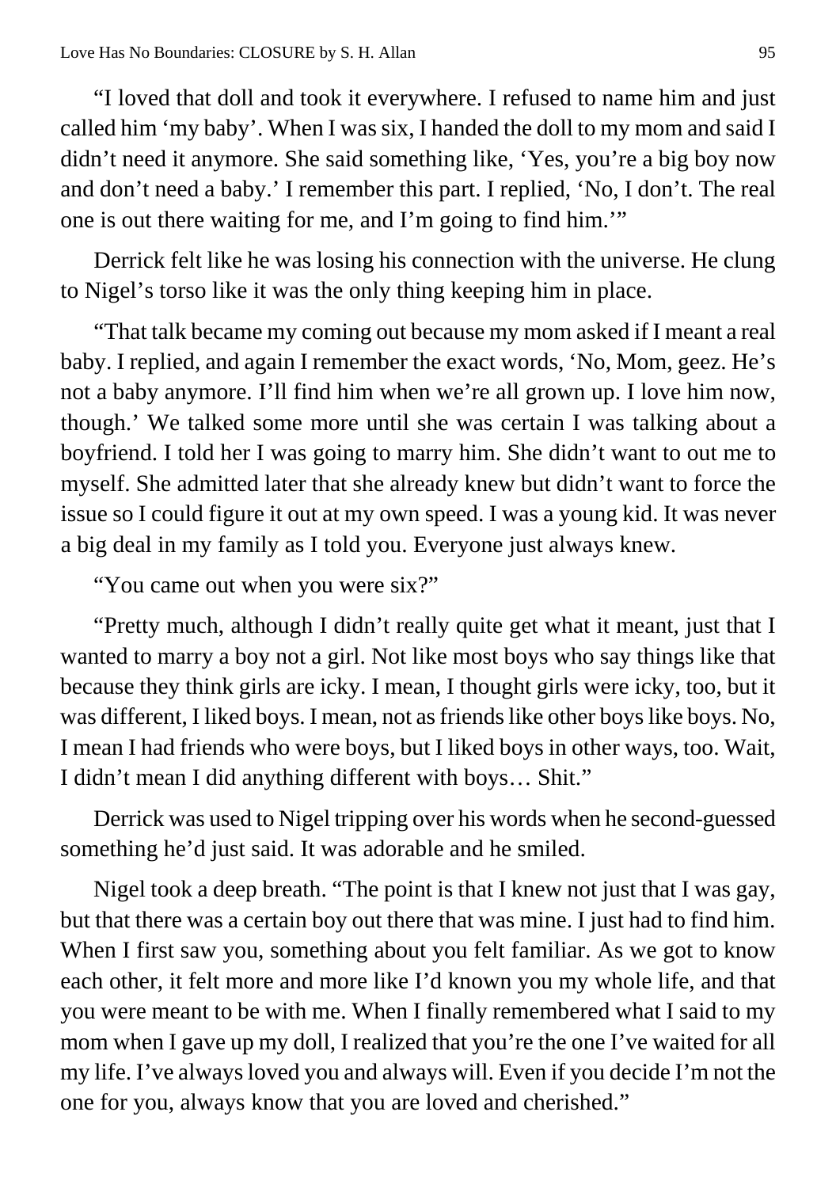"I loved that doll and took it everywhere. I refused to name him and just called him 'my baby'. When I was six, I handed the doll to my mom and said I didn't need it anymore. She said something like, 'Yes, you're a big boy now and don't need a baby.' I remember this part. I replied, 'No, I don't. The real one is out there waiting for me, and I'm going to find him.'"

Derrick felt like he was losing his connection with the universe. He clung to Nigel's torso like it was the only thing keeping him in place.

"That talk became my coming out because my mom asked if I meant a real baby. I replied, and again I remember the exact words, 'No, Mom, geez. He's not a baby anymore. I'll find him when we're all grown up. I love him now, though.' We talked some more until she was certain I was talking about a boyfriend. I told her I was going to marry him. She didn't want to out me to myself. She admitted later that she already knew but didn't want to force the issue so I could figure it out at my own speed. I was a young kid. It was never a big deal in my family as I told you. Everyone just always knew.

"You came out when you were six?"

"Pretty much, although I didn't really quite get what it meant, just that I wanted to marry a boy not a girl. Not like most boys who say things like that because they think girls are icky. I mean, I thought girls were icky, too, but it was different, I liked boys. I mean, not as friends like other boys like boys. No, I mean I had friends who were boys, but I liked boys in other ways, too. Wait, I didn't mean I did anything different with boys… Shit."

Derrick was used to Nigel tripping over his words when he second-guessed something he'd just said. It was adorable and he smiled.

Nigel took a deep breath. "The point is that I knew not just that I was gay, but that there was a certain boy out there that was mine. I just had to find him. When I first saw you, something about you felt familiar. As we got to know each other, it felt more and more like I'd known you my whole life, and that you were meant to be with me. When I finally remembered what I said to my mom when I gave up my doll, I realized that you're the one I've waited for all my life. I've always loved you and always will. Even if you decide I'm not the one for you, always know that you are loved and cherished."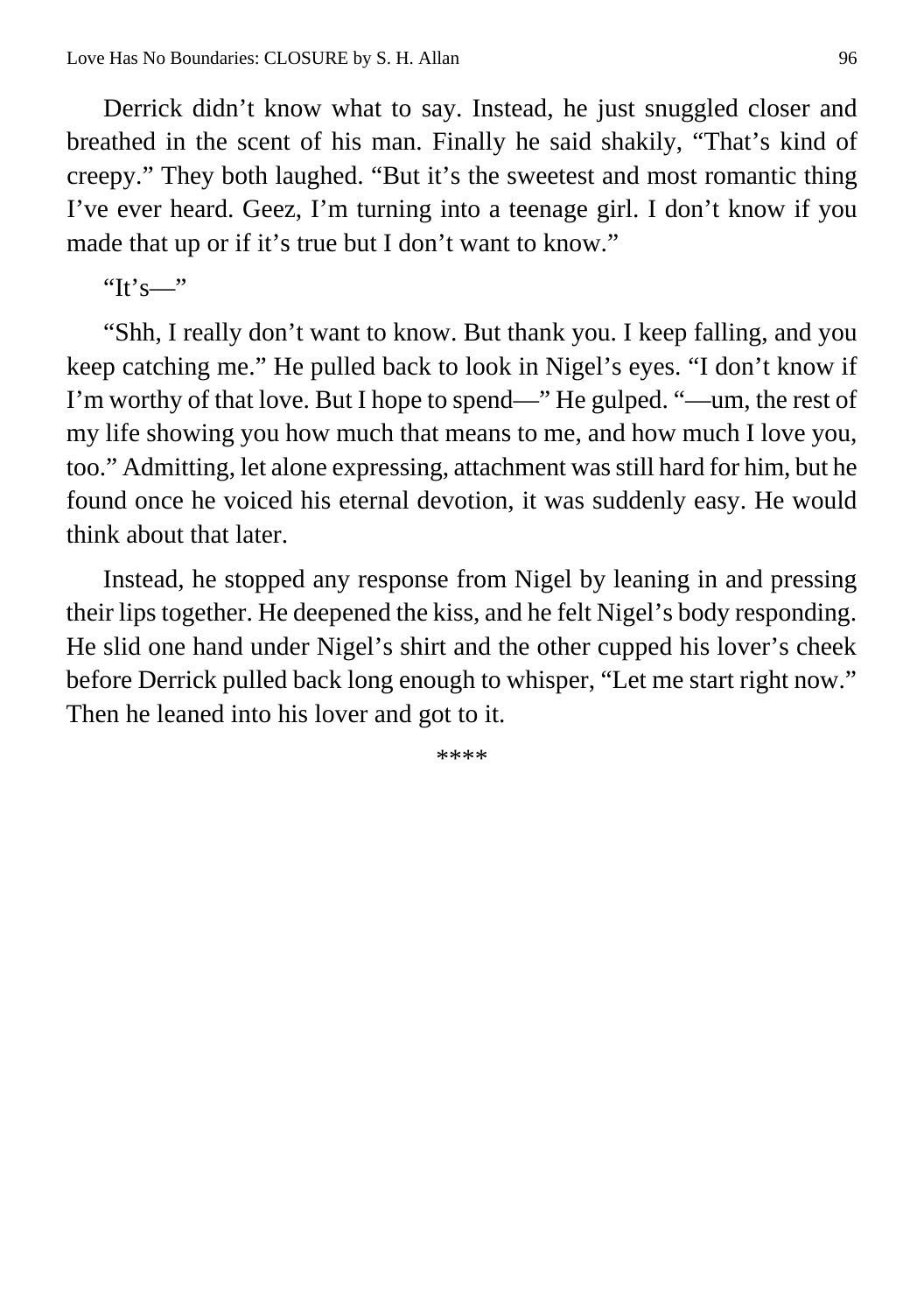Derrick didn't know what to say. Instead, he just snuggled closer and breathed in the scent of his man. Finally he said shakily, "That's kind of creepy." They both laughed. "But it's the sweetest and most romantic thing I've ever heard. Geez, I'm turning into a teenage girl. I don't know if you made that up or if it's true but I don't want to know."

"It's—"

"Shh, I really don't want to know. But thank you. I keep falling, and you keep catching me." He pulled back to look in Nigel's eyes. "I don't know if I'm worthy of that love. But I hope to spend—" He gulped. "—um, the rest of my life showing you how much that means to me, and how much I love you, too." Admitting, let alone expressing, attachment was still hard for him, but he found once he voiced his eternal devotion, it was suddenly easy. He would think about that later.

Instead, he stopped any response from Nigel by leaning in and pressing their lips together. He deepened the kiss, and he felt Nigel's body responding. He slid one hand under Nigel's shirt and the other cupped his lover's cheek before Derrick pulled back long enough to whisper, "Let me start right now." Then he leaned into his lover and got to it.

****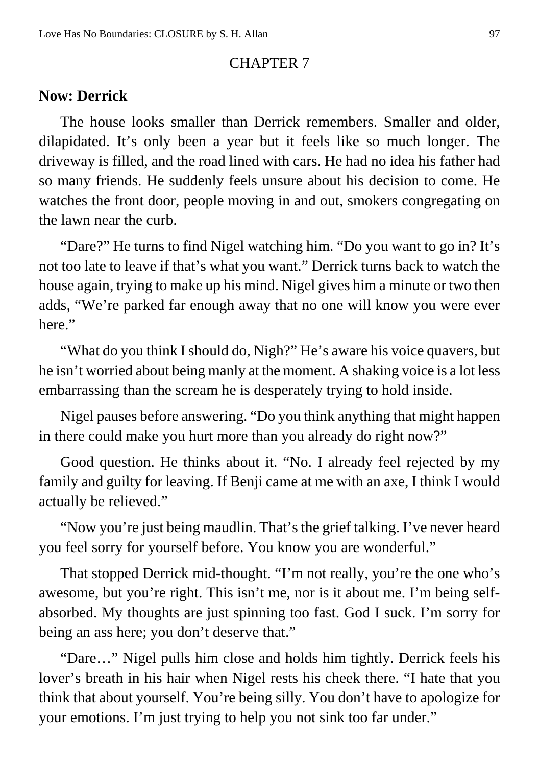CHAPTER 7

**Now: Derrick**

The house looks smaller than Derrick remembers. Smaller and older, dilapidated. It's only been a year but it feels like so much longer. The driveway is filled, and the road lined with cars. He had no idea his father had so many friends. He suddenly feels unsure about his decision to come. He watches the front door, people moving in and out, smokers congregating on the lawn near the curb.

"Dare?" He turns to find Nigel watching him. "Do you want to go in? It's not too late to leave if that's what you want." Derrick turns back to watch the house again, trying to make up his mind. Nigel gives him a minute or two then adds, "We're parked far enough away that no one will know you were ever here."

"What do you think I should do, Nigh?" He's aware his voice quavers, but he isn't worried about being manly at the moment. A shaking voice is a lot less embarrassing than the scream he is desperately trying to hold inside.

Nigel pauses before answering. "Do you think anything that might happen in there could make you hurt more than you already do right now?"

Good question. He thinks about it. "No. I already feel rejected by my family and guilty for leaving. If Benji came at me with an axe, I think I would actually be relieved."

"Now you're just being maudlin. That's the grief talking. I've never heard you feel sorry for yourself before. You know you are wonderful."

That stopped Derrick mid-thought. "I'm not really, you're the one who's awesome, but you're right. This isn't me, nor is it about me. I'm being self-absorbed. My thoughts are just spinning too fast. God I suck. I'm sorry for being an ass here; you don't deserve that."

"Dare…" Nigel pulls him close and holds him tightly. Derrick feels his lover's breath in his hair when Nigel rests his cheek there. "I hate that you think that about yourself. You're being silly. You don't have to apologize for your emotions. I'm just trying to help you not sink too far under."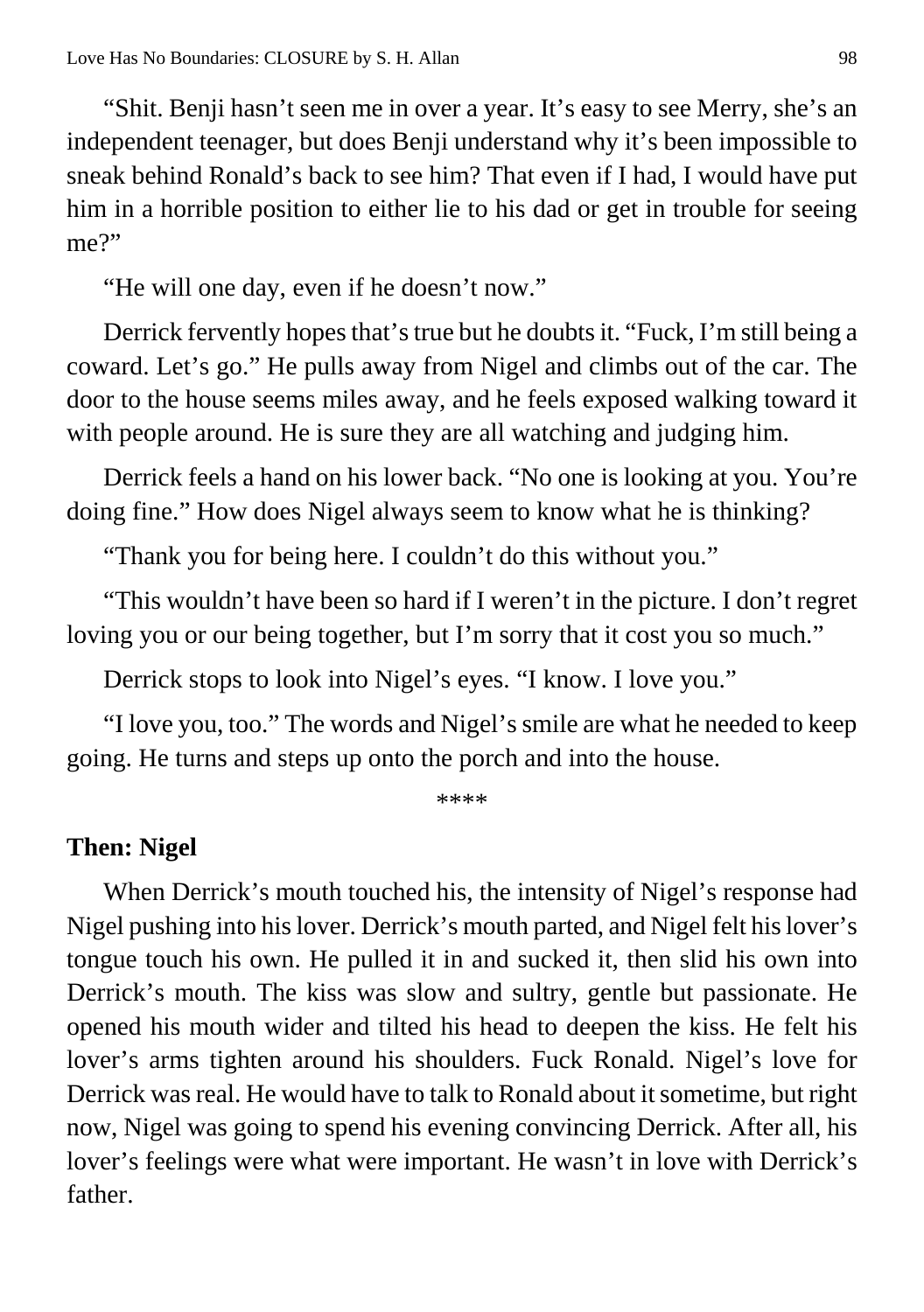"Shit. Benji hasn't seen me in over a year. It's easy to see Merry, she's an independent teenager, but does Benji understand why it's been impossible to sneak behind Ronald's back to see him? That even if I had, I would have put him in a horrible position to either lie to his dad or get in trouble for seeing me?"

"He will one day, even if he doesn't now."

Derrick fervently hopes that's true but he doubts it. "Fuck, I'm still being a coward. Let's go." He pulls away from Nigel and climbs out of the car. The door to the house seems miles away, and he feels exposed walking toward it with people around. He is sure they are all watching and judging him.

Derrick feels a hand on his lower back. "No one is looking at you. You're doing fine." How does Nigel always seem to know what he is thinking?

"Thank you for being here. I couldn't do this without you."

"This wouldn't have been so hard if I weren't in the picture. I don't regret loving you or our being together, but I'm sorry that it cost you so much."

Derrick stops to look into Nigel's eyes. "I know. I love you."

"I love you, too." The words and Nigel's smile are what he needed to keep going. He turns and steps up onto the porch and into the house.

****

**Then: Nigel**

When Derrick's mouth touched his, the intensity of Nigel's response had Nigel pushing into his lover. Derrick's mouth parted, and Nigel felt his lover's tongue touch his own. He pulled it in and sucked it, then slid his own into Derrick's mouth. The kiss was slow and sultry, gentle but passionate. He opened his mouth wider and tilted his head to deepen the kiss. He felt his lover's arms tighten around his shoulders. Fuck Ronald. Nigel's love for Derrick was real. He would have to talk to Ronald about it sometime, but right now, Nigel was going to spend his evening convincing Derrick. After all, his lover's feelings were what were important. He wasn't in love with Derrick's father.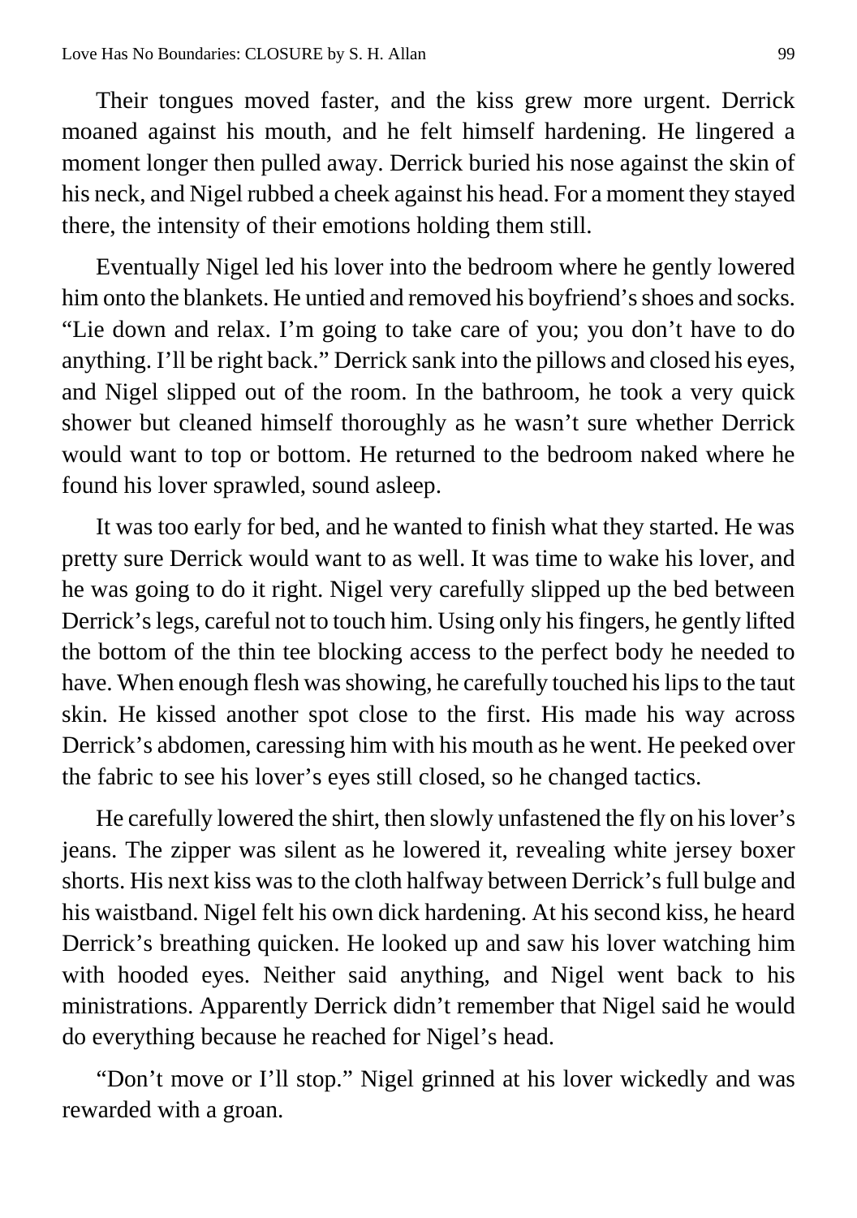Their tongues moved faster, and the kiss grew more urgent. Derrick moaned against his mouth, and he felt himself hardening. He lingered a moment longer then pulled away. Derrick buried his nose against the skin of his neck, and Nigel rubbed a cheek against his head. For a moment they stayed there, the intensity of their emotions holding them still.

Eventually Nigel led his lover into the bedroom where he gently lowered him onto the blankets. He untied and removed his boyfriend's shoes and socks. "Lie down and relax. I'm going to take care of you; you don't have to do anything. I'll be right back." Derrick sank into the pillows and closed his eyes, and Nigel slipped out of the room. In the bathroom, he took a very quick shower but cleaned himself thoroughly as he wasn't sure whether Derrick would want to top or bottom. He returned to the bedroom naked where he found his lover sprawled, sound asleep.

It was too early for bed, and he wanted to finish what they started. He was pretty sure Derrick would want to as well. It was time to wake his lover, and he was going to do it right. Nigel very carefully slipped up the bed between Derrick's legs, careful not to touch him. Using only his fingers, he gently lifted the bottom of the thin tee blocking access to the perfect body he needed to have. When enough flesh was showing, he carefully touched his lips to the taut skin. He kissed another spot close to the first. His made his way across Derrick's abdomen, caressing him with his mouth as he went. He peeked over the fabric to see his lover's eyes still closed, so he changed tactics.

He carefully lowered the shirt, then slowly unfastened the fly on his lover's jeans. The zipper was silent as he lowered it, revealing white jersey boxer shorts. His next kiss was to the cloth halfway between Derrick's full bulge and his waistband. Nigel felt his own dick hardening. At his second kiss, he heard Derrick's breathing quicken. He looked up and saw his lover watching him with hooded eyes. Neither said anything, and Nigel went back to his ministrations. Apparently Derrick didn't remember that Nigel said he would do everything because he reached for Nigel's head.

"Don't move or I'll stop." Nigel grinned at his lover wickedly and was rewarded with a groan.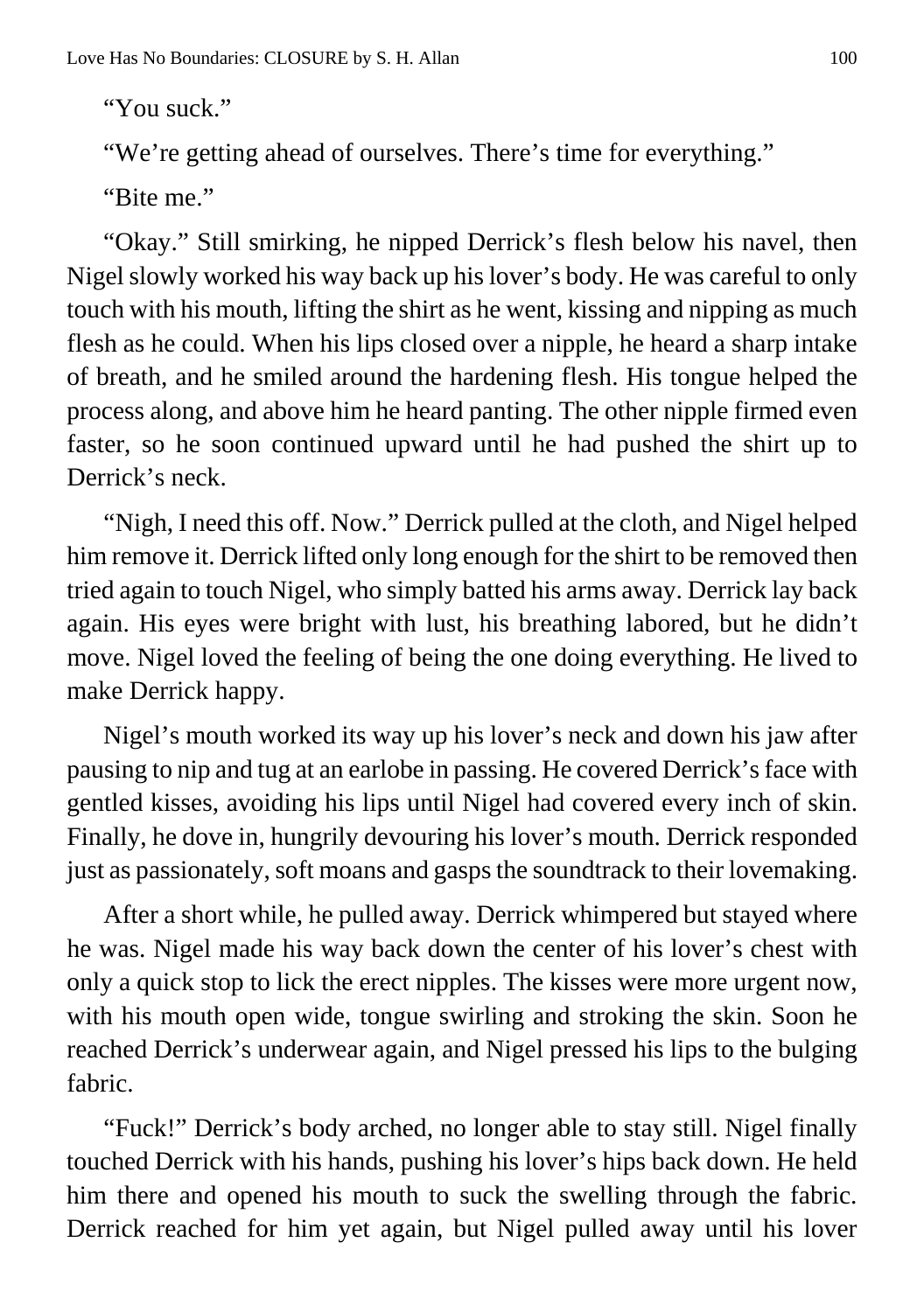"You suck."

"We're getting ahead of ourselves. There's time for everything."

"Bite me."

"Okay." Still smirking, he nipped Derrick's flesh below his navel, then Nigel slowly worked his way back up his lover's body. He was careful to only touch with his mouth, lifting the shirt as he went, kissing and nipping as much flesh as he could. When his lips closed over a nipple, he heard a sharp intake of breath, and he smiled around the hardening flesh. His tongue helped the process along, and above him he heard panting. The other nipple firmed even faster, so he soon continued upward until he had pushed the shirt up to Derrick's neck.

"Nigh, I need this off. Now." Derrick pulled at the cloth, and Nigel helped him remove it. Derrick lifted only long enough for the shirt to be removed then tried again to touch Nigel, who simply batted his arms away. Derrick lay back again. His eyes were bright with lust, his breathing labored, but he didn't move. Nigel loved the feeling of being the one doing everything. He lived to make Derrick happy.

Nigel's mouth worked its way up his lover's neck and down his jaw after pausing to nip and tug at an earlobe in passing. He covered Derrick's face with gentled kisses, avoiding his lips until Nigel had covered every inch of skin. Finally, he dove in, hungrily devouring his lover's mouth. Derrick responded just as passionately, soft moans and gasps the soundtrack to their lovemaking.

After a short while, he pulled away. Derrick whimpered but stayed where he was. Nigel made his way back down the center of his lover's chest with only a quick stop to lick the erect nipples. The kisses were more urgent now, with his mouth open wide, tongue swirling and stroking the skin. Soon he reached Derrick's underwear again, and Nigel pressed his lips to the bulging fabric.

"Fuck!" Derrick's body arched, no longer able to stay still. Nigel finally touched Derrick with his hands, pushing his lover's hips back down. He held him there and opened his mouth to suck the swelling through the fabric. Derrick reached for him yet again, but Nigel pulled away until his lover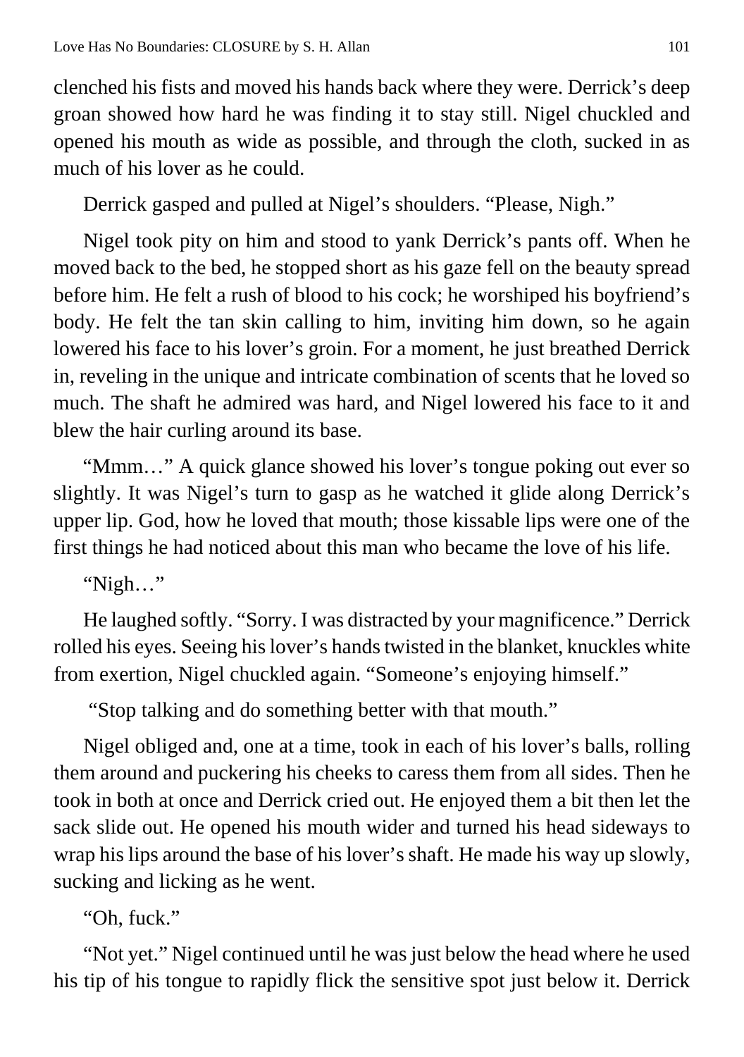clenched his fists and moved his hands back where they were. Derrick's deep groan showed how hard he was finding it to stay still. Nigel chuckled and opened his mouth as wide as possible, and through the cloth, sucked in as much of his lover as he could.

Derrick gasped and pulled at Nigel's shoulders. "Please, Nigh."

Nigel took pity on him and stood to yank Derrick's pants off. When he moved back to the bed, he stopped short as his gaze fell on the beauty spread before him. He felt a rush of blood to his cock; he worshiped his boyfriend's body. He felt the tan skin calling to him, inviting him down, so he again lowered his face to his lover's groin. For a moment, he just breathed Derrick in, reveling in the unique and intricate combination of scents that he loved so much. The shaft he admired was hard, and Nigel lowered his face to it and blew the hair curling around its base.

"Mmm…" A quick glance showed his lover's tongue poking out ever so slightly. It was Nigel's turn to gasp as he watched it glide along Derrick's upper lip. God, how he loved that mouth; those kissable lips were one of the first things he had noticed about this man who became the love of his life.

"Nigh…"

He laughed softly. "Sorry. I was distracted by your magnificence." Derrick rolled his eyes. Seeing his lover's hands twisted in the blanket, knuckles white from exertion, Nigel chuckled again. "Someone's enjoying himself."

"Stop talking and do something better with that mouth."

Nigel obliged and, one at a time, took in each of his lover's balls, rolling them around and puckering his cheeks to caress them from all sides. Then he took in both at once and Derrick cried out. He enjoyed them a bit then let the sack slide out. He opened his mouth wider and turned his head sideways to wrap his lips around the base of his lover's shaft. He made his way up slowly, sucking and licking as he went.

"Oh, fuck."

"Not yet." Nigel continued until he was just below the head where he used his tip of his tongue to rapidly flick the sensitive spot just below it. Derrick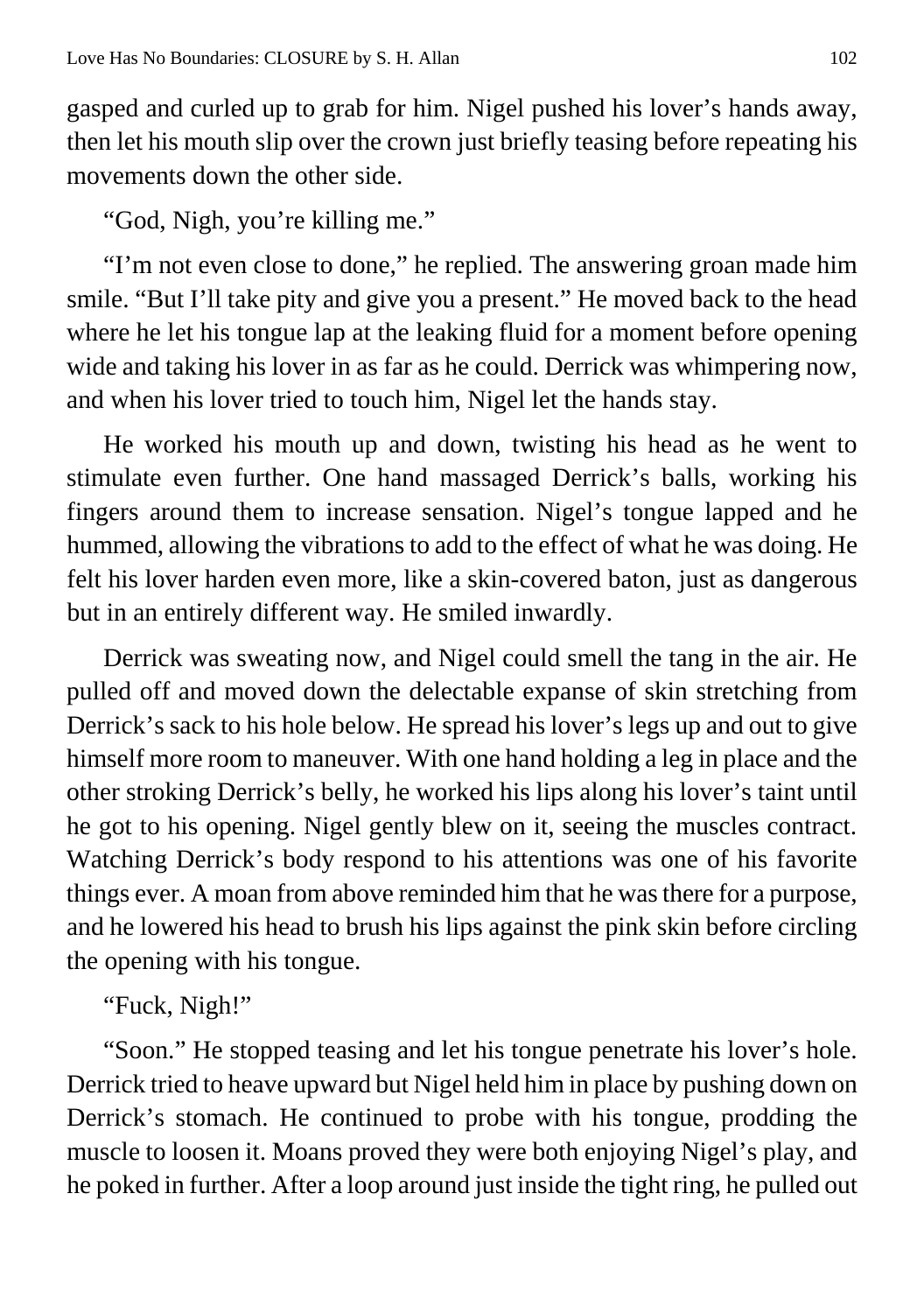gasped and curled up to grab for him. Nigel pushed his lover's hands away, then let his mouth slip over the crown just briefly teasing before repeating his movements down the other side.

"God, Nigh, you're killing me."

"I'm not even close to done," he replied. The answering groan made him smile. "But I'll take pity and give you a present." He moved back to the head where he let his tongue lap at the leaking fluid for a moment before opening wide and taking his lover in as far as he could. Derrick was whimpering now, and when his lover tried to touch him, Nigel let the hands stay.

He worked his mouth up and down, twisting his head as he went to stimulate even further. One hand massaged Derrick's balls, working his fingers around them to increase sensation. Nigel's tongue lapped and he hummed, allowing the vibrations to add to the effect of what he was doing. He felt his lover harden even more, like a skin-covered baton, just as dangerous but in an entirely different way. He smiled inwardly.

Derrick was sweating now, and Nigel could smell the tang in the air. He pulled off and moved down the delectable expanse of skin stretching from Derrick's sack to his hole below. He spread his lover's legs up and out to give himself more room to maneuver. With one hand holding a leg in place and the other stroking Derrick's belly, he worked his lips along his lover's taint until he got to his opening. Nigel gently blew on it, seeing the muscles contract. Watching Derrick's body respond to his attentions was one of his favorite things ever. A moan from above reminded him that he was there for a purpose, and he lowered his head to brush his lips against the pink skin before circling the opening with his tongue.

"Fuck, Nigh!"

"Soon." He stopped teasing and let his tongue penetrate his lover's hole. Derrick tried to heave upward but Nigel held him in place by pushing down on Derrick's stomach. He continued to probe with his tongue, prodding the muscle to loosen it. Moans proved they were both enjoying Nigel's play, and he poked in further. After a loop around just inside the tight ring, he pulled out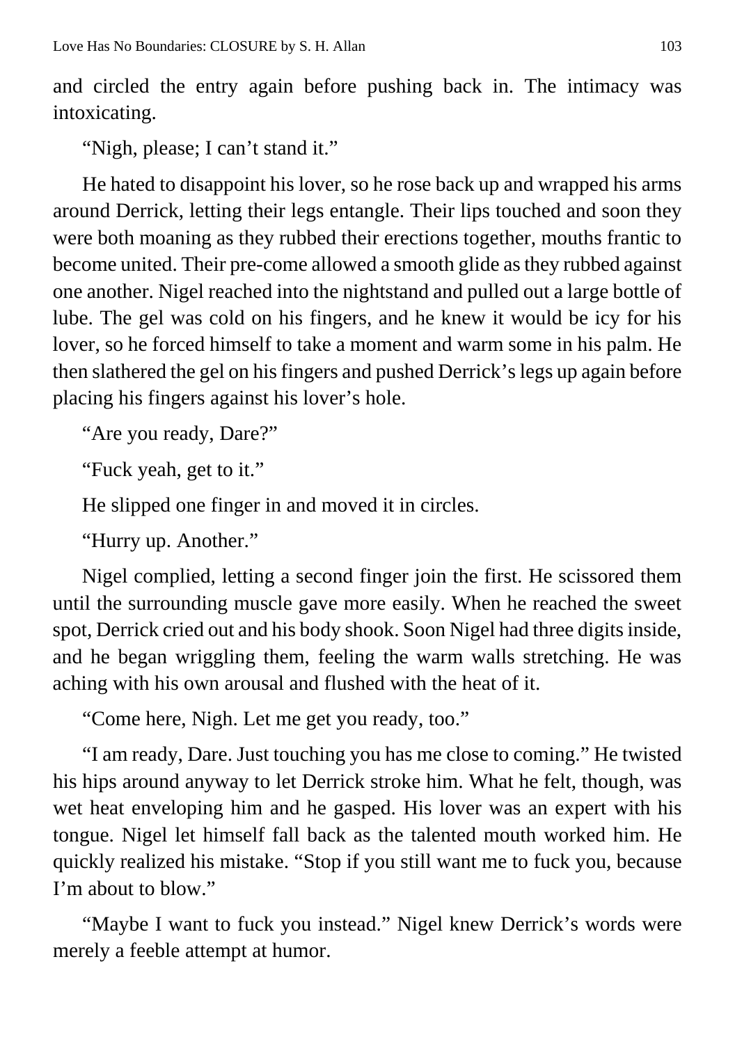and circled the entry again before pushing back in. The intimacy was intoxicating.

"Nigh, please; I can't stand it."

He hated to disappoint his lover, so he rose back up and wrapped his arms around Derrick, letting their legs entangle. Their lips touched and soon they were both moaning as they rubbed their erections together, mouths frantic to become united. Their pre-come allowed a smooth glide as they rubbed against one another. Nigel reached into the nightstand and pulled out a large bottle of lube. The gel was cold on his fingers, and he knew it would be icy for his lover, so he forced himself to take a moment and warm some in his palm. He then slathered the gel on his fingers and pushed Derrick's legs up again before placing his fingers against his lover's hole.

"Are you ready, Dare?"

"Fuck yeah, get to it."

He slipped one finger in and moved it in circles.

"Hurry up. Another."

Nigel complied, letting a second finger join the first. He scissored them until the surrounding muscle gave more easily. When he reached the sweet spot, Derrick cried out and his body shook. Soon Nigel had three digits inside, and he began wriggling them, feeling the warm walls stretching. He was aching with his own arousal and flushed with the heat of it.

"Come here, Nigh. Let me get you ready, too."

"I am ready, Dare. Just touching you has me close to coming." He twisted his hips around anyway to let Derrick stroke him. What he felt, though, was wet heat enveloping him and he gasped. His lover was an expert with his tongue. Nigel let himself fall back as the talented mouth worked him. He quickly realized his mistake. "Stop if you still want me to fuck you, because I'm about to blow."

"Maybe I want to fuck you instead." Nigel knew Derrick's words were merely a feeble attempt at humor.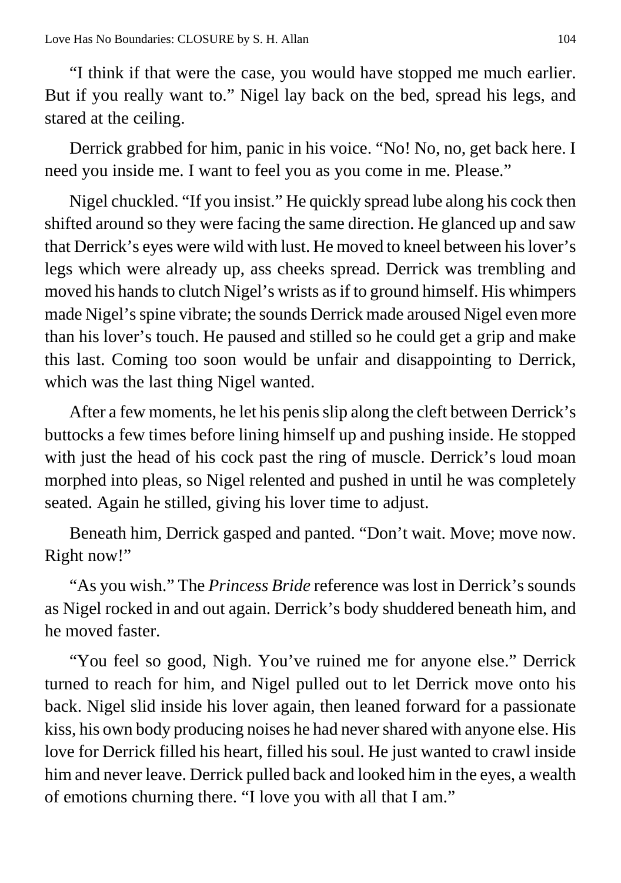"I think if that were the case, you would have stopped me much earlier. But if you really want to." Nigel lay back on the bed, spread his legs, and stared at the ceiling.

Derrick grabbed for him, panic in his voice. "No! No, no, get back here. I need you inside me. I want to feel you as you come in me. Please."

Nigel chuckled. "If you insist." He quickly spread lube along his cock then shifted around so they were facing the same direction. He glanced up and saw that Derrick's eyes were wild with lust. He moved to kneel between his lover's legs which were already up, ass cheeks spread. Derrick was trembling and moved his hands to clutch Nigel's wrists as if to ground himself. His whimpers made Nigel's spine vibrate; the sounds Derrick made aroused Nigel even more than his lover's touch. He paused and stilled so he could get a grip and make this last. Coming too soon would be unfair and disappointing to Derrick, which was the last thing Nigel wanted.

After a few moments, he let his penis slip along the cleft between Derrick's buttocks a few times before lining himself up and pushing inside. He stopped with just the head of his cock past the ring of muscle. Derrick's loud moan morphed into pleas, so Nigel relented and pushed in until he was completely seated. Again he stilled, giving his lover time to adjust.

Beneath him, Derrick gasped and panted. "Don't wait. Move; move now. Right now!"

"As you wish." The *Princess Bride* reference was lost in Derrick's sounds as Nigel rocked in and out again. Derrick's body shuddered beneath him, and he moved faster.

"You feel so good, Nigh. You've ruined me for anyone else." Derrick turned to reach for him, and Nigel pulled out to let Derrick move onto his back. Nigel slid inside his lover again, then leaned forward for a passionate kiss, his own body producing noises he had never shared with anyone else. His love for Derrick filled his heart, filled his soul. He just wanted to crawl inside him and never leave. Derrick pulled back and looked him in the eyes, a wealth of emotions churning there. "I love you with all that I am."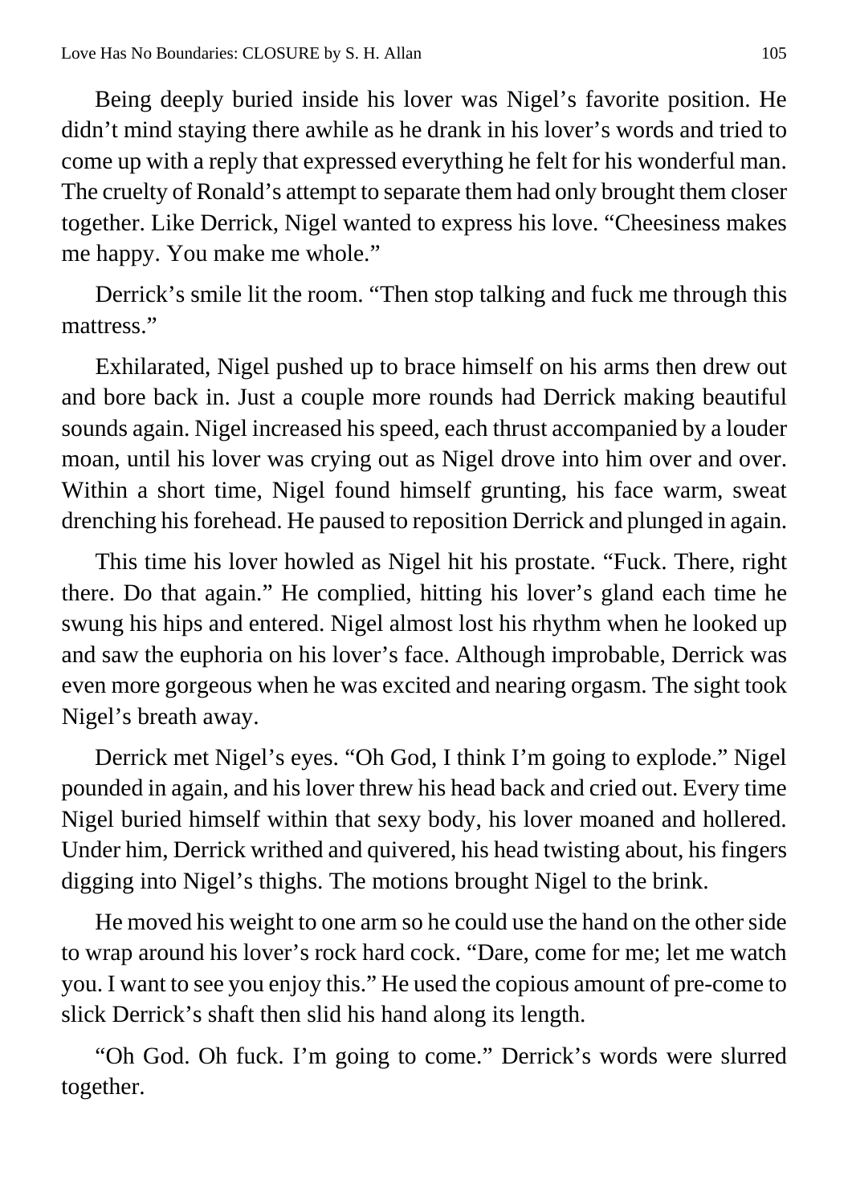Being deeply buried inside his lover was Nigel's favorite position. He didn't mind staying there awhile as he drank in his lover's words and tried to come up with a reply that expressed everything he felt for his wonderful man. The cruelty of Ronald's attempt to separate them had only brought them closer together. Like Derrick, Nigel wanted to express his love. "Cheesiness makes me happy. You make me whole."

Derrick's smile lit the room. "Then stop talking and fuck me through this mattress."

Exhilarated, Nigel pushed up to brace himself on his arms then drew out and bore back in. Just a couple more rounds had Derrick making beautiful sounds again. Nigel increased his speed, each thrust accompanied by a louder moan, until his lover was crying out as Nigel drove into him over and over. Within a short time, Nigel found himself grunting, his face warm, sweat drenching his forehead. He paused to reposition Derrick and plunged in again.

This time his lover howled as Nigel hit his prostate. "Fuck. There, right there. Do that again." He complied, hitting his lover's gland each time he swung his hips and entered. Nigel almost lost his rhythm when he looked up and saw the euphoria on his lover's face. Although improbable, Derrick was even more gorgeous when he was excited and nearing orgasm. The sight took Nigel's breath away.

Derrick met Nigel's eyes. "Oh God, I think I'm going to explode." Nigel pounded in again, and his lover threw his head back and cried out. Every time Nigel buried himself within that sexy body, his lover moaned and hollered. Under him, Derrick writhed and quivered, his head twisting about, his fingers digging into Nigel's thighs. The motions brought Nigel to the brink.

He moved his weight to one arm so he could use the hand on the other side to wrap around his lover's rock hard cock. "Dare, come for me; let me watch you. I want to see you enjoy this." He used the copious amount of pre-come to slick Derrick's shaft then slid his hand along its length.

"Oh God. Oh fuck. I'm going to come." Derrick's words were slurred together.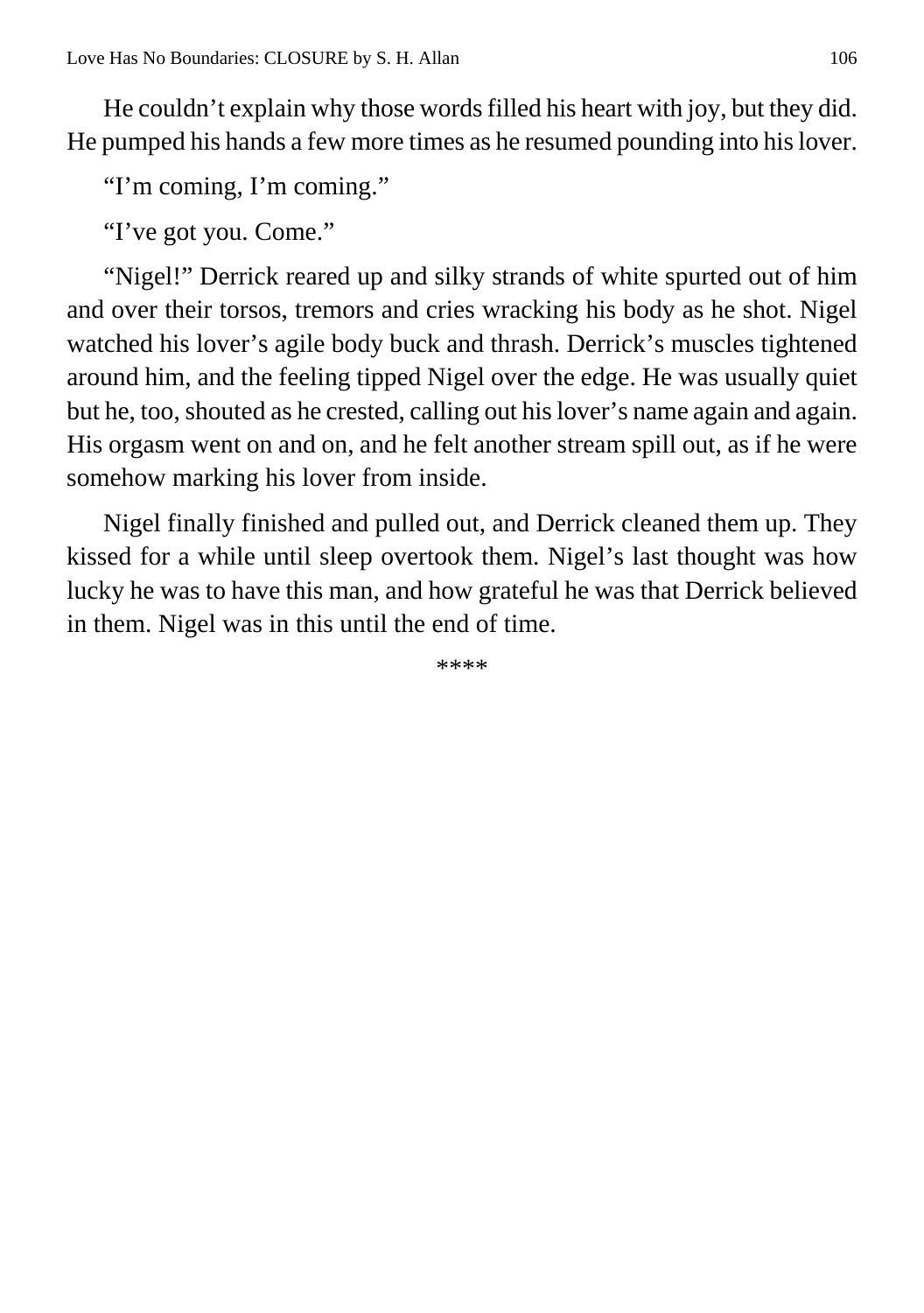He couldn't explain why those words filled his heart with joy, but they did. He pumped his hands a few more times as he resumed pounding into his lover.

"I'm coming, I'm coming."

"I've got you. Come."

"Nigel!" Derrick reared up and silky strands of white spurted out of him and over their torsos, tremors and cries wracking his body as he shot. Nigel watched his lover's agile body buck and thrash. Derrick's muscles tightened around him, and the feeling tipped Nigel over the edge. He was usually quiet but he, too, shouted as he crested, calling out his lover's name again and again. His orgasm went on and on, and he felt another stream spill out, as if he were somehow marking his lover from inside.

Nigel finally finished and pulled out, and Derrick cleaned them up. They kissed for a while until sleep overtook them. Nigel's last thought was how lucky he was to have this man, and how grateful he was that Derrick believed in them. Nigel was in this until the end of time.

****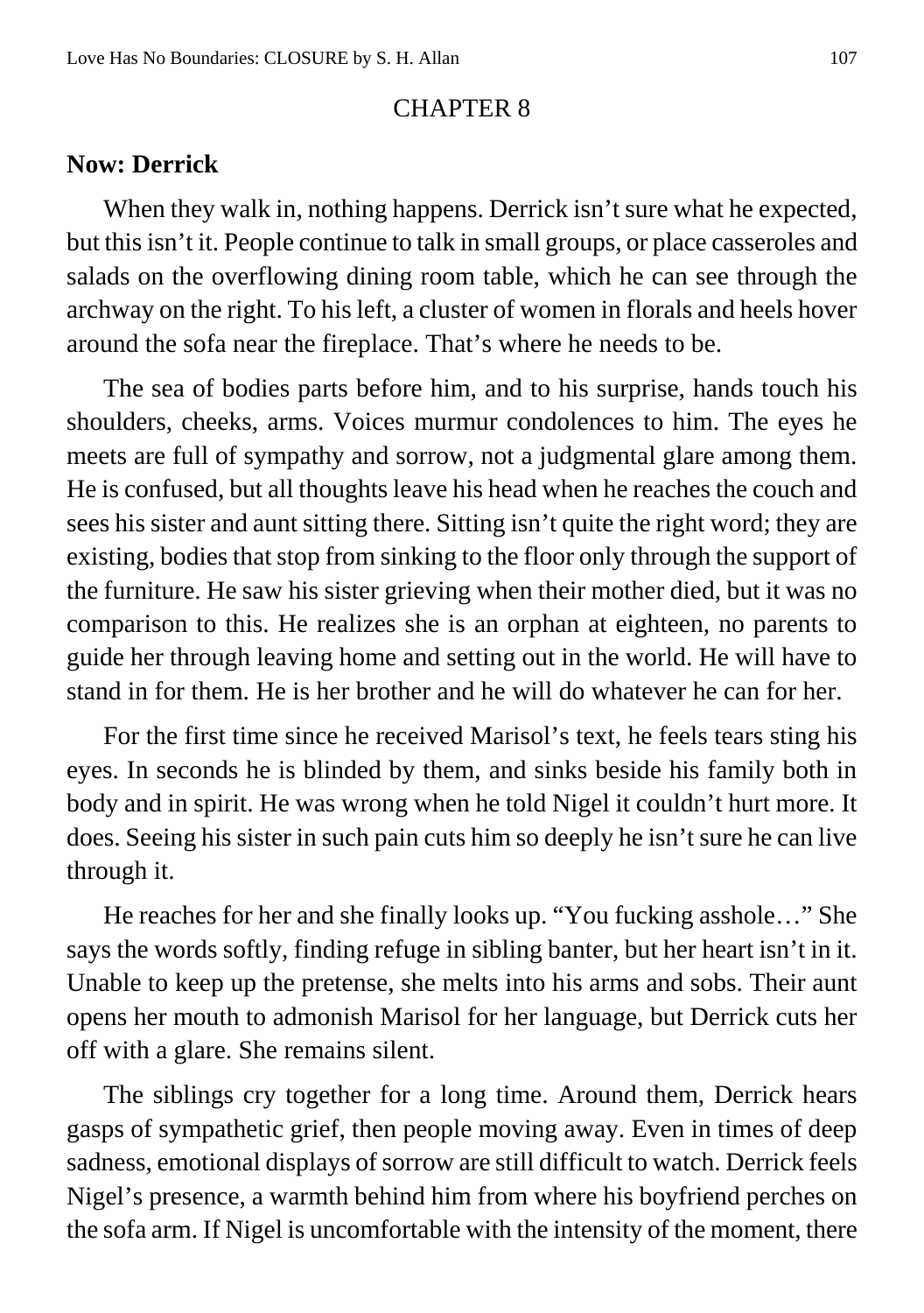# CHAPTER 8

**Now: Derrick**

When they walk in, nothing happens. Derrick isn't sure what he expected, but this isn't it. People continue to talk in small groups, or place casseroles and salads on the overflowing dining room table, which he can see through the archway on the right. To his left, a cluster of women in florals and heels hover around the sofa near the fireplace. That's where he needs to be.

The sea of bodies parts before him, and to his surprise, hands touch his shoulders, cheeks, arms. Voices murmur condolences to him. The eyes he meets are full of sympathy and sorrow, not a judgmental glare among them. He is confused, but all thoughts leave his head when he reaches the couch and sees his sister and aunt sitting there. Sitting isn't quite the right word; they are existing, bodies that stop from sinking to the floor only through the support of the furniture. He saw his sister grieving when their mother died, but it was no comparison to this. He realizes she is an orphan at eighteen, no parents to guide her through leaving home and setting out in the world. He will have to stand in for them. He is her brother and he will do whatever he can for her.

For the first time since he received Marisol's text, he feels tears sting his eyes. In seconds he is blinded by them, and sinks beside his family both in body and in spirit. He was wrong when he told Nigel it couldn't hurt more. It does. Seeing his sister in such pain cuts him so deeply he isn't sure he can live through it.

He reaches for her and she finally looks up. "You fucking asshole…" She says the words softly, finding refuge in sibling banter, but her heart isn't in it. Unable to keep up the pretense, she melts into his arms and sobs. Their aunt opens her mouth to admonish Marisol for her language, but Derrick cuts her off with a glare. She remains silent.

The siblings cry together for a long time. Around them, Derrick hears gasps of sympathetic grief, then people moving away. Even in times of deep sadness, emotional displays of sorrow are still difficult to watch. Derrick feels Nigel's presence, a warmth behind him from where his boyfriend perches on the sofa arm. If Nigel is uncomfortable with the intensity of the moment, there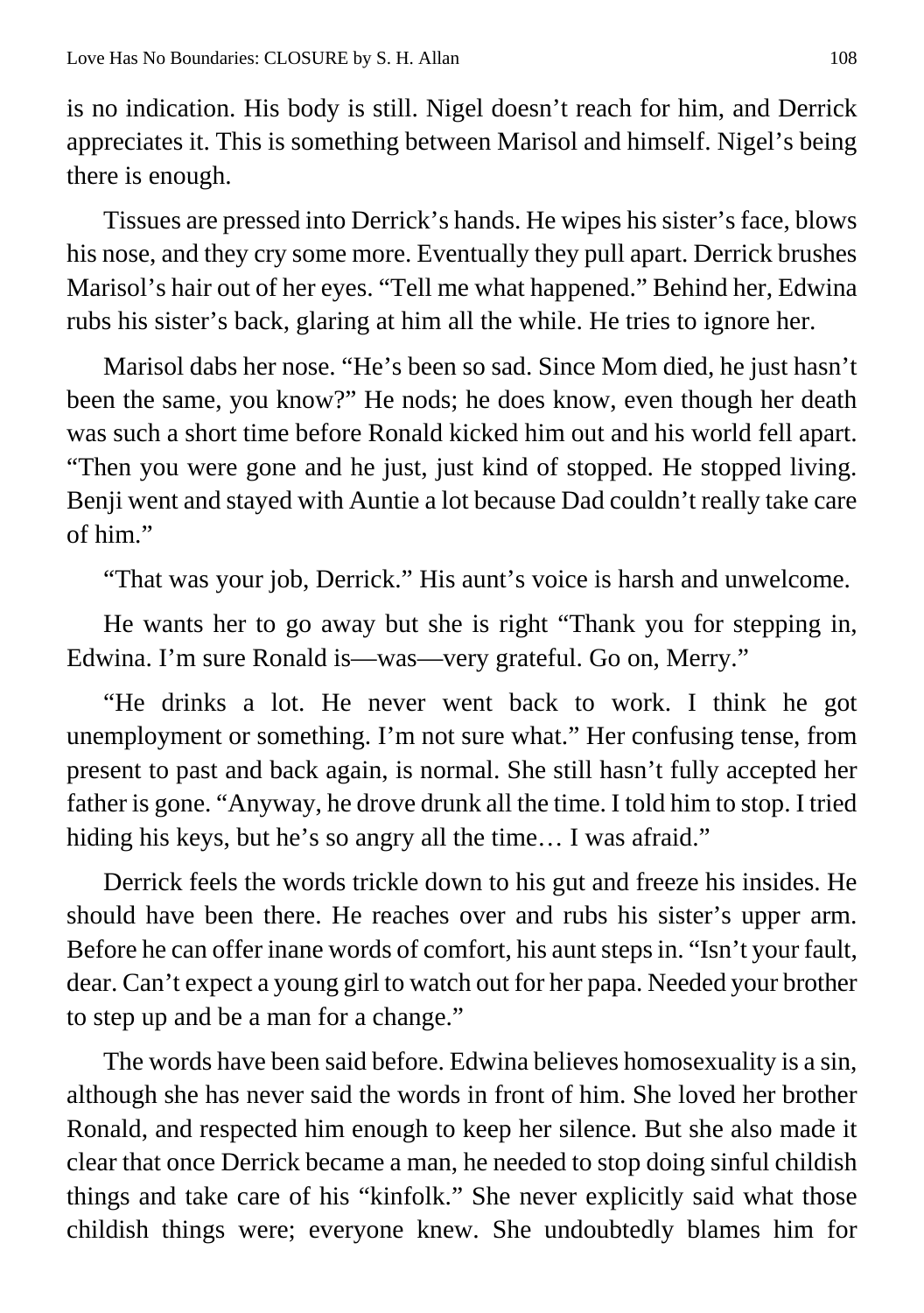is no indication. His body is still. Nigel doesn't reach for him, and Derrick appreciates it. This is something between Marisol and himself. Nigel's being there is enough.

Tissues are pressed into Derrick's hands. He wipes his sister's face, blows his nose, and they cry some more. Eventually they pull apart. Derrick brushes Marisol's hair out of her eyes. "Tell me what happened." Behind her, Edwina rubs his sister's back, glaring at him all the while. He tries to ignore her.

Marisol dabs her nose. "He's been so sad. Since Mom died, he just hasn't been the same, you know?" He nods; he does know, even though her death was such a short time before Ronald kicked him out and his world fell apart. "Then you were gone and he just, just kind of stopped. He stopped living. Benji went and stayed with Auntie a lot because Dad couldn't really take care of him."

"That was your job, Derrick." His aunt's voice is harsh and unwelcome.

He wants her to go away but she is right "Thank you for stepping in, Edwina. I'm sure Ronald is—was—very grateful. Go on, Merry."

"He drinks a lot. He never went back to work. I think he got unemployment or something. I'm not sure what." Her confusing tense, from present to past and back again, is normal. She still hasn't fully accepted her father is gone. "Anyway, he drove drunk all the time. I told him to stop. I tried hiding his keys, but he's so angry all the time… I was afraid."

Derrick feels the words trickle down to his gut and freeze his insides. He should have been there. He reaches over and rubs his sister's upper arm. Before he can offer inane words of comfort, his aunt steps in. "Isn't your fault, dear. Can't expect a young girl to watch out for her papa. Needed your brother to step up and be a man for a change."

The words have been said before. Edwina believes homosexuality is a sin, although she has never said the words in front of him. She loved her brother Ronald, and respected him enough to keep her silence. But she also made it clear that once Derrick became a man, he needed to stop doing sinful childish things and take care of his "kinfolk." She never explicitly said what those childish things were; everyone knew. She undoubtedly blames him for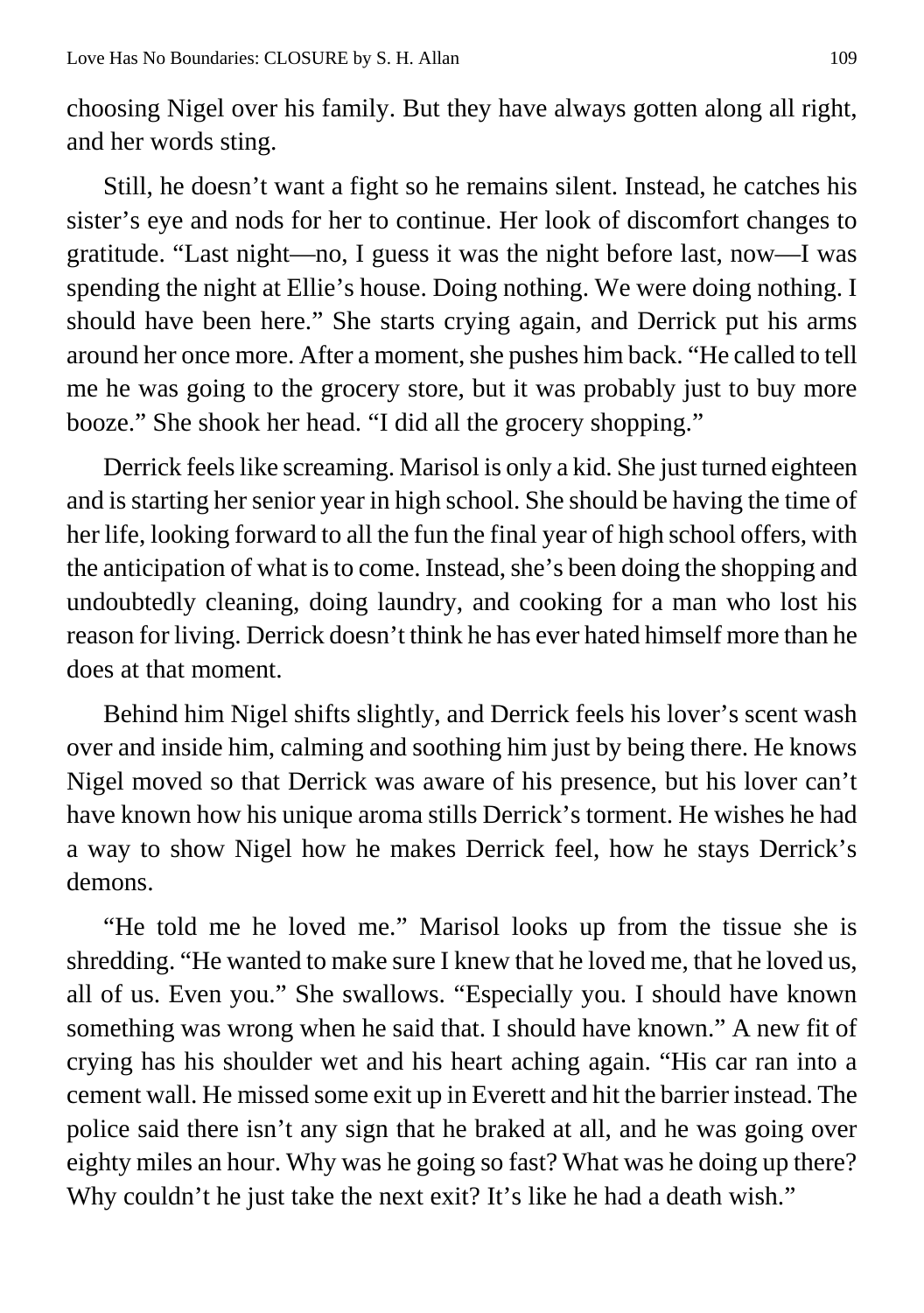choosing Nigel over his family. But they have always gotten along all right, and her words sting.

Still, he doesn't want a fight so he remains silent. Instead, he catches his sister's eye and nods for her to continue. Her look of discomfort changes to gratitude. "Last night—no, I guess it was the night before last, now—I was spending the night at Ellie's house. Doing nothing. We were doing nothing. I should have been here." She starts crying again, and Derrick put his arms around her once more. After a moment, she pushes him back. "He called to tell me he was going to the grocery store, but it was probably just to buy more booze." She shook her head. "I did all the grocery shopping."

Derrick feels like screaming. Marisol is only a kid. She just turned eighteen and is starting her senior year in high school. She should be having the time of her life, looking forward to all the fun the final year of high school offers, with the anticipation of what is to come. Instead, she's been doing the shopping and undoubtedly cleaning, doing laundry, and cooking for a man who lost his reason for living. Derrick doesn't think he has ever hated himself more than he does at that moment.

Behind him Nigel shifts slightly, and Derrick feels his lover's scent wash over and inside him, calming and soothing him just by being there. He knows Nigel moved so that Derrick was aware of his presence, but his lover can't have known how his unique aroma stills Derrick's torment. He wishes he had a way to show Nigel how he makes Derrick feel, how he stays Derrick's demons.

"He told me he loved me." Marisol looks up from the tissue she is shredding. "He wanted to make sure I knew that he loved me, that he loved us, all of us. Even you." She swallows. "Especially you. I should have known something was wrong when he said that. I should have known." A new fit of crying has his shoulder wet and his heart aching again. "His car ran into a cement wall. He missed some exit up in Everett and hit the barrier instead. The police said there isn't any sign that he braked at all, and he was going over eighty miles an hour. Why was he going so fast? What was he doing up there? Why couldn't he just take the next exit? It's like he had a death wish."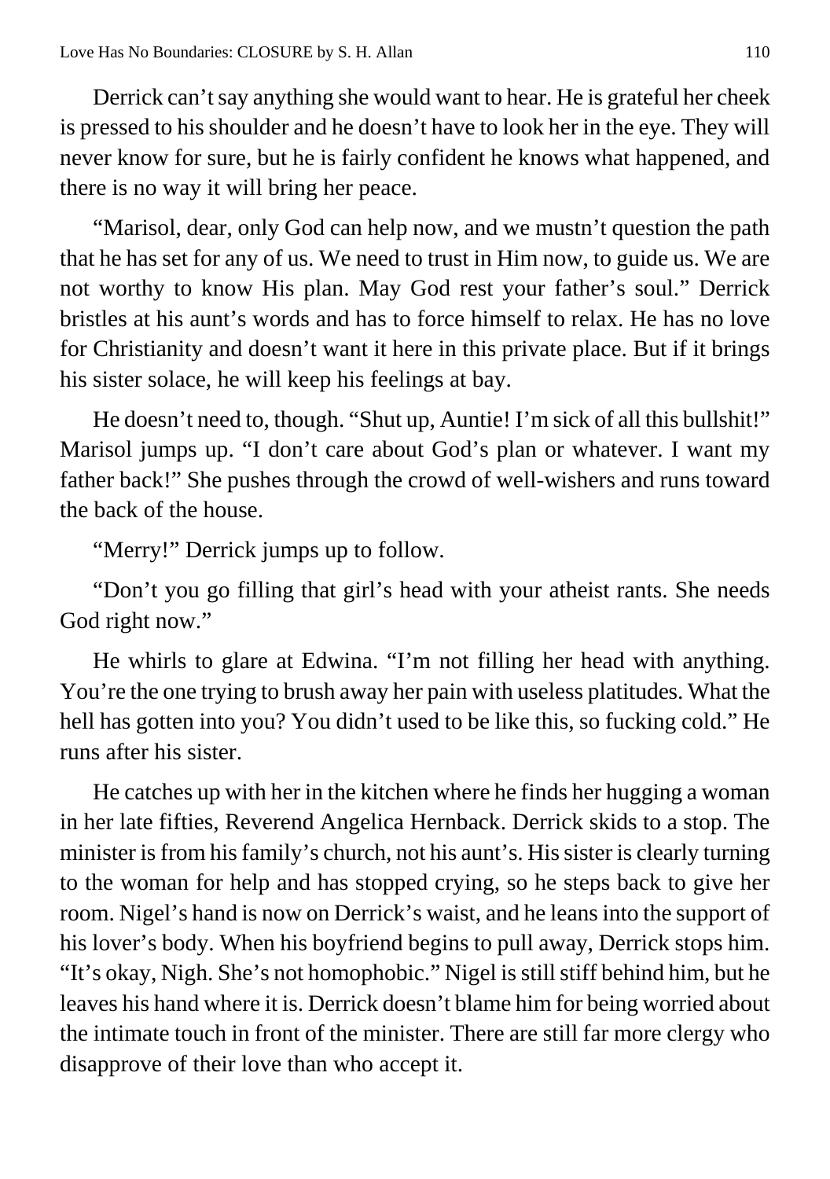Derrick can't say anything she would want to hear. He is grateful her cheek is pressed to his shoulder and he doesn't have to look her in the eye. They will never know for sure, but he is fairly confident he knows what happened, and there is no way it will bring her peace.

"Marisol, dear, only God can help now, and we mustn't question the path that he has set for any of us. We need to trust in Him now, to guide us. We are not worthy to know His plan. May God rest your father's soul." Derrick bristles at his aunt's words and has to force himself to relax. He has no love for Christianity and doesn't want it here in this private place. But if it brings his sister solace, he will keep his feelings at bay.

He doesn't need to, though. "Shut up, Auntie! I'm sick of all this bullshit!" Marisol jumps up. "I don't care about God's plan or whatever. I want my father back!" She pushes through the crowd of well-wishers and runs toward the back of the house.

"Merry!" Derrick jumps up to follow.

"Don't you go filling that girl's head with your atheist rants. She needs God right now."

He whirls to glare at Edwina. "I'm not filling her head with anything. You're the one trying to brush away her pain with useless platitudes. What the hell has gotten into you? You didn't used to be like this, so fucking cold." He runs after his sister.

He catches up with her in the kitchen where he finds her hugging a woman in her late fifties, Reverend Angelica Hernback. Derrick skids to a stop. The minister is from his family's church, not his aunt's. His sister is clearly turning to the woman for help and has stopped crying, so he steps back to give her room. Nigel's hand is now on Derrick's waist, and he leans into the support of his lover's body. When his boyfriend begins to pull away, Derrick stops him. "It's okay, Nigh. She's not homophobic." Nigel is still stiff behind him, but he leaves his hand where it is. Derrick doesn't blame him for being worried about the intimate touch in front of the minister. There are still far more clergy who disapprove of their love than who accept it.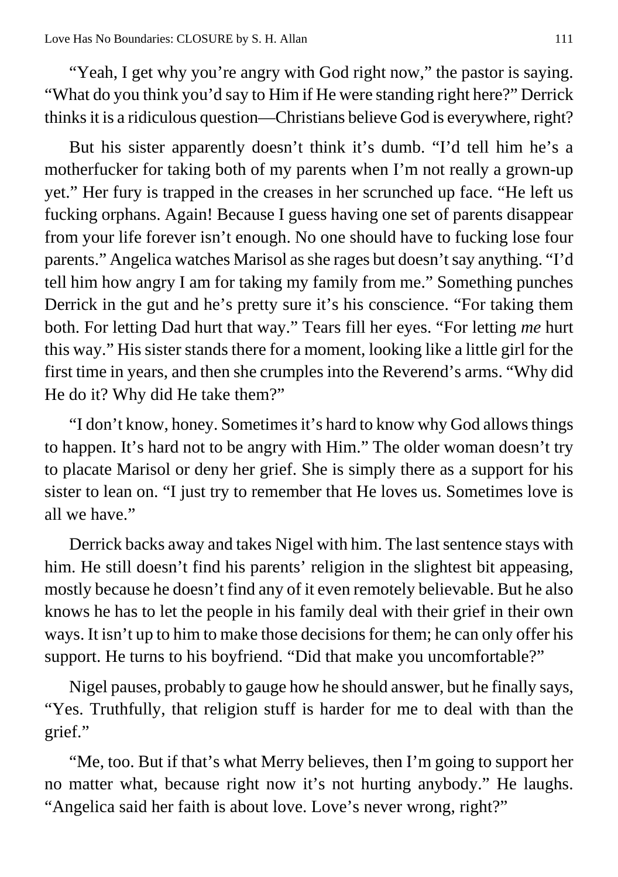"Yeah, I get why you're angry with God right now," the pastor is saying. "What do you think you'd say to Him if He were standing right here?" Derrick thinks it is a ridiculous question—Christians believe God is everywhere, right?

But his sister apparently doesn't think it's dumb. "I'd tell him he's a motherfucker for taking both of my parents when I'm not really a grown-up yet." Her fury is trapped in the creases in her scrunched up face. "He left us fucking orphans. Again! Because I guess having one set of parents disappear from your life forever isn't enough. No one should have to fucking lose four parents." Angelica watches Marisol as she rages but doesn't say anything. "I'd tell him how angry I am for taking my family from me." Something punches Derrick in the gut and he's pretty sure it's his conscience. "For taking them both. For letting Dad hurt that way." Tears fill her eyes. "For letting *me* hurt this way." His sister stands there for a moment, looking like a little girl for the first time in years, and then she crumples into the Reverend's arms. "Why did He do it? Why did He take them?"

"I don't know, honey. Sometimes it's hard to know why God allows things to happen. It's hard not to be angry with Him." The older woman doesn't try to placate Marisol or deny her grief. She is simply there as a support for his sister to lean on. "I just try to remember that He loves us. Sometimes love is all we have."

Derrick backs away and takes Nigel with him. The last sentence stays with him. He still doesn't find his parents' religion in the slightest bit appeasing, mostly because he doesn't find any of it even remotely believable. But he also knows he has to let the people in his family deal with their grief in their own ways. It isn't up to him to make those decisions for them; he can only offer his support. He turns to his boyfriend. "Did that make you uncomfortable?"

Nigel pauses, probably to gauge how he should answer, but he finally says, "Yes. Truthfully, that religion stuff is harder for me to deal with than the grief."

"Me, too. But if that's what Merry believes, then I'm going to support her no matter what, because right now it's not hurting anybody." He laughs. "Angelica said her faith is about love. Love's never wrong, right?"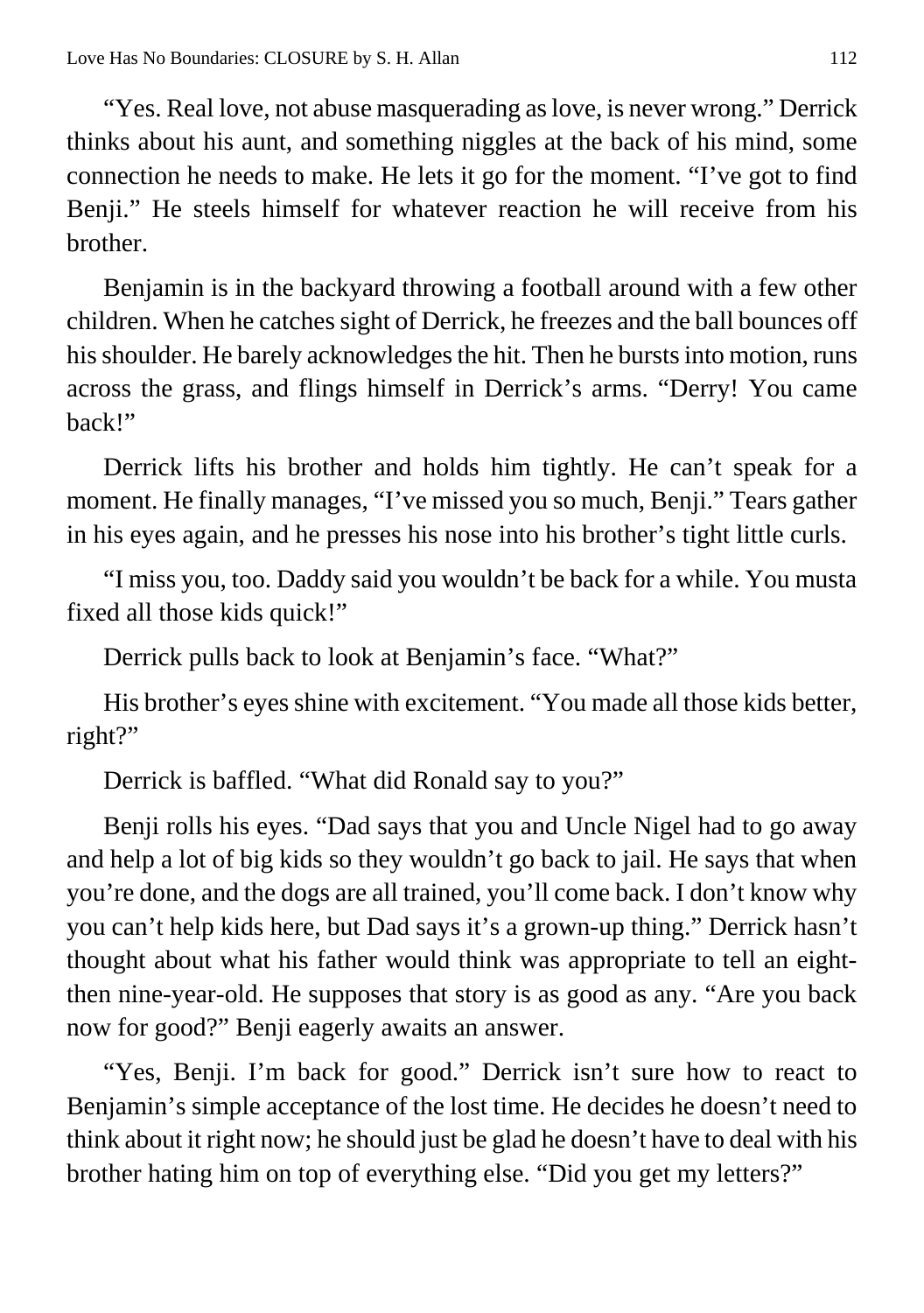"Yes. Real love, not abuse masquerading as love, is never wrong." Derrick thinks about his aunt, and something niggles at the back of his mind, some connection he needs to make. He lets it go for the moment. "I've got to find Benji." He steels himself for whatever reaction he will receive from his brother.

Benjamin is in the backyard throwing a football around with a few other children. When he catches sight of Derrick, he freezes and the ball bounces off his shoulder. He barely acknowledges the hit. Then he bursts into motion, runs across the grass, and flings himself in Derrick's arms. "Derry! You came back!"

Derrick lifts his brother and holds him tightly. He can't speak for a moment. He finally manages, "I've missed you so much, Benji." Tears gather in his eyes again, and he presses his nose into his brother's tight little curls.

"I miss you, too. Daddy said you wouldn't be back for a while. You musta fixed all those kids quick!"

Derrick pulls back to look at Benjamin's face. "What?"

His brother's eyes shine with excitement. "You made all those kids better, right?"

Derrick is baffled. "What did Ronald say to you?"

Benji rolls his eyes. "Dad says that you and Uncle Nigel had to go away and help a lot of big kids so they wouldn't go back to jail. He says that when you're done, and the dogs are all trained, you'll come back. I don't know why you can't help kids here, but Dad says it's a grown-up thing." Derrick hasn't thought about what his father would think was appropriate to tell an eight-then nine-year-old. He supposes that story is as good as any. "Are you back now for good?" Benji eagerly awaits an answer.

"Yes, Benji. I'm back for good." Derrick isn't sure how to react to Benjamin's simple acceptance of the lost time. He decides he doesn't need to think about it right now; he should just be glad he doesn't have to deal with his brother hating him on top of everything else. "Did you get my letters?"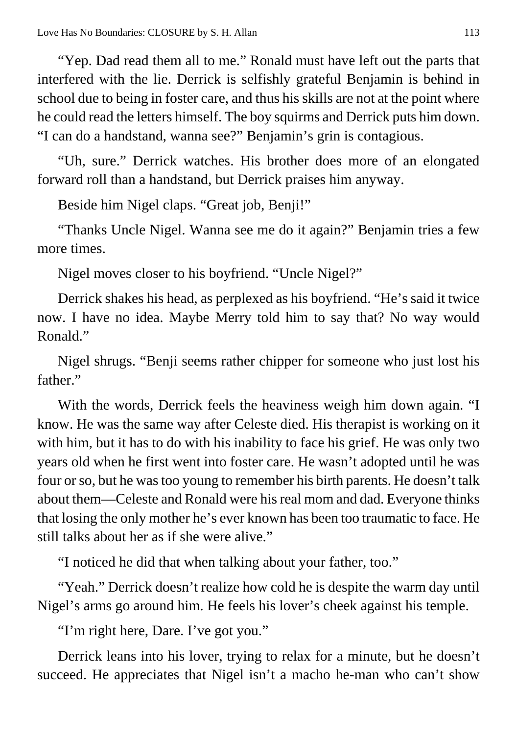"Yep. Dad read them all to me." Ronald must have left out the parts that interfered with the lie. Derrick is selfishly grateful Benjamin is behind in school due to being in foster care, and thus his skills are not at the point where he could read the letters himself. The boy squirms and Derrick puts him down. "I can do a handstand, wanna see?" Benjamin's grin is contagious.

"Uh, sure." Derrick watches. His brother does more of an elongated forward roll than a handstand, but Derrick praises him anyway.

Beside him Nigel claps. "Great job, Benji!"

"Thanks Uncle Nigel. Wanna see me do it again?" Benjamin tries a few more times.

Nigel moves closer to his boyfriend. "Uncle Nigel?"

Derrick shakes his head, as perplexed as his boyfriend. "He's said it twice now. I have no idea. Maybe Merry told him to say that? No way would Ronald."

Nigel shrugs. "Benji seems rather chipper for someone who just lost his father."

With the words, Derrick feels the heaviness weigh him down again. "I know. He was the same way after Celeste died. His therapist is working on it with him, but it has to do with his inability to face his grief. He was only two years old when he first went into foster care. He wasn't adopted until he was four or so, but he was too young to remember his birth parents. He doesn't talk about them—Celeste and Ronald were his real mom and dad. Everyone thinks that losing the only mother he's ever known has been too traumatic to face. He still talks about her as if she were alive."

"I noticed he did that when talking about your father, too."

"Yeah." Derrick doesn't realize how cold he is despite the warm day until Nigel's arms go around him. He feels his lover's cheek against his temple.

"I'm right here, Dare. I've got you."

Derrick leans into his lover, trying to relax for a minute, but he doesn't succeed. He appreciates that Nigel isn't a macho he-man who can't show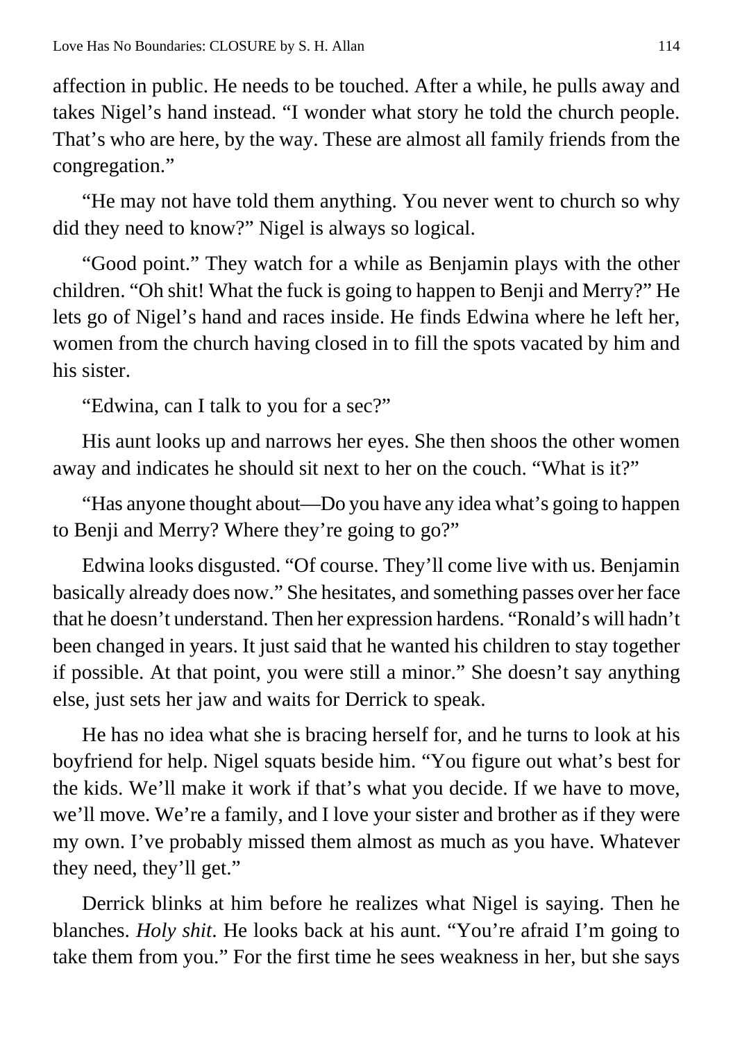affection in public. He needs to be touched. After a while, he pulls away and takes Nigel's hand instead. "I wonder what story he told the church people. That's who are here, by the way. These are almost all family friends from the congregation."

"He may not have told them anything. You never went to church so why did they need to know?" Nigel is always so logical.

"Good point." They watch for a while as Benjamin plays with the other children. "Oh shit! What the fuck is going to happen to Benji and Merry?" He lets go of Nigel's hand and races inside. He finds Edwina where he left her, women from the church having closed in to fill the spots vacated by him and his sister.

"Edwina, can I talk to you for a sec?"

His aunt looks up and narrows her eyes. She then shoos the other women away and indicates he should sit next to her on the couch. "What is it?"

"Has anyone thought about—Do you have any idea what's going to happen to Benji and Merry? Where they're going to go?"

Edwina looks disgusted. "Of course. They'll come live with us. Benjamin basically already does now." She hesitates, and something passes over her face that he doesn't understand. Then her expression hardens. "Ronald's will hadn't been changed in years. It just said that he wanted his children to stay together if possible. At that point, you were still a minor." She doesn't say anything else, just sets her jaw and waits for Derrick to speak.

He has no idea what she is bracing herself for, and he turns to look at his boyfriend for help. Nigel squats beside him. "You figure out what's best for the kids. We'll make it work if that's what you decide. If we have to move, we'll move. We're a family, and I love your sister and brother as if they were my own. I've probably missed them almost as much as you have. Whatever they need, they'll get."

Derrick blinks at him before he realizes what Nigel is saying. Then he blanches. *Holy shit*. He looks back at his aunt. "You're afraid I'm going to take them from you." For the first time he sees weakness in her, but she says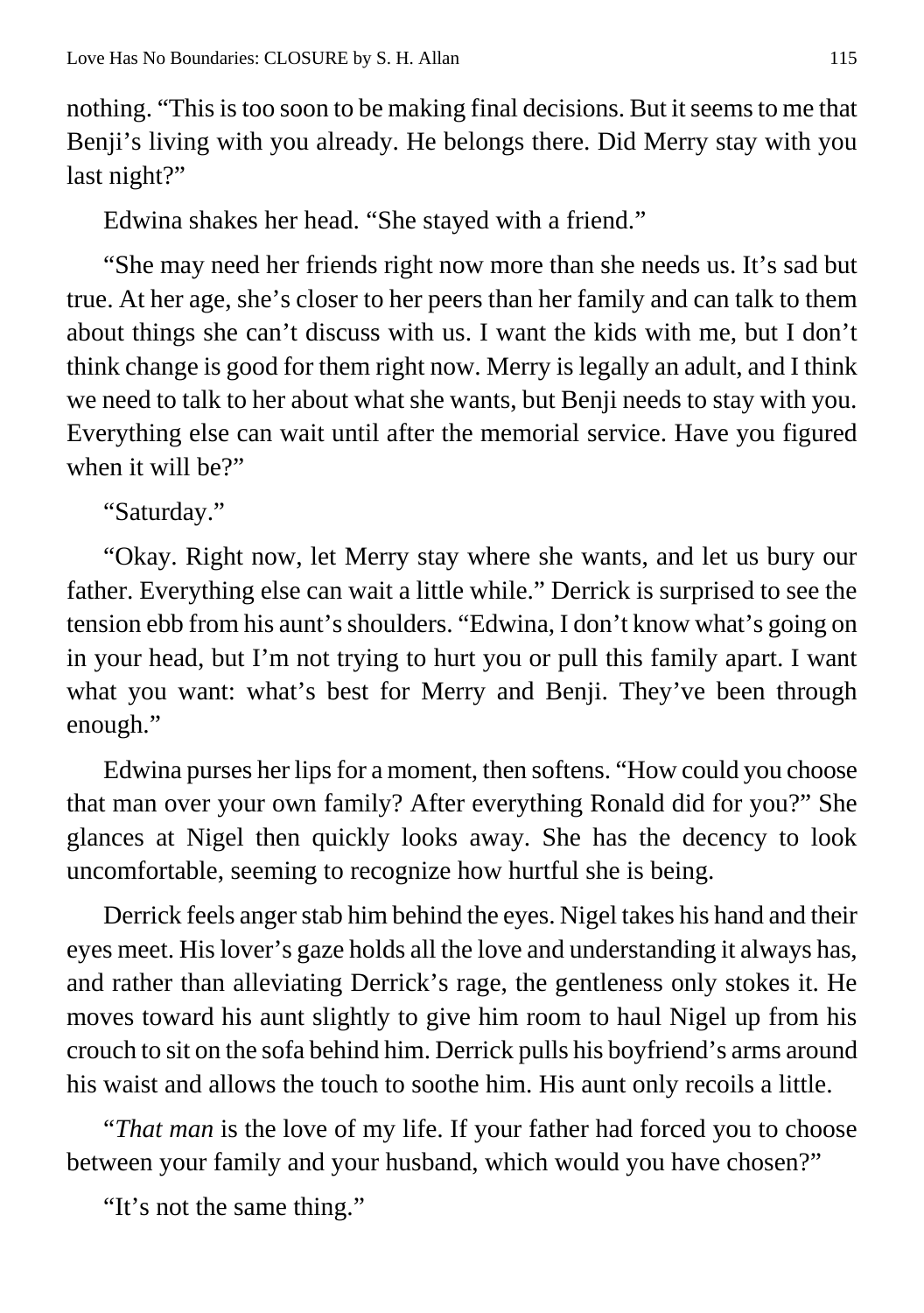nothing. "This is too soon to be making final decisions. But it seems to me that Benji's living with you already. He belongs there. Did Merry stay with you last night?"

Edwina shakes her head. "She stayed with a friend."

"She may need her friends right now more than she needs us. It's sad but true. At her age, she's closer to her peers than her family and can talk to them about things she can't discuss with us. I want the kids with me, but I don't think change is good for them right now. Merry is legally an adult, and I think we need to talk to her about what she wants, but Benji needs to stay with you. Everything else can wait until after the memorial service. Have you figured when it will be?"

"Saturday."

"Okay. Right now, let Merry stay where she wants, and let us bury our father. Everything else can wait a little while." Derrick is surprised to see the tension ebb from his aunt's shoulders. "Edwina, I don't know what's going on in your head, but I'm not trying to hurt you or pull this family apart. I want what you want: what's best for Merry and Benji. They've been through enough."

Edwina purses her lips for a moment, then softens. "How could you choose that man over your own family? After everything Ronald did for you?" She glances at Nigel then quickly looks away. She has the decency to look uncomfortable, seeming to recognize how hurtful she is being.

Derrick feels anger stab him behind the eyes. Nigel takes his hand and their eyes meet. His lover's gaze holds all the love and understanding it always has, and rather than alleviating Derrick's rage, the gentleness only stokes it. He moves toward his aunt slightly to give him room to haul Nigel up from his crouch to sit on the sofa behind him. Derrick pulls his boyfriend's arms around his waist and allows the touch to soothe him. His aunt only recoils a little.

"*That man* is the love of my life. If your father had forced you to choose between your family and your husband, which would you have chosen?"

"It's not the same thing."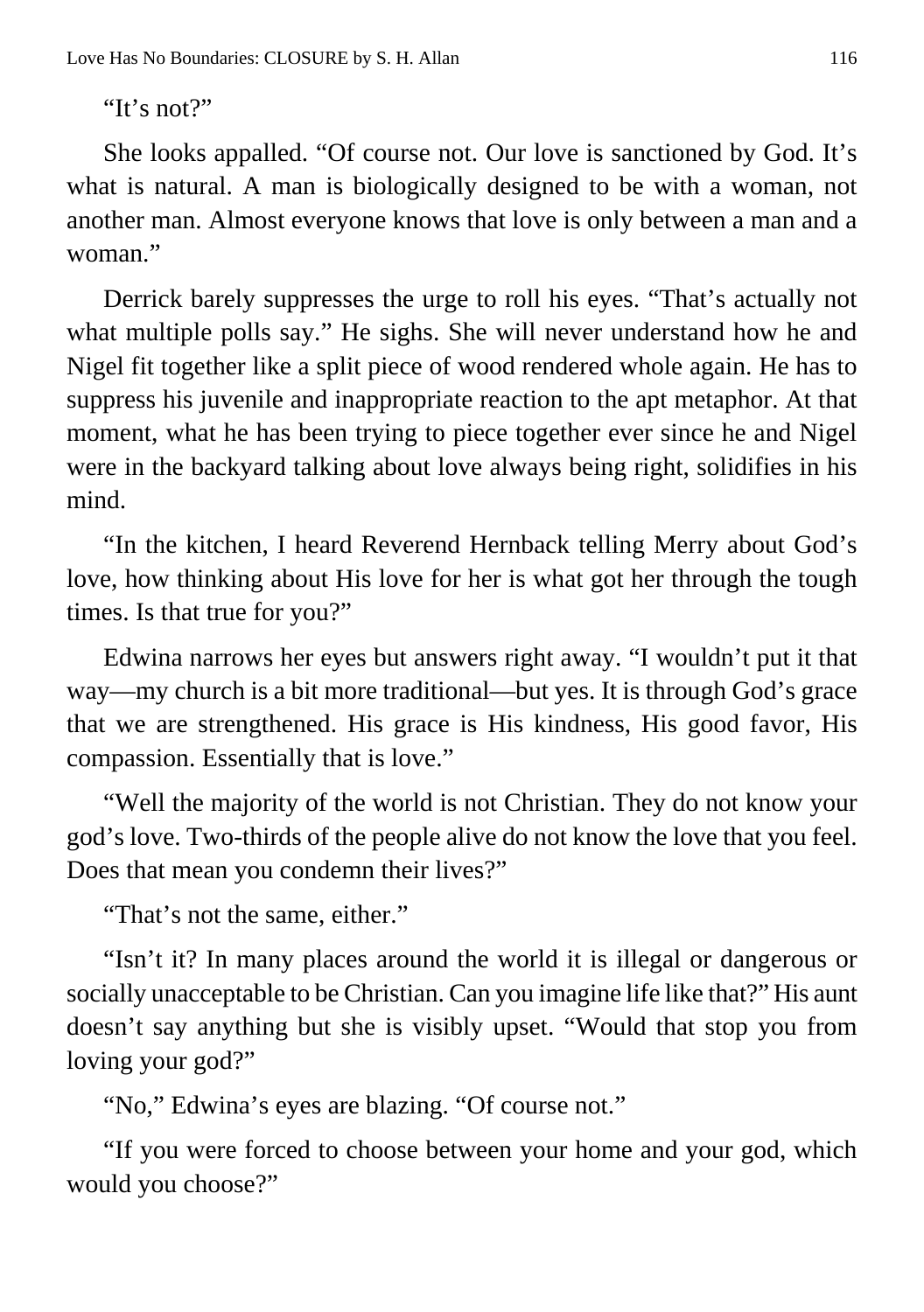"It's not?"

She looks appalled. "Of course not. Our love is sanctioned by God. It's what is natural. A man is biologically designed to be with a woman, not another man. Almost everyone knows that love is only between a man and a woman."

Derrick barely suppresses the urge to roll his eyes. "That's actually not what multiple polls say." He sighs. She will never understand how he and Nigel fit together like a split piece of wood rendered whole again. He has to suppress his juvenile and inappropriate reaction to the apt metaphor. At that moment, what he has been trying to piece together ever since he and Nigel were in the backyard talking about love always being right, solidifies in his mind.

"In the kitchen, I heard Reverend Hernback telling Merry about God's love, how thinking about His love for her is what got her through the tough times. Is that true for you?"

Edwina narrows her eyes but answers right away. "I wouldn't put it that way—my church is a bit more traditional—but yes. It is through God's grace that we are strengthened. His grace is His kindness, His good favor, His compassion. Essentially that is love."

"Well the majority of the world is not Christian. They do not know your god's love. Two-thirds of the people alive do not know the love that you feel. Does that mean you condemn their lives?"

"That's not the same, either."

"Isn't it? In many places around the world it is illegal or dangerous or socially unacceptable to be Christian. Can you imagine life like that?" His aunt doesn't say anything but she is visibly upset. "Would that stop you from loving your god?"

"No," Edwina's eyes are blazing. "Of course not."

"If you were forced to choose between your home and your god, which would you choose?"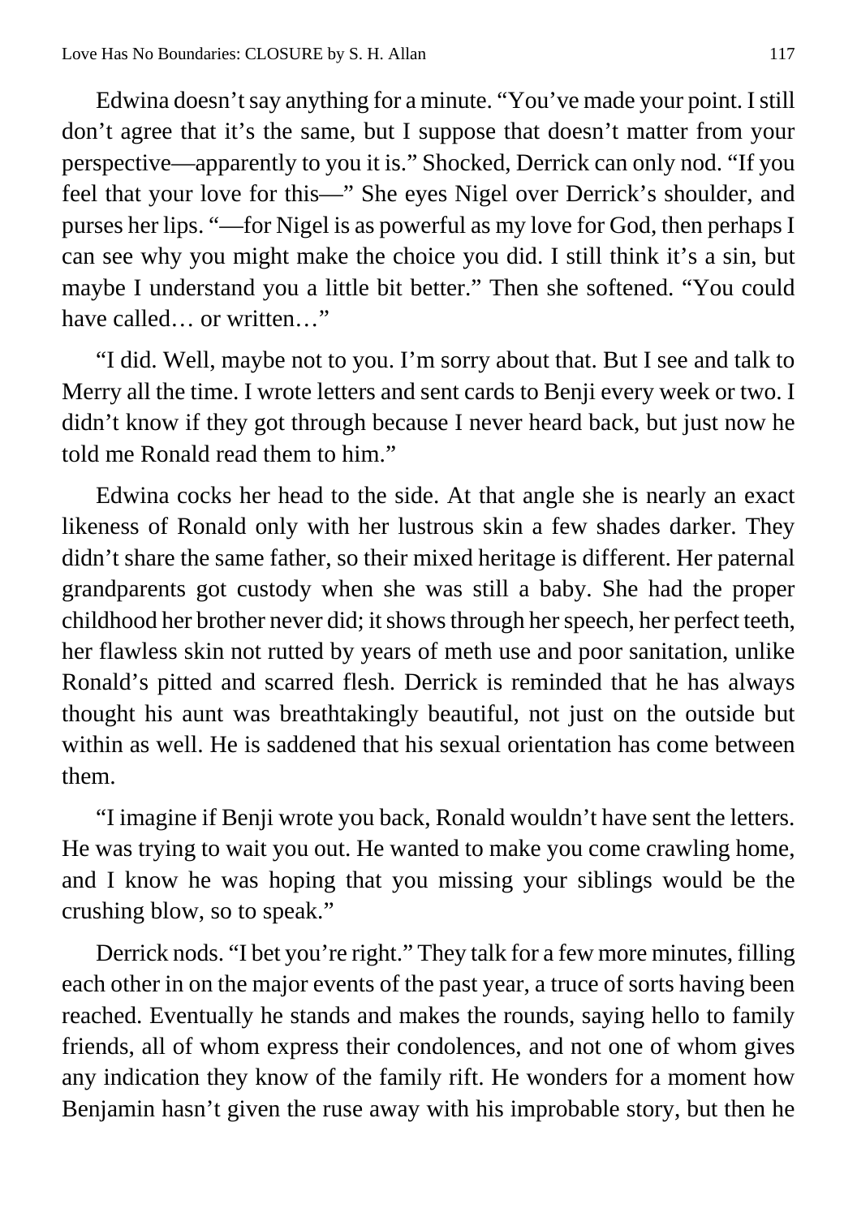Edwina doesn't say anything for a minute. "You've made your point. I still don't agree that it's the same, but I suppose that doesn't matter from your perspective—apparently to you it is." Shocked, Derrick can only nod. "If you feel that your love for this—" She eyes Nigel over Derrick's shoulder, and purses her lips. "—for Nigel is as powerful as my love for God, then perhaps I can see why you might make the choice you did. I still think it's a sin, but maybe I understand you a little bit better." Then she softened. "You could have called… or written…"

"I did. Well, maybe not to you. I'm sorry about that. But I see and talk to Merry all the time. I wrote letters and sent cards to Benji every week or two. I didn't know if they got through because I never heard back, but just now he told me Ronald read them to him."

Edwina cocks her head to the side. At that angle she is nearly an exact likeness of Ronald only with her lustrous skin a few shades darker. They didn't share the same father, so their mixed heritage is different. Her paternal grandparents got custody when she was still a baby. She had the proper childhood her brother never did; it shows through her speech, her perfect teeth, her flawless skin not rutted by years of meth use and poor sanitation, unlike Ronald's pitted and scarred flesh. Derrick is reminded that he has always thought his aunt was breathtakingly beautiful, not just on the outside but within as well. He is saddened that his sexual orientation has come between them.

"I imagine if Benji wrote you back, Ronald wouldn't have sent the letters. He was trying to wait you out. He wanted to make you come crawling home, and I know he was hoping that you missing your siblings would be the crushing blow, so to speak."

Derrick nods. "I bet you're right." They talk for a few more minutes, filling each other in on the major events of the past year, a truce of sorts having been reached. Eventually he stands and makes the rounds, saying hello to family friends, all of whom express their condolences, and not one of whom gives any indication they know of the family rift. He wonders for a moment how Benjamin hasn't given the ruse away with his improbable story, but then he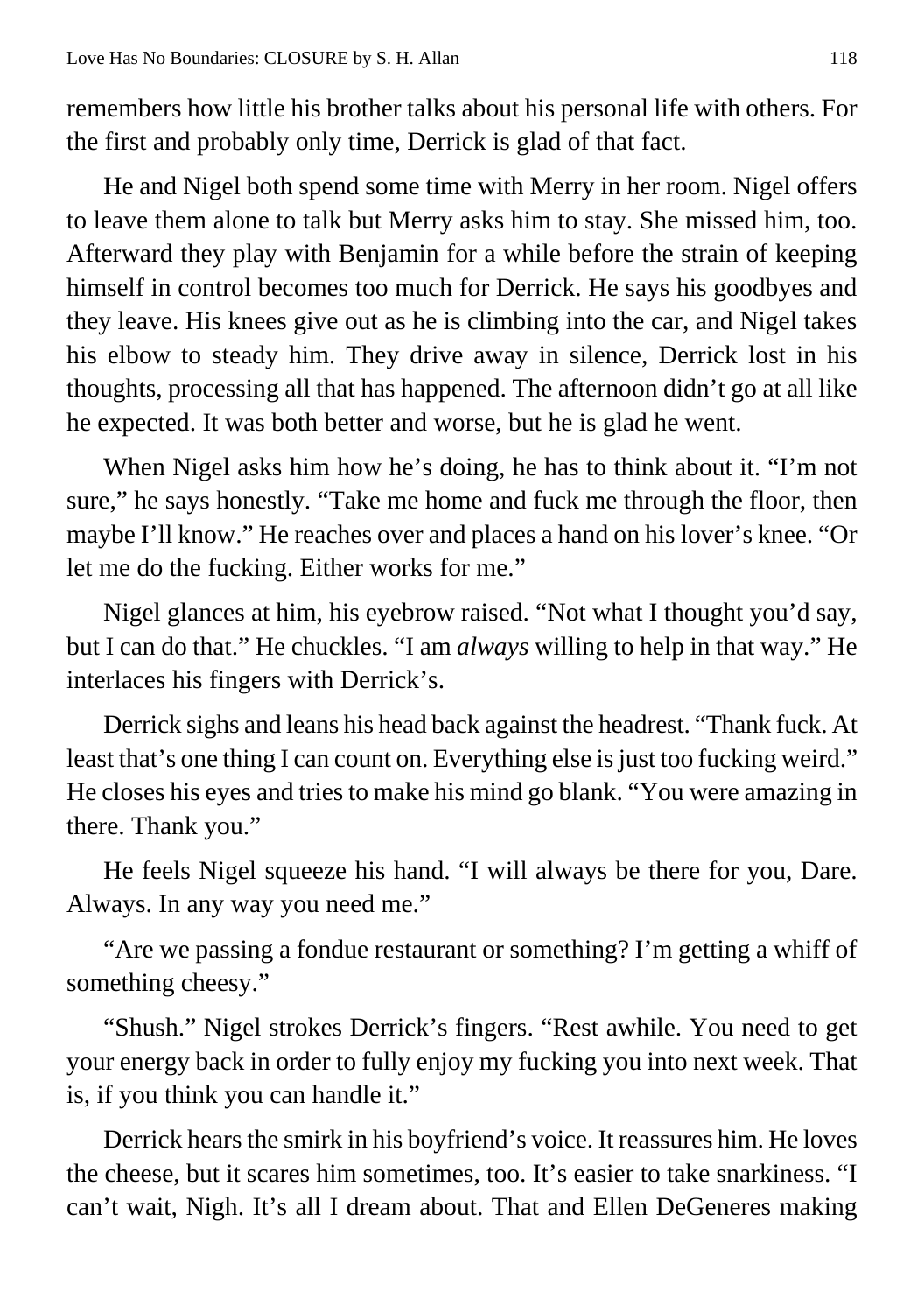remembers how little his brother talks about his personal life with others. For the first and probably only time, Derrick is glad of that fact.

He and Nigel both spend some time with Merry in her room. Nigel offers to leave them alone to talk but Merry asks him to stay. She missed him, too. Afterward they play with Benjamin for a while before the strain of keeping himself in control becomes too much for Derrick. He says his goodbyes and they leave. His knees give out as he is climbing into the car, and Nigel takes his elbow to steady him. They drive away in silence, Derrick lost in his thoughts, processing all that has happened. The afternoon didn't go at all like he expected. It was both better and worse, but he is glad he went.

When Nigel asks him how he's doing, he has to think about it. "I'm not sure," he says honestly. "Take me home and fuck me through the floor, then maybe I'll know." He reaches over and places a hand on his lover's knee. "Or let me do the fucking. Either works for me."

Nigel glances at him, his eyebrow raised. "Not what I thought you'd say, but I can do that." He chuckles. "I am *always* willing to help in that way." He interlaces his fingers with Derrick's.

Derrick sighs and leans his head back against the headrest. "Thank fuck. At least that's one thing I can count on. Everything else is just too fucking weird." He closes his eyes and tries to make his mind go blank. "You were amazing in there. Thank you."

He feels Nigel squeeze his hand. "I will always be there for you, Dare. Always. In any way you need me."

"Are we passing a fondue restaurant or something? I'm getting a whiff of something cheesy."

"Shush." Nigel strokes Derrick's fingers. "Rest awhile. You need to get your energy back in order to fully enjoy my fucking you into next week. That is, if you think you can handle it."

Derrick hears the smirk in his boyfriend's voice. It reassures him. He loves the cheese, but it scares him sometimes, too. It's easier to take snarkiness. "I can't wait, Nigh. It's all I dream about. That and Ellen DeGeneres making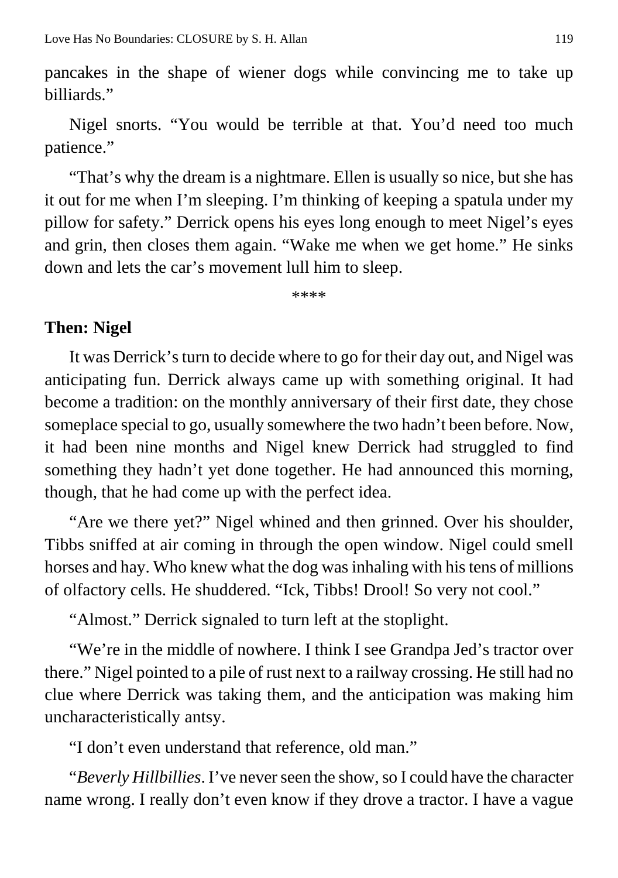pancakes in the shape of wiener dogs while convincing me to take up billiards."

Nigel snorts. "You would be terrible at that. You'd need too much patience."

"That's why the dream is a nightmare. Ellen is usually so nice, but she has it out for me when I'm sleeping. I'm thinking of keeping a spatula under my pillow for safety." Derrick opens his eyes long enough to meet Nigel's eyes and grin, then closes them again. "Wake me when we get home." He sinks down and lets the car's movement lull him to sleep.

****

**Then: Nigel**

It was Derrick's turn to decide where to go for their day out, and Nigel was anticipating fun. Derrick always came up with something original. It had become a tradition: on the monthly anniversary of their first date, they chose someplace special to go, usually somewhere the two hadn't been before. Now, it had been nine months and Nigel knew Derrick had struggled to find something they hadn't yet done together. He had announced this morning, though, that he had come up with the perfect idea.

"Are we there yet?" Nigel whined and then grinned. Over his shoulder, Tibbs sniffed at air coming in through the open window. Nigel could smell horses and hay. Who knew what the dog was inhaling with his tens of millions of olfactory cells. He shuddered. "Ick, Tibbs! Drool! So very not cool."

"Almost." Derrick signaled to turn left at the stoplight.

"We're in the middle of nowhere. I think I see Grandpa Jed's tractor over there." Nigel pointed to a pile of rust next to a railway crossing. He still had no clue where Derrick was taking them, and the anticipation was making him uncharacteristically antsy.

"I don't even understand that reference, old man."

"*Beverly Hillbillies*. I've never seen the show, so I could have the character name wrong. I really don't even know if they drove a tractor. I have a vague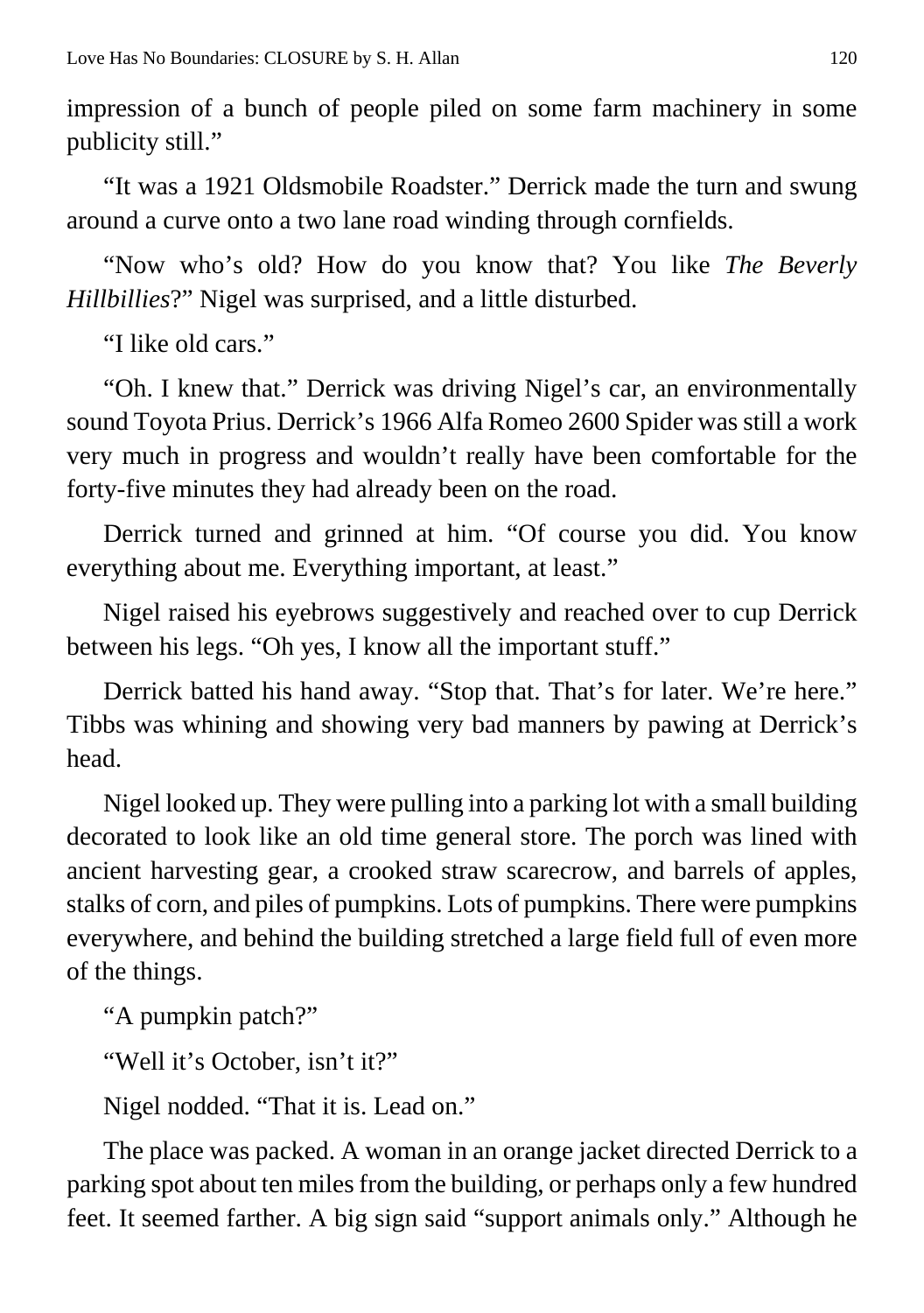impression of a bunch of people piled on some farm machinery in some publicity still."

"It was a 1921 Oldsmobile Roadster." Derrick made the turn and swung around a curve onto a two lane road winding through cornfields.

"Now who's old? How do you know that? You like *The Beverly Hillbillies*?" Nigel was surprised, and a little disturbed.

"I like old cars."

"Oh. I knew that." Derrick was driving Nigel's car, an environmentally sound Toyota Prius. Derrick's 1966 Alfa Romeo 2600 Spider was still a work very much in progress and wouldn't really have been comfortable for the forty-five minutes they had already been on the road.

Derrick turned and grinned at him. "Of course you did. You know everything about me. Everything important, at least."

Nigel raised his eyebrows suggestively and reached over to cup Derrick between his legs. "Oh yes, I know all the important stuff."

Derrick batted his hand away. "Stop that. That's for later. We're here." Tibbs was whining and showing very bad manners by pawing at Derrick's head.

Nigel looked up. They were pulling into a parking lot with a small building decorated to look like an old time general store. The porch was lined with ancient harvesting gear, a crooked straw scarecrow, and barrels of apples, stalks of corn, and piles of pumpkins. Lots of pumpkins. There were pumpkins everywhere, and behind the building stretched a large field full of even more of the things.

"A pumpkin patch?"

"Well it's October, isn't it?"

Nigel nodded. "That it is. Lead on."

The place was packed. A woman in an orange jacket directed Derrick to a parking spot about ten miles from the building, or perhaps only a few hundred feet. It seemed farther. A big sign said "support animals only." Although he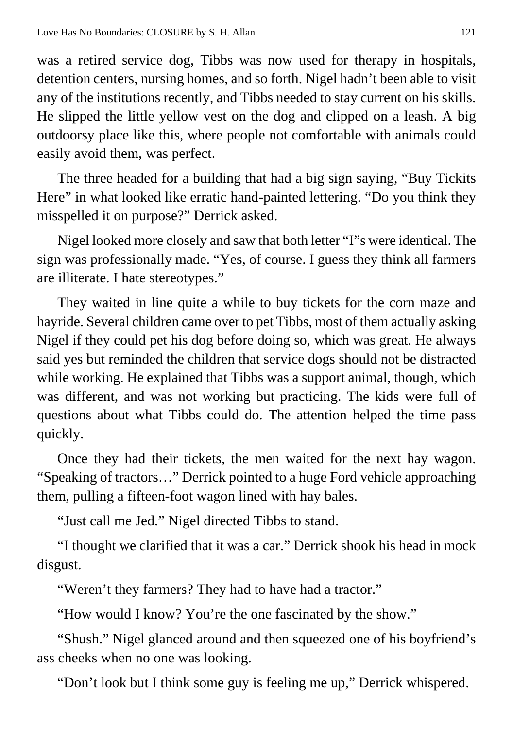was a retired service dog, Tibbs was now used for therapy in hospitals, detention centers, nursing homes, and so forth. Nigel hadn't been able to visit any of the institutions recently, and Tibbs needed to stay current on his skills. He slipped the little yellow vest on the dog and clipped on a leash. A big outdoorsy place like this, where people not comfortable with animals could easily avoid them, was perfect.

The three headed for a building that had a big sign saying, "Buy Tickits Here" in what looked like erratic hand-painted lettering. "Do you think they misspelled it on purpose?" Derrick asked.

Nigel looked more closely and saw that both letter "I"s were identical. The sign was professionally made. "Yes, of course. I guess they think all farmers are illiterate. I hate stereotypes."

They waited in line quite a while to buy tickets for the corn maze and hayride. Several children came over to pet Tibbs, most of them actually asking Nigel if they could pet his dog before doing so, which was great. He always said yes but reminded the children that service dogs should not be distracted while working. He explained that Tibbs was a support animal, though, which was different, and was not working but practicing. The kids were full of questions about what Tibbs could do. The attention helped the time pass quickly.

Once they had their tickets, the men waited for the next hay wagon. "Speaking of tractors…" Derrick pointed to a huge Ford vehicle approaching them, pulling a fifteen-foot wagon lined with hay bales.

"Just call me Jed." Nigel directed Tibbs to stand.

"I thought we clarified that it was a car." Derrick shook his head in mock disgust.

"Weren't they farmers? They had to have had a tractor."

"How would I know? You're the one fascinated by the show."

"Shush." Nigel glanced around and then squeezed one of his boyfriend's ass cheeks when no one was looking.

"Don't look but I think some guy is feeling me up," Derrick whispered.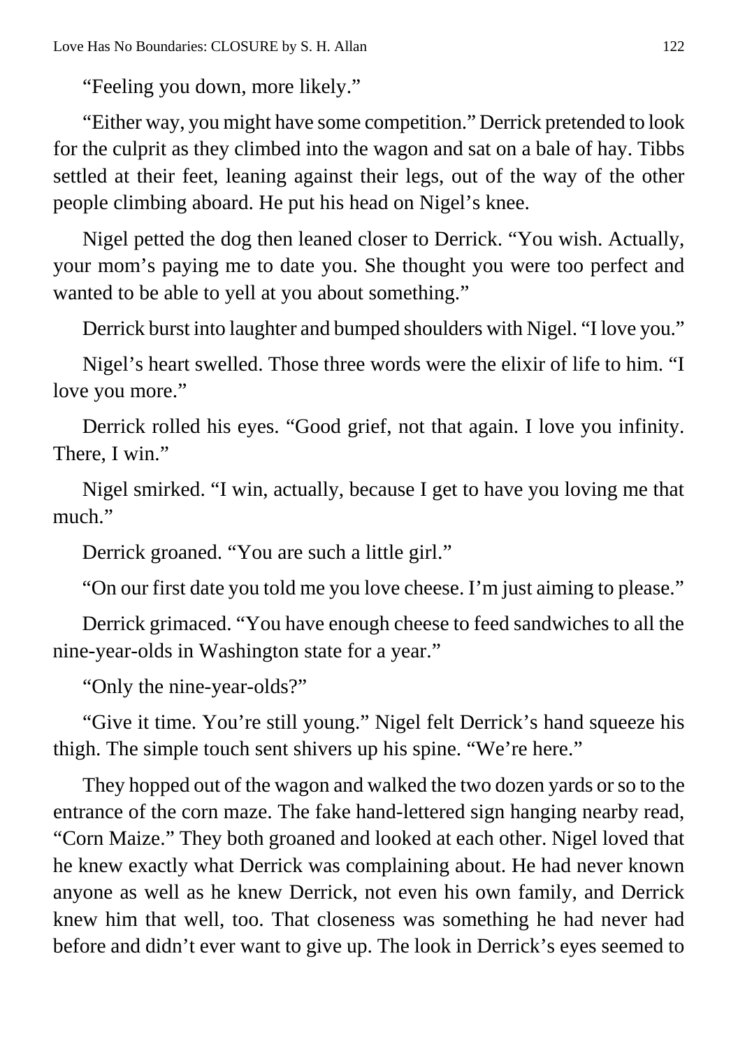"Feeling you down, more likely."

"Either way, you might have some competition." Derrick pretended to look for the culprit as they climbed into the wagon and sat on a bale of hay. Tibbs settled at their feet, leaning against their legs, out of the way of the other people climbing aboard. He put his head on Nigel's knee.

Nigel petted the dog then leaned closer to Derrick. "You wish. Actually, your mom's paying me to date you. She thought you were too perfect and wanted to be able to yell at you about something."

Derrick burst into laughter and bumped shoulders with Nigel. "I love you."

Nigel's heart swelled. Those three words were the elixir of life to him. "I love you more."

Derrick rolled his eyes. "Good grief, not that again. I love you infinity. There, I win."

Nigel smirked. "I win, actually, because I get to have you loving me that much."

Derrick groaned. "You are such a little girl."

"On our first date you told me you love cheese. I'm just aiming to please."

Derrick grimaced. "You have enough cheese to feed sandwiches to all the nine-year-olds in Washington state for a year."

"Only the nine-year-olds?"

"Give it time. You're still young." Nigel felt Derrick's hand squeeze his thigh. The simple touch sent shivers up his spine. "We're here."

They hopped out of the wagon and walked the two dozen yards or so to the entrance of the corn maze. The fake hand-lettered sign hanging nearby read, "Corn Maize." They both groaned and looked at each other. Nigel loved that he knew exactly what Derrick was complaining about. He had never known anyone as well as he knew Derrick, not even his own family, and Derrick knew him that well, too. That closeness was something he had never had before and didn't ever want to give up. The look in Derrick's eyes seemed to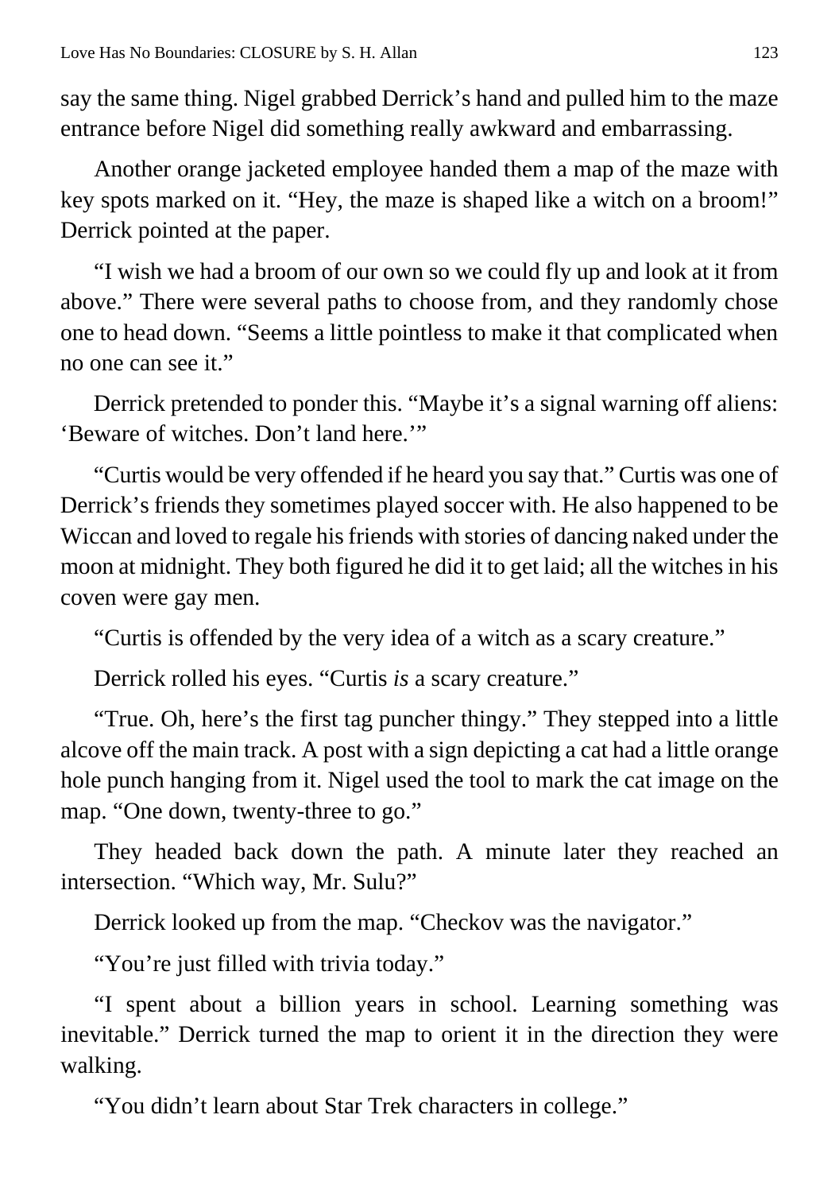say the same thing. Nigel grabbed Derrick's hand and pulled him to the maze entrance before Nigel did something really awkward and embarrassing.

Another orange jacketed employee handed them a map of the maze with key spots marked on it. "Hey, the maze is shaped like a witch on a broom!" Derrick pointed at the paper.

"I wish we had a broom of our own so we could fly up and look at it from above." There were several paths to choose from, and they randomly chose one to head down. "Seems a little pointless to make it that complicated when no one can see it."

Derrick pretended to ponder this. "Maybe it's a signal warning off aliens: 'Beware of witches. Don't land here.'"

"Curtis would be very offended if he heard you say that." Curtis was one of Derrick's friends they sometimes played soccer with. He also happened to be Wiccan and loved to regale his friends with stories of dancing naked under the moon at midnight. They both figured he did it to get laid; all the witches in his coven were gay men.

"Curtis is offended by the very idea of a witch as a scary creature."

Derrick rolled his eyes. "Curtis *is* a scary creature."

"True. Oh, here's the first tag puncher thingy." They stepped into a little alcove off the main track. A post with a sign depicting a cat had a little orange hole punch hanging from it. Nigel used the tool to mark the cat image on the map. "One down, twenty-three to go."

They headed back down the path. A minute later they reached an intersection. "Which way, Mr. Sulu?"

Derrick looked up from the map. "Checkov was the navigator."

"You're just filled with trivia today."

"I spent about a billion years in school. Learning something was inevitable." Derrick turned the map to orient it in the direction they were walking.

"You didn't learn about Star Trek characters in college."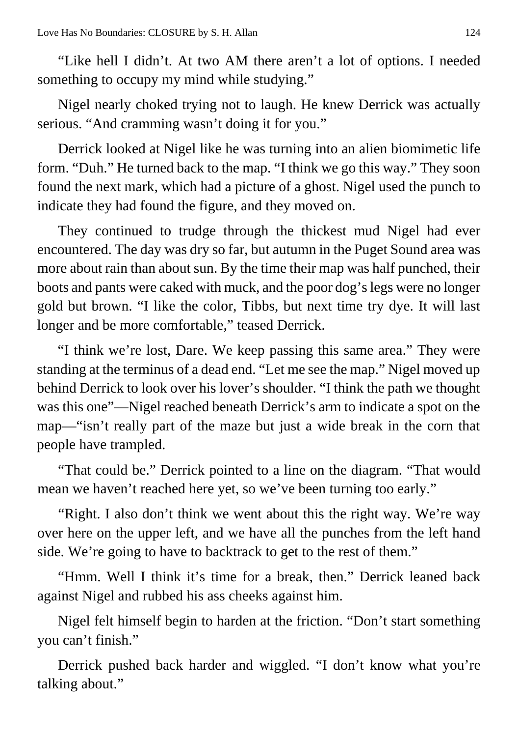"Like hell I didn't. At two AM there aren't a lot of options. I needed something to occupy my mind while studying."

Nigel nearly choked trying not to laugh. He knew Derrick was actually serious. "And cramming wasn't doing it for you."

Derrick looked at Nigel like he was turning into an alien biomimetic life form. "Duh." He turned back to the map. "I think we go this way." They soon found the next mark, which had a picture of a ghost. Nigel used the punch to indicate they had found the figure, and they moved on.

They continued to trudge through the thickest mud Nigel had ever encountered. The day was dry so far, but autumn in the Puget Sound area was more about rain than about sun. By the time their map was half punched, their boots and pants were caked with muck, and the poor dog's legs were no longer gold but brown. "I like the color, Tibbs, but next time try dye. It will last longer and be more comfortable," teased Derrick.

"I think we're lost, Dare. We keep passing this same area." They were standing at the terminus of a dead end. "Let me see the map." Nigel moved up behind Derrick to look over his lover's shoulder. "I think the path we thought was this one"—Nigel reached beneath Derrick's arm to indicate a spot on the map—"isn't really part of the maze but just a wide break in the corn that people have trampled.

"That could be." Derrick pointed to a line on the diagram. "That would mean we haven't reached here yet, so we've been turning too early."

"Right. I also don't think we went about this the right way. We're way over here on the upper left, and we have all the punches from the left hand side. We're going to have to backtrack to get to the rest of them."

"Hmm. Well I think it's time for a break, then." Derrick leaned back against Nigel and rubbed his ass cheeks against him.

Nigel felt himself begin to harden at the friction. "Don't start something you can't finish."

Derrick pushed back harder and wiggled. "I don't know what you're talking about."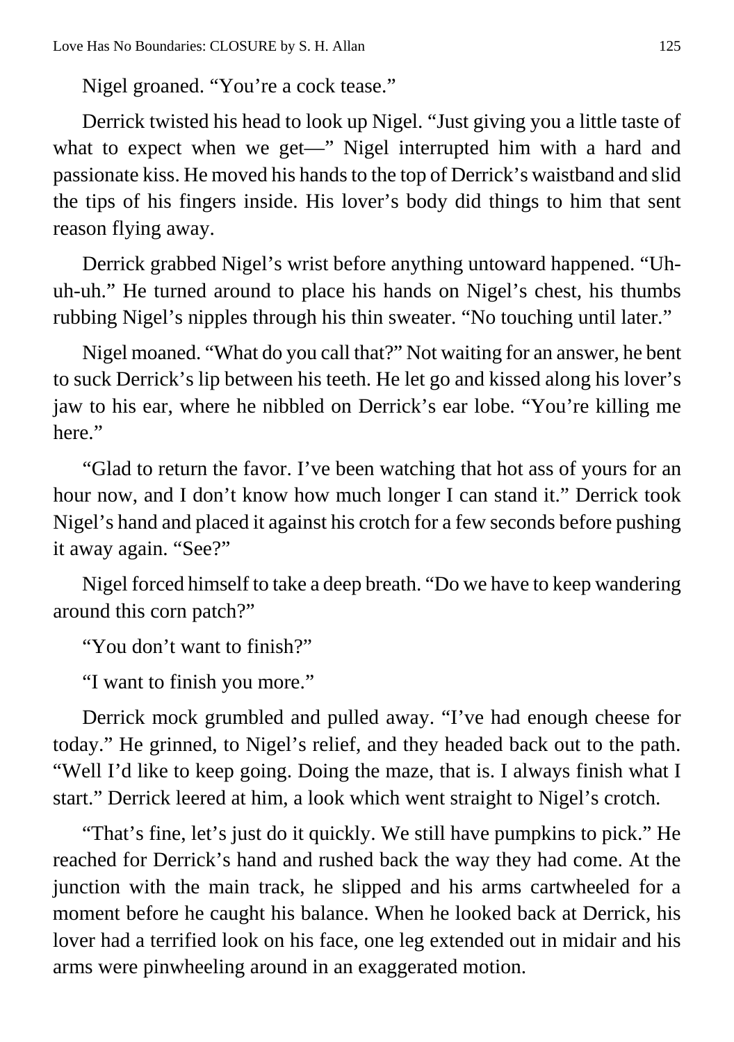Nigel groaned. "You're a cock tease."

Derrick twisted his head to look up Nigel. "Just giving you a little taste of what to expect when we get—" Nigel interrupted him with a hard and passionate kiss. He moved his hands to the top of Derrick's waistband and slid the tips of his fingers inside. His lover's body did things to him that sent reason flying away.

Derrick grabbed Nigel's wrist before anything untoward happened. "Uh-uh-uh." He turned around to place his hands on Nigel's chest, his thumbs rubbing Nigel's nipples through his thin sweater. "No touching until later."

Nigel moaned. "What do you call that?" Not waiting for an answer, he bent to suck Derrick's lip between his teeth. He let go and kissed along his lover's jaw to his ear, where he nibbled on Derrick's ear lobe. "You're killing me here."

"Glad to return the favor. I've been watching that hot ass of yours for an hour now, and I don't know how much longer I can stand it." Derrick took Nigel's hand and placed it against his crotch for a few seconds before pushing it away again. "See?"

Nigel forced himself to take a deep breath. "Do we have to keep wandering around this corn patch?"

"You don't want to finish?"

"I want to finish you more."

Derrick mock grumbled and pulled away. "I've had enough cheese for today." He grinned, to Nigel's relief, and they headed back out to the path. "Well I'd like to keep going. Doing the maze, that is. I always finish what I start." Derrick leered at him, a look which went straight to Nigel's crotch.

"That's fine, let's just do it quickly. We still have pumpkins to pick." He reached for Derrick's hand and rushed back the way they had come. At the junction with the main track, he slipped and his arms cartwheeled for a moment before he caught his balance. When he looked back at Derrick, his lover had a terrified look on his face, one leg extended out in midair and his arms were pinwheeling around in an exaggerated motion.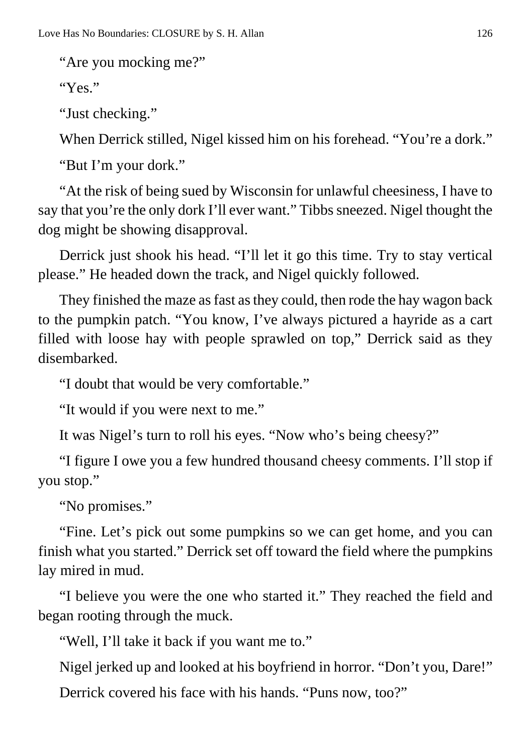"Are you mocking me?"

"Yes."

"Just checking."

When Derrick stilled, Nigel kissed him on his forehead. "You're a dork."

"But I'm your dork."

"At the risk of being sued by Wisconsin for unlawful cheesiness, I have to say that you're the only dork I'll ever want." Tibbs sneezed. Nigel thought the dog might be showing disapproval.

Derrick just shook his head. "I'll let it go this time. Try to stay vertical please." He headed down the track, and Nigel quickly followed.

They finished the maze as fast as they could, then rode the hay wagon back to the pumpkin patch. "You know, I've always pictured a hayride as a cart filled with loose hay with people sprawled on top," Derrick said as they disembarked.

"I doubt that would be very comfortable."

"It would if you were next to me."

It was Nigel's turn to roll his eyes. "Now who's being cheesy?"

"I figure I owe you a few hundred thousand cheesy comments. I'll stop if you stop."

"No promises."

"Fine. Let's pick out some pumpkins so we can get home, and you can finish what you started." Derrick set off toward the field where the pumpkins lay mired in mud.

"I believe you were the one who started it." They reached the field and began rooting through the muck.

"Well, I'll take it back if you want me to."

Nigel jerked up and looked at his boyfriend in horror. "Don't you, Dare!"

Derrick covered his face with his hands. "Puns now, too?"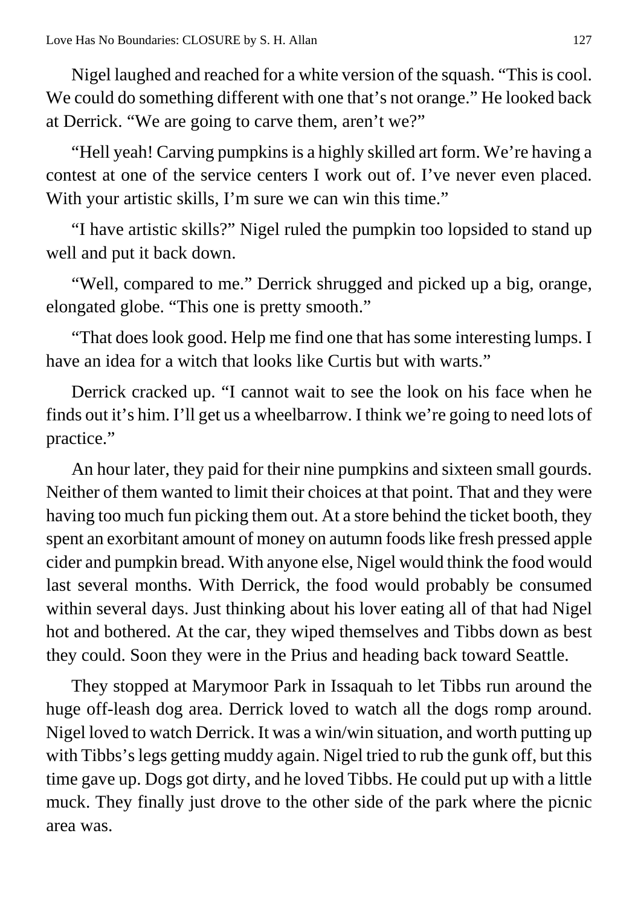Nigel laughed and reached for a white version of the squash. "This is cool. We could do something different with one that's not orange." He looked back at Derrick. "We are going to carve them, aren't we?"

"Hell yeah! Carving pumpkins is a highly skilled art form. We're having a contest at one of the service centers I work out of. I've never even placed. With your artistic skills, I'm sure we can win this time."

"I have artistic skills?" Nigel ruled the pumpkin too lopsided to stand up well and put it back down.

"Well, compared to me." Derrick shrugged and picked up a big, orange, elongated globe. "This one is pretty smooth."

"That does look good. Help me find one that has some interesting lumps. I have an idea for a witch that looks like Curtis but with warts."

Derrick cracked up. "I cannot wait to see the look on his face when he finds out it's him. I'll get us a wheelbarrow. I think we're going to need lots of practice."

An hour later, they paid for their nine pumpkins and sixteen small gourds. Neither of them wanted to limit their choices at that point. That and they were having too much fun picking them out. At a store behind the ticket booth, they spent an exorbitant amount of money on autumn foods like fresh pressed apple cider and pumpkin bread. With anyone else, Nigel would think the food would last several months. With Derrick, the food would probably be consumed within several days. Just thinking about his lover eating all of that had Nigel hot and bothered. At the car, they wiped themselves and Tibbs down as best they could. Soon they were in the Prius and heading back toward Seattle.

They stopped at Marymoor Park in Issaquah to let Tibbs run around the huge off-leash dog area. Derrick loved to watch all the dogs romp around. Nigel loved to watch Derrick. It was a win/win situation, and worth putting up with Tibbs's legs getting muddy again. Nigel tried to rub the gunk off, but this time gave up. Dogs got dirty, and he loved Tibbs. He could put up with a little muck. They finally just drove to the other side of the park where the picnic area was.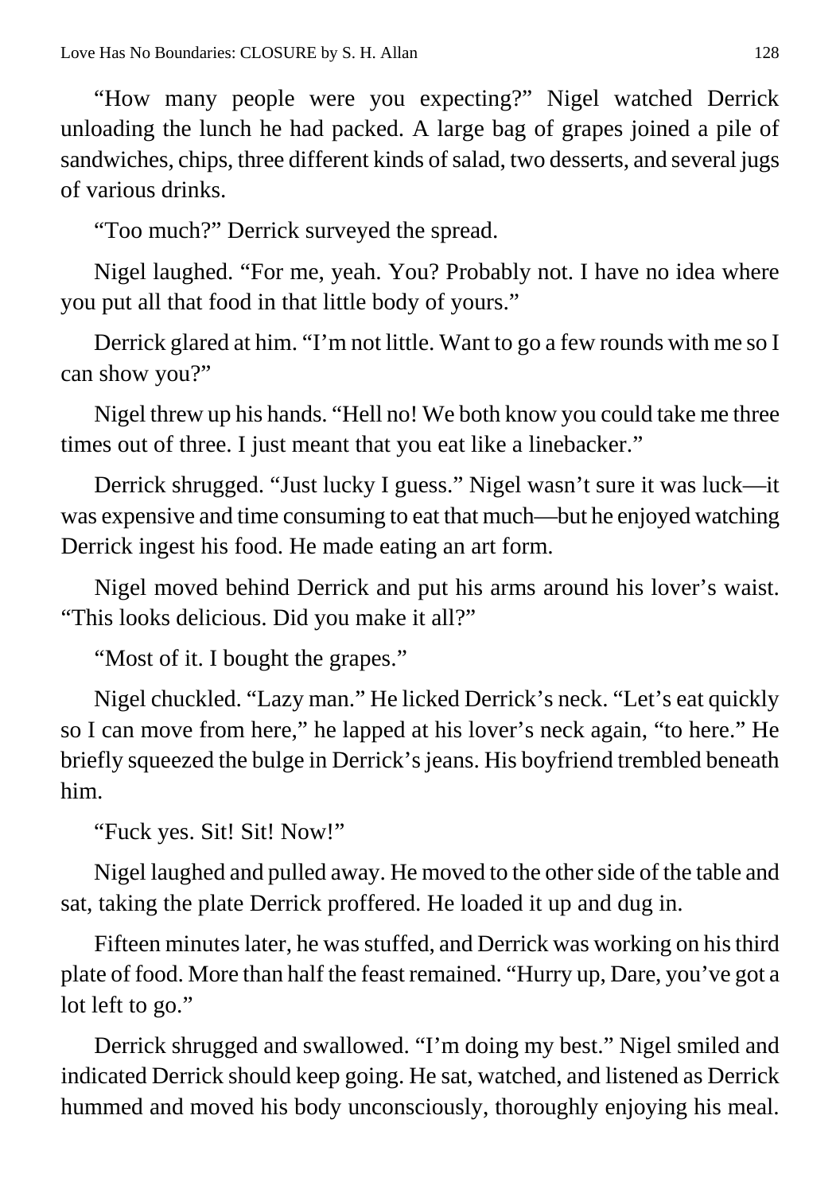"How many people were you expecting?" Nigel watched Derrick unloading the lunch he had packed. A large bag of grapes joined a pile of sandwiches, chips, three different kinds of salad, two desserts, and several jugs of various drinks.

"Too much?" Derrick surveyed the spread.

Nigel laughed. "For me, yeah. You? Probably not. I have no idea where you put all that food in that little body of yours."

Derrick glared at him. "I'm not little. Want to go a few rounds with me so I can show you?"

Nigel threw up his hands. "Hell no! We both know you could take me three times out of three. I just meant that you eat like a linebacker."

Derrick shrugged. "Just lucky I guess." Nigel wasn't sure it was luck—it was expensive and time consuming to eat that much—but he enjoyed watching Derrick ingest his food. He made eating an art form.

Nigel moved behind Derrick and put his arms around his lover's waist. "This looks delicious. Did you make it all?"

"Most of it. I bought the grapes."

Nigel chuckled. "Lazy man." He licked Derrick's neck. "Let's eat quickly so I can move from here," he lapped at his lover's neck again, "to here." He briefly squeezed the bulge in Derrick's jeans. His boyfriend trembled beneath him.

"Fuck yes. Sit! Sit! Now!"

Nigel laughed and pulled away. He moved to the other side of the table and sat, taking the plate Derrick proffered. He loaded it up and dug in.

Fifteen minutes later, he was stuffed, and Derrick was working on his third plate of food. More than half the feast remained. "Hurry up, Dare, you've got a lot left to go."

Derrick shrugged and swallowed. "I'm doing my best." Nigel smiled and indicated Derrick should keep going. He sat, watched, and listened as Derrick hummed and moved his body unconsciously, thoroughly enjoying his meal.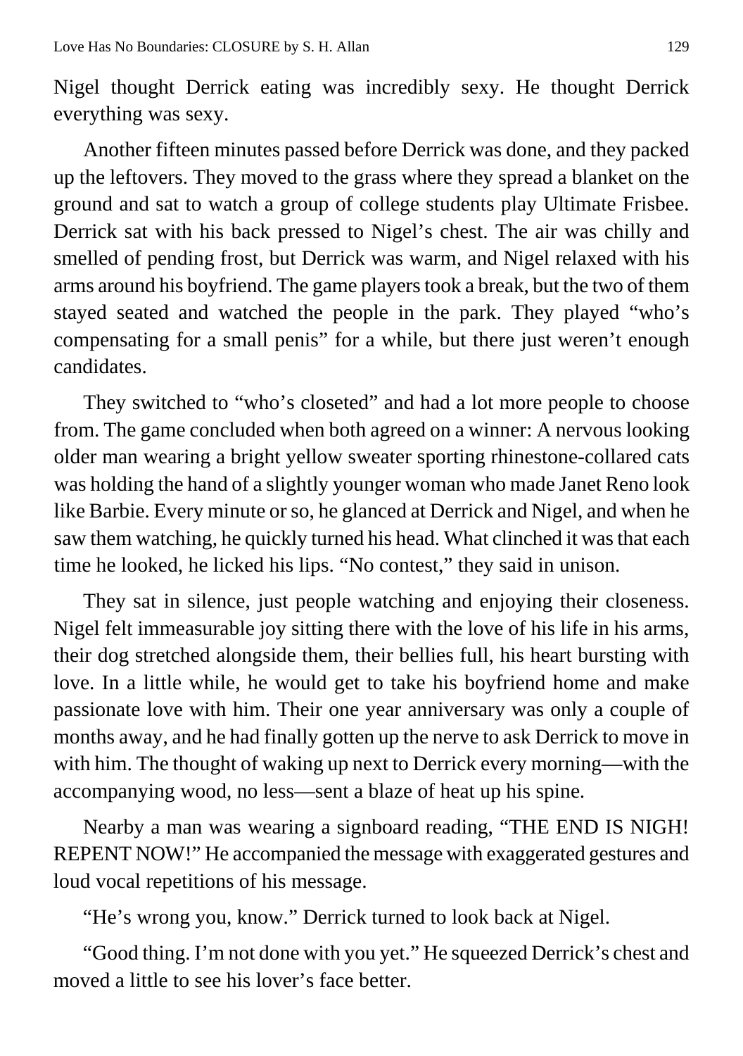Nigel thought Derrick eating was incredibly sexy. He thought Derrick everything was sexy.

Another fifteen minutes passed before Derrick was done, and they packed up the leftovers. They moved to the grass where they spread a blanket on the ground and sat to watch a group of college students play Ultimate Frisbee. Derrick sat with his back pressed to Nigel's chest. The air was chilly and smelled of pending frost, but Derrick was warm, and Nigel relaxed with his arms around his boyfriend. The game players took a break, but the two of them stayed seated and watched the people in the park. They played "who's compensating for a small penis" for a while, but there just weren't enough candidates.

They switched to "who's closeted" and had a lot more people to choose from. The game concluded when both agreed on a winner: A nervous looking older man wearing a bright yellow sweater sporting rhinestone-collared cats was holding the hand of a slightly younger woman who made Janet Reno look like Barbie. Every minute or so, he glanced at Derrick and Nigel, and when he saw them watching, he quickly turned his head. What clinched it was that each time he looked, he licked his lips. "No contest," they said in unison.

They sat in silence, just people watching and enjoying their closeness. Nigel felt immeasurable joy sitting there with the love of his life in his arms, their dog stretched alongside them, their bellies full, his heart bursting with love. In a little while, he would get to take his boyfriend home and make passionate love with him. Their one year anniversary was only a couple of months away, and he had finally gotten up the nerve to ask Derrick to move in with him. The thought of waking up next to Derrick every morning—with the accompanying wood, no less—sent a blaze of heat up his spine.

Nearby a man was wearing a signboard reading, "THE END IS NIGH! REPENT NOW!" He accompanied the message with exaggerated gestures and loud vocal repetitions of his message.

"He's wrong you, know." Derrick turned to look back at Nigel.

"Good thing. I'm not done with you yet." He squeezed Derrick's chest and moved a little to see his lover's face better.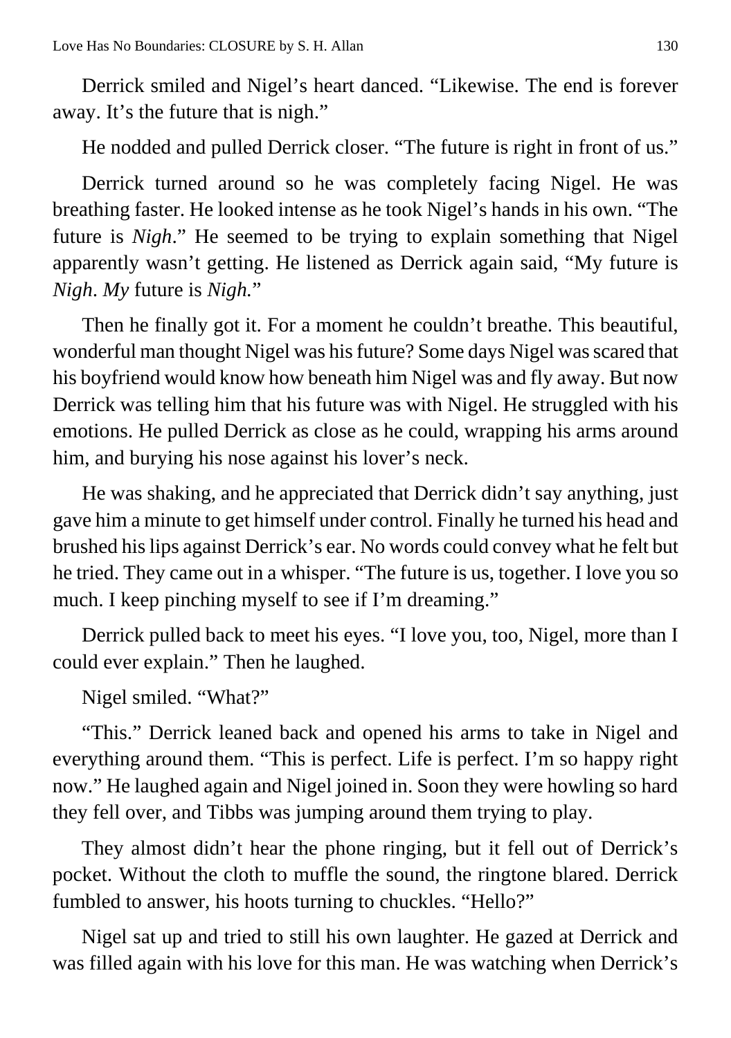Derrick smiled and Nigel's heart danced. "Likewise. The end is forever away. It's the future that is nigh."

He nodded and pulled Derrick closer. "The future is right in front of us."

Derrick turned around so he was completely facing Nigel. He was breathing faster. He looked intense as he took Nigel's hands in his own. "The future is *Nigh*." He seemed to be trying to explain something that Nigel apparently wasn't getting. He listened as Derrick again said, "My future is *Nigh*. *My* future is *Nigh.*"

Then he finally got it. For a moment he couldn't breathe. This beautiful, wonderful man thought Nigel was his future? Some days Nigel was scared that his boyfriend would know how beneath him Nigel was and fly away. But now Derrick was telling him that his future was with Nigel. He struggled with his emotions. He pulled Derrick as close as he could, wrapping his arms around him, and burying his nose against his lover's neck.

He was shaking, and he appreciated that Derrick didn't say anything, just gave him a minute to get himself under control. Finally he turned his head and brushed his lips against Derrick's ear. No words could convey what he felt but he tried. They came out in a whisper. "The future is us, together. I love you so much. I keep pinching myself to see if I'm dreaming."

Derrick pulled back to meet his eyes. "I love you, too, Nigel, more than I could ever explain." Then he laughed.

Nigel smiled. "What?"

"This." Derrick leaned back and opened his arms to take in Nigel and everything around them. "This is perfect. Life is perfect. I'm so happy right now." He laughed again and Nigel joined in. Soon they were howling so hard they fell over, and Tibbs was jumping around them trying to play.

They almost didn't hear the phone ringing, but it fell out of Derrick's pocket. Without the cloth to muffle the sound, the ringtone blared. Derrick fumbled to answer, his hoots turning to chuckles. "Hello?"

Nigel sat up and tried to still his own laughter. He gazed at Derrick and was filled again with his love for this man. He was watching when Derrick's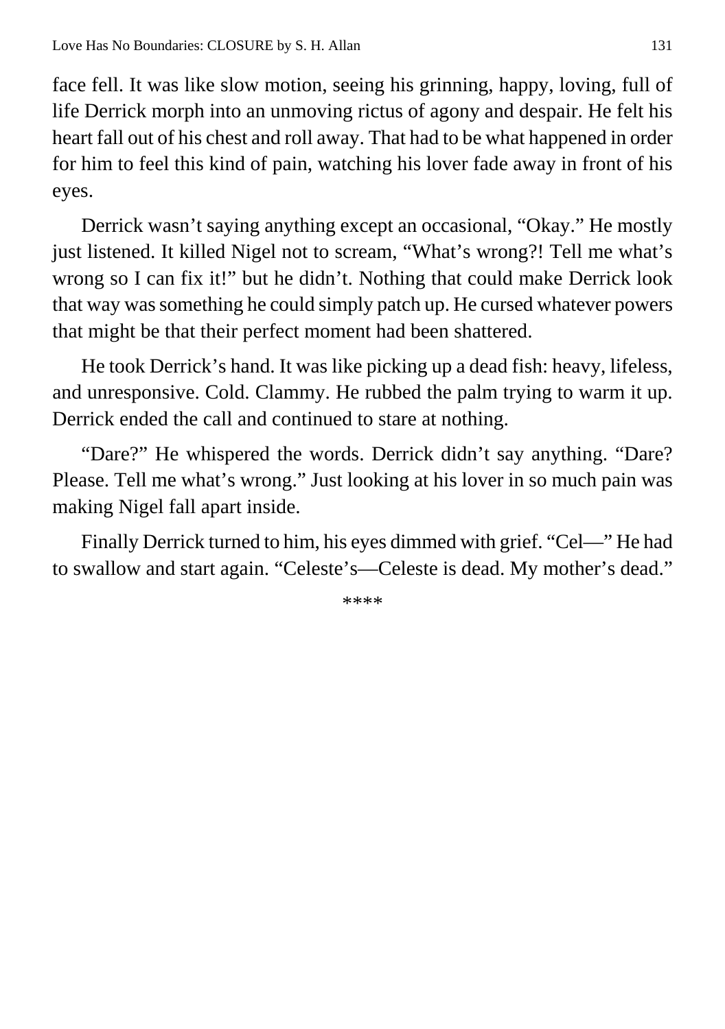face fell. It was like slow motion, seeing his grinning, happy, loving, full of life Derrick morph into an unmoving rictus of agony and despair. He felt his heart fall out of his chest and roll away. That had to be what happened in order for him to feel this kind of pain, watching his lover fade away in front of his eyes.

Derrick wasn't saying anything except an occasional, "Okay." He mostly just listened. It killed Nigel not to scream, "What's wrong?! Tell me what's wrong so I can fix it!" but he didn't. Nothing that could make Derrick look that way was something he could simply patch up. He cursed whatever powers that might be that their perfect moment had been shattered.

He took Derrick's hand. It was like picking up a dead fish: heavy, lifeless, and unresponsive. Cold. Clammy. He rubbed the palm trying to warm it up. Derrick ended the call and continued to stare at nothing.

"Dare?" He whispered the words. Derrick didn't say anything. "Dare? Please. Tell me what's wrong." Just looking at his lover in so much pain was making Nigel fall apart inside.

Finally Derrick turned to him, his eyes dimmed with grief. "Cel—" He had to swallow and start again. "Celeste's—Celeste is dead. My mother's dead."

****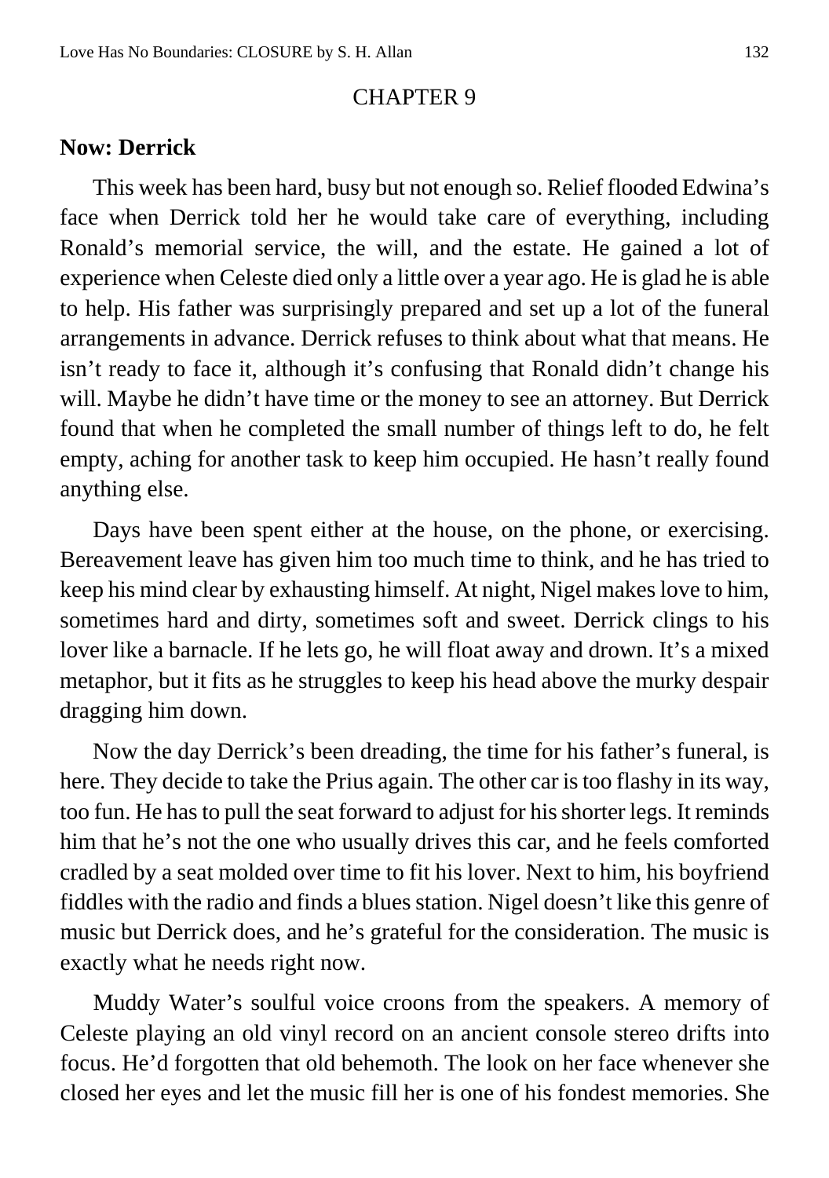# CHAPTER 9

**Now: Derrick**

This week has been hard, busy but not enough so. Relief flooded Edwina's face when Derrick told her he would take care of everything, including Ronald's memorial service, the will, and the estate. He gained a lot of experience when Celeste died only a little over a year ago. He is glad he is able to help. His father was surprisingly prepared and set up a lot of the funeral arrangements in advance. Derrick refuses to think about what that means. He isn't ready to face it, although it's confusing that Ronald didn't change his will. Maybe he didn't have time or the money to see an attorney. But Derrick found that when he completed the small number of things left to do, he felt empty, aching for another task to keep him occupied. He hasn't really found anything else.

Days have been spent either at the house, on the phone, or exercising. Bereavement leave has given him too much time to think, and he has tried to keep his mind clear by exhausting himself. At night, Nigel makes love to him, sometimes hard and dirty, sometimes soft and sweet. Derrick clings to his lover like a barnacle. If he lets go, he will float away and drown. It's a mixed metaphor, but it fits as he struggles to keep his head above the murky despair dragging him down.

Now the day Derrick's been dreading, the time for his father's funeral, is here. They decide to take the Prius again. The other car is too flashy in its way, too fun. He has to pull the seat forward to adjust for his shorter legs. It reminds him that he's not the one who usually drives this car, and he feels comforted cradled by a seat molded over time to fit his lover. Next to him, his boyfriend fiddles with the radio and finds a blues station. Nigel doesn't like this genre of music but Derrick does, and he's grateful for the consideration. The music is exactly what he needs right now.

Muddy Water's soulful voice croons from the speakers. A memory of Celeste playing an old vinyl record on an ancient console stereo drifts into focus. He'd forgotten that old behemoth. The look on her face whenever she closed her eyes and let the music fill her is one of his fondest memories. She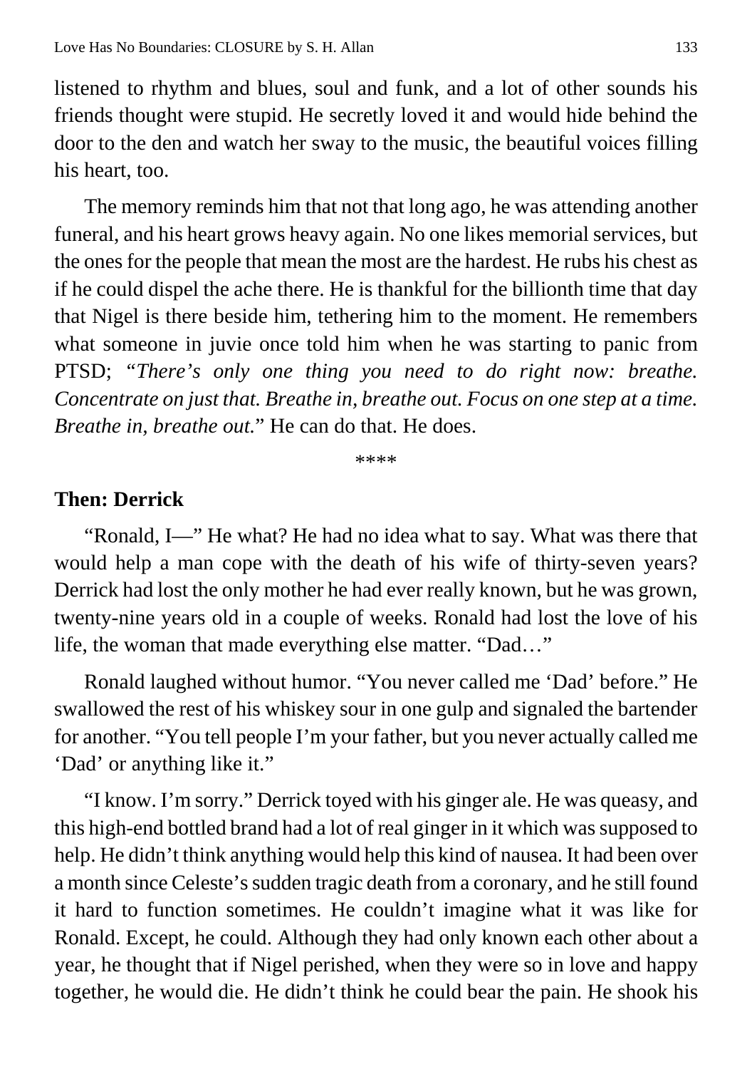listened to rhythm and blues, soul and funk, and a lot of other sounds his friends thought were stupid. He secretly loved it and would hide behind the door to the den and watch her sway to the music, the beautiful voices filling his heart, too.

The memory reminds him that not that long ago, he was attending another funeral, and his heart grows heavy again. No one likes memorial services, but the ones for the people that mean the most are the hardest. He rubs his chest as if he could dispel the ache there. He is thankful for the billionth time that day that Nigel is there beside him, tethering him to the moment. He remembers what someone in juvie once told him when he was starting to panic from PTSD; "*There's only one thing you need to do right now: breathe. Concentrate on just that. Breathe in, breathe out. Focus on one step at a time. Breathe in, breathe out.*" He can do that. He does.

\*\*\*\*

**Then: Derrick**

"Ronald, I—" He what? He had no idea what to say. What was there that would help a man cope with the death of his wife of thirty-seven years? Derrick had lost the only mother he had ever really known, but he was grown, twenty-nine years old in a couple of weeks. Ronald had lost the love of his life, the woman that made everything else matter. "Dad…"

Ronald laughed without humor. "You never called me 'Dad' before." He swallowed the rest of his whiskey sour in one gulp and signaled the bartender for another. "You tell people I'm your father, but you never actually called me 'Dad' or anything like it."

"I know. I'm sorry." Derrick toyed with his ginger ale. He was queasy, and this high-end bottled brand had a lot of real ginger in it which was supposed to help. He didn't think anything would help this kind of nausea. It had been over a month since Celeste's sudden tragic death from a coronary, and he still found it hard to function sometimes. He couldn't imagine what it was like for Ronald. Except, he could. Although they had only known each other about a year, he thought that if Nigel perished, when they were so in love and happy together, he would die. He didn't think he could bear the pain. He shook his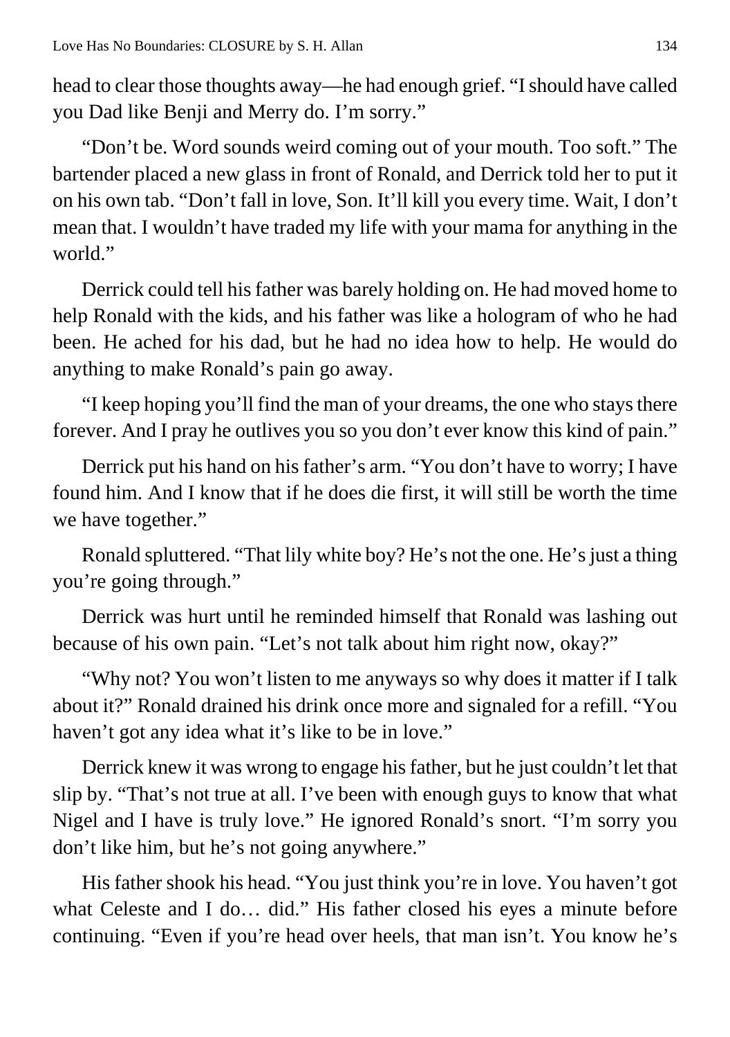head to clear those thoughts away—he had enough grief. "I should have called you Dad like Benji and Merry do. I'm sorry."

"Don't be. Word sounds weird coming out of your mouth. Too soft." The bartender placed a new glass in front of Ronald, and Derrick told her to put it on his own tab. "Don't fall in love, Son. It'll kill you every time. Wait, I don't mean that. I wouldn't have traded my life with your mama for anything in the world."

Derrick could tell his father was barely holding on. He had moved home to help Ronald with the kids, and his father was like a hologram of who he had been. He ached for his dad, but he had no idea how to help. He would do anything to make Ronald's pain go away.

"I keep hoping you'll find the man of your dreams, the one who stays there forever. And I pray he outlives you so you don't ever know this kind of pain."

Derrick put his hand on his father's arm. "You don't have to worry; I have found him. And I know that if he does die first, it will still be worth the time we have together."

Ronald spluttered. "That lily white boy? He's not the one. He's just a thing you're going through."

Derrick was hurt until he reminded himself that Ronald was lashing out because of his own pain. "Let's not talk about him right now, okay?"

"Why not? You won't listen to me anyways so why does it matter if I talk about it?" Ronald drained his drink once more and signaled for a refill. "You haven't got any idea what it's like to be in love."

Derrick knew it was wrong to engage his father, but he just couldn't let that slip by. "That's not true at all. I've been with enough guys to know that what Nigel and I have is truly love." He ignored Ronald's snort. "I'm sorry you don't like him, but he's not going anywhere."

His father shook his head. "You just think you're in love. You haven't got what Celeste and I do… did." His father closed his eyes a minute before continuing. "Even if you're head over heels, that man isn't. You know he's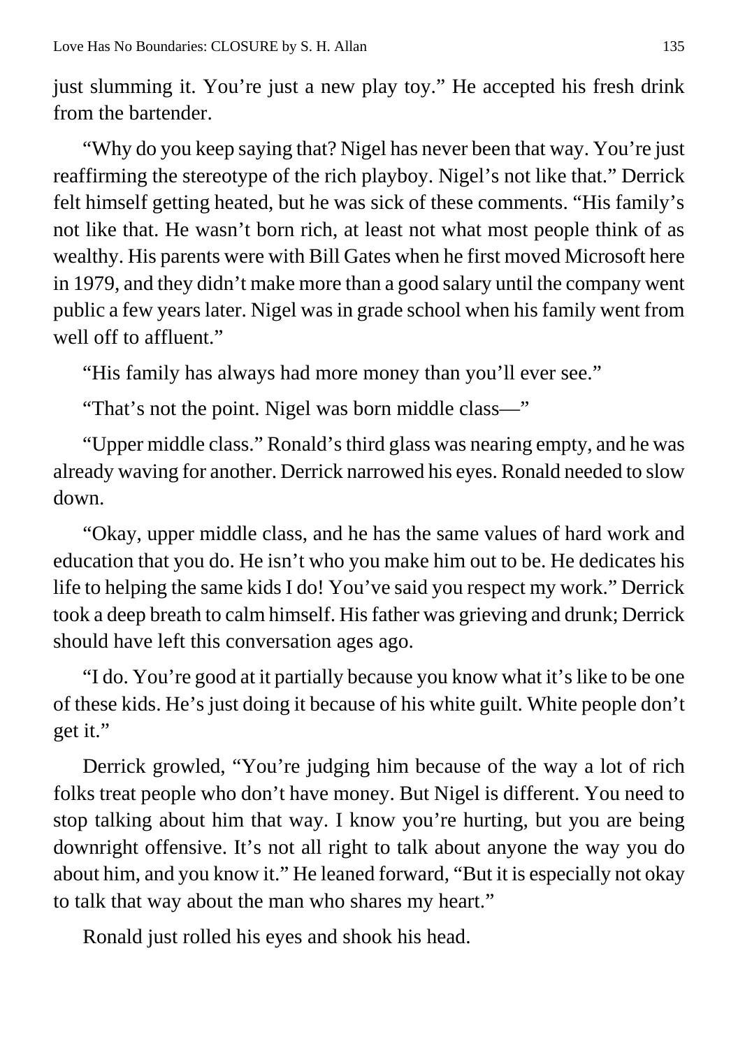just slumming it. You're just a new play toy." He accepted his fresh drink from the bartender.

"Why do you keep saying that? Nigel has never been that way. You're just reaffirming the stereotype of the rich playboy. Nigel's not like that." Derrick felt himself getting heated, but he was sick of these comments. "His family's not like that. He wasn't born rich, at least not what most people think of as wealthy. His parents were with Bill Gates when he first moved Microsoft here in 1979, and they didn't make more than a good salary until the company went public a few years later. Nigel was in grade school when his family went from well off to affluent."

"His family has always had more money than you'll ever see."

"That's not the point. Nigel was born middle class—"

"Upper middle class." Ronald's third glass was nearing empty, and he was already waving for another. Derrick narrowed his eyes. Ronald needed to slow down.

"Okay, upper middle class, and he has the same values of hard work and education that you do. He isn't who you make him out to be. He dedicates his life to helping the same kids I do! You've said you respect my work." Derrick took a deep breath to calm himself. His father was grieving and drunk; Derrick should have left this conversation ages ago.

"I do. You're good at it partially because you know what it's like to be one of these kids. He's just doing it because of his white guilt. White people don't get it."

Derrick growled, "You're judging him because of the way a lot of rich folks treat people who don't have money. But Nigel is different. You need to stop talking about him that way. I know you're hurting, but you are being downright offensive. It's not all right to talk about anyone the way you do about him, and you know it." He leaned forward, "But it is especially not okay to talk that way about the man who shares my heart."

Ronald just rolled his eyes and shook his head.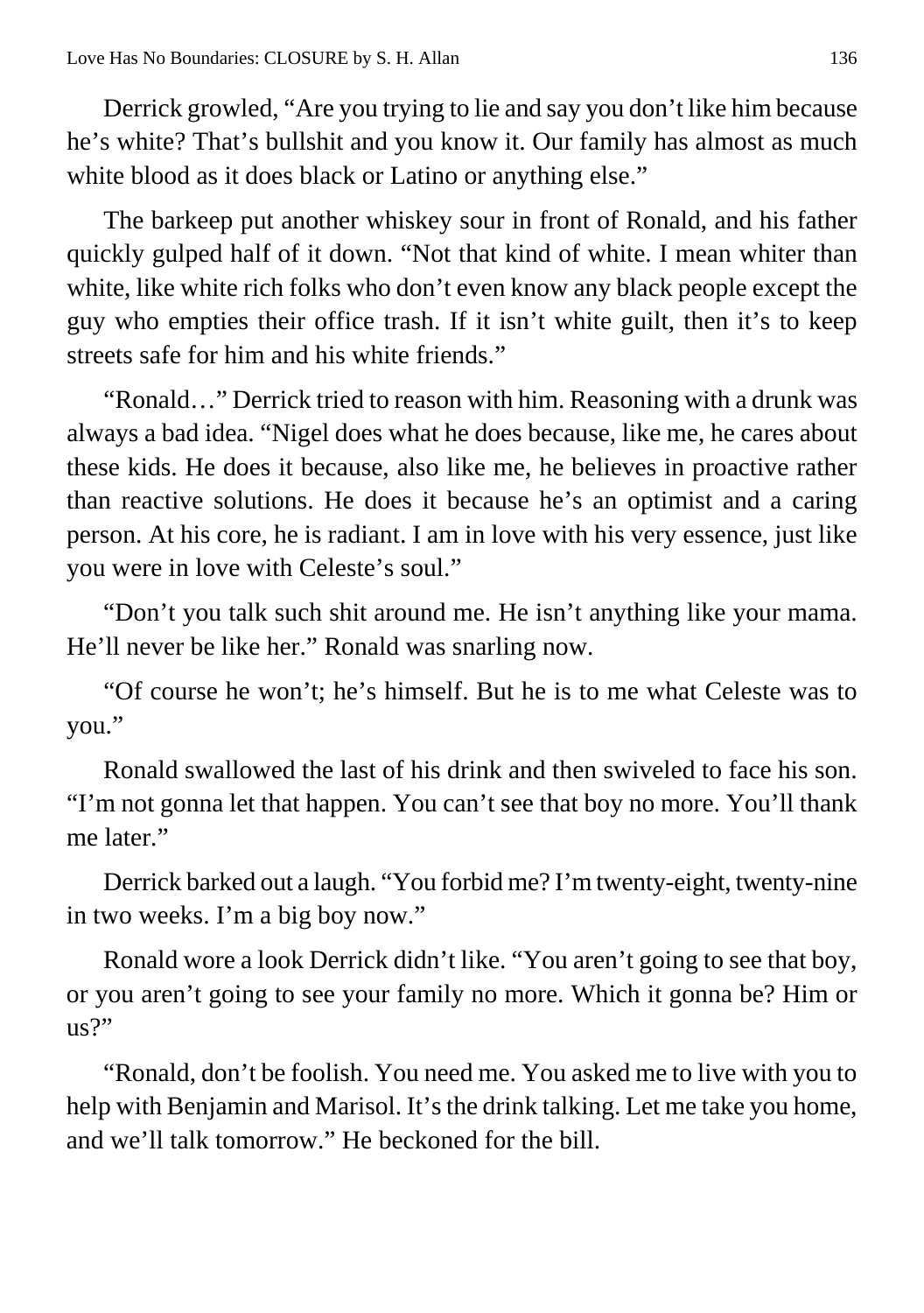Derrick growled, "Are you trying to lie and say you don't like him because he's white? That's bullshit and you know it. Our family has almost as much white blood as it does black or Latino or anything else."

The barkeep put another whiskey sour in front of Ronald, and his father quickly gulped half of it down. "Not that kind of white. I mean whiter than white, like white rich folks who don't even know any black people except the guy who empties their office trash. If it isn't white guilt, then it's to keep streets safe for him and his white friends."

"Ronald…" Derrick tried to reason with him. Reasoning with a drunk was always a bad idea. "Nigel does what he does because, like me, he cares about these kids. He does it because, also like me, he believes in proactive rather than reactive solutions. He does it because he's an optimist and a caring person. At his core, he is radiant. I am in love with his very essence, just like you were in love with Celeste's soul."

"Don't you talk such shit around me. He isn't anything like your mama. He'll never be like her." Ronald was snarling now.

"Of course he won't; he's himself. But he is to me what Celeste was to you."

Ronald swallowed the last of his drink and then swiveled to face his son. "I'm not gonna let that happen. You can't see that boy no more. You'll thank me later."

Derrick barked out a laugh. "You forbid me? I'm twenty-eight, twenty-nine in two weeks. I'm a big boy now."

Ronald wore a look Derrick didn't like. "You aren't going to see that boy, or you aren't going to see your family no more. Which it gonna be? Him or us?"

"Ronald, don't be foolish. You need me. You asked me to live with you to help with Benjamin and Marisol. It's the drink talking. Let me take you home, and we'll talk tomorrow." He beckoned for the bill.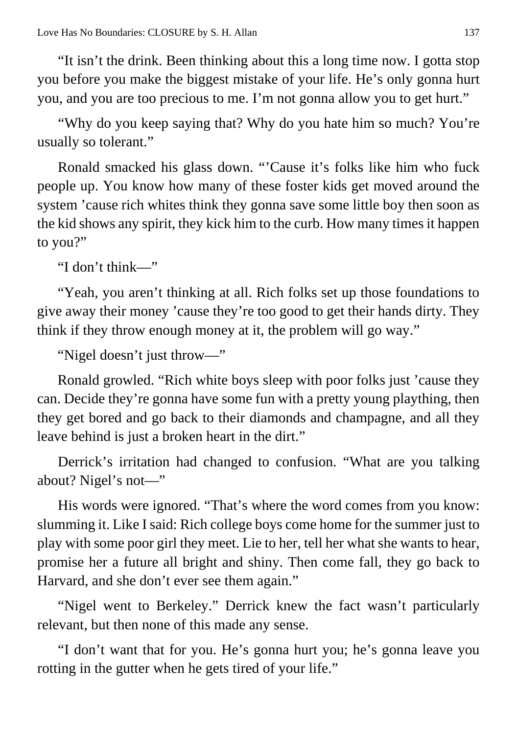"It isn't the drink. Been thinking about this a long time now. I gotta stop you before you make the biggest mistake of your life. He's only gonna hurt you, and you are too precious to me. I'm not gonna allow you to get hurt."

"Why do you keep saying that? Why do you hate him so much? You're usually so tolerant."

Ronald smacked his glass down. "'Cause it's folks like him who fuck people up. You know how many of these foster kids get moved around the system 'cause rich whites think they gonna save some little boy then soon as the kid shows any spirit, they kick him to the curb. How many times it happen to you?"

"I don't think—"

"Yeah, you aren't thinking at all. Rich folks set up those foundations to give away their money 'cause they're too good to get their hands dirty. They think if they throw enough money at it, the problem will go way."

"Nigel doesn't just throw—"

Ronald growled. "Rich white boys sleep with poor folks just 'cause they can. Decide they're gonna have some fun with a pretty young plaything, then they get bored and go back to their diamonds and champagne, and all they leave behind is just a broken heart in the dirt."

Derrick's irritation had changed to confusion. "What are you talking about? Nigel's not—"

His words were ignored. "That's where the word comes from you know: slumming it. Like I said: Rich college boys come home for the summer just to play with some poor girl they meet. Lie to her, tell her what she wants to hear, promise her a future all bright and shiny. Then come fall, they go back to Harvard, and she don't ever see them again."

"Nigel went to Berkeley." Derrick knew the fact wasn't particularly relevant, but then none of this made any sense.

"I don't want that for you. He's gonna hurt you; he's gonna leave you rotting in the gutter when he gets tired of your life."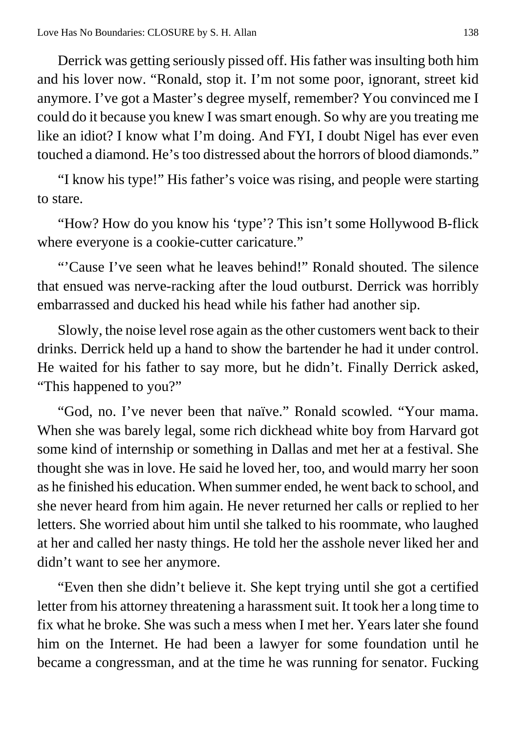Derrick was getting seriously pissed off. His father was insulting both him and his lover now. “Ronald, stop it. I’m not some poor, ignorant, street kid anymore. I’ve got a Master’s degree myself, remember? You convinced me I could do it because you knew I was smart enough. So why are you treating me like an idiot? I know what I’m doing. And FYI, I doubt Nigel has ever even touched a diamond. He’s too distressed about the horrors of blood diamonds.”

“I know his type!” His father’s voice was rising, and people were starting to stare.

“How? How do you know his ‘type’? This isn’t some Hollywood B-flick where everyone is a cookie-cutter caricature.”

“’Cause I’ve seen what he leaves behind!” Ronald shouted. The silence that ensued was nerve-racking after the loud outburst. Derrick was horribly embarrassed and ducked his head while his father had another sip.

Slowly, the noise level rose again as the other customers went back to their drinks. Derrick held up a hand to show the bartender he had it under control. He waited for his father to say more, but he didn’t. Finally Derrick asked, “This happened to you?”

“God, no. I’ve never been that naïve.” Ronald scowled. “Your mama. When she was barely legal, some rich dickhead white boy from Harvard got some kind of internship or something in Dallas and met her at a festival. She thought she was in love. He said he loved her, too, and would marry her soon as he finished his education. When summer ended, he went back to school, and she never heard from him again. He never returned her calls or replied to her letters. She worried about him until she talked to his roommate, who laughed at her and called her nasty things. He told her the asshole never liked her and didn’t want to see her anymore.

“Even then she didn’t believe it. She kept trying until she got a certified letter from his attorney threatening a harassment suit. It took her a long time to fix what he broke. She was such a mess when I met her. Years later she found him on the Internet. He had been a lawyer for some foundation until he became a congressman, and at the time he was running for senator. Fucking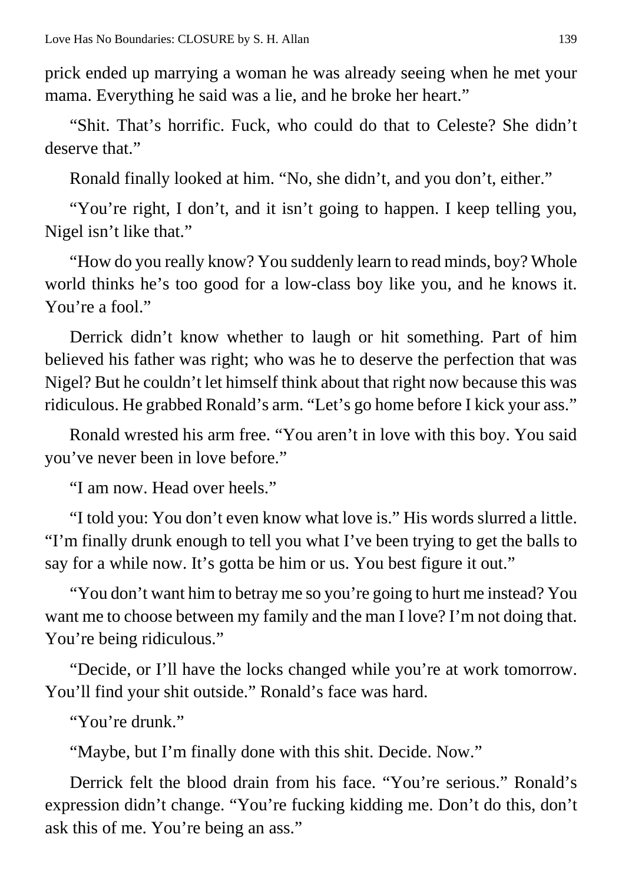prick ended up marrying a woman he was already seeing when he met your mama. Everything he said was a lie, and he broke her heart."

"Shit. That's horrific. Fuck, who could do that to Celeste? She didn't deserve that."

Ronald finally looked at him. "No, she didn't, and you don't, either."

"You're right, I don't, and it isn't going to happen. I keep telling you, Nigel isn't like that."

"How do you really know? You suddenly learn to read minds, boy? Whole world thinks he's too good for a low-class boy like you, and he knows it. You're a fool."

Derrick didn't know whether to laugh or hit something. Part of him believed his father was right; who was he to deserve the perfection that was Nigel? But he couldn't let himself think about that right now because this was ridiculous. He grabbed Ronald's arm. "Let's go home before I kick your ass."

Ronald wrested his arm free. "You aren't in love with this boy. You said you've never been in love before."

"I am now. Head over heels."

"I told you: You don't even know what love is." His words slurred a little. "I'm finally drunk enough to tell you what I've been trying to get the balls to say for a while now. It's gotta be him or us. You best figure it out."

"You don't want him to betray me so you're going to hurt me instead? You want me to choose between my family and the man I love? I'm not doing that. You're being ridiculous."

"Decide, or I'll have the locks changed while you're at work tomorrow. You'll find your shit outside." Ronald's face was hard.

"You're drunk."

"Maybe, but I'm finally done with this shit. Decide. Now."

Derrick felt the blood drain from his face. "You're serious." Ronald's expression didn't change. "You're fucking kidding me. Don't do this, don't ask this of me. You're being an ass."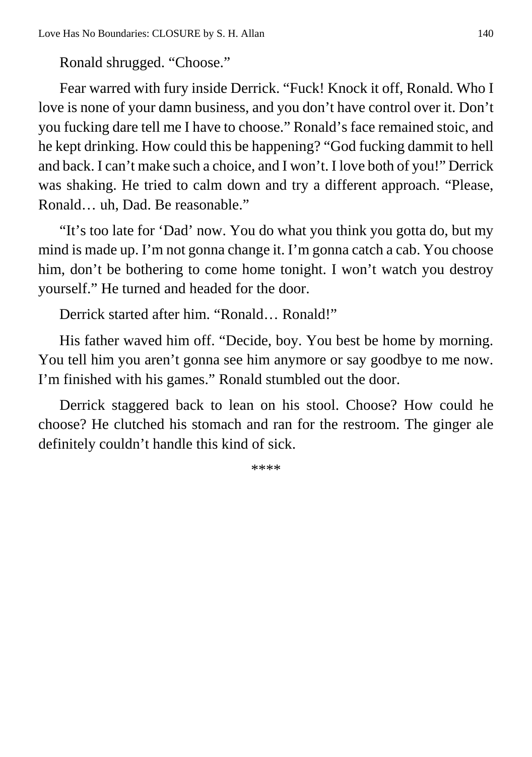Ronald shrugged. “Choose.”

Fear warred with fury inside Derrick. “Fuck! Knock it off, Ronald. Who I love is none of your damn business, and you don’t have control over it. Don’t you fucking dare tell me I have to choose.” Ronald’s face remained stoic, and he kept drinking. How could this be happening? “God fucking dammit to hell and back. I can’t make such a choice, and I won’t. I love both of you!” Derrick was shaking. He tried to calm down and try a different approach. “Please, Ronald… uh, Dad. Be reasonable.”

“It’s too late for ‘Dad’ now. You do what you think you gotta do, but my mind is made up. I’m not gonna change it. I’m gonna catch a cab. You choose him, don’t be bothering to come home tonight. I won’t watch you destroy yourself.” He turned and headed for the door.

Derrick started after him. “Ronald… Ronald!”

His father waved him off. “Decide, boy. You best be home by morning. You tell him you aren’t gonna see him anymore or say goodbye to me now. I’m finished with his games.” Ronald stumbled out the door.

Derrick staggered back to lean on his stool. Choose? How could he choose? He clutched his stomach and ran for the restroom. The ginger ale definitely couldn’t handle this kind of sick.

****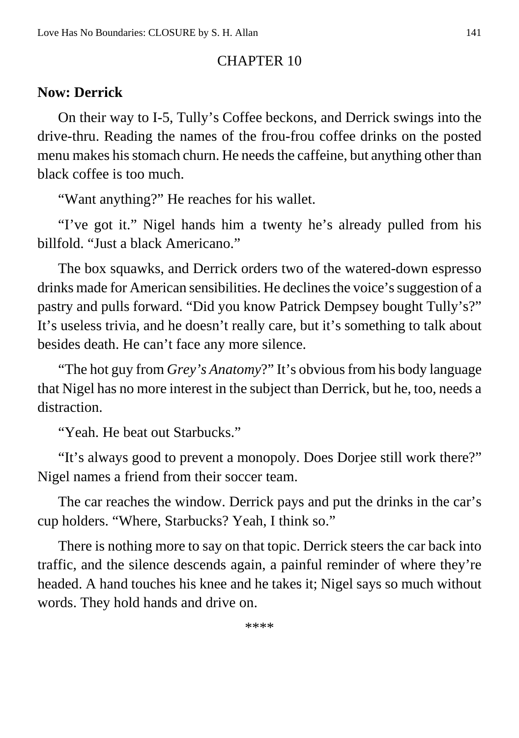## CHAPTER 10

**Now: Derrick**

On their way to I-5, Tully's Coffee beckons, and Derrick swings into the drive-thru. Reading the names of the frou-frou coffee drinks on the posted menu makes his stomach churn. He needs the caffeine, but anything other than black coffee is too much.

"Want anything?" He reaches for his wallet.

"I've got it." Nigel hands him a twenty he's already pulled from his billfold. "Just a black Americano."

The box squawks, and Derrick orders two of the watered-down espresso drinks made for American sensibilities. He declines the voice's suggestion of a pastry and pulls forward. "Did you know Patrick Dempsey bought Tully's?" It's useless trivia, and he doesn't really care, but it's something to talk about besides death. He can't face any more silence.

"The hot guy from *Grey's Anatomy*?" It's obvious from his body language that Nigel has no more interest in the subject than Derrick, but he, too, needs a distraction.

"Yeah. He beat out Starbucks."

"It's always good to prevent a monopoly. Does Dorjee still work there?" Nigel names a friend from their soccer team.

The car reaches the window. Derrick pays and put the drinks in the car's cup holders. "Where, Starbucks? Yeah, I think so."

There is nothing more to say on that topic. Derrick steers the car back into traffic, and the silence descends again, a painful reminder of where they're headed. A hand touches his knee and he takes it; Nigel says so much without words. They hold hands and drive on.

****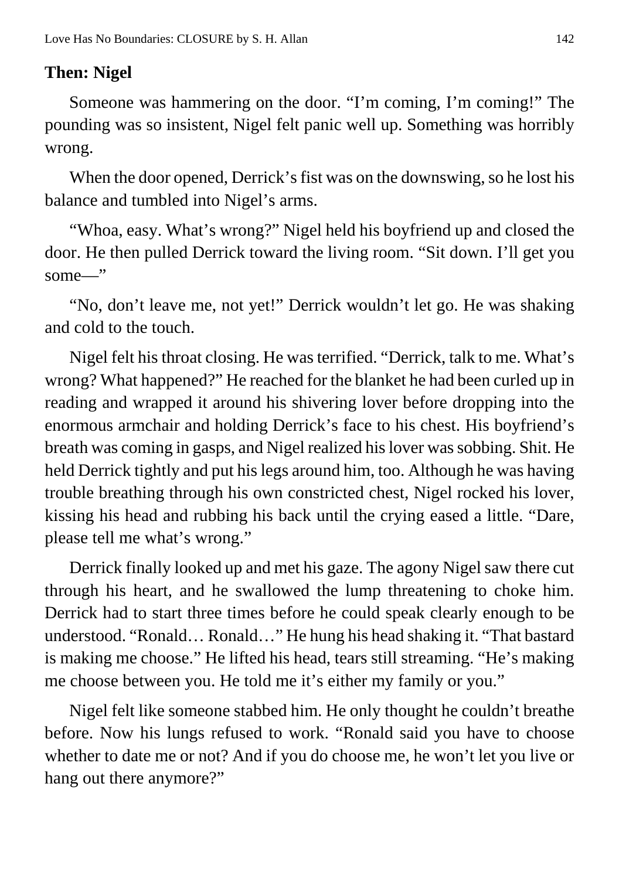**Then: Nigel**

Someone was hammering on the door. "I'm coming, I'm coming!" The pounding was so insistent, Nigel felt panic well up. Something was horribly wrong.

When the door opened, Derrick's fist was on the downswing, so he lost his balance and tumbled into Nigel's arms.

"Whoa, easy. What's wrong?" Nigel held his boyfriend up and closed the door. He then pulled Derrick toward the living room. "Sit down. I'll get you some—"

"No, don't leave me, not yet!" Derrick wouldn't let go. He was shaking and cold to the touch.

Nigel felt his throat closing. He was terrified. "Derrick, talk to me. What's wrong? What happened?" He reached for the blanket he had been curled up in reading and wrapped it around his shivering lover before dropping into the enormous armchair and holding Derrick's face to his chest. His boyfriend's breath was coming in gasps, and Nigel realized his lover was sobbing. Shit. He held Derrick tightly and put his legs around him, too. Although he was having trouble breathing through his own constricted chest, Nigel rocked his lover, kissing his head and rubbing his back until the crying eased a little. "Dare, please tell me what's wrong."

Derrick finally looked up and met his gaze. The agony Nigel saw there cut through his heart, and he swallowed the lump threatening to choke him. Derrick had to start three times before he could speak clearly enough to be understood. "Ronald… Ronald…" He hung his head shaking it. "That bastard is making me choose." He lifted his head, tears still streaming. "He's making me choose between you. He told me it's either my family or you."

Nigel felt like someone stabbed him. He only thought he couldn't breathe before. Now his lungs refused to work. "Ronald said you have to choose whether to date me or not? And if you do choose me, he won't let you live or hang out there anymore?"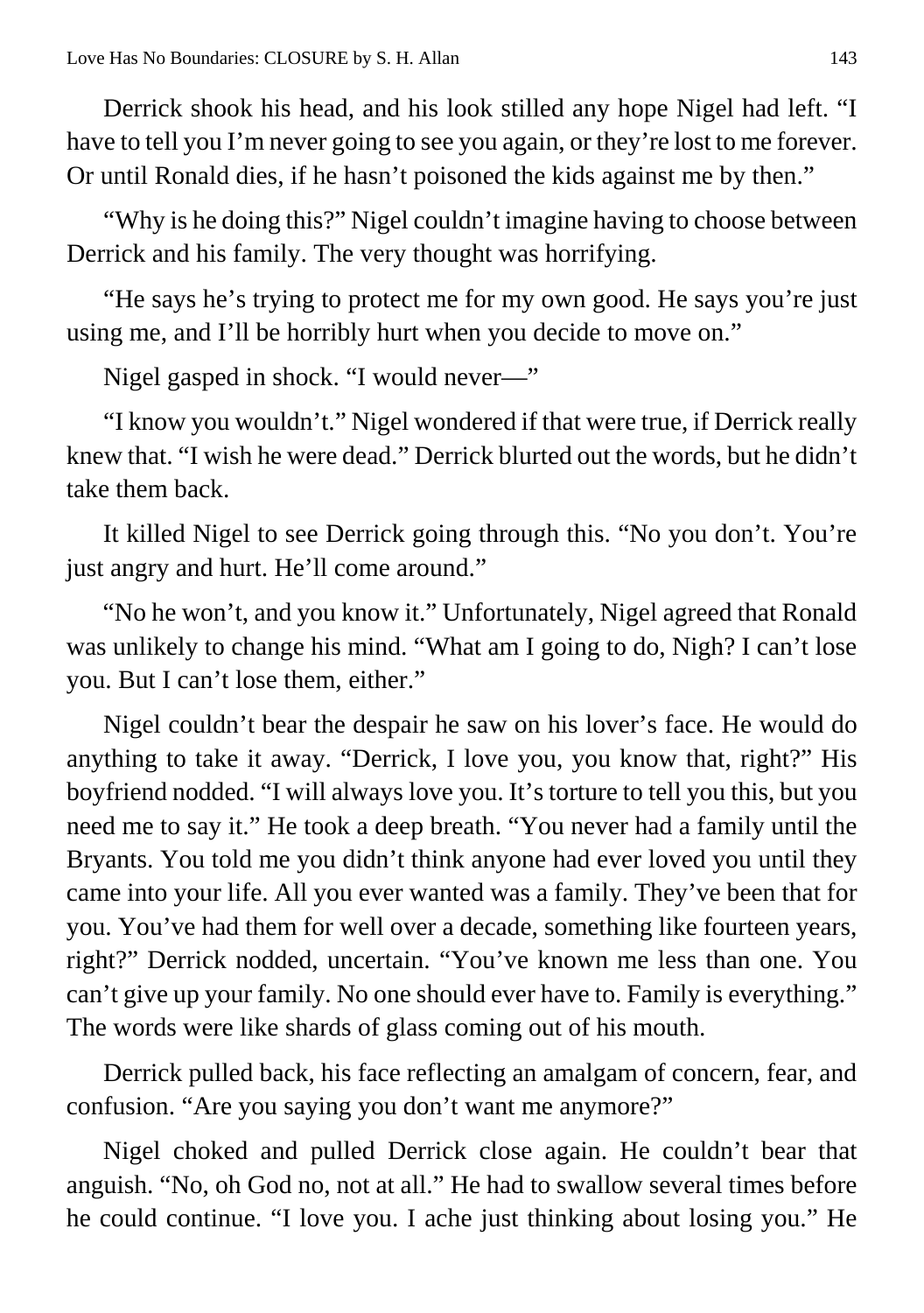Derrick shook his head, and his look stilled any hope Nigel had left. "I have to tell you I'm never going to see you again, or they're lost to me forever. Or until Ronald dies, if he hasn't poisoned the kids against me by then."

"Why is he doing this?" Nigel couldn't imagine having to choose between Derrick and his family. The very thought was horrifying.

"He says he's trying to protect me for my own good. He says you're just using me, and I'll be horribly hurt when you decide to move on."

Nigel gasped in shock. "I would never—"

"I know you wouldn't." Nigel wondered if that were true, if Derrick really knew that. "I wish he were dead." Derrick blurted out the words, but he didn't take them back.

It killed Nigel to see Derrick going through this. "No you don't. You're just angry and hurt. He'll come around."

"No he won't, and you know it." Unfortunately, Nigel agreed that Ronald was unlikely to change his mind. "What am I going to do, Nigh? I can't lose you. But I can't lose them, either."

Nigel couldn't bear the despair he saw on his lover's face. He would do anything to take it away. "Derrick, I love you, you know that, right?" His boyfriend nodded. "I will always love you. It's torture to tell you this, but you need me to say it." He took a deep breath. "You never had a family until the Bryants. You told me you didn't think anyone had ever loved you until they came into your life. All you ever wanted was a family. They've been that for you. You've had them for well over a decade, something like fourteen years, right?" Derrick nodded, uncertain. "You've known me less than one. You can't give up your family. No one should ever have to. Family is everything." The words were like shards of glass coming out of his mouth.

Derrick pulled back, his face reflecting an amalgam of concern, fear, and confusion. "Are you saying you don't want me anymore?"

Nigel choked and pulled Derrick close again. He couldn't bear that anguish. "No, oh God no, not at all." He had to swallow several times before he could continue. "I love you. I ache just thinking about losing you." He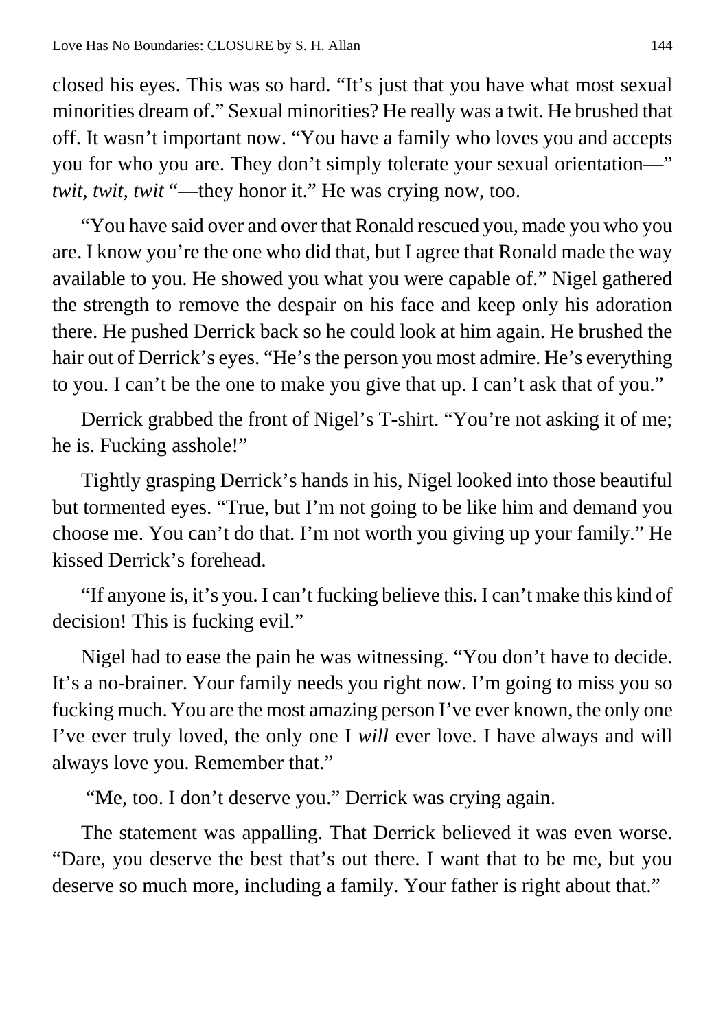closed his eyes. This was so hard. "It's just that you have what most sexual minorities dream of." Sexual minorities? He really was a twit. He brushed that off. It wasn't important now. "You have a family who loves you and accepts you for who you are. They don't simply tolerate your sexual orientation—" *twit, twit, twit* "—they honor it." He was crying now, too.

"You have said over and over that Ronald rescued you, made you who you are. I know you're the one who did that, but I agree that Ronald made the way available to you. He showed you what you were capable of." Nigel gathered the strength to remove the despair on his face and keep only his adoration there. He pushed Derrick back so he could look at him again. He brushed the hair out of Derrick's eyes. "He's the person you most admire. He's everything to you. I can't be the one to make you give that up. I can't ask that of you."

Derrick grabbed the front of Nigel's T-shirt. "You're not asking it of me; he is. Fucking asshole!"

Tightly grasping Derrick's hands in his, Nigel looked into those beautiful but tormented eyes. "True, but I'm not going to be like him and demand you choose me. You can't do that. I'm not worth you giving up your family." He kissed Derrick's forehead.

"If anyone is, it's you. I can't fucking believe this. I can't make this kind of decision! This is fucking evil."

Nigel had to ease the pain he was witnessing. "You don't have to decide. It's a no-brainer. Your family needs you right now. I'm going to miss you so fucking much. You are the most amazing person I've ever known, the only one I've ever truly loved, the only one I *will* ever love. I have always and will always love you. Remember that."

"Me, too. I don't deserve you." Derrick was crying again.

The statement was appalling. That Derrick believed it was even worse. "Dare, you deserve the best that's out there. I want that to be me, but you deserve so much more, including a family. Your father is right about that."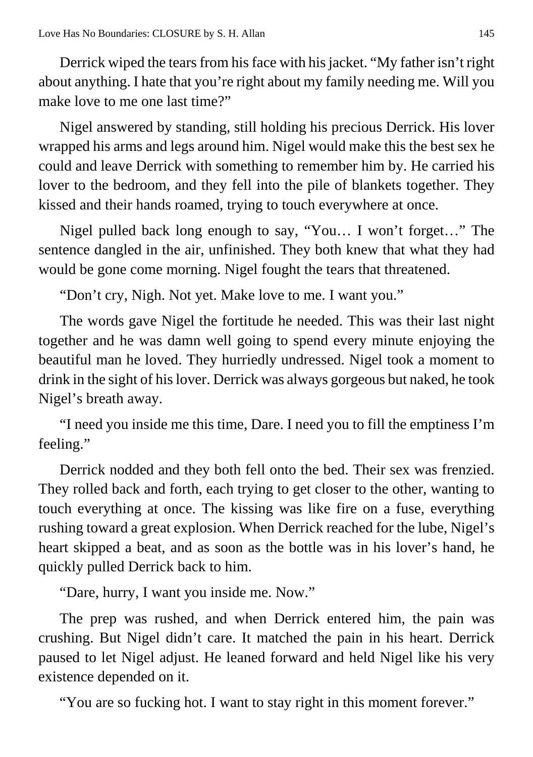Derrick wiped the tears from his face with his jacket. "My father isn't right about anything. I hate that you're right about my family needing me. Will you make love to me one last time?"

Nigel answered by standing, still holding his precious Derrick. His lover wrapped his arms and legs around him. Nigel would make this the best sex he could and leave Derrick with something to remember him by. He carried his lover to the bedroom, and they fell into the pile of blankets together. They kissed and their hands roamed, trying to touch everywhere at once.

Nigel pulled back long enough to say, "You… I won't forget…" The sentence dangled in the air, unfinished. They both knew that what they had would be gone come morning. Nigel fought the tears that threatened.

"Don't cry, Nigh. Not yet. Make love to me. I want you."

The words gave Nigel the fortitude he needed. This was their last night together and he was damn well going to spend every minute enjoying the beautiful man he loved. They hurriedly undressed. Nigel took a moment to drink in the sight of his lover. Derrick was always gorgeous but naked, he took Nigel's breath away.

"I need you inside me this time, Dare. I need you to fill the emptiness I'm feeling."

Derrick nodded and they both fell onto the bed. Their sex was frenzied. They rolled back and forth, each trying to get closer to the other, wanting to touch everything at once. The kissing was like fire on a fuse, everything rushing toward a great explosion. When Derrick reached for the lube, Nigel's heart skipped a beat, and as soon as the bottle was in his lover's hand, he quickly pulled Derrick back to him.

"Dare, hurry, I want you inside me. Now."

The prep was rushed, and when Derrick entered him, the pain was crushing. But Nigel didn't care. It matched the pain in his heart. Derrick paused to let Nigel adjust. He leaned forward and held Nigel like his very existence depended on it.

"You are so fucking hot. I want to stay right in this moment forever."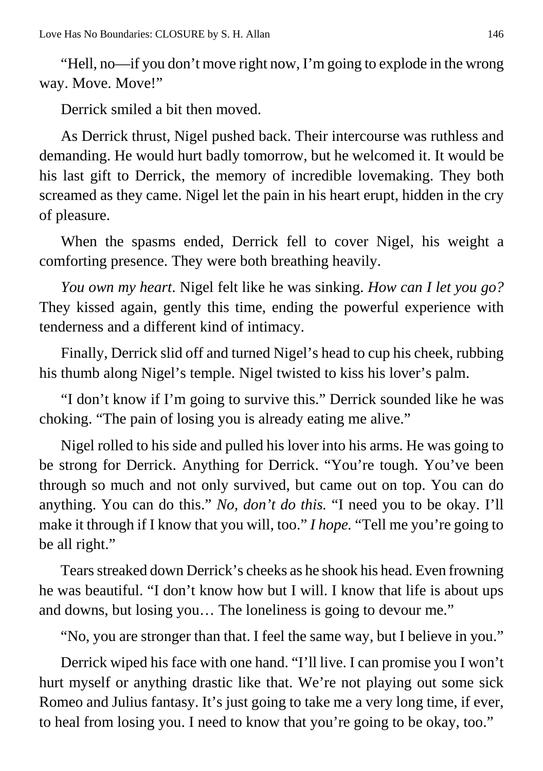"Hell, no—if you don't move right now, I'm going to explode in the wrong way. Move. Move!"

Derrick smiled a bit then moved.

As Derrick thrust, Nigel pushed back. Their intercourse was ruthless and demanding. He would hurt badly tomorrow, but he welcomed it. It would be his last gift to Derrick, the memory of incredible lovemaking. They both screamed as they came. Nigel let the pain in his heart erupt, hidden in the cry of pleasure.

When the spasms ended, Derrick fell to cover Nigel, his weight a comforting presence. They were both breathing heavily.

*You own my heart*. Nigel felt like he was sinking. *How can I let you go?* They kissed again, gently this time, ending the powerful experience with tenderness and a different kind of intimacy.

Finally, Derrick slid off and turned Nigel's head to cup his cheek, rubbing his thumb along Nigel's temple. Nigel twisted to kiss his lover's palm.

"I don't know if I'm going to survive this." Derrick sounded like he was choking. "The pain of losing you is already eating me alive."

Nigel rolled to his side and pulled his lover into his arms. He was going to be strong for Derrick. Anything for Derrick. "You're tough. You've been through so much and not only survived, but came out on top. You can do anything. You can do this." *No, don't do this.* "I need you to be okay. I'll make it through if I know that you will, too." *I hope.* "Tell me you're going to be all right."

Tears streaked down Derrick's cheeks as he shook his head. Even frowning he was beautiful. "I don't know how but I will. I know that life is about ups and downs, but losing you… The loneliness is going to devour me."

"No, you are stronger than that. I feel the same way, but I believe in you."

Derrick wiped his face with one hand. "I'll live. I can promise you I won't hurt myself or anything drastic like that. We're not playing out some sick Romeo and Julius fantasy. It's just going to take me a very long time, if ever, to heal from losing you. I need to know that you're going to be okay, too."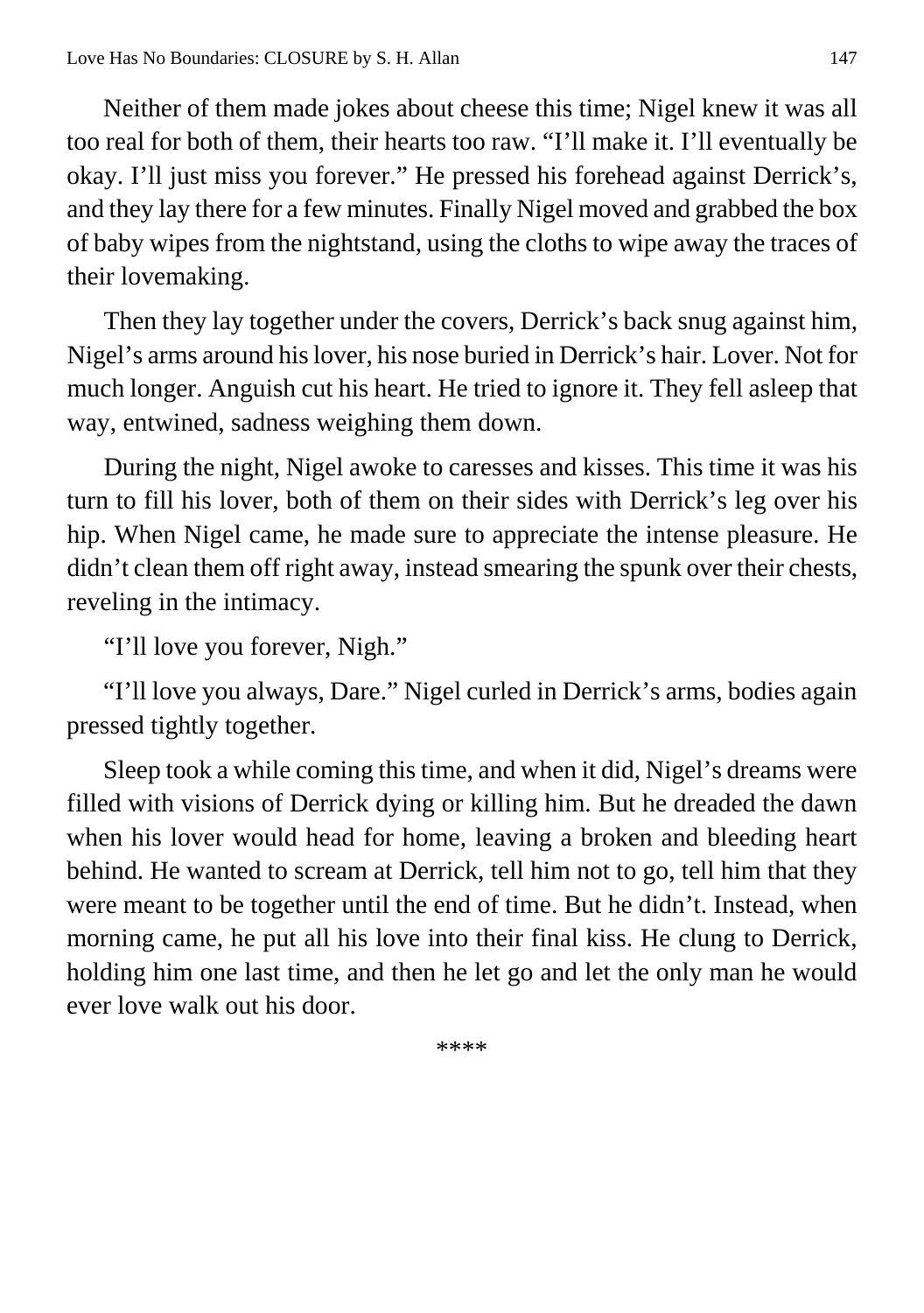Neither of them made jokes about cheese this time; Nigel knew it was all too real for both of them, their hearts too raw. “I’ll make it. I’ll eventually be okay. I’ll just miss you forever.” He pressed his forehead against Derrick’s, and they lay there for a few minutes. Finally Nigel moved and grabbed the box of baby wipes from the nightstand, using the cloths to wipe away the traces of their lovemaking.

Then they lay together under the covers, Derrick’s back snug against him, Nigel’s arms around his lover, his nose buried in Derrick’s hair. Lover. Not for much longer. Anguish cut his heart. He tried to ignore it. They fell asleep that way, entwined, sadness weighing them down.

During the night, Nigel awoke to caresses and kisses. This time it was his turn to fill his lover, both of them on their sides with Derrick’s leg over his hip. When Nigel came, he made sure to appreciate the intense pleasure. He didn’t clean them off right away, instead smearing the spunk over their chests, reveling in the intimacy.

“I’ll love you forever, Nigh.”

“I’ll love you always, Dare.” Nigel curled in Derrick’s arms, bodies again pressed tightly together.

Sleep took a while coming this time, and when it did, Nigel’s dreams were filled with visions of Derrick dying or killing him. But he dreaded the dawn when his lover would head for home, leaving a broken and bleeding heart behind. He wanted to scream at Derrick, tell him not to go, tell him that they were meant to be together until the end of time. But he didn’t. Instead, when morning came, he put all his love into their final kiss. He clung to Derrick, holding him one last time, and then he let go and let the only man he would ever love walk out his door.

****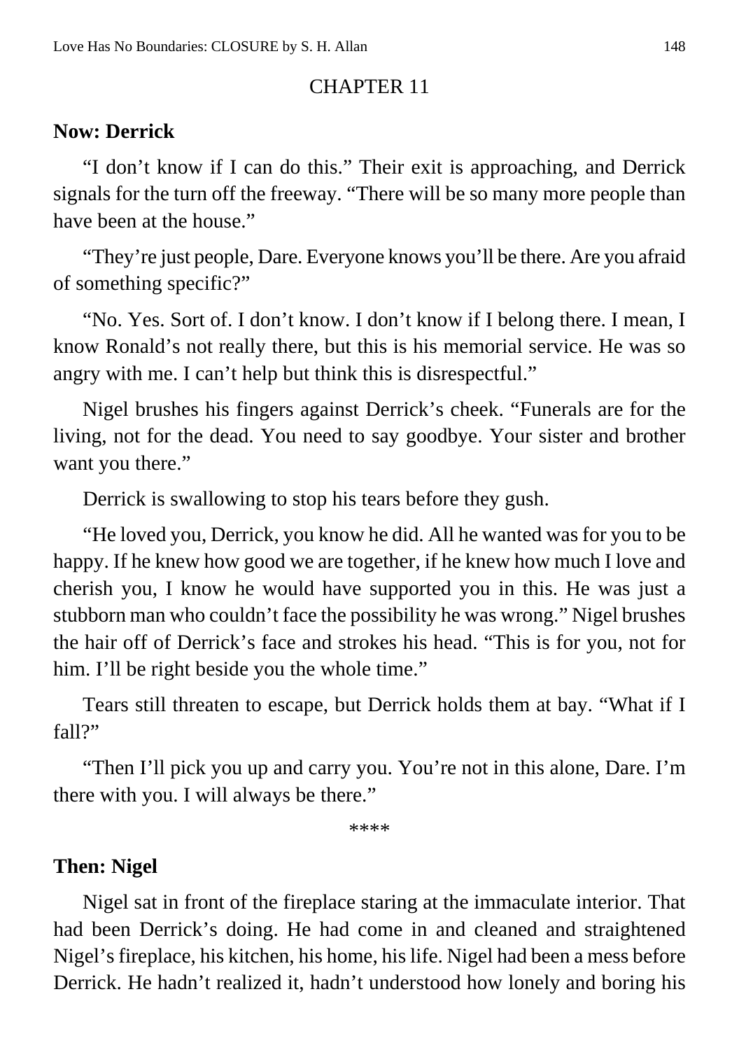# CHAPTER 11

**Now: Derrick**

"I don't know if I can do this." Their exit is approaching, and Derrick signals for the turn off the freeway. "There will be so many more people than have been at the house."

"They're just people, Dare. Everyone knows you'll be there. Are you afraid of something specific?"

"No. Yes. Sort of. I don't know. I don't know if I belong there. I mean, I know Ronald's not really there, but this is his memorial service. He was so angry with me. I can't help but think this is disrespectful."

Nigel brushes his fingers against Derrick's cheek. "Funerals are for the living, not for the dead. You need to say goodbye. Your sister and brother want you there."

Derrick is swallowing to stop his tears before they gush.

"He loved you, Derrick, you know he did. All he wanted was for you to be happy. If he knew how good we are together, if he knew how much I love and cherish you, I know he would have supported you in this. He was just a stubborn man who couldn't face the possibility he was wrong." Nigel brushes the hair off of Derrick's face and strokes his head. "This is for you, not for him. I'll be right beside you the whole time."

Tears still threaten to escape, but Derrick holds them at bay. "What if I fall?"

"Then I'll pick you up and carry you. You're not in this alone, Dare. I'm there with you. I will always be there."

****

**Then: Nigel**

Nigel sat in front of the fireplace staring at the immaculate interior. That had been Derrick's doing. He had come in and cleaned and straightened Nigel's fireplace, his kitchen, his home, his life. Nigel had been a mess before Derrick. He hadn't realized it, hadn't understood how lonely and boring his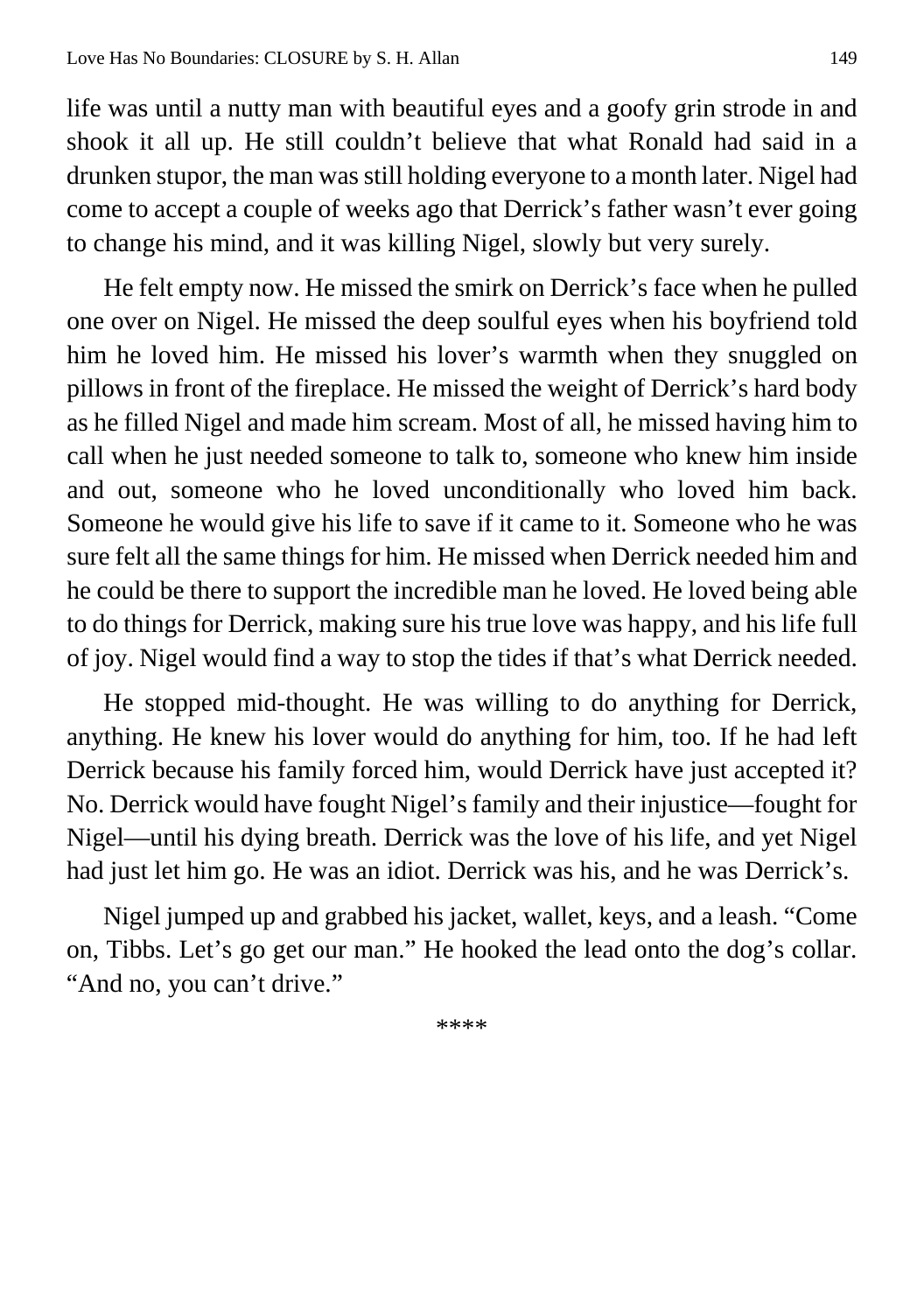life was until a nutty man with beautiful eyes and a goofy grin strode in and shook it all up. He still couldn't believe that what Ronald had said in a drunken stupor, the man was still holding everyone to a month later. Nigel had come to accept a couple of weeks ago that Derrick's father wasn't ever going to change his mind, and it was killing Nigel, slowly but very surely.

He felt empty now. He missed the smirk on Derrick's face when he pulled one over on Nigel. He missed the deep soulful eyes when his boyfriend told him he loved him. He missed his lover's warmth when they snuggled on pillows in front of the fireplace. He missed the weight of Derrick's hard body as he filled Nigel and made him scream. Most of all, he missed having him to call when he just needed someone to talk to, someone who knew him inside and out, someone who he loved unconditionally who loved him back. Someone he would give his life to save if it came to it. Someone who he was sure felt all the same things for him. He missed when Derrick needed him and he could be there to support the incredible man he loved. He loved being able to do things for Derrick, making sure his true love was happy, and his life full of joy. Nigel would find a way to stop the tides if that's what Derrick needed.

He stopped mid-thought. He was willing to do anything for Derrick, anything. He knew his lover would do anything for him, too. If he had left Derrick because his family forced him, would Derrick have just accepted it? No. Derrick would have fought Nigel's family and their injustice—fought for Nigel—until his dying breath. Derrick was the love of his life, and yet Nigel had just let him go. He was an idiot. Derrick was his, and he was Derrick's.

Nigel jumped up and grabbed his jacket, wallet, keys, and a leash. "Come on, Tibbs. Let's go get our man." He hooked the lead onto the dog's collar. "And no, you can't drive."

****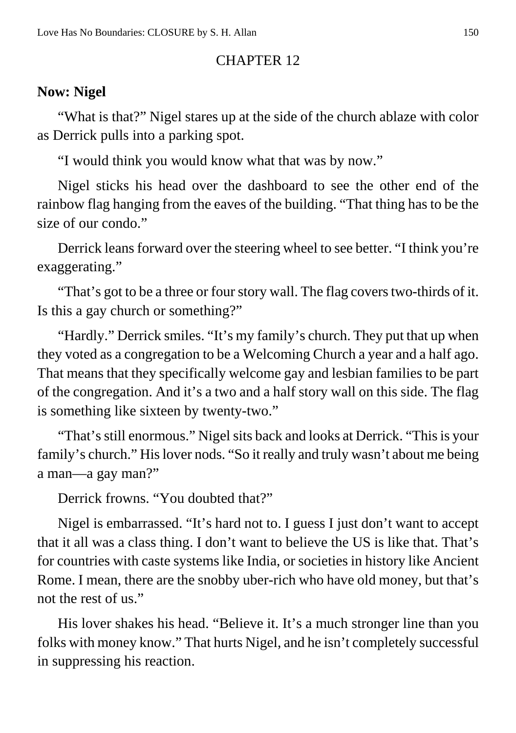## CHAPTER 12

**Now: Nigel**

"What is that?" Nigel stares up at the side of the church ablaze with color as Derrick pulls into a parking spot.

"I would think you would know what that was by now."

Nigel sticks his head over the dashboard to see the other end of the rainbow flag hanging from the eaves of the building. "That thing has to be the size of our condo."

Derrick leans forward over the steering wheel to see better. "I think you're exaggerating."

"That's got to be a three or four story wall. The flag covers two-thirds of it. Is this a gay church or something?"

"Hardly." Derrick smiles. "It's my family's church. They put that up when they voted as a congregation to be a Welcoming Church a year and a half ago. That means that they specifically welcome gay and lesbian families to be part of the congregation. And it's a two and a half story wall on this side. The flag is something like sixteen by twenty-two."

"That's still enormous." Nigel sits back and looks at Derrick. "This is your family's church." His lover nods. "So it really and truly wasn't about me being a man—a gay man?"

Derrick frowns. "You doubted that?"

Nigel is embarrassed. "It's hard not to. I guess I just don't want to accept that it all was a class thing. I don't want to believe the US is like that. That's for countries with caste systems like India, or societies in history like Ancient Rome. I mean, there are the snobby uber-rich who have old money, but that's not the rest of us."

His lover shakes his head. "Believe it. It's a much stronger line than you folks with money know." That hurts Nigel, and he isn't completely successful in suppressing his reaction.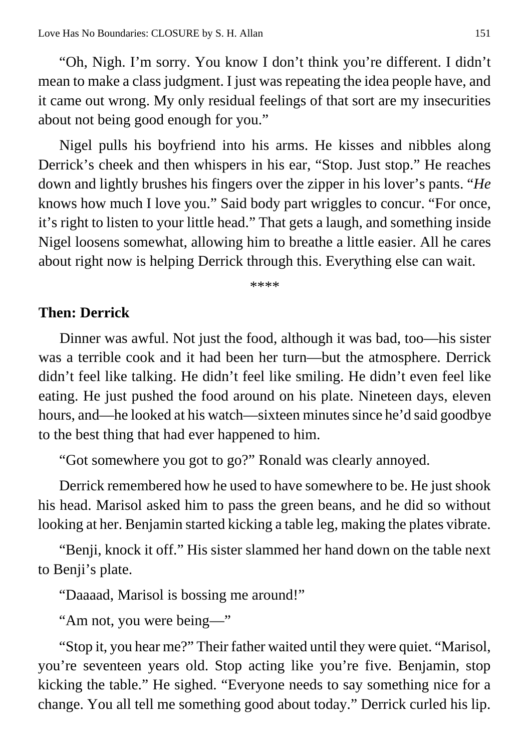“Oh, Nigh. I’m sorry. You know I don’t think you’re different. I didn’t mean to make a class judgment. I just was repeating the idea people have, and it came out wrong. My only residual feelings of that sort are my insecurities about not being good enough for you.”

Nigel pulls his boyfriend into his arms. He kisses and nibbles along Derrick’s cheek and then whispers in his ear, “Stop. Just stop.” He reaches down and lightly brushes his fingers over the zipper in his lover’s pants. “*He* knows how much I love you.” Said body part wriggles to concur. “For once, it’s right to listen to your little head.” That gets a laugh, and something inside Nigel loosens somewhat, allowing him to breathe a little easier. All he cares about right now is helping Derrick through this. Everything else can wait.

****

**Then: Derrick**

Dinner was awful. Not just the food, although it was bad, too—his sister was a terrible cook and it had been her turn—but the atmosphere. Derrick didn’t feel like talking. He didn’t feel like smiling. He didn’t even feel like eating. He just pushed the food around on his plate. Nineteen days, eleven hours, and—he looked at his watch—sixteen minutes since he’d said goodbye to the best thing that had ever happened to him.

“Got somewhere you got to go?” Ronald was clearly annoyed.

Derrick remembered how he used to have somewhere to be. He just shook his head. Marisol asked him to pass the green beans, and he did so without looking at her. Benjamin started kicking a table leg, making the plates vibrate.

“Benji, knock it off.” His sister slammed her hand down on the table next to Benji’s plate.

“Daaaad, Marisol is bossing me around!”

“Am not, you were being—”

“Stop it, you hear me?” Their father waited until they were quiet. “Marisol, you’re seventeen years old. Stop acting like you’re five. Benjamin, stop kicking the table.” He sighed. “Everyone needs to say something nice for a change. You all tell me something good about today.” Derrick curled his lip.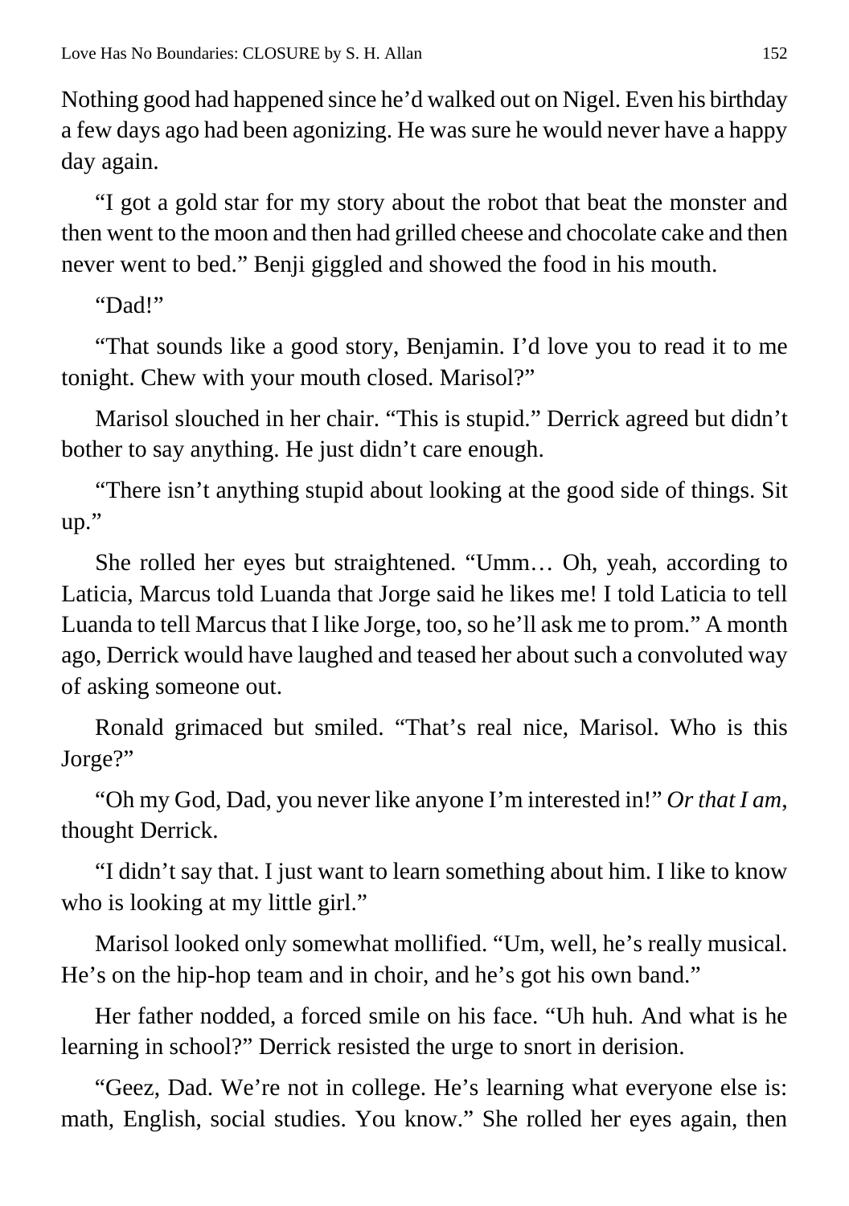Nothing good had happened since he'd walked out on Nigel. Even his birthday a few days ago had been agonizing. He was sure he would never have a happy day again.

"I got a gold star for my story about the robot that beat the monster and then went to the moon and then had grilled cheese and chocolate cake and then never went to bed." Benji giggled and showed the food in his mouth.

"Dad!"

"That sounds like a good story, Benjamin. I'd love you to read it to me tonight. Chew with your mouth closed. Marisol?"

Marisol slouched in her chair. "This is stupid." Derrick agreed but didn't bother to say anything. He just didn't care enough.

"There isn't anything stupid about looking at the good side of things. Sit up."

She rolled her eyes but straightened. "Umm… Oh, yeah, according to Laticia, Marcus told Luanda that Jorge said he likes me! I told Laticia to tell Luanda to tell Marcus that I like Jorge, too, so he'll ask me to prom." A month ago, Derrick would have laughed and teased her about such a convoluted way of asking someone out.

Ronald grimaced but smiled. "That's real nice, Marisol. Who is this Jorge?"

"Oh my God, Dad, you never like anyone I'm interested in!" *Or that I am*, thought Derrick.

"I didn't say that. I just want to learn something about him. I like to know who is looking at my little girl."

Marisol looked only somewhat mollified. "Um, well, he's really musical. He's on the hip-hop team and in choir, and he's got his own band."

Her father nodded, a forced smile on his face. "Uh huh. And what is he learning in school?" Derrick resisted the urge to snort in derision.

"Geez, Dad. We're not in college. He's learning what everyone else is: math, English, social studies. You know." She rolled her eyes again, then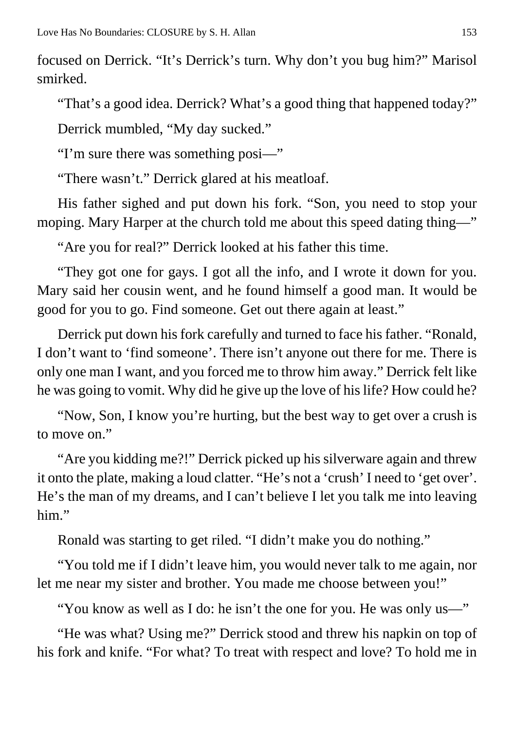focused on Derrick. "It's Derrick's turn. Why don't you bug him?" Marisol smirked.

"That's a good idea. Derrick? What's a good thing that happened today?"

Derrick mumbled, "My day sucked."

"I'm sure there was something posi—"

"There wasn't." Derrick glared at his meatloaf.

His father sighed and put down his fork. "Son, you need to stop your moping. Mary Harper at the church told me about this speed dating thing—"

"Are you for real?" Derrick looked at his father this time.

"They got one for gays. I got all the info, and I wrote it down for you. Mary said her cousin went, and he found himself a good man. It would be good for you to go. Find someone. Get out there again at least."

Derrick put down his fork carefully and turned to face his father. "Ronald, I don't want to 'find someone'. There isn't anyone out there for me. There is only one man I want, and you forced me to throw him away." Derrick felt like he was going to vomit. Why did he give up the love of his life? How could he?

"Now, Son, I know you're hurting, but the best way to get over a crush is to move on."

"Are you kidding me?!" Derrick picked up his silverware again and threw it onto the plate, making a loud clatter. "He's not a 'crush' I need to 'get over'. He's the man of my dreams, and I can't believe I let you talk me into leaving him."

Ronald was starting to get riled. "I didn't make you do nothing."

"You told me if I didn't leave him, you would never talk to me again, nor let me near my sister and brother. You made me choose between you!"

"You know as well as I do: he isn't the one for you. He was only us—"

"He was what? Using me?" Derrick stood and threw his napkin on top of his fork and knife. "For what? To treat with respect and love? To hold me in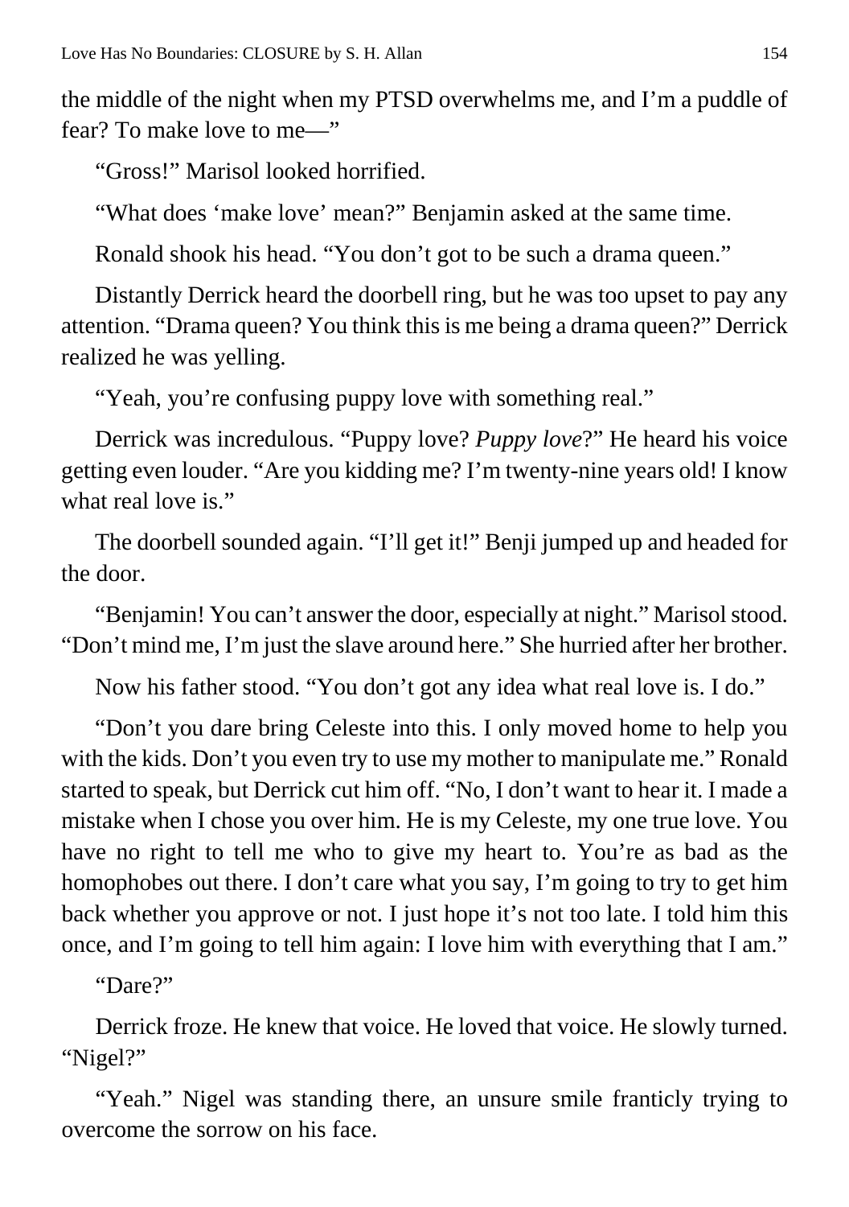the middle of the night when my PTSD overwhelms me, and I'm a puddle of fear? To make love to me—"

"Gross!" Marisol looked horrified.

"What does 'make love' mean?" Benjamin asked at the same time.

Ronald shook his head. "You don't got to be such a drama queen."

Distantly Derrick heard the doorbell ring, but he was too upset to pay any attention. "Drama queen? You think this is me being a drama queen?" Derrick realized he was yelling.

"Yeah, you're confusing puppy love with something real."

Derrick was incredulous. "Puppy love? *Puppy love*?" He heard his voice getting even louder. "Are you kidding me? I'm twenty-nine years old! I know what real love is."

The doorbell sounded again. "I'll get it!" Benji jumped up and headed for the door.

"Benjamin! You can't answer the door, especially at night." Marisol stood. "Don't mind me, I'm just the slave around here." She hurried after her brother.

Now his father stood. "You don't got any idea what real love is. I do."

"Don't you dare bring Celeste into this. I only moved home to help you with the kids. Don't you even try to use my mother to manipulate me." Ronald started to speak, but Derrick cut him off. "No, I don't want to hear it. I made a mistake when I chose you over him. He is my Celeste, my one true love. You have no right to tell me who to give my heart to. You're as bad as the homophobes out there. I don't care what you say, I'm going to try to get him back whether you approve or not. I just hope it's not too late. I told him this once, and I'm going to tell him again: I love him with everything that I am."

"Dare?"

Derrick froze. He knew that voice. He loved that voice. He slowly turned. "Nigel?"

"Yeah." Nigel was standing there, an unsure smile franticly trying to overcome the sorrow on his face.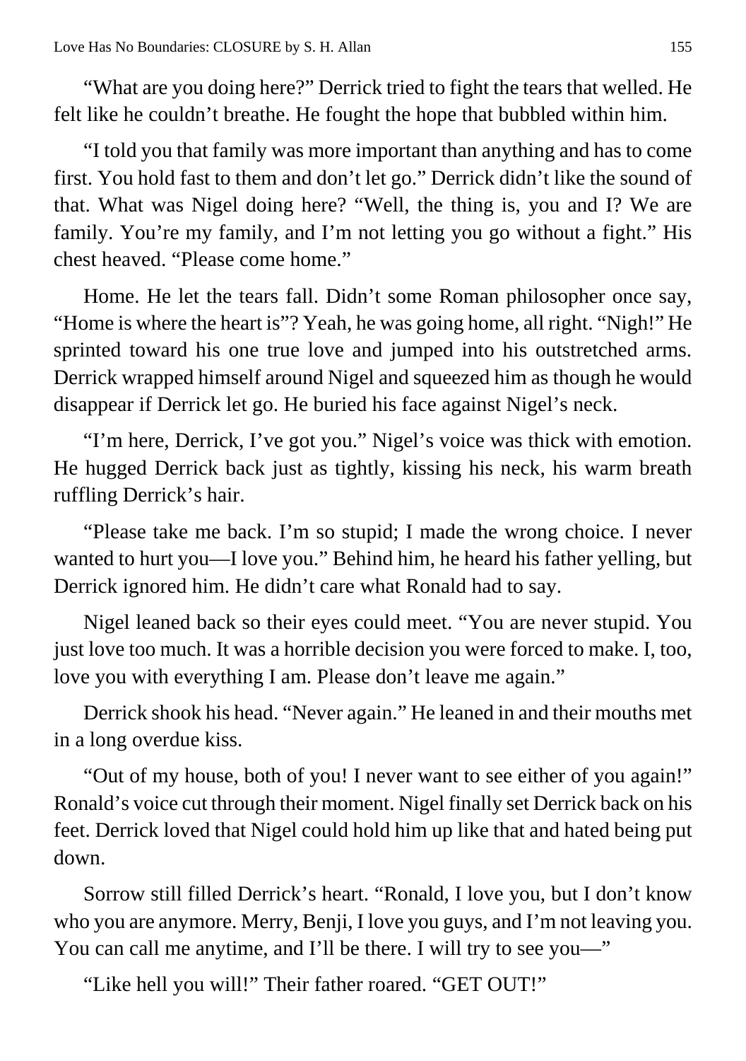"What are you doing here?" Derrick tried to fight the tears that welled. He felt like he couldn't breathe. He fought the hope that bubbled within him.

"I told you that family was more important than anything and has to come first. You hold fast to them and don't let go." Derrick didn't like the sound of that. What was Nigel doing here? "Well, the thing is, you and I? We are family. You're my family, and I'm not letting you go without a fight." His chest heaved. "Please come home."

Home. He let the tears fall. Didn't some Roman philosopher once say, "Home is where the heart is"? Yeah, he was going home, all right. "Nigh!" He sprinted toward his one true love and jumped into his outstretched arms. Derrick wrapped himself around Nigel and squeezed him as though he would disappear if Derrick let go. He buried his face against Nigel's neck.

"I'm here, Derrick, I've got you." Nigel's voice was thick with emotion. He hugged Derrick back just as tightly, kissing his neck, his warm breath ruffling Derrick's hair.

"Please take me back. I'm so stupid; I made the wrong choice. I never wanted to hurt you—I love you." Behind him, he heard his father yelling, but Derrick ignored him. He didn't care what Ronald had to say.

Nigel leaned back so their eyes could meet. "You are never stupid. You just love too much. It was a horrible decision you were forced to make. I, too, love you with everything I am. Please don't leave me again."

Derrick shook his head. "Never again." He leaned in and their mouths met in a long overdue kiss.

"Out of my house, both of you! I never want to see either of you again!" Ronald's voice cut through their moment. Nigel finally set Derrick back on his feet. Derrick loved that Nigel could hold him up like that and hated being put down.

Sorrow still filled Derrick's heart. "Ronald, I love you, but I don't know who you are anymore. Merry, Benji, I love you guys, and I'm not leaving you. You can call me anytime, and I'll be there. I will try to see you—"

"Like hell you will!" Their father roared. "GET OUT!"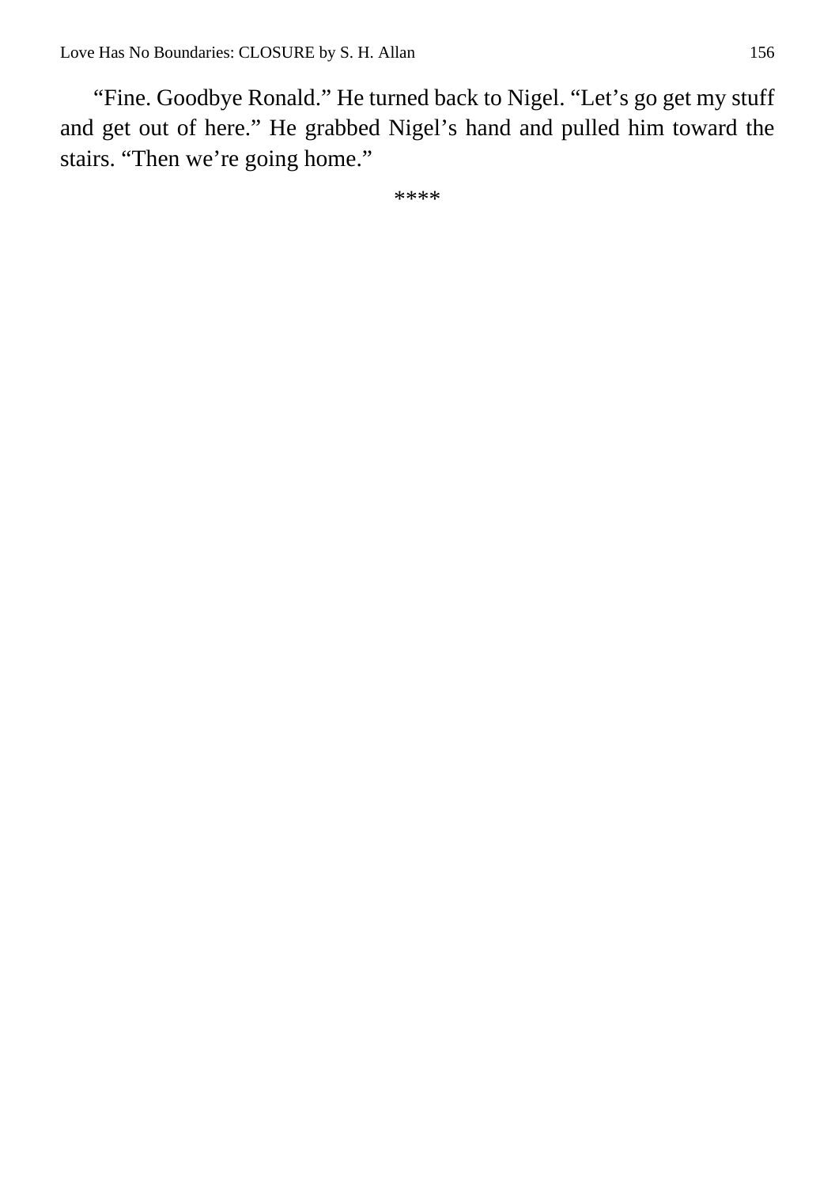“Fine. Goodbye Ronald.” He turned back to Nigel. “Let’s go get my stuff and get out of here.” He grabbed Nigel’s hand and pulled him toward the stairs. “Then we’re going home.”

****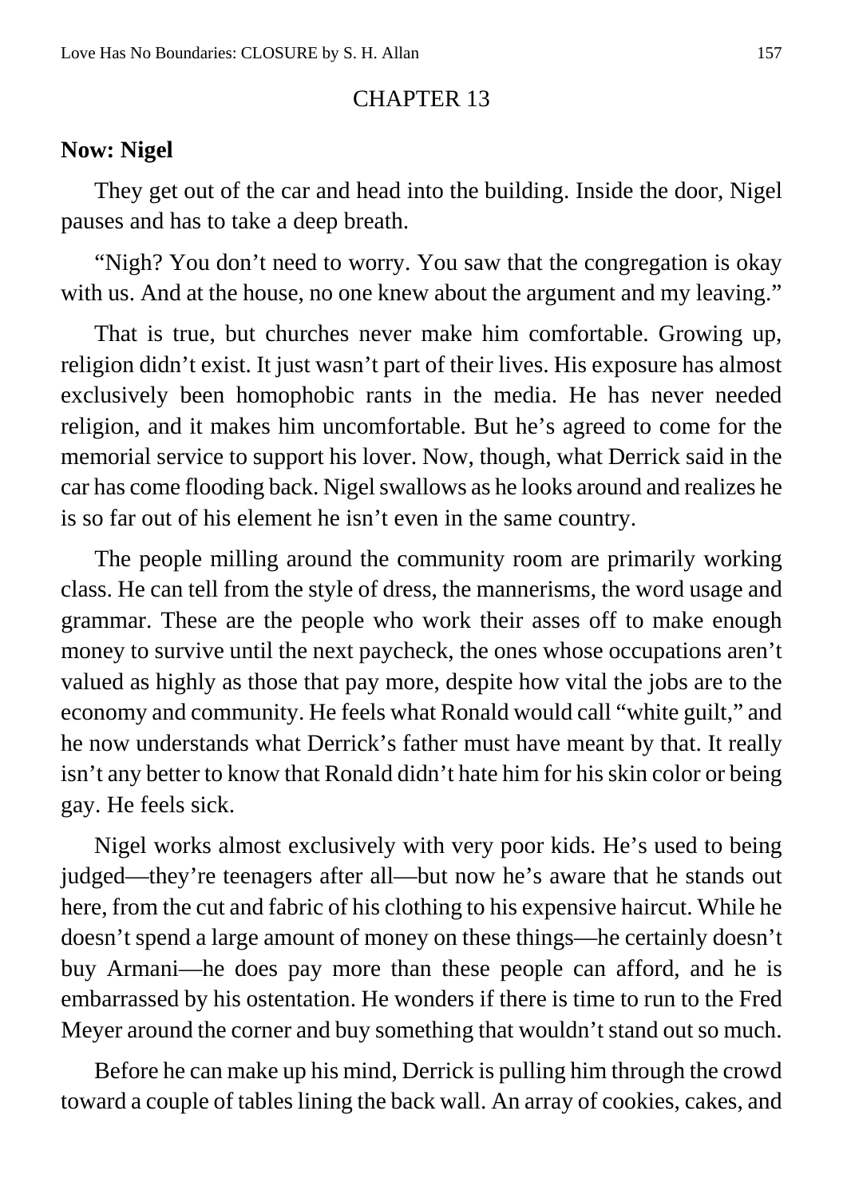CHAPTER 13

**Now: Nigel**

They get out of the car and head into the building. Inside the door, Nigel pauses and has to take a deep breath.

"Nigh? You don't need to worry. You saw that the congregation is okay with us. And at the house, no one knew about the argument and my leaving."

That is true, but churches never make him comfortable. Growing up, religion didn't exist. It just wasn't part of their lives. His exposure has almost exclusively been homophobic rants in the media. He has never needed religion, and it makes him uncomfortable. But he's agreed to come for the memorial service to support his lover. Now, though, what Derrick said in the car has come flooding back. Nigel swallows as he looks around and realizes he is so far out of his element he isn't even in the same country.

The people milling around the community room are primarily working class. He can tell from the style of dress, the mannerisms, the word usage and grammar. These are the people who work their asses off to make enough money to survive until the next paycheck, the ones whose occupations aren't valued as highly as those that pay more, despite how vital the jobs are to the economy and community. He feels what Ronald would call "white guilt," and he now understands what Derrick's father must have meant by that. It really isn't any better to know that Ronald didn't hate him for his skin color or being gay. He feels sick.

Nigel works almost exclusively with very poor kids. He's used to being judged—they're teenagers after all—but now he's aware that he stands out here, from the cut and fabric of his clothing to his expensive haircut. While he doesn't spend a large amount of money on these things—he certainly doesn't buy Armani—he does pay more than these people can afford, and he is embarrassed by his ostentation. He wonders if there is time to run to the Fred Meyer around the corner and buy something that wouldn't stand out so much.

Before he can make up his mind, Derrick is pulling him through the crowd toward a couple of tables lining the back wall. An array of cookies, cakes, and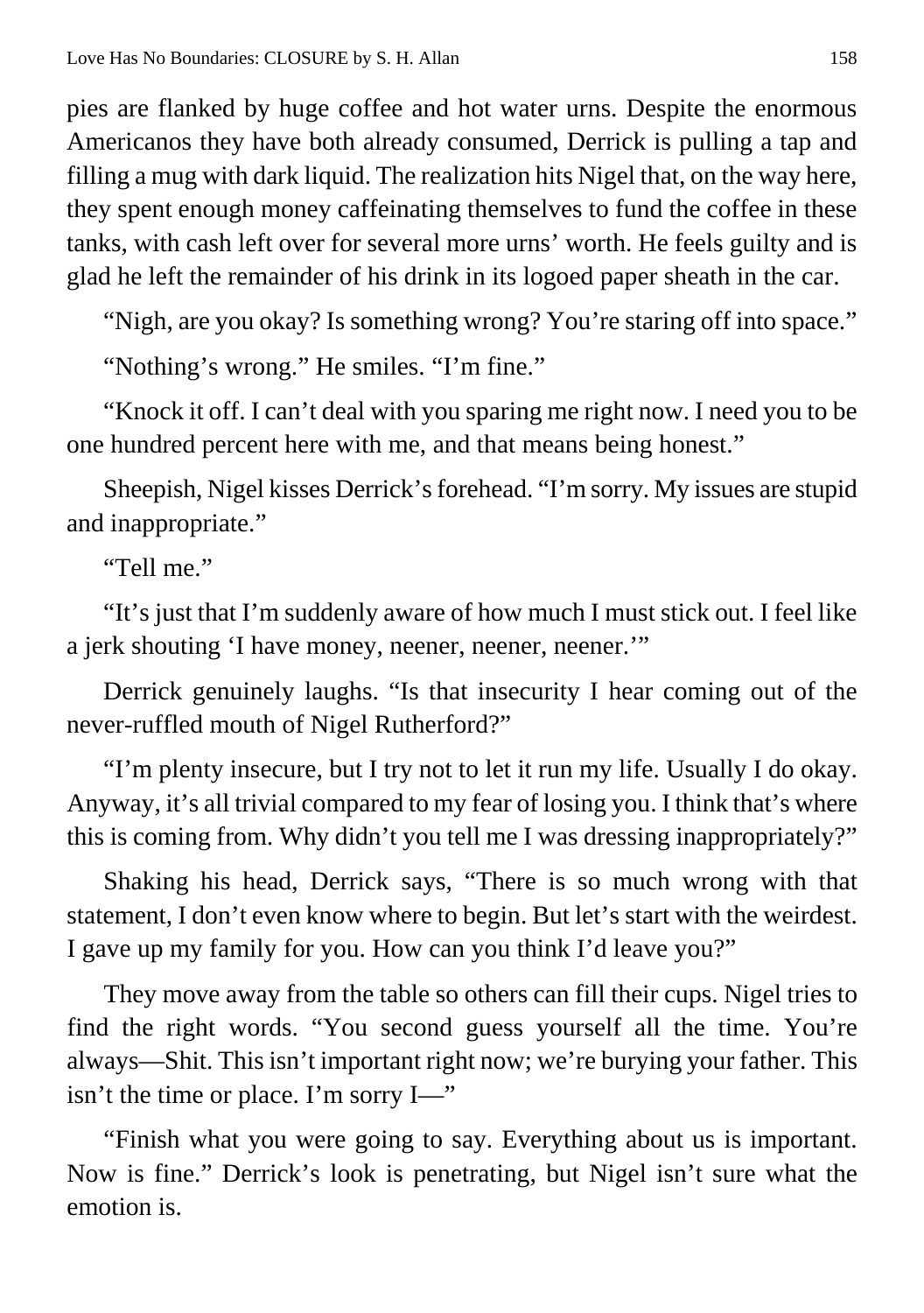pies are flanked by huge coffee and hot water urns. Despite the enormous Americanos they have both already consumed, Derrick is pulling a tap and filling a mug with dark liquid. The realization hits Nigel that, on the way here, they spent enough money caffeinating themselves to fund the coffee in these tanks, with cash left over for several more urns' worth. He feels guilty and is glad he left the remainder of his drink in its logoed paper sheath in the car.

"Nigh, are you okay? Is something wrong? You're staring off into space."

"Nothing's wrong." He smiles. "I'm fine."

"Knock it off. I can't deal with you sparing me right now. I need you to be one hundred percent here with me, and that means being honest."

Sheepish, Nigel kisses Derrick's forehead. "I'm sorry. My issues are stupid and inappropriate."

"Tell me."

"It's just that I'm suddenly aware of how much I must stick out. I feel like a jerk shouting 'I have money, neener, neener, neener.'"

Derrick genuinely laughs. "Is that insecurity I hear coming out of the never-ruffled mouth of Nigel Rutherford?"

"I'm plenty insecure, but I try not to let it run my life. Usually I do okay. Anyway, it's all trivial compared to my fear of losing you. I think that's where this is coming from. Why didn't you tell me I was dressing inappropriately?"

Shaking his head, Derrick says, "There is so much wrong with that statement, I don't even know where to begin. But let's start with the weirdest. I gave up my family for you. How can you think I'd leave you?"

They move away from the table so others can fill their cups. Nigel tries to find the right words. "You second guess yourself all the time. You're always—Shit. This isn't important right now; we're burying your father. This isn't the time or place. I'm sorry I—"

"Finish what you were going to say. Everything about us is important. Now is fine." Derrick's look is penetrating, but Nigel isn't sure what the emotion is.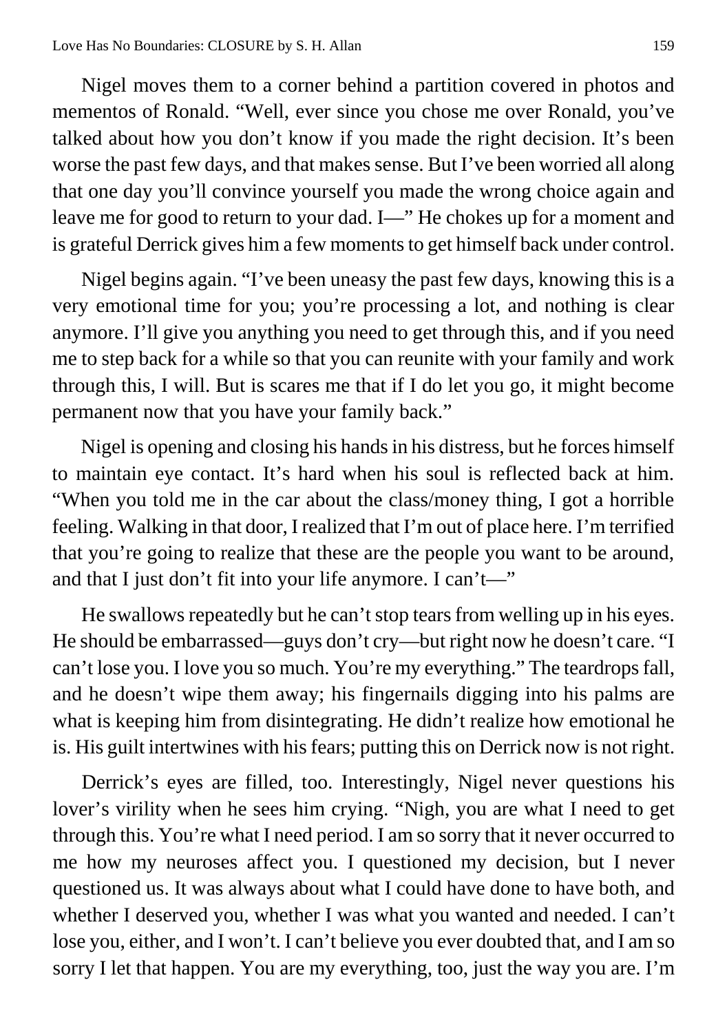Nigel moves them to a corner behind a partition covered in photos and mementos of Ronald. "Well, ever since you chose me over Ronald, you've talked about how you don't know if you made the right decision. It's been worse the past few days, and that makes sense. But I've been worried all along that one day you'll convince yourself you made the wrong choice again and leave me for good to return to your dad. I—" He chokes up for a moment and is grateful Derrick gives him a few moments to get himself back under control.

Nigel begins again. "I've been uneasy the past few days, knowing this is a very emotional time for you; you're processing a lot, and nothing is clear anymore. I'll give you anything you need to get through this, and if you need me to step back for a while so that you can reunite with your family and work through this, I will. But is scares me that if I do let you go, it might become permanent now that you have your family back."

Nigel is opening and closing his hands in his distress, but he forces himself to maintain eye contact. It's hard when his soul is reflected back at him. "When you told me in the car about the class/money thing, I got a horrible feeling. Walking in that door, I realized that I'm out of place here. I'm terrified that you're going to realize that these are the people you want to be around, and that I just don't fit into your life anymore. I can't—"

He swallows repeatedly but he can't stop tears from welling up in his eyes. He should be embarrassed—guys don't cry—but right now he doesn't care. "I can't lose you. I love you so much. You're my everything." The teardrops fall, and he doesn't wipe them away; his fingernails digging into his palms are what is keeping him from disintegrating. He didn't realize how emotional he is. His guilt intertwines with his fears; putting this on Derrick now is not right.

Derrick's eyes are filled, too. Interestingly, Nigel never questions his lover's virility when he sees him crying. "Nigh, you are what I need to get through this. You're what I need period. I am so sorry that it never occurred to me how my neuroses affect you. I questioned my decision, but I never questioned us. It was always about what I could have done to have both, and whether I deserved you, whether I was what you wanted and needed. I can't lose you, either, and I won't. I can't believe you ever doubted that, and I am so sorry I let that happen. You are my everything, too, just the way you are. I'm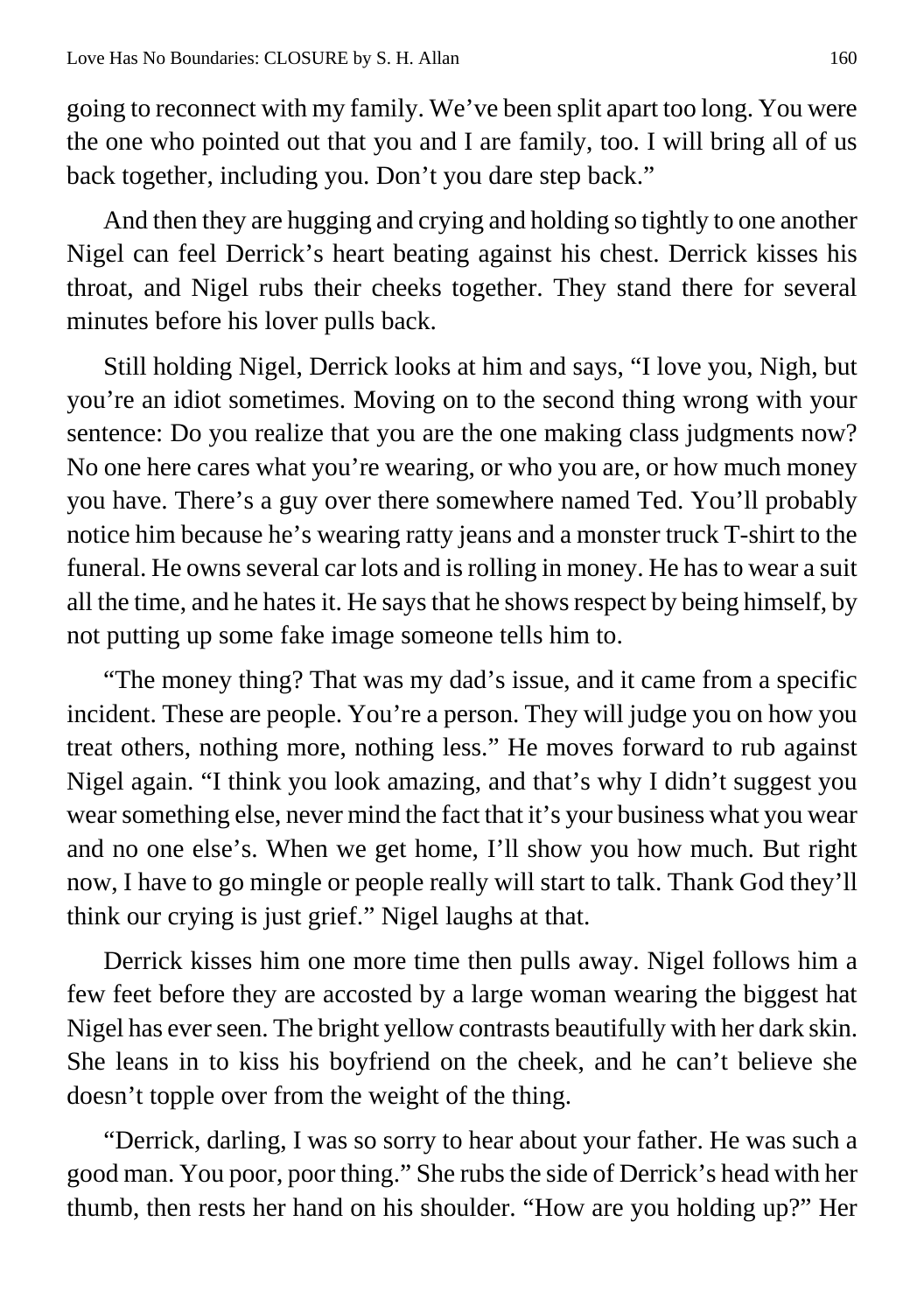going to reconnect with my family. We've been split apart too long. You were the one who pointed out that you and I are family, too. I will bring all of us back together, including you. Don't you dare step back."

And then they are hugging and crying and holding so tightly to one another Nigel can feel Derrick's heart beating against his chest. Derrick kisses his throat, and Nigel rubs their cheeks together. They stand there for several minutes before his lover pulls back.

Still holding Nigel, Derrick looks at him and says, "I love you, Nigh, but you're an idiot sometimes. Moving on to the second thing wrong with your sentence: Do you realize that you are the one making class judgments now? No one here cares what you're wearing, or who you are, or how much money you have. There's a guy over there somewhere named Ted. You'll probably notice him because he's wearing ratty jeans and a monster truck T-shirt to the funeral. He owns several car lots and is rolling in money. He has to wear a suit all the time, and he hates it. He says that he shows respect by being himself, by not putting up some fake image someone tells him to.

"The money thing? That was my dad's issue, and it came from a specific incident. These are people. You're a person. They will judge you on how you treat others, nothing more, nothing less." He moves forward to rub against Nigel again. "I think you look amazing, and that's why I didn't suggest you wear something else, never mind the fact that it's your business what you wear and no one else's. When we get home, I'll show you how much. But right now, I have to go mingle or people really will start to talk. Thank God they'll think our crying is just grief." Nigel laughs at that.

Derrick kisses him one more time then pulls away. Nigel follows him a few feet before they are accosted by a large woman wearing the biggest hat Nigel has ever seen. The bright yellow contrasts beautifully with her dark skin. She leans in to kiss his boyfriend on the cheek, and he can't believe she doesn't topple over from the weight of the thing.

"Derrick, darling, I was so sorry to hear about your father. He was such a good man. You poor, poor thing." She rubs the side of Derrick's head with her thumb, then rests her hand on his shoulder. "How are you holding up?" Her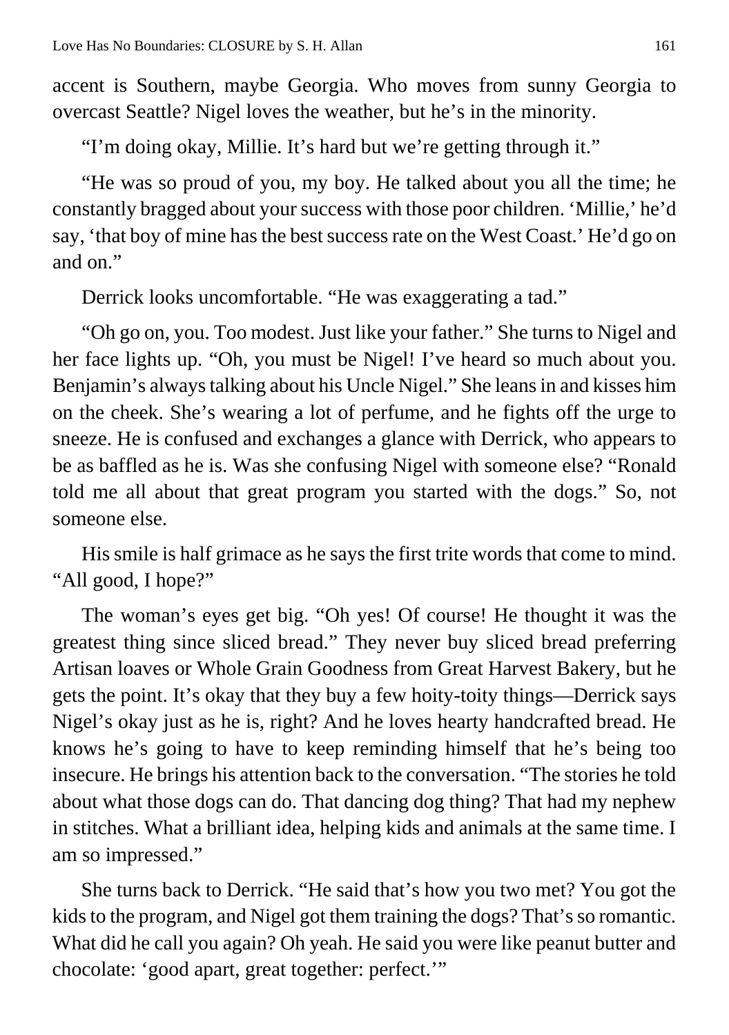accent is Southern, maybe Georgia. Who moves from sunny Georgia to overcast Seattle? Nigel loves the weather, but he's in the minority.

"I'm doing okay, Millie. It's hard but we're getting through it."

"He was so proud of you, my boy. He talked about you all the time; he constantly bragged about your success with those poor children. 'Millie,' he'd say, 'that boy of mine has the best success rate on the West Coast.' He'd go on and on."

Derrick looks uncomfortable. "He was exaggerating a tad."

"Oh go on, you. Too modest. Just like your father." She turns to Nigel and her face lights up. "Oh, you must be Nigel! I've heard so much about you. Benjamin's always talking about his Uncle Nigel." She leans in and kisses him on the cheek. She's wearing a lot of perfume, and he fights off the urge to sneeze. He is confused and exchanges a glance with Derrick, who appears to be as baffled as he is. Was she confusing Nigel with someone else? "Ronald told me all about that great program you started with the dogs." So, not someone else.

His smile is half grimace as he says the first trite words that come to mind. "All good, I hope?"

The woman's eyes get big. "Oh yes! Of course! He thought it was the greatest thing since sliced bread." They never buy sliced bread preferring Artisan loaves or Whole Grain Goodness from Great Harvest Bakery, but he gets the point. It's okay that they buy a few hoity-toity things—Derrick says Nigel's okay just as he is, right? And he loves hearty handcrafted bread. He knows he's going to have to keep reminding himself that he's being too insecure. He brings his attention back to the conversation. "The stories he told about what those dogs can do. That dancing dog thing? That had my nephew in stitches. What a brilliant idea, helping kids and animals at the same time. I am so impressed."

She turns back to Derrick. "He said that's how you two met? You got the kids to the program, and Nigel got them training the dogs? That's so romantic. What did he call you again? Oh yeah. He said you were like peanut butter and chocolate: 'good apart, great together: perfect.'"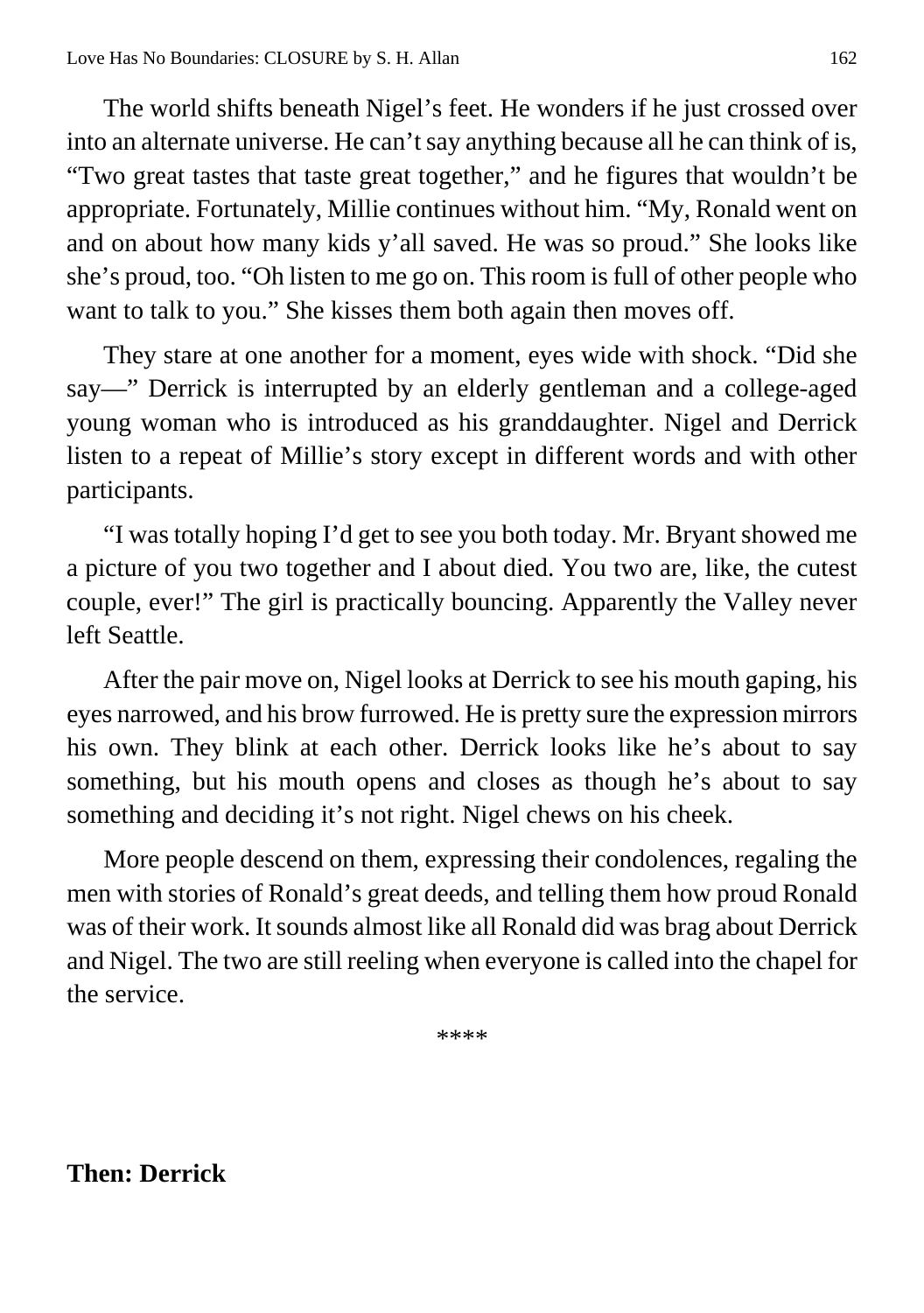The world shifts beneath Nigel's feet. He wonders if he just crossed over into an alternate universe. He can't say anything because all he can think of is, "Two great tastes that taste great together," and he figures that wouldn't be appropriate. Fortunately, Millie continues without him. "My, Ronald went on and on about how many kids y'all saved. He was so proud." She looks like she's proud, too. "Oh listen to me go on. This room is full of other people who want to talk to you." She kisses them both again then moves off.

They stare at one another for a moment, eyes wide with shock. "Did she say—" Derrick is interrupted by an elderly gentleman and a college-aged young woman who is introduced as his granddaughter. Nigel and Derrick listen to a repeat of Millie's story except in different words and with other participants.

"I was totally hoping I'd get to see you both today. Mr. Bryant showed me a picture of you two together and I about died. You two are, like, the cutest couple, ever!" The girl is practically bouncing. Apparently the Valley never left Seattle.

After the pair move on, Nigel looks at Derrick to see his mouth gaping, his eyes narrowed, and his brow furrowed. He is pretty sure the expression mirrors his own. They blink at each other. Derrick looks like he's about to say something, but his mouth opens and closes as though he's about to say something and deciding it's not right. Nigel chews on his cheek.

More people descend on them, expressing their condolences, regaling the men with stories of Ronald's great deeds, and telling them how proud Ronald was of their work. It sounds almost like all Ronald did was brag about Derrick and Nigel. The two are still reeling when everyone is called into the chapel for the service.

****

**Then: Derrick**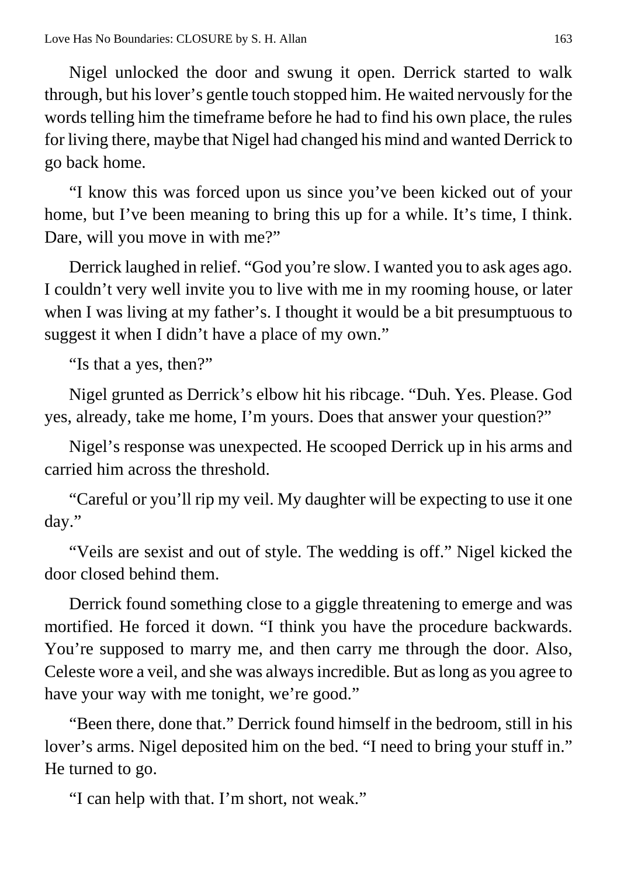Nigel unlocked the door and swung it open. Derrick started to walk through, but his lover's gentle touch stopped him. He waited nervously for the words telling him the timeframe before he had to find his own place, the rules for living there, maybe that Nigel had changed his mind and wanted Derrick to go back home.

"I know this was forced upon us since you've been kicked out of your home, but I've been meaning to bring this up for a while. It's time, I think. Dare, will you move in with me?"

Derrick laughed in relief. "God you're slow. I wanted you to ask ages ago. I couldn't very well invite you to live with me in my rooming house, or later when I was living at my father's. I thought it would be a bit presumptuous to suggest it when I didn't have a place of my own."

"Is that a yes, then?"

Nigel grunted as Derrick's elbow hit his ribcage. "Duh. Yes. Please. God yes, already, take me home, I'm yours. Does that answer your question?"

Nigel's response was unexpected. He scooped Derrick up in his arms and carried him across the threshold.

"Careful or you'll rip my veil. My daughter will be expecting to use it one day."

"Veils are sexist and out of style. The wedding is off." Nigel kicked the door closed behind them.

Derrick found something close to a giggle threatening to emerge and was mortified. He forced it down. "I think you have the procedure backwards. You're supposed to marry me, and then carry me through the door. Also, Celeste wore a veil, and she was always incredible. But as long as you agree to have your way with me tonight, we're good."

"Been there, done that." Derrick found himself in the bedroom, still in his lover's arms. Nigel deposited him on the bed. "I need to bring your stuff in." He turned to go.

"I can help with that. I'm short, not weak."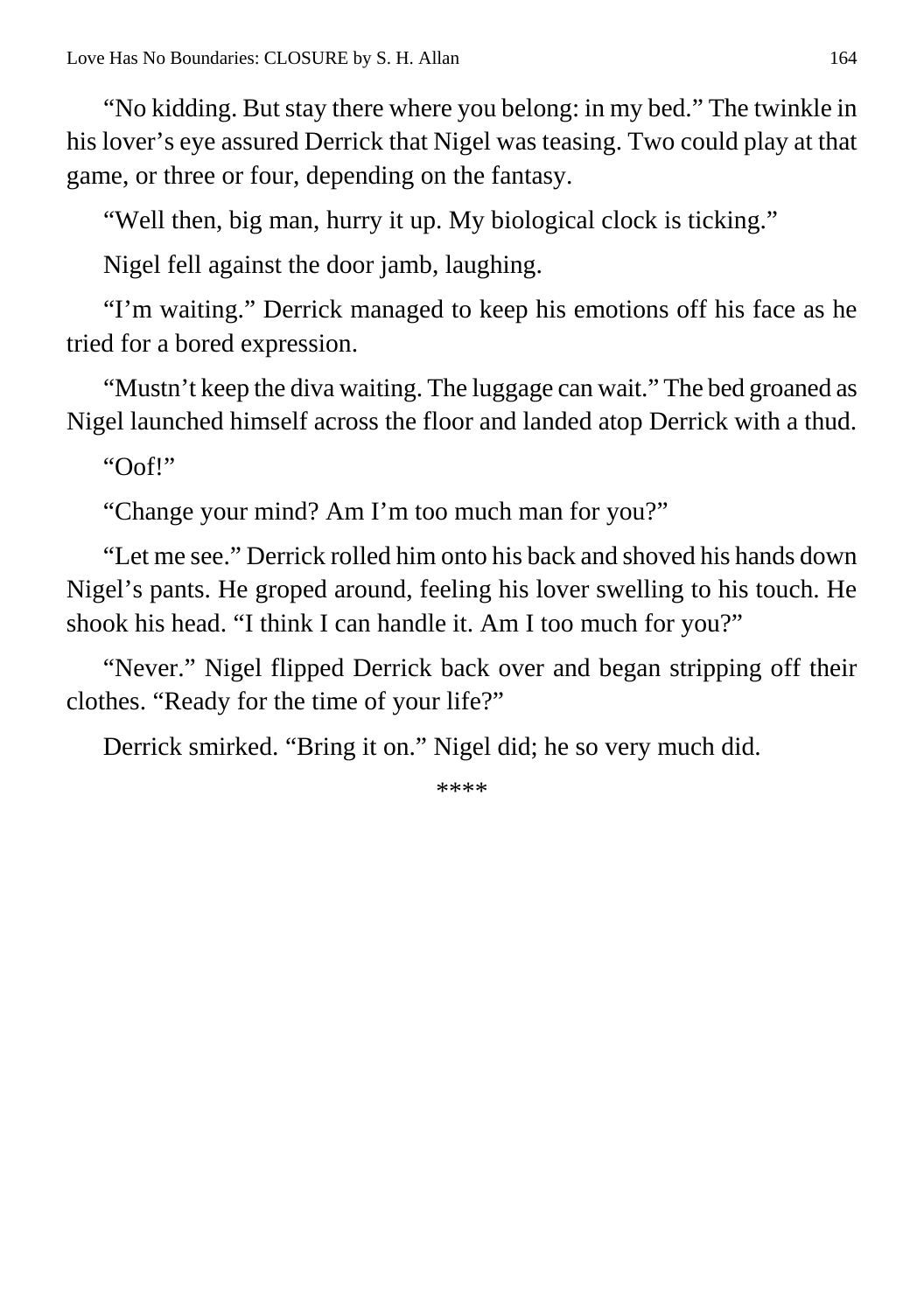"No kidding. But stay there where you belong: in my bed." The twinkle in his lover's eye assured Derrick that Nigel was teasing. Two could play at that game, or three or four, depending on the fantasy.

"Well then, big man, hurry it up. My biological clock is ticking."

Nigel fell against the door jamb, laughing.

"I'm waiting." Derrick managed to keep his emotions off his face as he tried for a bored expression.

"Mustn't keep the diva waiting. The luggage can wait." The bed groaned as Nigel launched himself across the floor and landed atop Derrick with a thud.

"Oof!"

"Change your mind? Am I'm too much man for you?"

"Let me see." Derrick rolled him onto his back and shoved his hands down Nigel's pants. He groped around, feeling his lover swelling to his touch. He shook his head. "I think I can handle it. Am I too much for you?"

"Never." Nigel flipped Derrick back over and began stripping off their clothes. "Ready for the time of your life?"

Derrick smirked. "Bring it on." Nigel did; he so very much did.

****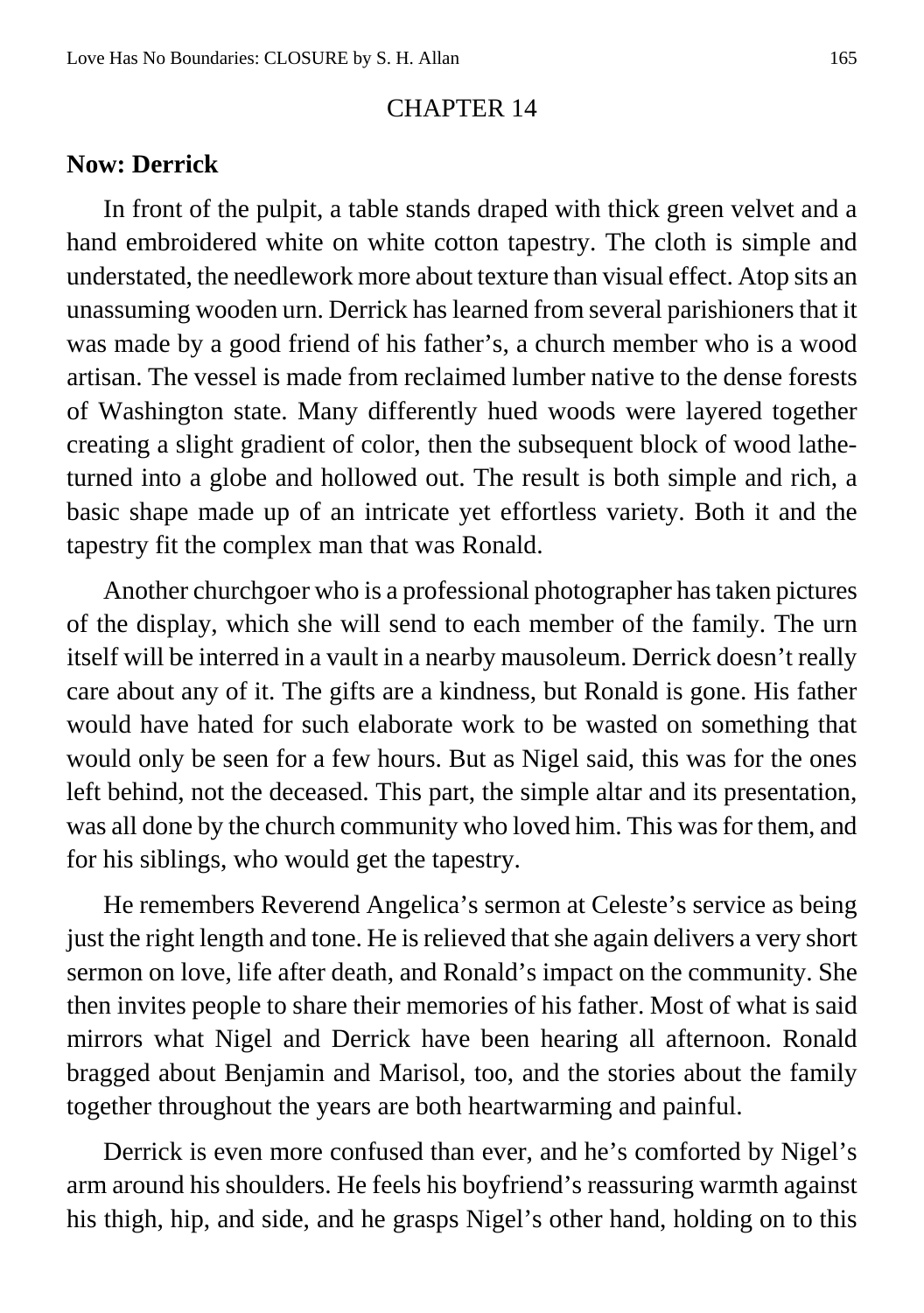# CHAPTER 14

## Now: Derrick

In front of the pulpit, a table stands draped with thick green velvet and a hand embroidered white on white cotton tapestry. The cloth is simple and understated, the needlework more about texture than visual effect. Atop sits an unassuming wooden urn. Derrick has learned from several parishioners that it was made by a good friend of his father's, a church member who is a wood artisan. The vessel is made from reclaimed lumber native to the dense forests of Washington state. Many differently hued woods were layered together creating a slight gradient of color, then the subsequent block of wood lathe-turned into a globe and hollowed out. The result is both simple and rich, a basic shape made up of an intricate yet effortless variety. Both it and the tapestry fit the complex man that was Ronald.

Another churchgoer who is a professional photographer has taken pictures of the display, which she will send to each member of the family. The urn itself will be interred in a vault in a nearby mausoleum. Derrick doesn't really care about any of it. The gifts are a kindness, but Ronald is gone. His father would have hated for such elaborate work to be wasted on something that would only be seen for a few hours. But as Nigel said, this was for the ones left behind, not the deceased. This part, the simple altar and its presentation, was all done by the church community who loved him. This was for them, and for his siblings, who would get the tapestry.

He remembers Reverend Angelica's sermon at Celeste's service as being just the right length and tone. He is relieved that she again delivers a very short sermon on love, life after death, and Ronald's impact on the community. She then invites people to share their memories of his father. Most of what is said mirrors what Nigel and Derrick have been hearing all afternoon. Ronald bragged about Benjamin and Marisol, too, and the stories about the family together throughout the years are both heartwarming and painful.

Derrick is even more confused than ever, and he's comforted by Nigel's arm around his shoulders. He feels his boyfriend's reassuring warmth against his thigh, hip, and side, and he grasps Nigel's other hand, holding on to this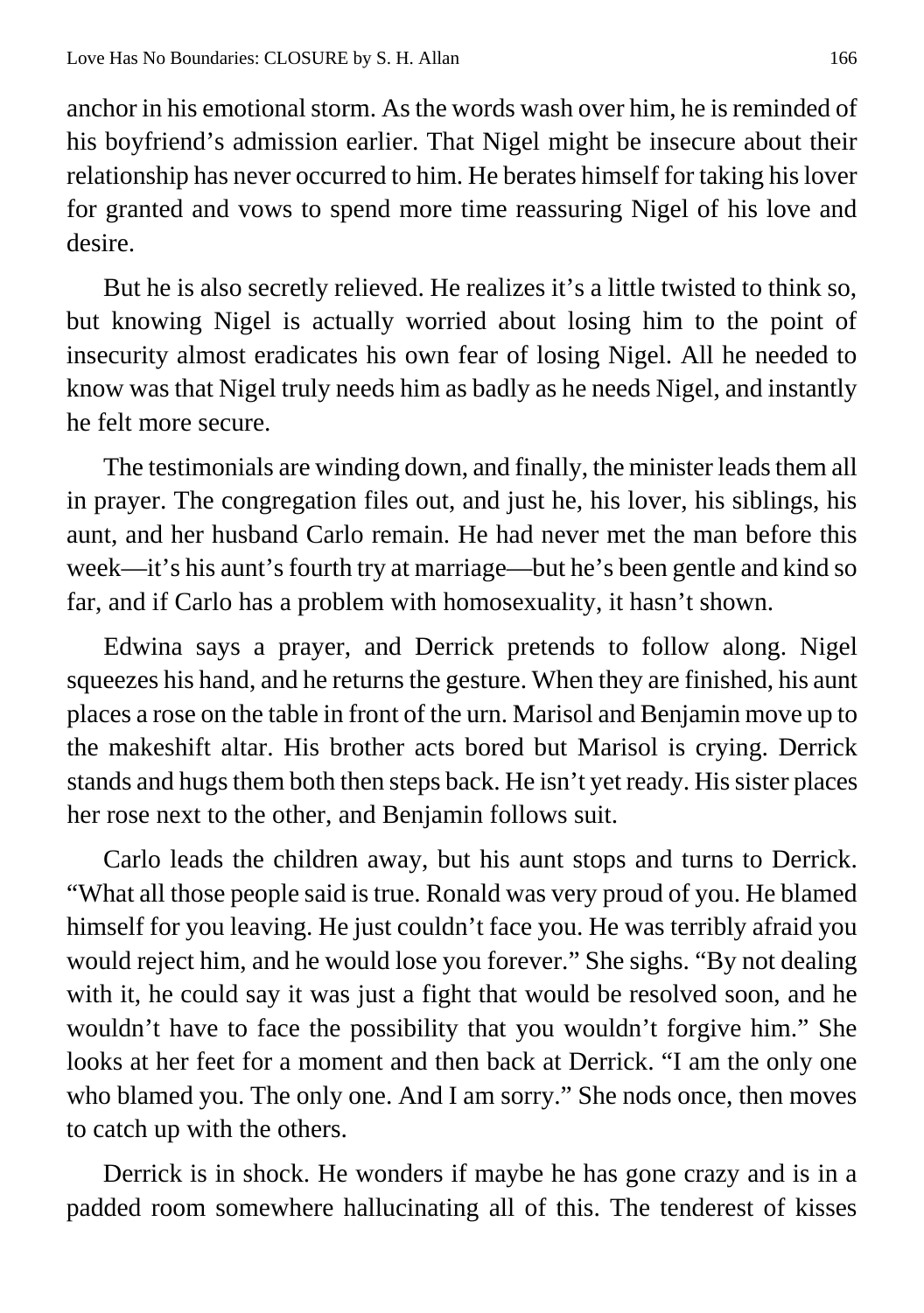anchor in his emotional storm. As the words wash over him, he is reminded of his boyfriend's admission earlier. That Nigel might be insecure about their relationship has never occurred to him. He berates himself for taking his lover for granted and vows to spend more time reassuring Nigel of his love and desire.

But he is also secretly relieved. He realizes it's a little twisted to think so, but knowing Nigel is actually worried about losing him to the point of insecurity almost eradicates his own fear of losing Nigel. All he needed to know was that Nigel truly needs him as badly as he needs Nigel, and instantly he felt more secure.

The testimonials are winding down, and finally, the minister leads them all in prayer. The congregation files out, and just he, his lover, his siblings, his aunt, and her husband Carlo remain. He had never met the man before this week—it's his aunt's fourth try at marriage—but he's been gentle and kind so far, and if Carlo has a problem with homosexuality, it hasn't shown.

Edwina says a prayer, and Derrick pretends to follow along. Nigel squeezes his hand, and he returns the gesture. When they are finished, his aunt places a rose on the table in front of the urn. Marisol and Benjamin move up to the makeshift altar. His brother acts bored but Marisol is crying. Derrick stands and hugs them both then steps back. He isn't yet ready. His sister places her rose next to the other, and Benjamin follows suit.

Carlo leads the children away, but his aunt stops and turns to Derrick. "What all those people said is true. Ronald was very proud of you. He blamed himself for you leaving. He just couldn't face you. He was terribly afraid you would reject him, and he would lose you forever." She sighs. "By not dealing with it, he could say it was just a fight that would be resolved soon, and he wouldn't have to face the possibility that you wouldn't forgive him." She looks at her feet for a moment and then back at Derrick. "I am the only one who blamed you. The only one. And I am sorry." She nods once, then moves to catch up with the others.

Derrick is in shock. He wonders if maybe he has gone crazy and is in a padded room somewhere hallucinating all of this. The tenderest of kisses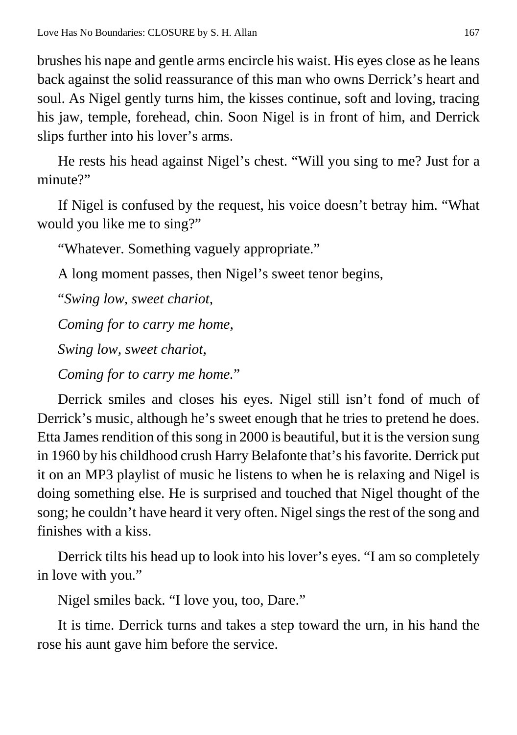brushes his nape and gentle arms encircle his waist. His eyes close as he leans back against the solid reassurance of this man who owns Derrick's heart and soul. As Nigel gently turns him, the kisses continue, soft and loving, tracing his jaw, temple, forehead, chin. Soon Nigel is in front of him, and Derrick slips further into his lover's arms.

He rests his head against Nigel's chest. "Will you sing to me? Just for a minute?"

If Nigel is confused by the request, his voice doesn't betray him. "What would you like me to sing?"

"Whatever. Something vaguely appropriate."

A long moment passes, then Nigel's sweet tenor begins,

"*Swing low, sweet chariot,*

*Coming for to carry me home,*

*Swing low, sweet chariot,*

*Coming for to carry me home.*"

Derrick smiles and closes his eyes. Nigel still isn't fond of much of Derrick's music, although he's sweet enough that he tries to pretend he does. Etta James rendition of this song in 2000 is beautiful, but it is the version sung in 1960 by his childhood crush Harry Belafonte that's his favorite. Derrick put it on an MP3 playlist of music he listens to when he is relaxing and Nigel is doing something else. He is surprised and touched that Nigel thought of the song; he couldn't have heard it very often. Nigel sings the rest of the song and finishes with a kiss.

Derrick tilts his head up to look into his lover's eyes. "I am so completely in love with you."

Nigel smiles back. "I love you, too, Dare."

It is time. Derrick turns and takes a step toward the urn, in his hand the rose his aunt gave him before the service.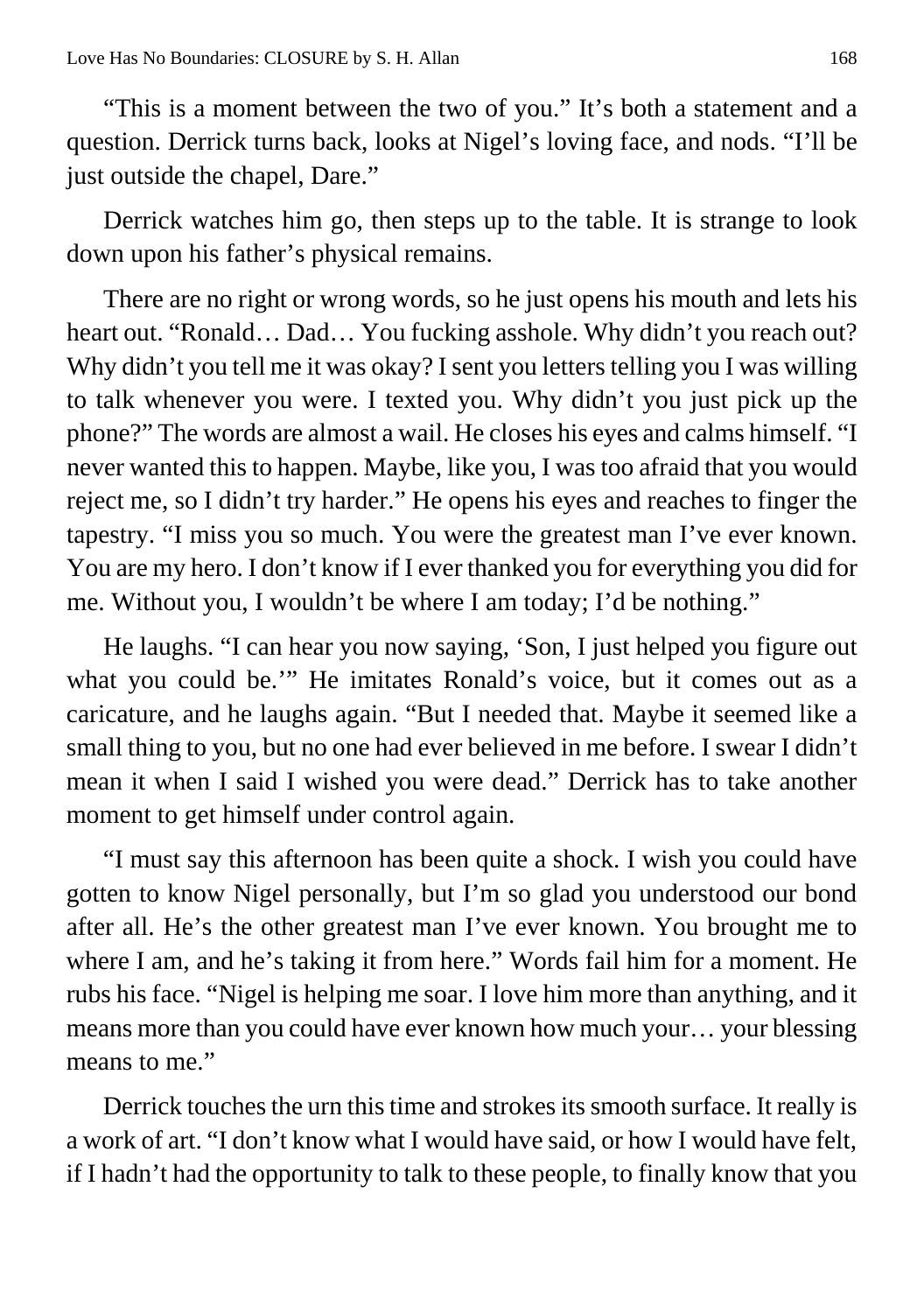"This is a moment between the two of you." It's both a statement and a question. Derrick turns back, looks at Nigel's loving face, and nods. "I'll be just outside the chapel, Dare."

Derrick watches him go, then steps up to the table. It is strange to look down upon his father's physical remains.

There are no right or wrong words, so he just opens his mouth and lets his heart out. "Ronald… Dad… You fucking asshole. Why didn't you reach out? Why didn't you tell me it was okay? I sent you letters telling you I was willing to talk whenever you were. I texted you. Why didn't you just pick up the phone?" The words are almost a wail. He closes his eyes and calms himself. "I never wanted this to happen. Maybe, like you, I was too afraid that you would reject me, so I didn't try harder." He opens his eyes and reaches to finger the tapestry. "I miss you so much. You were the greatest man I've ever known. You are my hero. I don't know if I ever thanked you for everything you did for me. Without you, I wouldn't be where I am today; I'd be nothing."

He laughs. "I can hear you now saying, 'Son, I just helped you figure out what you could be.'" He imitates Ronald's voice, but it comes out as a caricature, and he laughs again. "But I needed that. Maybe it seemed like a small thing to you, but no one had ever believed in me before. I swear I didn't mean it when I said I wished you were dead." Derrick has to take another moment to get himself under control again.

"I must say this afternoon has been quite a shock. I wish you could have gotten to know Nigel personally, but I'm so glad you understood our bond after all. He's the other greatest man I've ever known. You brought me to where I am, and he's taking it from here." Words fail him for a moment. He rubs his face. "Nigel is helping me soar. I love him more than anything, and it means more than you could have ever known how much your… your blessing means to me."

Derrick touches the urn this time and strokes its smooth surface. It really is a work of art. "I don't know what I would have said, or how I would have felt, if I hadn't had the opportunity to talk to these people, to finally know that you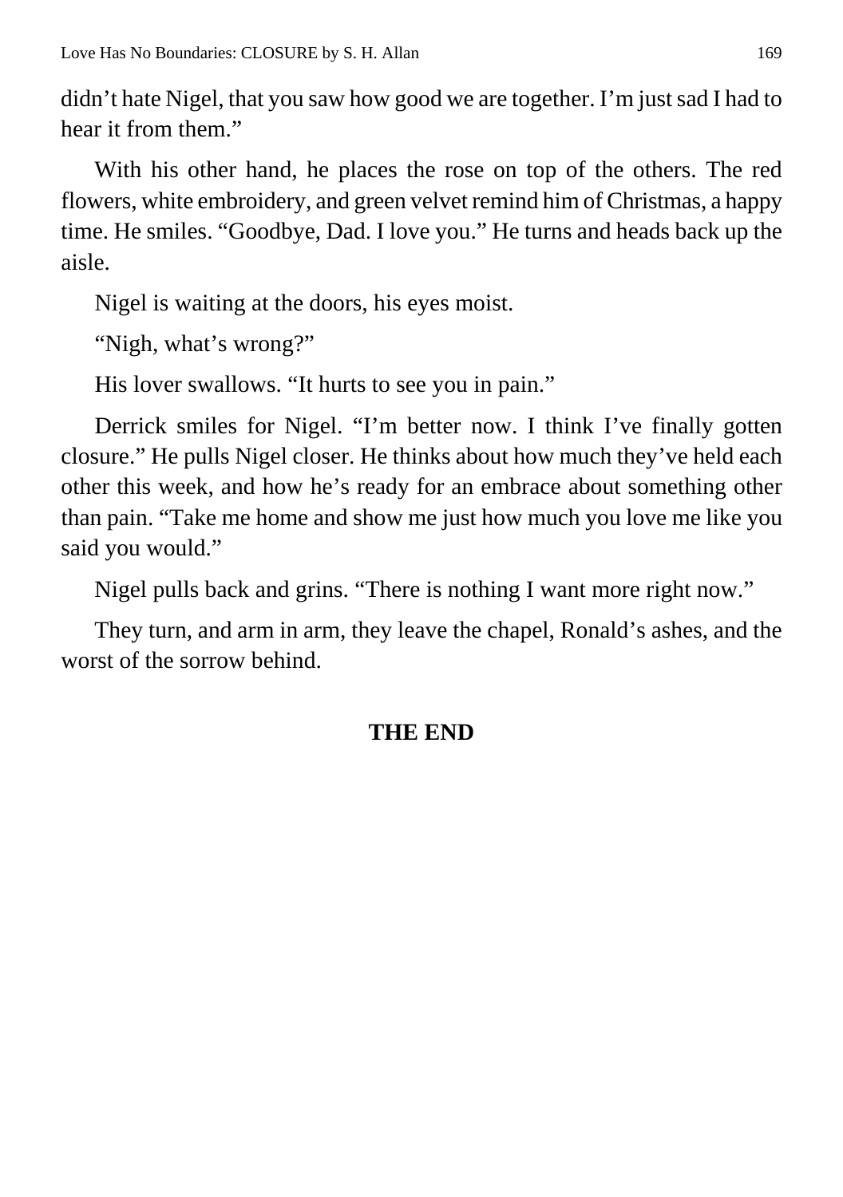didn't hate Nigel, that you saw how good we are together. I'm just sad I had to hear it from them."

With his other hand, he places the rose on top of the others. The red flowers, white embroidery, and green velvet remind him of Christmas, a happy time. He smiles. "Goodbye, Dad. I love you." He turns and heads back up the aisle.

Nigel is waiting at the doors, his eyes moist.

"Nigh, what's wrong?"

His lover swallows. "It hurts to see you in pain."

Derrick smiles for Nigel. "I'm better now. I think I've finally gotten closure." He pulls Nigel closer. He thinks about how much they've held each other this week, and how he's ready for an embrace about something other than pain. "Take me home and show me just how much you love me like you said you would."

Nigel pulls back and grins. "There is nothing I want more right now."

They turn, and arm in arm, they leave the chapel, Ronald's ashes, and the worst of the sorrow behind.

**THE END**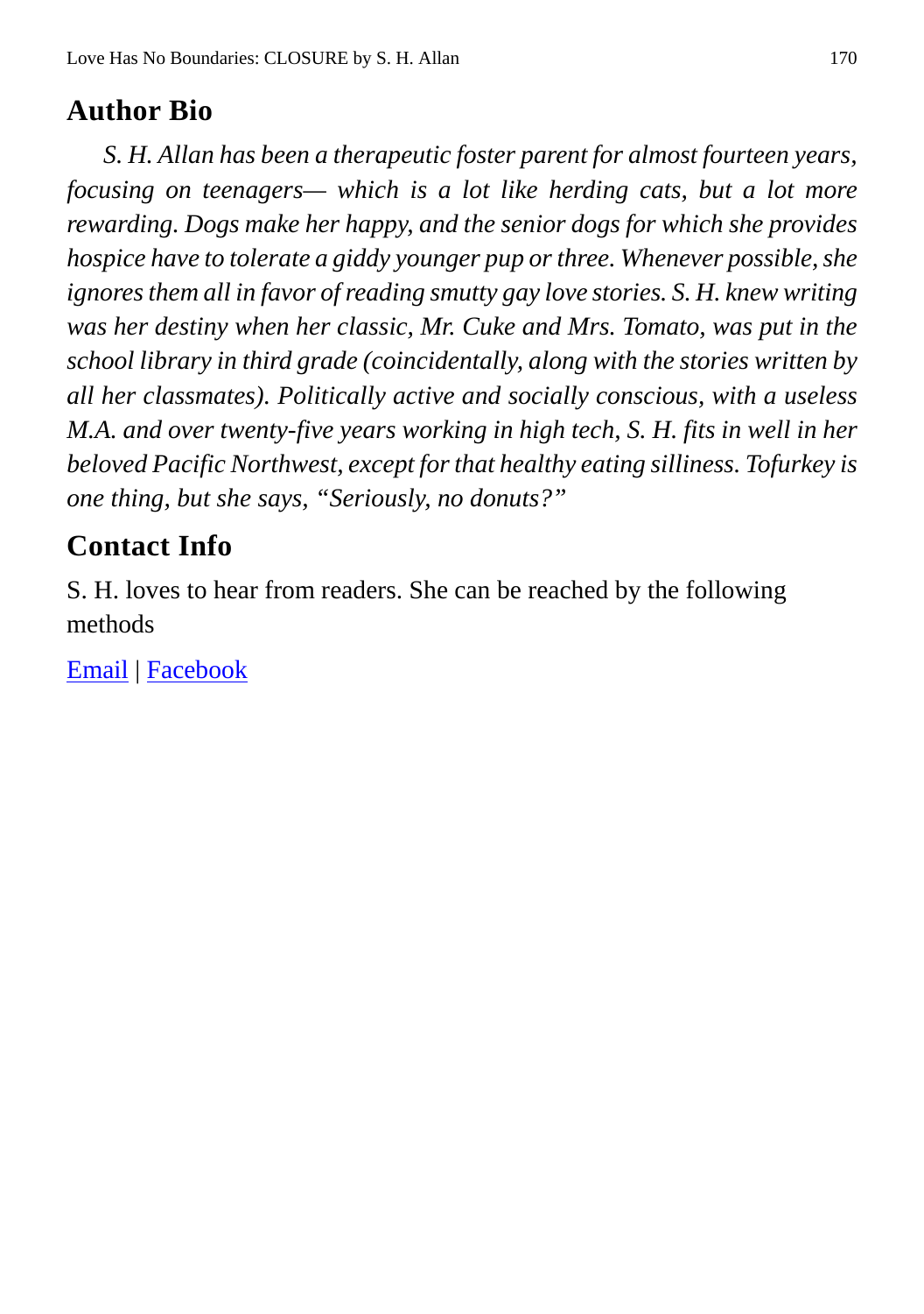## Author Bio

*S. H. Allan has been a therapeutic foster parent for almost fourteen years, focusing on teenagers— which is a lot like herding cats, but a lot more rewarding. Dogs make her happy, and the senior dogs for which she provides hospice have to tolerate a giddy younger pup or three. Whenever possible, she ignores them all in favor of reading smutty gay love stories. S. H. knew writing was her destiny when her classic, Mr. Cuke and Mrs. Tomato, was put in the school library in third grade (coincidentally, along with the stories written by all her classmates). Politically active and socially conscious, with a useless M.A. and over twenty-five years working in high tech, S. H. fits in well in her beloved Pacific Northwest, except for that healthy eating silliness. Tofurkey is one thing, but she says, "Seriously, no donuts?"*

## Contact Info

S. H. loves to hear from readers. She can be reached by the following methods

Email | Facebook